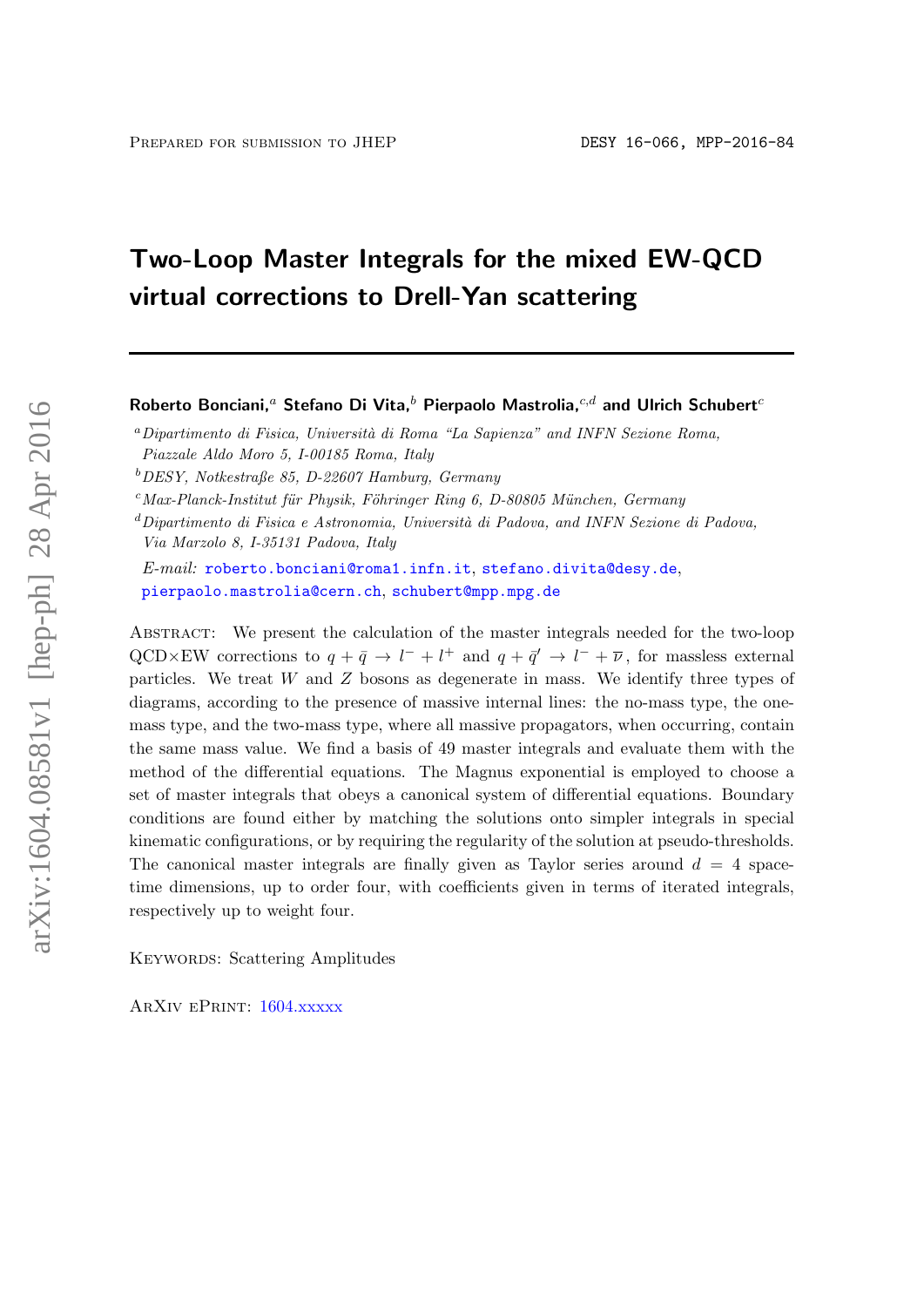Prepared for submission to JHEP

DESY 16-066, MPP-2016-84

# Two-Loop Master Integrals for the mixed EW-QCD virtual corrections to Drell-Yan scattering

**Roberto Bonciani,**[a] **Stefano Di Vita,**[b] **Pierpaolo Mastrolia,**[c,d] **and Ulrich Schubert**[c]

[a]*Dipartimento di Fisica, Università di Roma "La Sapienza" and INFN Sezione Roma, Piazzale Aldo Moro 5, I-00185 Roma, Italy*

[b]*DESY, Notkestraße 85, D-22607 Hamburg, Germany*

[c]*Max-Planck-Institut für Physik, Föhringer Ring 6, D-80805 München, Germany*

[d]*Dipartimento di Fisica e Astronomia, Università di Padova, and INFN Sezione di Padova, Via Marzolo 8, I-35131 Padova, Italy*

*E-mail:* roberto.bonciani@roma1.infn.it, stefano.divita@desy.de, pierpaolo.mastrolia@cern.ch, schubert@mpp.mpg.de

Abstract: We present the calculation of the master integrals needed for the two-loop QCD$\times$EW corrections to $q + \bar{q} \to l^- + l^+$ and $q + \bar{q}' \to l^- + \bar{\nu}$, for massless external particles. We treat $W$ and $Z$ bosons as degenerate in mass. We identify three types of diagrams, according to the presence of massive internal lines: the no-mass type, the one-mass type, and the two-mass type, where all massive propagators, when occurring, contain the same mass value. We find a basis of 49 master integrals and evaluate them with the method of the differential equations. The Magnus exponential is employed to choose a set of master integrals that obeys a canonical system of differential equations. Boundary conditions are found either by matching the solutions onto simpler integrals in special kinematic configurations, or by requiring the regularity of the solution at pseudo-thresholds. The canonical master integrals are finally given as Taylor series around $d = 4$ space-time dimensions, up to order four, with coefficients given in terms of iterated integrals, respectively up to weight four.

Keywords: Scattering Amplitudes

ArXiv ePrint: 1604.xxxxx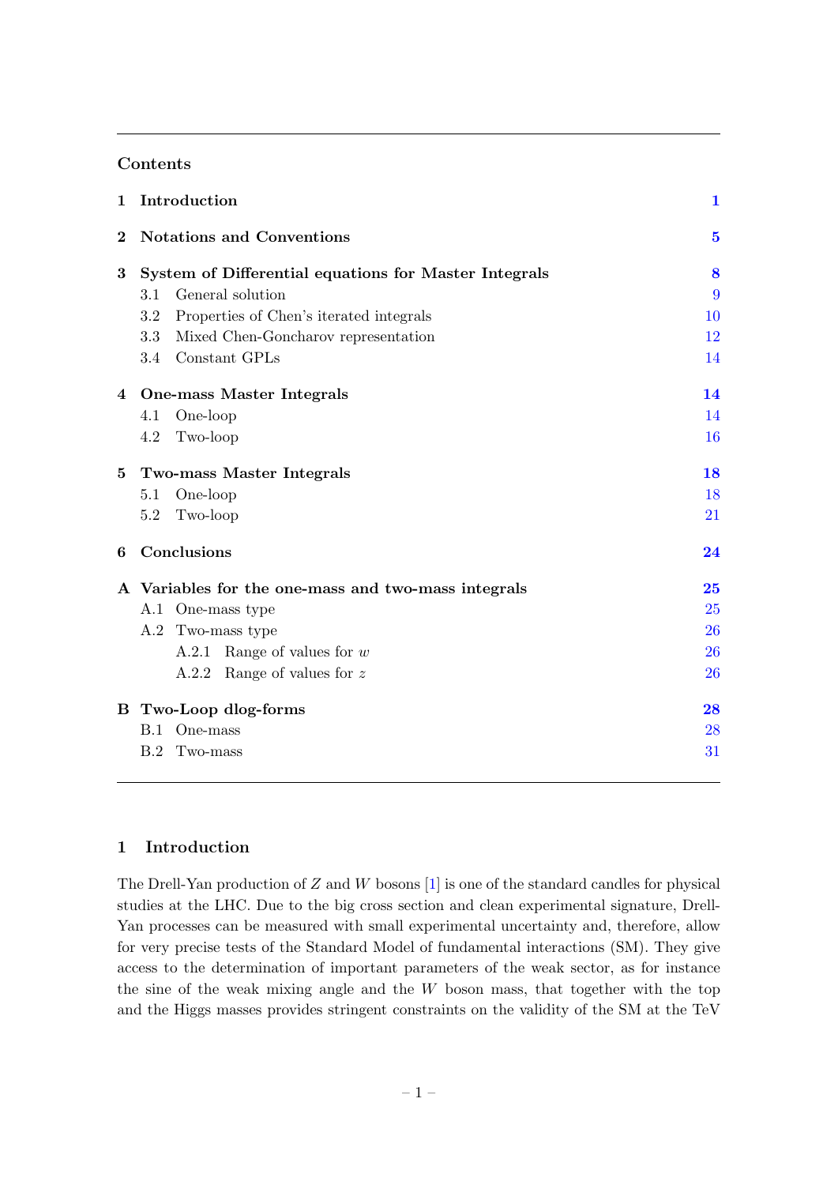## Contents

| | | |
|---|---|---|
| **1** | **Introduction** | **1** |
| **2** | **Notations and Conventions** | **5** |
| **3** | **System of Differential equations for Master Integrals** | **8** |
| | 3.1 General solution | 9 |
| | 3.2 Properties of Chen's iterated integrals | 10 |
| | 3.3 Mixed Chen-Goncharov representation | 12 |
| | 3.4 Constant GPLs | 14 |
| **4** | **One-mass Master Integrals** | **14** |
| | 4.1 One-loop | 14 |
| | 4.2 Two-loop | 16 |
| **5** | **Two-mass Master Integrals** | **18** |
| | 5.1 One-loop | 18 |
| | 5.2 Two-loop | 21 |
| **6** | **Conclusions** | **24** |
| **A** | **Variables for the one-mass and two-mass integrals** | **25** |
| | A.1 One-mass type | 25 |
| | A.2 Two-mass type | 26 |
| | A.2.1 Range of values for $w$ | 26 |
| | A.2.2 Range of values for $z$ | 26 |
| **B** | **Two-Loop dlog-forms** | **28** |
| | B.1 One-mass | 28 |
| | B.2 Two-mass | 31 |

## 1 Introduction

The Drell-Yan production of $Z$ and $W$ bosons [1] is one of the standard candles for physical studies at the LHC. Due to the big cross section and clean experimental signature, Drell-Yan processes can be measured with small experimental uncertainty and, therefore, allow for very precise tests of the Standard Model of fundamental interactions (SM). They give access to the determination of important parameters of the weak sector, as for instance the sine of the weak mixing angle and the $W$ boson mass, that together with the top and the Higgs masses provides stringent constraints on the validity of the SM at the TeV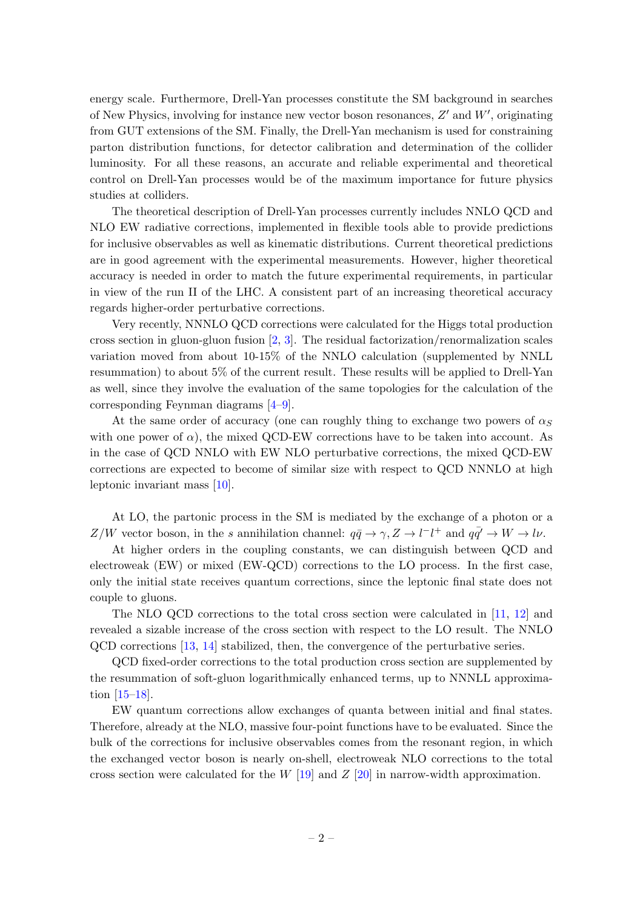energy scale. Furthermore, Drell-Yan processes constitute the SM background in searches of New Physics, involving for instance new vector boson resonances, $Z'$ and $W'$, originating from GUT extensions of the SM. Finally, the Drell-Yan mechanism is used for constraining parton distribution functions, for detector calibration and determination of the collider luminosity. For all these reasons, an accurate and reliable experimental and theoretical control on Drell-Yan processes would be of the maximum importance for future physics studies at colliders.

The theoretical description of Drell-Yan processes currently includes NNLO QCD and NLO EW radiative corrections, implemented in flexible tools able to provide predictions for inclusive observables as well as kinematic distributions. Current theoretical predictions are in good agreement with the experimental measurements. However, higher theoretical accuracy is needed in order to match the future experimental requirements, in particular in view of the run II of the LHC. A consistent part of an increasing theoretical accuracy regards higher-order perturbative corrections.

Very recently, NNNLO QCD corrections were calculated for the Higgs total production cross section in gluon-gluon fusion [2, 3]. The residual factorization/renormalization scales variation moved from about 10-15% of the NNLO calculation (supplemented by NNLL resummation) to about 5% of the current result. These results will be applied to Drell-Yan as well, since they involve the evaluation of the same topologies for the calculation of the corresponding Feynman diagrams [4–9].

At the same order of accuracy (one can roughly thing to exchange two powers of $\alpha_S$ with one power of $\alpha$), the mixed QCD-EW corrections have to be taken into account. As in the case of QCD NNLO with EW NLO perturbative corrections, the mixed QCD-EW corrections are expected to become of similar size with respect to QCD NNNLO at high leptonic invariant mass [10].

At LO, the partonic process in the SM is mediated by the exchange of a photon or a $Z/W$ vector boson, in the $s$ annihilation channel: $q\bar{q} \to \gamma, Z \to l^- l^+$ and $q\bar{q}' \to W \to l\nu$.

At higher orders in the coupling constants, we can distinguish between QCD and electroweak (EW) or mixed (EW-QCD) corrections to the LO process. In the first case, only the initial state receives quantum corrections, since the leptonic final state does not couple to gluons.

The NLO QCD corrections to the total cross section were calculated in [11, 12] and revealed a sizable increase of the cross section with respect to the LO result. The NNLO QCD corrections [13, 14] stabilized, then, the convergence of the perturbative series.

QCD fixed-order corrections to the total production cross section are supplemented by the resummation of soft-gluon logarithmically enhanced terms, up to NNNLL approximation [15–18].

EW quantum corrections allow exchanges of quanta between initial and final states. Therefore, already at the NLO, massive four-point functions have to be evaluated. Since the bulk of the corrections for inclusive observables comes from the resonant region, in which the exchanged vector boson is nearly on-shell, electroweak NLO corrections to the total cross section were calculated for the $W$ [19] and $Z$ [20] in narrow-width approximation.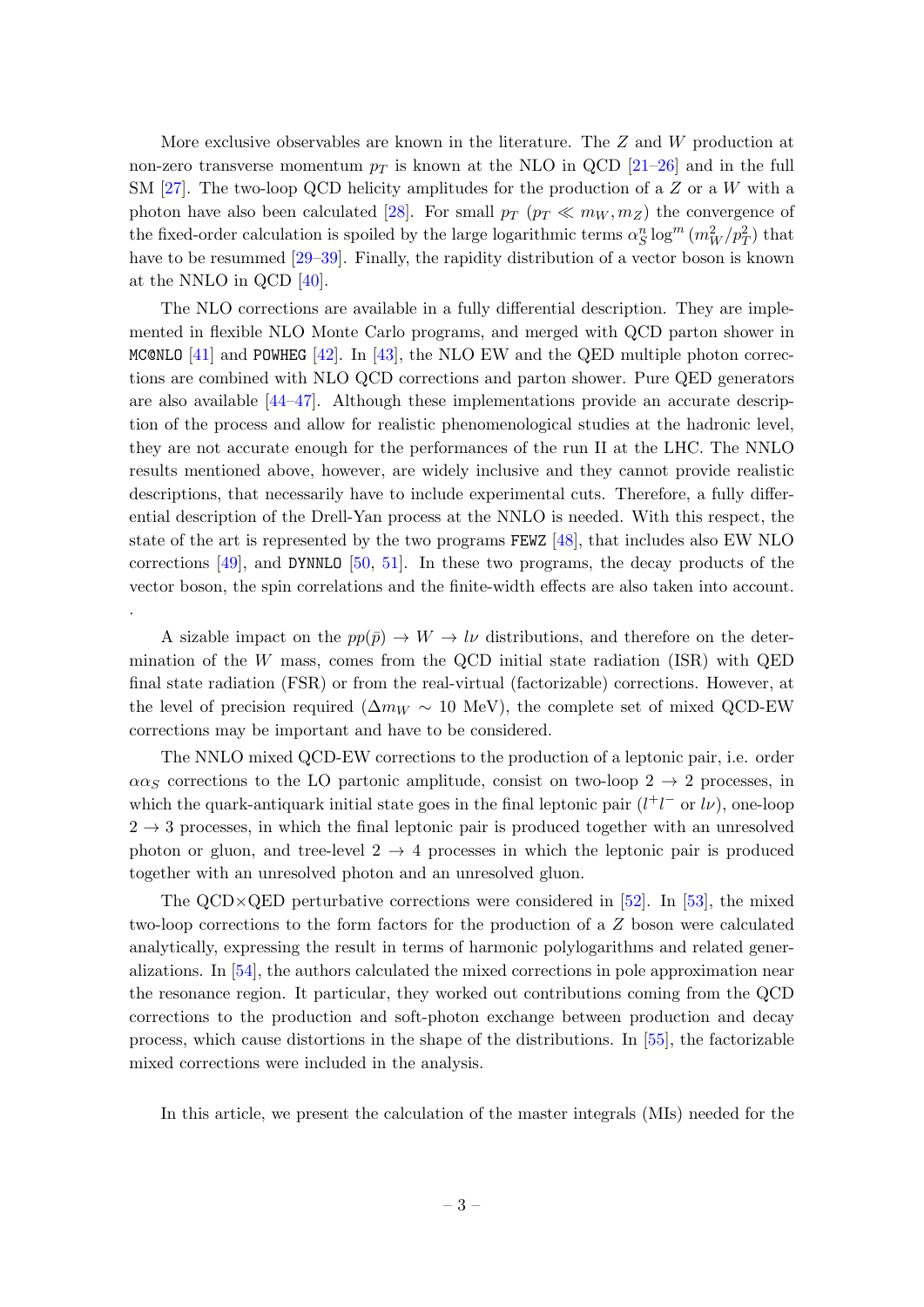More exclusive observables are known in the literature. The $Z$ and $W$ production at non-zero transverse momentum $p_T$ is known at the NLO in QCD [21–26] and in the full SM [27]. The two-loop QCD helicity amplitudes for the production of a $Z$ or a $W$ with a photon have also been calculated [28]. For small $p_T$ ($p_T \ll m_W, m_Z$) the convergence of the fixed-order calculation is spoiled by the large logarithmic terms $\alpha_S^n \log^m (m_W^2/p_T^2)$ that have to be resummed [29–39]. Finally, the rapidity distribution of a vector boson is known at the NNLO in QCD [40].

The NLO corrections are available in a fully differential description. They are implemented in flexible NLO Monte Carlo programs, and merged with QCD parton shower in `MC@NLO` [41] and `POWHEG` [42]. In [43], the NLO EW and the QED multiple photon corrections are combined with NLO QCD corrections and parton shower. Pure QED generators are also available [44–47]. Although these implementations provide an accurate description of the process and allow for realistic phenomenological studies at the hadronic level, they are not accurate enough for the performances of the run II at the LHC. The NNLO results mentioned above, however, are widely inclusive and they cannot provide realistic descriptions, that necessarily have to include experimental cuts. Therefore, a fully differential description of the Drell-Yan process at the NNLO is needed. With this respect, the state of the art is represented by the two programs `FEWZ` [48], that includes also EW NLO corrections [49], and `DYNNLO` [50, 51]. In these two programs, the decay products of the vector boson, the spin correlations and the finite-width effects are also taken into account.
.

A sizable impact on the $pp(\bar{p}) \to W \to l\nu$ distributions, and therefore on the determination of the $W$ mass, comes from the QCD initial state radiation (ISR) with QED final state radiation (FSR) or from the real-virtual (factorizable) corrections. However, at the level of precision required ($\Delta m_W \sim 10$ MeV), the complete set of mixed QCD-EW corrections may be important and have to be considered.

The NNLO mixed QCD-EW corrections to the production of a leptonic pair, i.e. order $\alpha\alpha_S$ corrections to the LO partonic amplitude, consist on two-loop $2 \to 2$ processes, in which the quark-antiquark initial state goes in the final leptonic pair ($l^+l^-$ or $l\nu$), one-loop $2 \to 3$ processes, in which the final leptonic pair is produced together with an unresolved photon or gluon, and tree-level $2 \to 4$ processes in which the leptonic pair is produced together with an unresolved photon and an unresolved gluon.

The QCD$\times$QED perturbative corrections were considered in [52]. In [53], the mixed two-loop corrections to the form factors for the production of a $Z$ boson were calculated analytically, expressing the result in terms of harmonic polylogarithms and related generalizations. In [54], the authors calculated the mixed corrections in pole approximation near the resonance region. It particular, they worked out contributions coming from the QCD corrections to the production and soft-photon exchange between production and decay process, which cause distortions in the shape of the distributions. In [55], the factorizable mixed corrections were included in the analysis.

In this article, we present the calculation of the master integrals (MIs) needed for the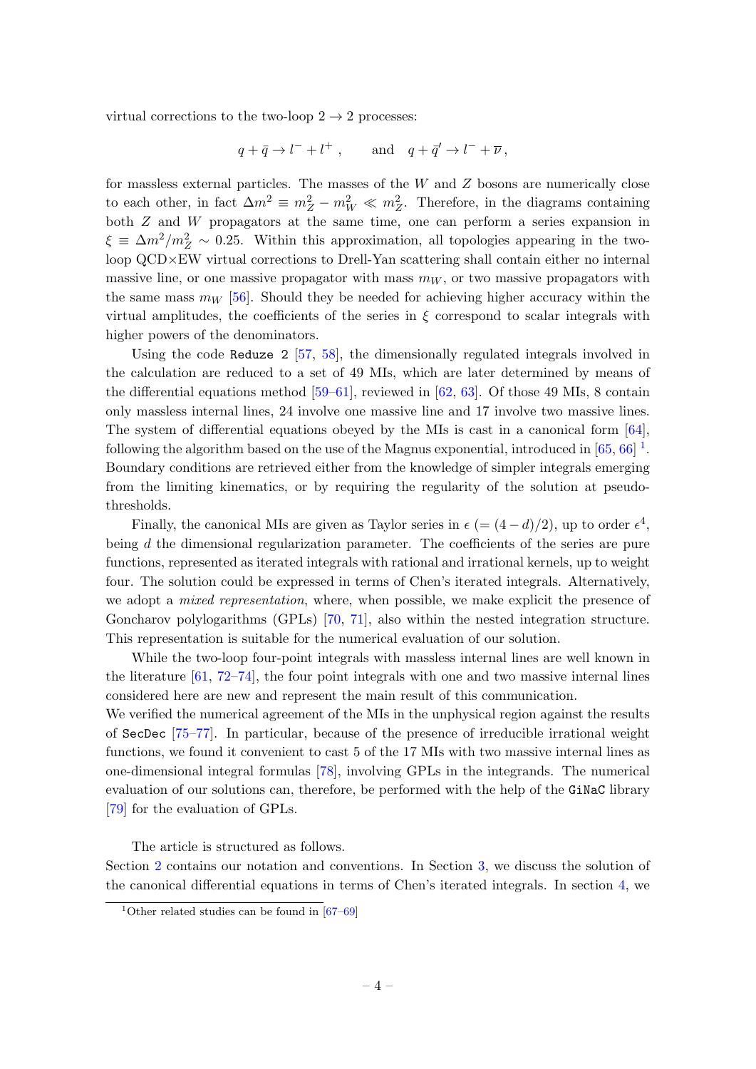virtual corrections to the two-loop $2 \to 2$ processes:

$$q + \bar{q} \to l^- + l^+ \,, \qquad \text{and} \quad q + \bar{q}' \to l^- + \overline{\nu} \,,$$

for massless external particles. The masses of the $W$ and $Z$ bosons are numerically close to each other, in fact $\Delta m^2 \equiv m_Z^2 - m_W^2 \ll m_Z^2$. Therefore, in the diagrams containing both $Z$ and $W$ propagators at the same time, one can perform a series expansion in $\xi \equiv \Delta m^2/m_Z^2 \sim 0.25$. Within this approximation, all topologies appearing in the two-loop QCD×EW virtual corrections to Drell-Yan scattering shall contain either no internal massive line, or one massive propagator with mass $m_W$, or two massive propagators with the same mass $m_W$ [56]. Should they be needed for achieving higher accuracy within the virtual amplitudes, the coefficients of the series in $\xi$ correspond to scalar integrals with higher powers of the denominators.

Using the code `Reduze 2` [57, 58], the dimensionally regulated integrals involved in the calculation are reduced to a set of 49 MIs, which are later determined by means of the differential equations method [59–61], reviewed in [62, 63]. Of those 49 MIs, 8 contain only massless internal lines, 24 involve one massive line and 17 involve two massive lines. The system of differential equations obeyed by the MIs is cast in a canonical form [64], following the algorithm based on the use of the Magnus exponential, introduced in [65, 66] [1]. Boundary conditions are retrieved either from the knowledge of simpler integrals emerging from the limiting kinematics, or by requiring the regularity of the solution at pseudo-thresholds.

Finally, the canonical MIs are given as Taylor series in $\epsilon$ $(= (4-d)/2)$, up to order $\epsilon^4$, being $d$ the dimensional regularization parameter. The coefficients of the series are pure functions, represented as iterated integrals with rational and irrational kernels, up to weight four. The solution could be expressed in terms of Chen's iterated integrals. Alternatively, we adopt a *mixed representation*, where, when possible, we make explicit the presence of Goncharov polylogarithms (GPLs) [70, 71], also within the nested integration structure. This representation is suitable for the numerical evaluation of our solution.

While the two-loop four-point integrals with massless internal lines are well known in the literature [61, 72–74], the four point integrals with one and two massive internal lines considered here are new and represent the main result of this communication.
We verified the numerical agreement of the MIs in the unphysical region against the results of `SecDec` [75–77]. In particular, because of the presence of irreducible irrational weight functions, we found it convenient to cast 5 of the 17 MIs with two massive internal lines as one-dimensional integral formulas [78], involving GPLs in the integrands. The numerical evaluation of our solutions can, therefore, be performed with the help of the `GiNaC` library [79] for the evaluation of GPLs.

The article is structured as follows.
Section 2 contains our notation and conventions. In Section 3, we discuss the solution of the canonical differential equations in terms of Chen's iterated integrals. In section 4, we

[1] Other related studies can be found in [67–69]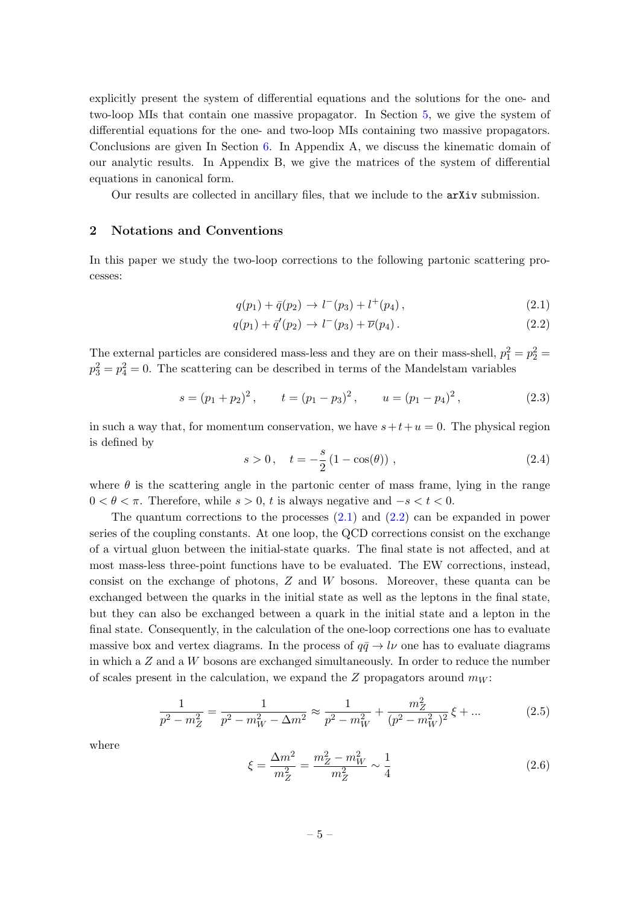explicitly present the system of differential equations and the solutions for the one- and two-loop MIs that contain one massive propagator. In Section 5, we give the system of differential equations for the one- and two-loop MIs containing two massive propagators. Conclusions are given In Section 6. In Appendix A, we discuss the kinematic domain of our analytic results. In Appendix B, we give the matrices of the system of differential equations in canonical form.

Our results are collected in ancillary files, that we include to the arXiv submission.

## 2 Notations and Conventions

In this paper we study the two-loop corrections to the following partonic scattering processes:

$$q(p_1) + \bar{q}(p_2) \to l^-(p_3) + l^+(p_4)\,, \tag{2.1}$$

$$q(p_1) + \bar{q}'(p_2) \to l^-(p_3) + \overline{\nu}(p_4)\,. \tag{2.2}$$

The external particles are considered mass-less and they are on their mass-shell, $p_1^2 = p_2^2 = p_3^2 = p_4^2 = 0$. The scattering can be described in terms of the Mandelstam variables

$$s = (p_1 + p_2)^2\,, \qquad t = (p_1 - p_3)^2\,, \qquad u = (p_1 - p_4)^2\,, \tag{2.3}$$

in such a way that, for momentum conservation, we have $s + t + u = 0$. The physical region is defined by

$$s > 0\,, \quad t = -\frac{s}{2}\left(1 - \cos(\theta)\right)\,, \tag{2.4}$$

where $\theta$ is the scattering angle in the partonic center of mass frame, lying in the range $0 < \theta < \pi$. Therefore, while $s > 0$, $t$ is always negative and $-s < t < 0$.

The quantum corrections to the processes (2.1) and (2.2) can be expanded in power series of the coupling constants. At one loop, the QCD corrections consist on the exchange of a virtual gluon between the initial-state quarks. The final state is not affected, and at most mass-less three-point functions have to be evaluated. The EW corrections, instead, consist on the exchange of photons, $Z$ and $W$ bosons. Moreover, these quanta can be exchanged between the quarks in the initial state as well as the leptons in the final state, but they can also be exchanged between a quark in the initial state and a lepton in the final state. Consequently, in the calculation of the one-loop corrections one has to evaluate massive box and vertex diagrams. In the process of $q\bar{q} \to l\nu$ one has to evaluate diagrams in which a $Z$ and a $W$ bosons are exchanged simultaneously. In order to reduce the number of scales present in the calculation, we expand the $Z$ propagators around $m_W$:

$$\frac{1}{p^2 - m_Z^2} = \frac{1}{p^2 - m_W^2 - \Delta m^2} \approx \frac{1}{p^2 - m_W^2} + \frac{m_Z^2}{(p^2 - m_W^2)^2}\,\xi + ... \tag{2.5}$$

where

$$\xi = \frac{\Delta m^2}{m_Z^2} = \frac{m_Z^2 - m_W^2}{m_Z^2} \sim \frac{1}{4} \tag{2.6}$$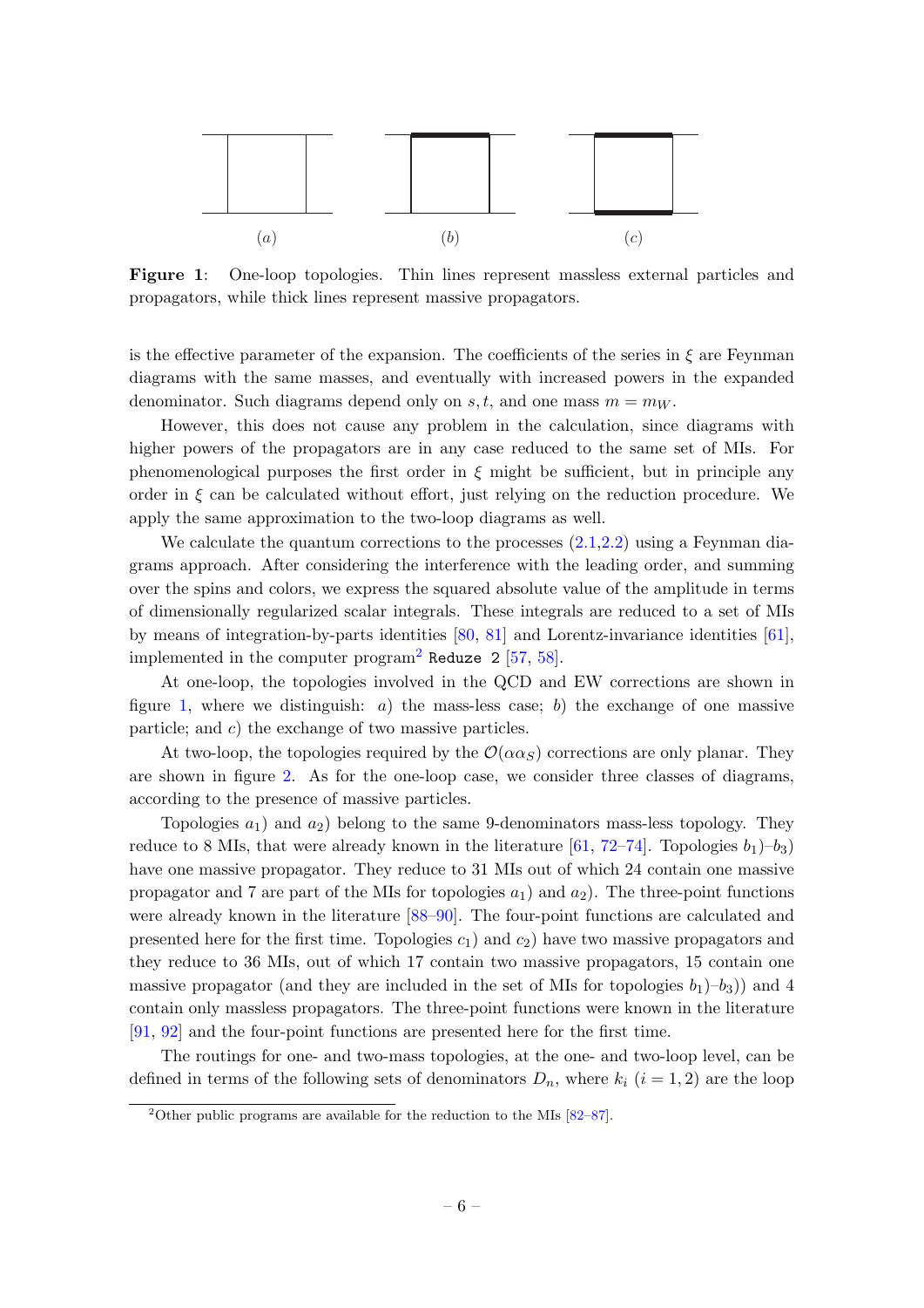(a) (b) (c)

**Figure 1**: One-loop topologies. Thin lines represent massless external particles and propagators, while thick lines represent massive propagators.

is the effective parameter of the expansion. The coefficients of the series in $\xi$ are Feynman diagrams with the same masses, and eventually with increased powers in the expanded denominator. Such diagrams depend only on $s, t$, and one mass $m = m_W$.

However, this does not cause any problem in the calculation, since diagrams with higher powers of the propagators are in any case reduced to the same set of MIs. For phenomenological purposes the first order in $\xi$ might be sufficient, but in principle any order in $\xi$ can be calculated without effort, just relying on the reduction procedure. We apply the same approximation to the two-loop diagrams as well.

We calculate the quantum corrections to the processes (2.1,2.2) using a Feynman diagrams approach. After considering the interference with the leading order, and summing over the spins and colors, we express the squared absolute value of the amplitude in terms of dimensionally regularized scalar integrals. These integrals are reduced to a set of MIs by means of integration-by-parts identities [80, 81] and Lorentz-invariance identities [61], implemented in the computer program[2] `Reduze 2` [57, 58].

At one-loop, the topologies involved in the QCD and EW corrections are shown in figure 1, where we distinguish: *a*) the mass-less case; *b*) the exchange of one massive particle; and *c*) the exchange of two massive particles.

At two-loop, the topologies required by the $\mathcal{O}(\alpha\alpha_S)$ corrections are only planar. They are shown in figure 2. As for the one-loop case, we consider three classes of diagrams, according to the presence of massive particles.

Topologies $a_1$) and $a_2$) belong to the same 9-denominators mass-less topology. They reduce to 8 MIs, that were already known in the literature [61, 72–74]. Topologies $b_1$)–$b_3$) have one massive propagator. They reduce to 31 MIs out of which 24 contain one massive propagator and 7 are part of the MIs for topologies $a_1$) and $a_2$). The three-point functions were already known in the literature [88–90]. The four-point functions are calculated and presented here for the first time. Topologies $c_1$) and $c_2$) have two massive propagators and they reduce to 36 MIs, out of which 17 contain two massive propagators, 15 contain one massive propagator (and they are included in the set of MIs for topologies $b_1$)–$b_3$)) and 4 contain only massless propagators. The three-point functions were known in the literature [91, 92] and the four-point functions are presented here for the first time.

The routings for one- and two-mass topologies, at the one- and two-loop level, can be defined in terms of the following sets of denominators $D_n$, where $k_i$ ($i = 1, 2$) are the loop

[2] Other public programs are available for the reduction to the MIs [82–87].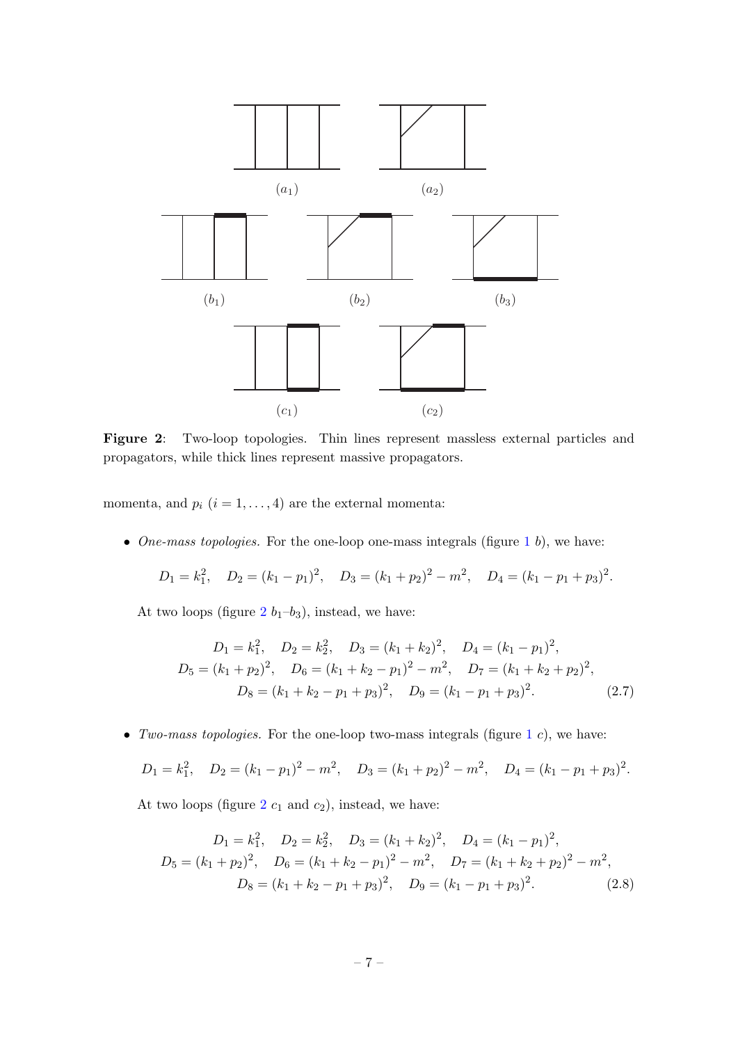$(a_1)$ $(a_2)$

$(b_1)$ $(b_2)$ $(b_3)$

$(c_1)$ $(c_2)$

**Figure 2**: Two-loop topologies. Thin lines represent massless external particles and propagators, while thick lines represent massive propagators.

momenta, and $p_i$ $(i = 1, \ldots, 4)$ are the external momenta:

- *One-mass topologies.* For the one-loop one-mass integrals (figure 1 $b$), we have:

$$D_1 = k_1^2, \quad D_2 = (k_1 - p_1)^2, \quad D_3 = (k_1 + p_2)^2 - m^2, \quad D_4 = (k_1 - p_1 + p_3)^2.$$

  At two loops (figure 2 $b_1$–$b_3$), instead, we have:

$$\begin{aligned} D_1 = k_1^2, \quad D_2 = k_2^2, \quad D_3 = (k_1 + k_2)^2, \quad D_4 = (k_1 - p_1)^2, \\ D_5 = (k_1 + p_2)^2, \quad D_6 = (k_1 + k_2 - p_1)^2 - m^2, \quad D_7 = (k_1 + k_2 + p_2)^2, \\ D_8 = (k_1 + k_2 - p_1 + p_3)^2, \quad D_9 = (k_1 - p_1 + p_3)^2. \end{aligned} \tag{2.7}$$

- *Two-mass topologies.* For the one-loop two-mass integrals (figure 1 $c$), we have:

$$D_1 = k_1^2, \quad D_2 = (k_1 - p_1)^2 - m^2, \quad D_3 = (k_1 + p_2)^2 - m^2, \quad D_4 = (k_1 - p_1 + p_3)^2.$$

  At two loops (figure 2 $c_1$ and $c_2$), instead, we have:

$$\begin{aligned} D_1 = k_1^2, \quad D_2 = k_2^2, \quad D_3 = (k_1 + k_2)^2, \quad D_4 = (k_1 - p_1)^2, \\ D_5 = (k_1 + p_2)^2, \quad D_6 = (k_1 + k_2 - p_1)^2 - m^2, \quad D_7 = (k_1 + k_2 + p_2)^2 - m^2, \\ D_8 = (k_1 + k_2 - p_1 + p_3)^2, \quad D_9 = (k_1 - p_1 + p_3)^2. \end{aligned} \tag{2.8}$$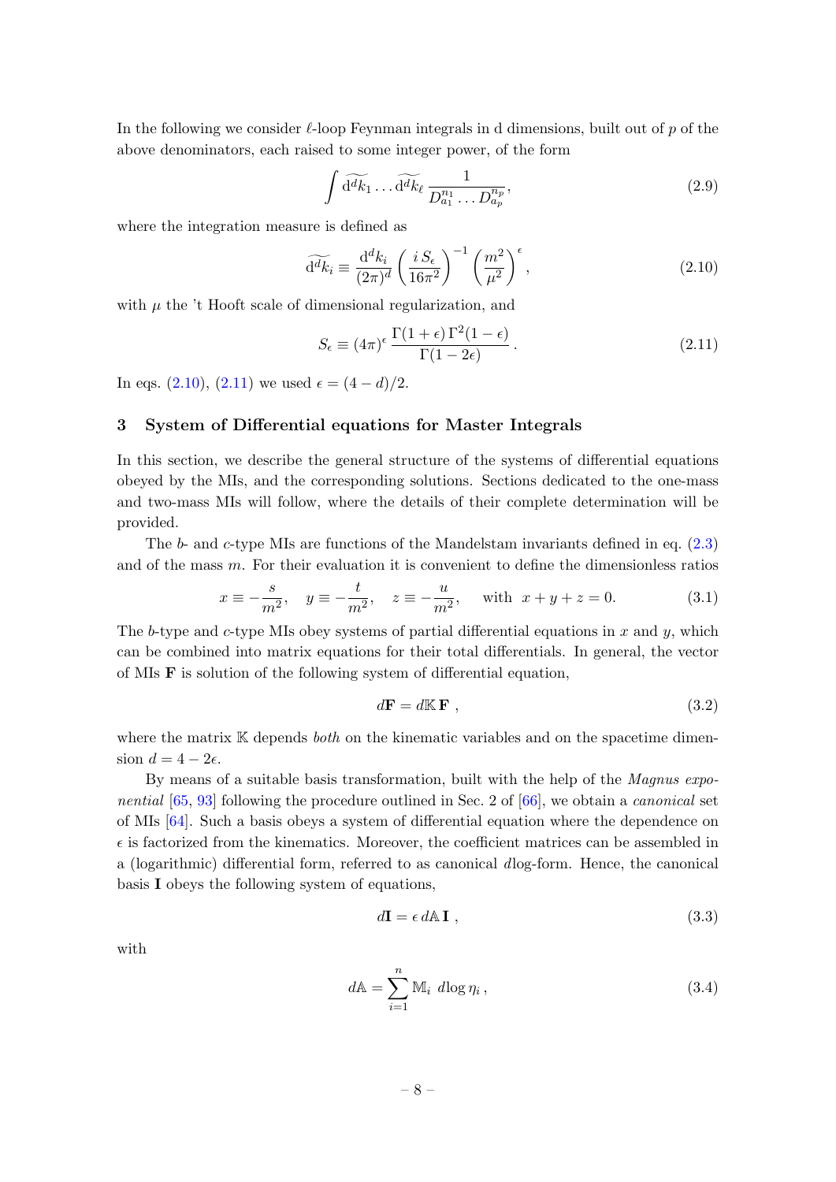In the following we consider $\ell$-loop Feynman integrals in d dimensions, built out of $p$ of the above denominators, each raised to some integer power, of the form

$$\int \widetilde{\mathrm{d}^d k_1} \ldots \widetilde{\mathrm{d}^d k_\ell} \, \frac{1}{D_{a_1}^{n_1} \ldots D_{a_p}^{n_p}}, \tag{2.9}$$

where the integration measure is defined as

$$\widetilde{\mathrm{d}^d k_i} \equiv \frac{\mathrm{d}^d k_i}{(2\pi)^d} \left( \frac{i\, S_\epsilon}{16\pi^2} \right)^{-1} \left( \frac{m^2}{\mu^2} \right)^{\epsilon}, \tag{2.10}$$

with $\mu$ the 't Hooft scale of dimensional regularization, and

$$S_\epsilon \equiv (4\pi)^\epsilon \, \frac{\Gamma(1+\epsilon)\, \Gamma^2(1-\epsilon)}{\Gamma(1-2\epsilon)} \,. \tag{2.11}$$

In eqs. (2.10), (2.11) we used $\epsilon = (4-d)/2$.

## 3 System of Differential equations for Master Integrals

In this section, we describe the general structure of the systems of differential equations obeyed by the MIs, and the corresponding solutions. Sections dedicated to the one-mass and two-mass MIs will follow, where the details of their complete determination will be provided.

The $b$- and $c$-type MIs are functions of the Mandelstam invariants defined in eq. (2.3) and of the mass $m$. For their evaluation it is convenient to define the dimensionless ratios

$$x \equiv -\frac{s}{m^2}, \quad y \equiv -\frac{t}{m^2}, \quad z \equiv -\frac{u}{m^2}, \quad \text{with} \;\; x+y+z=0. \tag{3.1}$$

The $b$-type and $c$-type MIs obey systems of partial differential equations in $x$ and $y$, which can be combined into matrix equations for their total differentials. In general, the vector of MIs $\mathbf{F}$ is solution of the following system of differential equation,

$$d\mathbf{F} = d\mathbb{K}\, \mathbf{F} \;, \tag{3.2}$$

where the matrix $\mathbb{K}$ depends *both* on the kinematic variables and on the spacetime dimension $d = 4 - 2\epsilon$.

By means of a suitable basis transformation, built with the help of the *Magnus exponential* [65, 93] following the procedure outlined in Sec. 2 of [66], we obtain a *canonical* set of MIs [64]. Such a basis obeys a system of differential equation where the dependence on $\epsilon$ is factorized from the kinematics. Moreover, the coefficient matrices can be assembled in a (logarithmic) differential form, referred to as canonical $d\log$-form. Hence, the canonical basis $\mathbf{I}$ obeys the following system of equations,

$$d\mathbf{I} = \epsilon\, d\mathbb{A}\, \mathbf{I} \;, \tag{3.3}$$

with

$$d\mathbb{A} = \sum_{i=1}^{n} \mathbb{M}_i \;\, d\log \eta_i \,, \tag{3.4}$$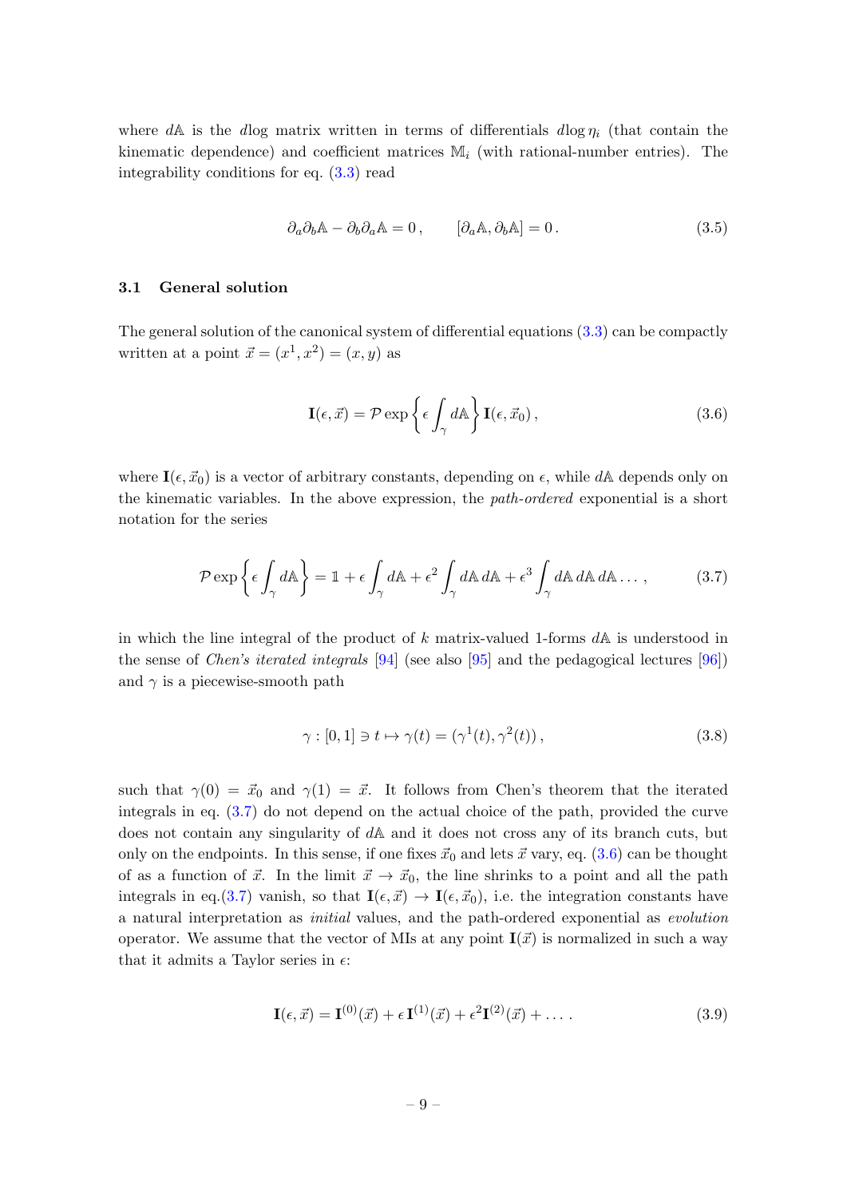where $d\mathbb{A}$ is the $d\log$ matrix written in terms of differentials $d\log \eta_i$ (that contain the kinematic dependence) and coefficient matrices $\mathbb{M}_i$ (with rational-number entries). The integrability conditions for eq. (3.3) read

$$\partial_a \partial_b \mathbb{A} - \partial_b \partial_a \mathbb{A} = 0\,, \qquad [\partial_a \mathbb{A}, \partial_b \mathbb{A}] = 0\,. \tag{3.5}$$

### 3.1 General solution

The general solution of the canonical system of differential equations (3.3) can be compactly written at a point $\vec{x} = (x^1, x^2) = (x, y)$ as

$$\mathbf{I}(\epsilon, \vec{x}) = \mathcal{P} \exp\left\{\epsilon \int_\gamma d\mathbb{A}\right\} \mathbf{I}(\epsilon, \vec{x}_0)\,, \tag{3.6}$$

where $\mathbf{I}(\epsilon, \vec{x}_0)$ is a vector of arbitrary constants, depending on $\epsilon$, while $d\mathbb{A}$ depends only on the kinematic variables. In the above expression, the *path-ordered* exponential is a short notation for the series

$$\mathcal{P} \exp\left\{\epsilon \int_\gamma d\mathbb{A}\right\} = \mathbb{1} + \epsilon \int_\gamma d\mathbb{A} + \epsilon^2 \int_\gamma d\mathbb{A}\, d\mathbb{A} + \epsilon^3 \int_\gamma d\mathbb{A}\, d\mathbb{A}\, d\mathbb{A} \ldots\,, \tag{3.7}$$

in which the line integral of the product of $k$ matrix-valued 1-forms $d\mathbb{A}$ is understood in the sense of *Chen's iterated integrals* [94] (see also [95] and the pedagogical lectures [96]) and $\gamma$ is a piecewise-smooth path

$$\gamma : [0, 1] \ni t \mapsto \gamma(t) = (\gamma^1(t), \gamma^2(t))\,, \tag{3.8}$$

such that $\gamma(0) = \vec{x}_0$ and $\gamma(1) = \vec{x}$. It follows from Chen's theorem that the iterated integrals in eq. (3.7) do not depend on the actual choice of the path, provided the curve does not contain any singularity of $d\mathbb{A}$ and it does not cross any of its branch cuts, but only on the endpoints. In this sense, if one fixes $\vec{x}_0$ and lets $\vec{x}$ vary, eq. (3.6) can be thought of as a function of $\vec{x}$. In the limit $\vec{x} \to \vec{x}_0$, the line shrinks to a point and all the path integrals in eq.(3.7) vanish, so that $\mathbf{I}(\epsilon, \vec{x}) \to \mathbf{I}(\epsilon, \vec{x}_0)$, i.e. the integration constants have a natural interpretation as *initial* values, and the path-ordered exponential as *evolution* operator. We assume that the vector of MIs at any point $\mathbf{I}(\vec{x})$ is normalized in such a way that it admits a Taylor series in $\epsilon$:

$$\mathbf{I}(\epsilon, \vec{x}) = \mathbf{I}^{(0)}(\vec{x}) + \epsilon\, \mathbf{I}^{(1)}(\vec{x}) + \epsilon^2 \mathbf{I}^{(2)}(\vec{x}) + \ldots\,. \tag{3.9}$$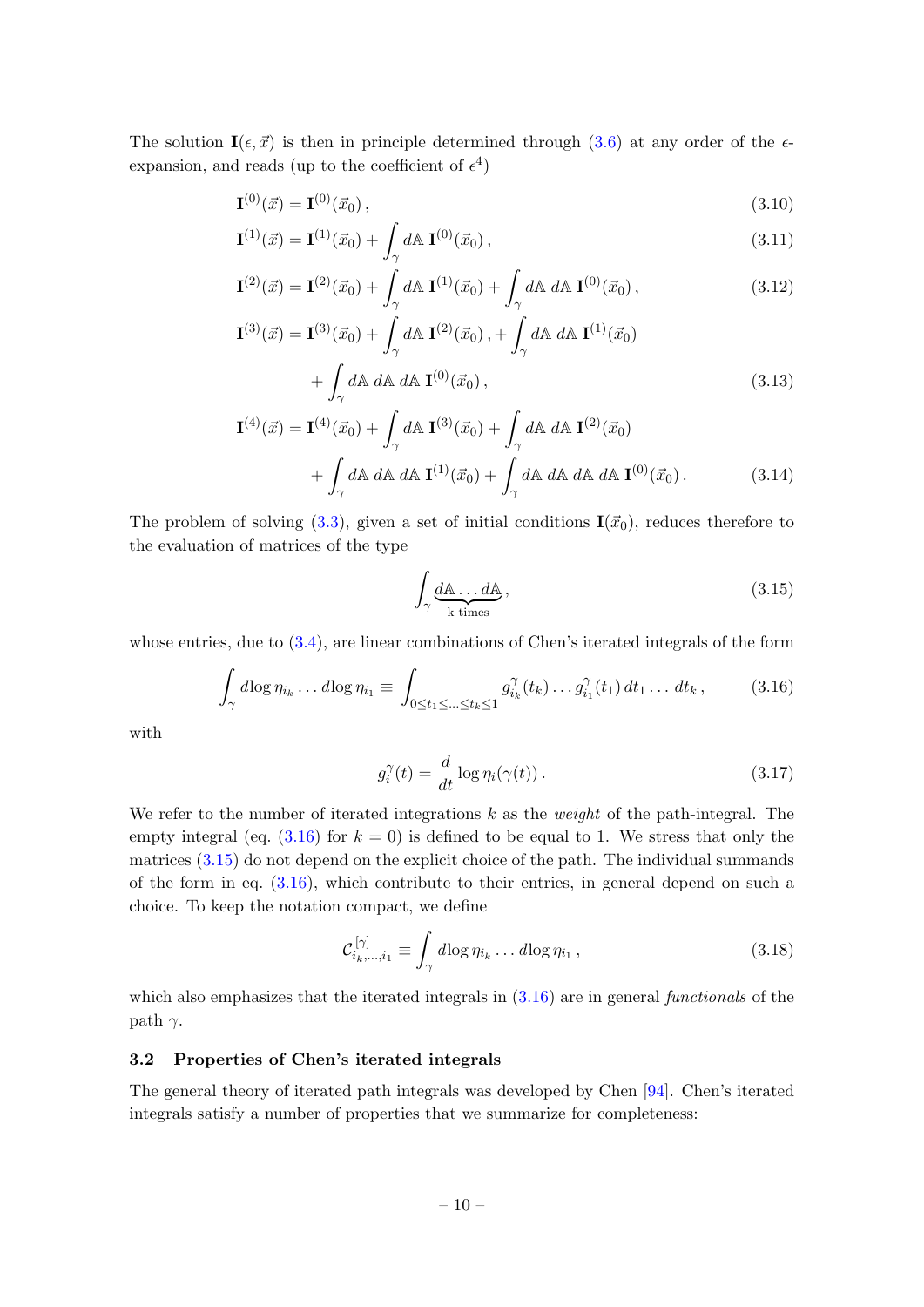The solution $\mathbf{I}(\epsilon, \vec{x})$ is then in principle determined through (3.6) at any order of the $\epsilon$-expansion, and reads (up to the coefficient of $\epsilon^4$)

$$\mathbf{I}^{(0)}(\vec{x}) = \mathbf{I}^{(0)}(\vec{x}_0)\,, \tag{3.10}$$

$$\mathbf{I}^{(1)}(\vec{x}) = \mathbf{I}^{(1)}(\vec{x}_0) + \int_\gamma d\mathbb{A}\, \mathbf{I}^{(0)}(\vec{x}_0)\,, \tag{3.11}$$

$$\mathbf{I}^{(2)}(\vec{x}) = \mathbf{I}^{(2)}(\vec{x}_0) + \int_\gamma d\mathbb{A}\, \mathbf{I}^{(1)}(\vec{x}_0) + \int_\gamma d\mathbb{A}\, d\mathbb{A}\, \mathbf{I}^{(0)}(\vec{x}_0)\,, \tag{3.12}$$

$$\begin{aligned}\mathbf{I}^{(3)}(\vec{x}) = \mathbf{I}^{(3)}(\vec{x}_0) &+ \int_\gamma d\mathbb{A}\, \mathbf{I}^{(2)}(\vec{x}_0)\,, + \int_\gamma d\mathbb{A}\, d\mathbb{A}\, \mathbf{I}^{(1)}(\vec{x}_0) \\ &+ \int_\gamma d\mathbb{A}\, d\mathbb{A}\, d\mathbb{A}\, \mathbf{I}^{(0)}(\vec{x}_0)\,,\end{aligned} \tag{3.13}$$

$$\begin{aligned}\mathbf{I}^{(4)}(\vec{x}) = \mathbf{I}^{(4)}(\vec{x}_0) &+ \int_\gamma d\mathbb{A}\, \mathbf{I}^{(3)}(\vec{x}_0) + \int_\gamma d\mathbb{A}\, d\mathbb{A}\, \mathbf{I}^{(2)}(\vec{x}_0) \\ &+ \int_\gamma d\mathbb{A}\, d\mathbb{A}\, d\mathbb{A}\, \mathbf{I}^{(1)}(\vec{x}_0) + \int_\gamma d\mathbb{A}\, d\mathbb{A}\, d\mathbb{A}\, d\mathbb{A}\, \mathbf{I}^{(0)}(\vec{x}_0)\,.\end{aligned} \tag{3.14}$$

The problem of solving (3.3), given a set of initial conditions $\mathbf{I}(\vec{x}_0)$, reduces therefore to the evaluation of matrices of the type

$$\int_\gamma \underbrace{d\mathbb{A} \dots d\mathbb{A}}_{\text{k times}}\,, \tag{3.15}$$

whose entries, due to (3.4), are linear combinations of Chen's iterated integrals of the form

$$\int_\gamma d\log\eta_{i_k} \dots d\log\eta_{i_1} \equiv \int_{0 \le t_1 \le \dots \le t_k \le 1} g^\gamma_{i_k}(t_k) \dots g^\gamma_{i_1}(t_1)\, dt_1 \dots dt_k\,, \tag{3.16}$$

with

$$g_i^\gamma(t) = \frac{d}{dt} \log\eta_i(\gamma(t))\,. \tag{3.17}$$

We refer to the number of iterated integrations $k$ as the *weight* of the path-integral. The empty integral (eq. (3.16) for $k = 0$) is defined to be equal to 1. We stress that only the matrices (3.15) do not depend on the explicit choice of the path. The individual summands of the form in eq. (3.16), which contribute to their entries, in general depend on such a choice. To keep the notation compact, we define

$$\mathcal{C}^{[\gamma]}_{i_k,\dots,i_1} \equiv \int_\gamma d\log\eta_{i_k} \dots d\log\eta_{i_1}\,, \tag{3.18}$$

which also emphasizes that the iterated integrals in (3.16) are in general *functionals* of the path $\gamma$.

### 3.2 Properties of Chen's iterated integrals

The general theory of iterated path integrals was developed by Chen [94]. Chen's iterated integrals satisfy a number of properties that we summarize for completeness: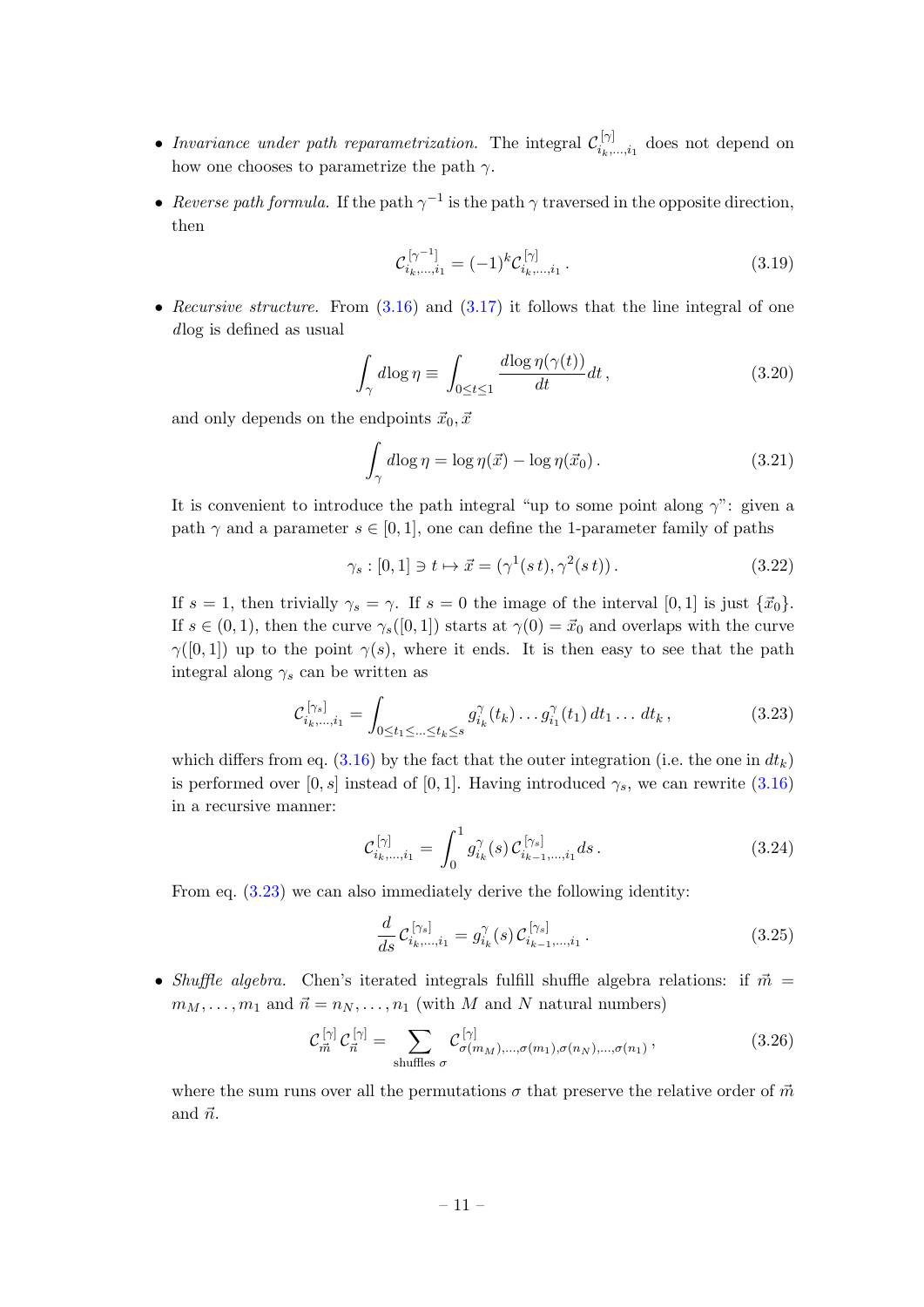- *Invariance under path reparametrization.* The integral $\mathcal{C}^{[\gamma]}_{i_k,\ldots,i_1}$ does not depend on how one chooses to parametrize the path $\gamma$.

- *Reverse path formula.* If the path $\gamma^{-1}$ is the path $\gamma$ traversed in the opposite direction, then

$$\mathcal{C}^{[\gamma^{-1}]}_{i_k,\ldots,i_1} = (-1)^k \mathcal{C}^{[\gamma]}_{i_k,\ldots,i_1} \,. \tag{3.19}$$

- *Recursive structure.* From (3.16) and (3.17) it follows that the line integral of one $d\log$ is defined as usual

$$\int_\gamma d\log\eta \equiv \int_{0\leq t\leq 1} \frac{d\log\eta(\gamma(t))}{dt}dt\,, \tag{3.20}$$

and only depends on the endpoints $\vec{x}_0, \vec{x}$

$$\int_\gamma d\log\eta = \log\eta(\vec{x}) - \log\eta(\vec{x}_0)\,. \tag{3.21}$$

It is convenient to introduce the path integral "up to some point along $\gamma$": given a path $\gamma$ and a parameter $s \in [0,1]$, one can define the 1-parameter family of paths

$$\gamma_s : [0,1] \ni t \mapsto \vec{x} = (\gamma^1(s\,t), \gamma^2(s\,t))\,. \tag{3.22}$$

If $s = 1$, then trivially $\gamma_s = \gamma$. If $s = 0$ the image of the interval $[0,1]$ is just $\{\vec{x}_0\}$. If $s \in (0,1)$, then the curve $\gamma_s([0,1])$ starts at $\gamma(0) = \vec{x}_0$ and overlaps with the curve $\gamma([0,1])$ up to the point $\gamma(s)$, where it ends. It is then easy to see that the path integral along $\gamma_s$ can be written as

$$\mathcal{C}^{[\gamma_s]}_{i_k,\ldots,i_1} = \int_{0\leq t_1\leq\ldots\leq t_k\leq s} g^\gamma_{i_k}(t_k)\ldots g^\gamma_{i_1}(t_1)\,dt_1\ldots dt_k\,, \tag{3.23}$$

which differs from eq. (3.16) by the fact that the outer integration (i.e. the one in $dt_k$) is performed over $[0,s]$ instead of $[0,1]$. Having introduced $\gamma_s$, we can rewrite (3.16) in a recursive manner:

$$\mathcal{C}^{[\gamma]}_{i_k,\ldots,i_1} = \int_0^1 g^\gamma_{i_k}(s)\,\mathcal{C}^{[\gamma_s]}_{i_{k-1},\ldots,i_1}ds\,. \tag{3.24}$$

From eq. (3.23) we can also immediately derive the following identity:

$$\frac{d}{ds}\mathcal{C}^{[\gamma_s]}_{i_k,\ldots,i_1} = g^\gamma_{i_k}(s)\,\mathcal{C}^{[\gamma_s]}_{i_{k-1},\ldots,i_1}\,. \tag{3.25}$$

- *Shuffle algebra.* Chen's iterated integrals fulfill shuffle algebra relations: if $\vec{m} = m_M,\ldots,m_1$ and $\vec{n} = n_N,\ldots,n_1$ (with $M$ and $N$ natural numbers)

$$\mathcal{C}^{[\gamma]}_{\vec{m}}\,\mathcal{C}^{[\gamma]}_{\vec{n}} = \sum_{\text{shuffles }\sigma} \mathcal{C}^{[\gamma]}_{\sigma(m_M),\ldots,\sigma(m_1),\sigma(n_N),\ldots,\sigma(n_1)}\,, \tag{3.26}$$

where the sum runs over all the permutations $\sigma$ that preserve the relative order of $\vec{m}$ and $\vec{n}$.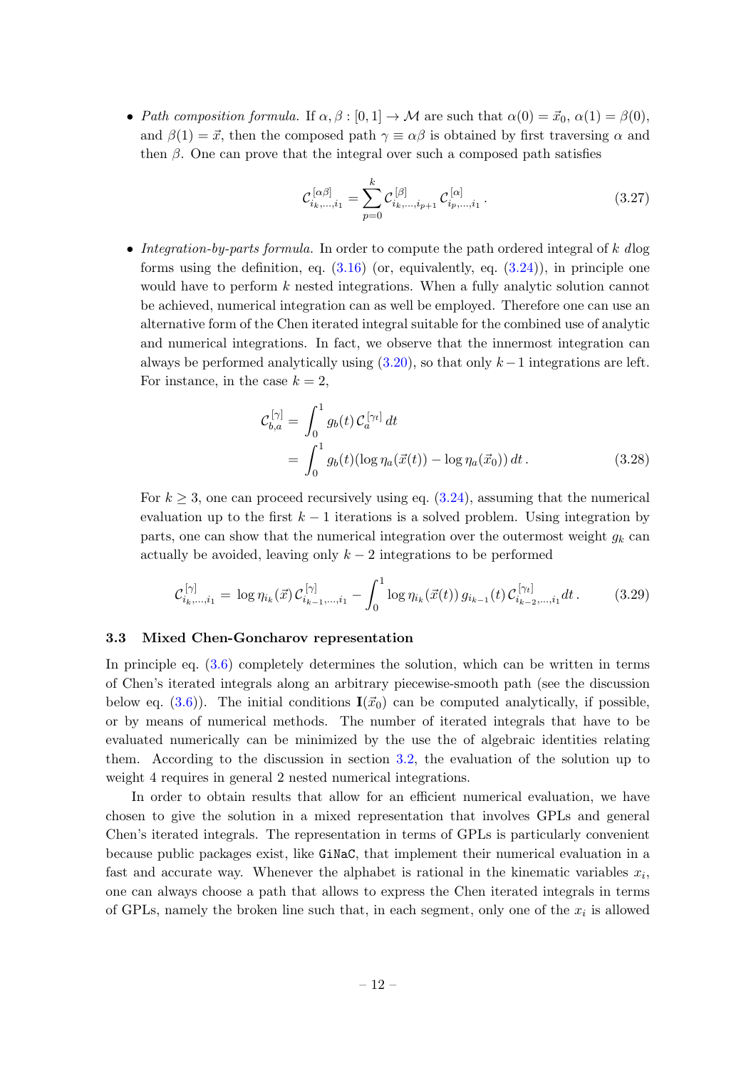- *Path composition formula.* If $\alpha, \beta : [0,1] \to \mathcal{M}$ are such that $\alpha(0) = \vec{x}_0$, $\alpha(1) = \beta(0)$, and $\beta(1) = \vec{x}$, then the composed path $\gamma \equiv \alpha\beta$ is obtained by first traversing $\alpha$ and then $\beta$. One can prove that the integral over such a composed path satisfies

$$\mathcal{C}^{[\alpha\beta]}_{i_k,\ldots,i_1} = \sum_{p=0}^{k} \mathcal{C}^{[\beta]}_{i_k,\ldots,i_{p+1}} \, \mathcal{C}^{[\alpha]}_{i_p,\ldots,i_1} \,. \tag{3.27}$$

- *Integration-by-parts formula.* In order to compute the path ordered integral of $k$ $d\log$ forms using the definition, eq. (3.16) (or, equivalently, eq. (3.24)), in principle one would have to perform $k$ nested integrations. When a fully analytic solution cannot be achieved, numerical integration can as well be employed. Therefore one can use an alternative form of the Chen iterated integral suitable for the combined use of analytic and numerical integrations. In fact, we observe that the innermost integration can always be performed analytically using (3.20), so that only $k-1$ integrations are left. For instance, in the case $k = 2$,

$$\begin{aligned}
\mathcal{C}^{[\gamma]}_{b,a} &= \int_0^1 g_b(t)\, \mathcal{C}^{[\gamma_t]}_{a}\, dt \\
&= \int_0^1 g_b(t) (\log \eta_a(\vec{x}(t)) - \log \eta_a(\vec{x}_0))\, dt \,.
\end{aligned} \tag{3.28}$$

For $k \geq 3$, one can proceed recursively using eq. (3.24), assuming that the numerical evaluation up to the first $k-1$ iterations is a solved problem. Using integration by parts, one can show that the numerical integration over the outermost weight $g_k$ can actually be avoided, leaving only $k-2$ integrations to be performed

$$\mathcal{C}^{[\gamma]}_{i_k,\ldots,i_1} = \log \eta_{i_k}(\vec{x})\, \mathcal{C}^{[\gamma]}_{i_{k-1},\ldots,i_1} - \int_0^1 \log \eta_{i_k}(\vec{x}(t))\, g_{i_{k-1}}(t)\, \mathcal{C}^{[\gamma_t]}_{i_{k-2},\ldots,i_1} dt \,. \tag{3.29}$$

### 3.3 Mixed Chen-Goncharov representation

In principle eq. (3.6) completely determines the solution, which can be written in terms of Chen's iterated integrals along an arbitrary piecewise-smooth path (see the discussion below eq. (3.6)). The initial conditions $\mathbf{I}(\vec{x}_0)$ can be computed analytically, if possible, or by means of numerical methods. The number of iterated integrals that have to be evaluated numerically can be minimized by the use the of algebraic identities relating them. According to the discussion in section 3.2, the evaluation of the solution up to weight 4 requires in general 2 nested numerical integrations.

In order to obtain results that allow for an efficient numerical evaluation, we have chosen to give the solution in a mixed representation that involves GPLs and general Chen's iterated integrals. The representation in terms of GPLs is particularly convenient because public packages exist, like `GiNaC`, that implement their numerical evaluation in a fast and accurate way. Whenever the alphabet is rational in the kinematic variables $x_i$, one can always choose a path that allows to express the Chen iterated integrals in terms of GPLs, namely the broken line such that, in each segment, only one of the $x_i$ is allowed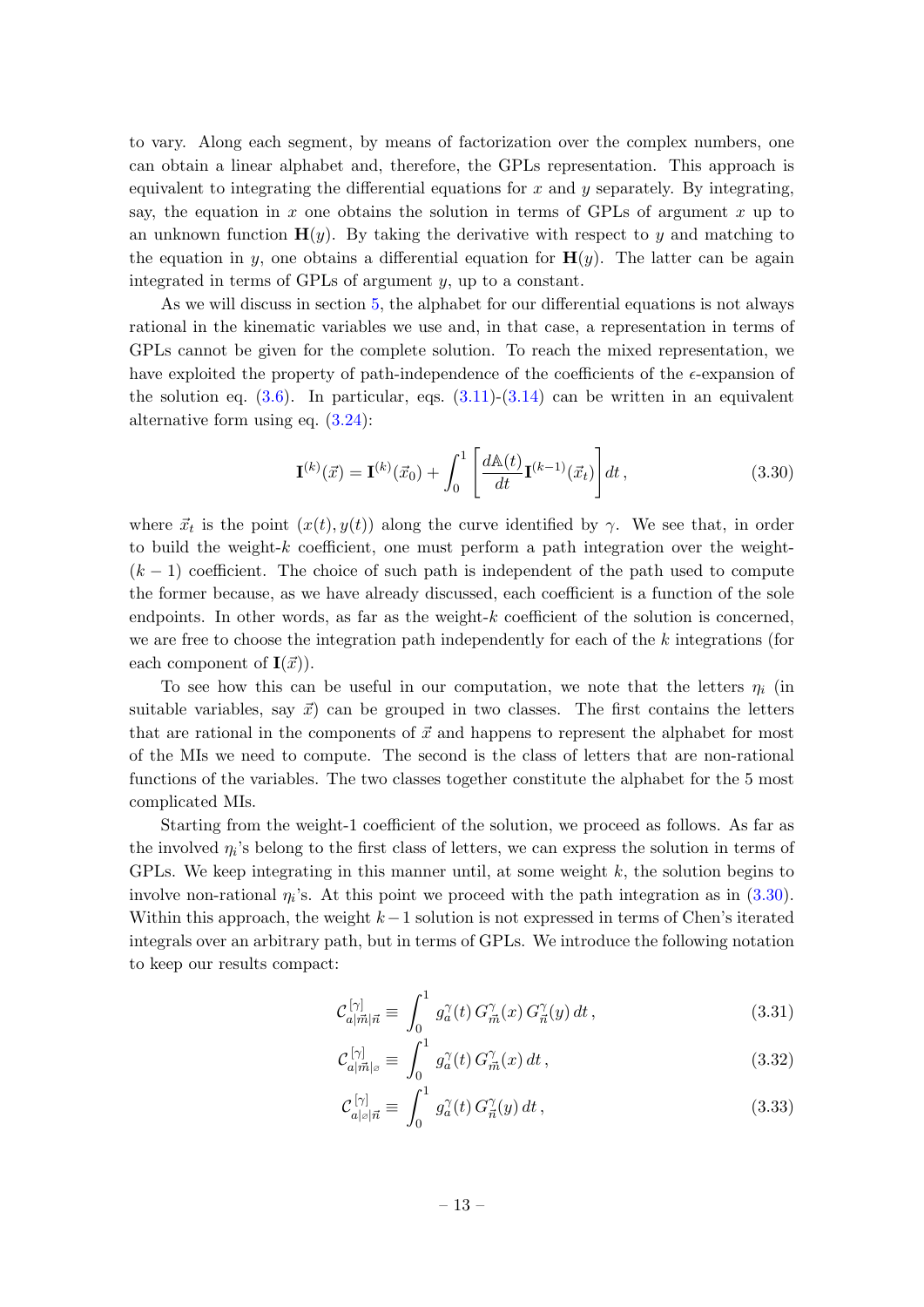to vary. Along each segment, by means of factorization over the complex numbers, one can obtain a linear alphabet and, therefore, the GPLs representation. This approach is equivalent to integrating the differential equations for $x$ and $y$ separately. By integrating, say, the equation in $x$ one obtains the solution in terms of GPLs of argument $x$ up to an unknown function $\mathbf{H}(y)$. By taking the derivative with respect to $y$ and matching to the equation in $y$, one obtains a differential equation for $\mathbf{H}(y)$. The latter can be again integrated in terms of GPLs of argument $y$, up to a constant.

As we will discuss in section 5, the alphabet for our differential equations is not always rational in the kinematic variables we use and, in that case, a representation in terms of GPLs cannot be given for the complete solution. To reach the mixed representation, we have exploited the property of path-independence of the coefficients of the $\epsilon$-expansion of the solution eq. (3.6). In particular, eqs. (3.11)-(3.14) can be written in an equivalent alternative form using eq. (3.24):

$$\mathbf{I}^{(k)}(\vec{x}) = \mathbf{I}^{(k)}(\vec{x}_0) + \int_0^1 \left[ \frac{d\mathbb{A}(t)}{dt} \mathbf{I}^{(k-1)}(\vec{x}_t) \right] dt \,, \tag{3.30}$$

where $\vec{x}_t$ is the point $(x(t), y(t))$ along the curve identified by $\gamma$. We see that, in order to build the weight-$k$ coefficient, one must perform a path integration over the weight-$(k-1)$ coefficient. The choice of such path is independent of the path used to compute the former because, as we have already discussed, each coefficient is a function of the sole endpoints. In other words, as far as the weight-$k$ coefficient of the solution is concerned, we are free to choose the integration path independently for each of the $k$ integrations (for each component of $\mathbf{I}(\vec{x})$).

To see how this can be useful in our computation, we note that the letters $\eta_i$ (in suitable variables, say $\vec{x}$) can be grouped in two classes. The first contains the letters that are rational in the components of $\vec{x}$ and happens to represent the alphabet for most of the MIs we need to compute. The second is the class of letters that are non-rational functions of the variables. The two classes together constitute the alphabet for the 5 most complicated MIs.

Starting from the weight-1 coefficient of the solution, we proceed as follows. As far as the involved $\eta_i$'s belong to the first class of letters, we can express the solution in terms of GPLs. We keep integrating in this manner until, at some weight $k$, the solution begins to involve non-rational $\eta_i$'s. At this point we proceed with the path integration as in (3.30). Within this approach, the weight $k-1$ solution is not expressed in terms of Chen's iterated integrals over an arbitrary path, but in terms of GPLs. We introduce the following notation to keep our results compact:

$$\mathcal{C}^{[\gamma]}_{a|\vec{m}|\vec{n}} \equiv \int_0^1 g^{\gamma}_a(t)\, G^{\gamma}_{\vec{m}}(x)\, G^{\gamma}_{\vec{n}}(y)\, dt \,, \tag{3.31}$$

$$\mathcal{C}^{[\gamma]}_{a|\vec{m}|\varnothing} \equiv \int_0^1 g^{\gamma}_a(t)\, G^{\gamma}_{\vec{m}}(x)\, dt \,, \tag{3.32}$$

$$\mathcal{C}^{[\gamma]}_{a|\varnothing|\vec{n}} \equiv \int_0^1 g^{\gamma}_a(t)\, G^{\gamma}_{\vec{n}}(y)\, dt \,, \tag{3.33}$$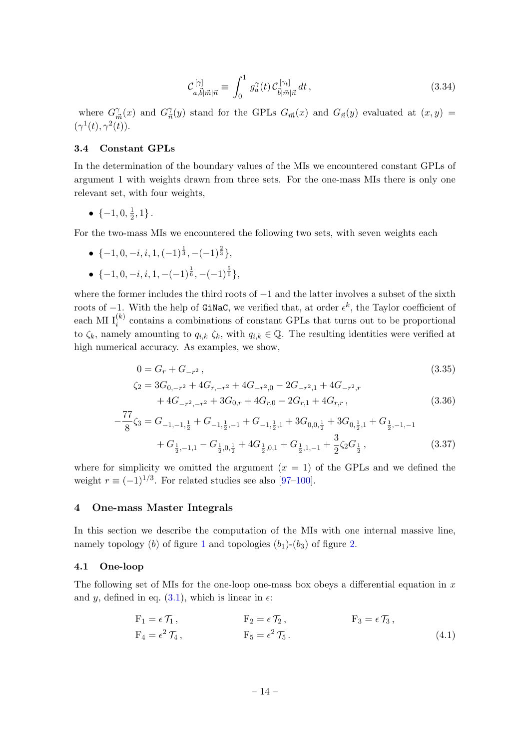$$\mathcal{C}^{[\gamma]}_{a,\vec{b}|\vec{m}|\vec{n}} \equiv \int_0^1 g_a^\gamma(t)\, \mathcal{C}^{[\gamma_t]}_{\vec{b}|\vec{m}|\vec{n}}\, dt\,, \tag{3.34}$$

where $G^\gamma_{\vec{m}}(x)$ and $G^\gamma_{\vec{n}}(y)$ stand for the GPLs $G_{\vec{m}}(x)$ and $G_{\vec{n}}(y)$ evaluated at $(x, y) = (\gamma^1(t), \gamma^2(t))$.

### 3.4 Constant GPLs

In the determination of the boundary values of the MIs we encountered constant GPLs of argument 1 with weights drawn from three sets. For the one-mass MIs there is only one relevant set, with four weights,

- $\{-1, 0, \frac{1}{2}, 1\}$.

For the two-mass MIs we encountered the following two sets, with seven weights each

- $\{-1, 0, -i, i, 1, (-1)^{\frac{1}{3}}, -(-1)^{\frac{2}{3}}\}$,
- $\{-1, 0, -i, i, 1, -(-1)^{\frac{1}{6}}, -(-1)^{\frac{5}{6}}\}$,

where the former includes the third roots of $-1$ and the latter involves a subset of the sixth roots of $-1$. With the help of GiNaC, we verified that, at order $\epsilon^k$, the Taylor coefficient of each MI $\mathrm{I}_i^{(k)}$ contains a combinations of constant GPLs that turns out to be proportional to $\zeta_k$, namely amounting to $q_{i,k}\, \zeta_k$, with $q_{i,k} \in \mathbb{Q}$. The resulting identities were verified at high numerical accuracy. As examples, we show,

$$0 = G_r + G_{-r^2}\,, \tag{3.35}$$

$$\begin{aligned} \zeta_2 = {} & 3G_{0,-r^2} + 4G_{r,-r^2} + 4G_{-r^2,0} - 2G_{-r^2,1} + 4G_{-r^2,r} \\ & + 4G_{-r^2,-r^2} + 3G_{0,r} + 4G_{r,0} - 2G_{r,1} + 4G_{r,r}\,, \end{aligned} \tag{3.36}$$

$$\begin{aligned} -\frac{77}{8}\zeta_3 = {} & G_{-1,-1,\frac{1}{2}} + G_{-1,\frac{1}{2},-1} + G_{-1,\frac{1}{2},1} + 3G_{0,0,\frac{1}{2}} + 3G_{0,\frac{1}{2},1} + G_{\frac{1}{2},-1,-1} \\ & + G_{\frac{1}{2},-1,1} - G_{\frac{1}{2},0,\frac{1}{2}} + 4G_{\frac{1}{2},0,1} + G_{\frac{1}{2},1,-1} + \frac{3}{2}\zeta_2 G_{\frac{1}{2}}\,, \end{aligned} \tag{3.37}$$

where for simplicity we omitted the argument $(x = 1)$ of the GPLs and we defined the weight $r \equiv (-1)^{1/3}$. For related studies see also [97–100].

## 4 One-mass Master Integrals

In this section we describe the computation of the MIs with one internal massive line, namely topology $(b)$ of figure 1 and topologies $(b_1)$-$(b_3)$ of figure 2.

### 4.1 One-loop

The following set of MIs for the one-loop one-mass box obeys a differential equation in $x$ and $y$, defined in eq. (3.1), which is linear in $\epsilon$:

$$\begin{aligned} &\mathrm{F}_1 = \epsilon\, \mathcal{T}_1\,, && \mathrm{F}_2 = \epsilon\, \mathcal{T}_2\,, && \mathrm{F}_3 = \epsilon\, \mathcal{T}_3\,, \\ &\mathrm{F}_4 = \epsilon^2\, \mathcal{T}_4\,, && \mathrm{F}_5 = \epsilon^2\, \mathcal{T}_5\,. && \end{aligned} \tag{4.1}$$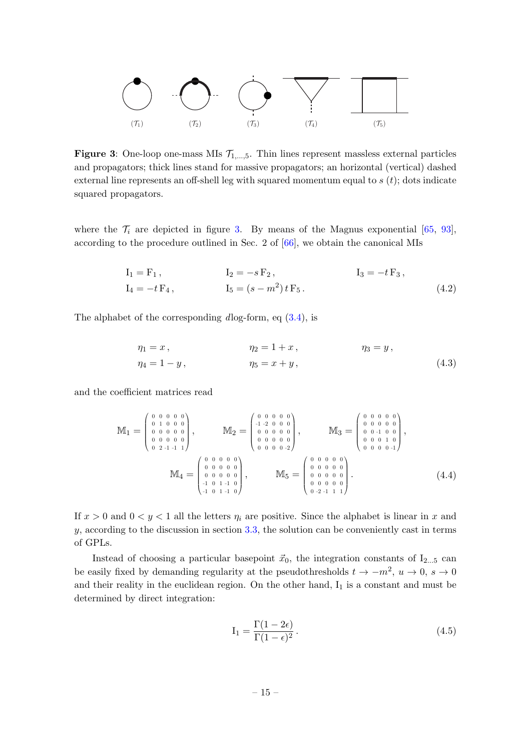$(\mathcal{T}_1)$ $(\mathcal{T}_2)$ $(\mathcal{T}_3)$ $(\mathcal{T}_4)$ $(\mathcal{T}_5)$

**Figure 3**: One-loop one-mass MIs $\mathcal{T}_{1,\dots,5}$. Thin lines represent massless external particles and propagators; thick lines stand for massive propagators; an horizontal (vertical) dashed external line represents an off-shell leg with squared momentum equal to $s$ ($t$); dots indicate squared propagators.

where the $\mathcal{T}_i$ are depicted in figure 3. By means of the Magnus exponential [65, 93], according to the procedure outlined in Sec. 2 of [66], we obtain the canonical MIs

$$
\begin{aligned}
&\mathrm{I}_1 = \mathrm{F}_1\,, && \mathrm{I}_2 = -s\,\mathrm{F}_2\,, && \mathrm{I}_3 = -t\,\mathrm{F}_3\,,\\
&\mathrm{I}_4 = -t\,\mathrm{F}_4\,, && \mathrm{I}_5 = (s-m^2)\,t\,\mathrm{F}_5\,.
\end{aligned} \tag{4.2}
$$

The alphabet of the corresponding $d\log$-form, eq (3.4), is

$$
\begin{aligned}
&\eta_1 = x\,, && \eta_2 = 1+x\,, && \eta_3 = y\,,\\
&\eta_4 = 1-y\,, && \eta_5 = x+y\,,
\end{aligned} \tag{4.3}
$$

and the coefficient matrices read

$$
\mathbb{M}_1 = \begin{pmatrix} 0&0&0&0&0\\ 0&1&0&0&0\\ 0&0&0&0&0\\ 0&0&0&0&0\\ 0&2&-1&-1&1 \end{pmatrix}, \qquad
\mathbb{M}_2 = \begin{pmatrix} 0&0&0&0&0\\ -1&-2&0&0&0\\ 0&0&0&0&0\\ 0&0&0&0&0\\ 0&0&0&0&-2 \end{pmatrix}, \qquad
\mathbb{M}_3 = \begin{pmatrix} 0&0&0&0&0\\ 0&0&0&0&0\\ 0&0&-1&0&0\\ 0&0&0&1&0\\ 0&0&0&0&-1 \end{pmatrix},
$$
$$
\mathbb{M}_4 = \begin{pmatrix} 0&0&0&0&0\\ 0&0&0&0&0\\ 0&0&0&0&0\\ -1&0&1&-1&0\\ -1&0&1&-1&0 \end{pmatrix}, \qquad
\mathbb{M}_5 = \begin{pmatrix} 0&0&0&0&0\\ 0&0&0&0&0\\ 0&0&0&0&0\\ 0&0&0&0&0\\ 0&-2&-1&1&1 \end{pmatrix}. \tag{4.4}
$$

If $x>0$ and $0<y<1$ all the letters $\eta_i$ are positive. Since the alphabet is linear in $x$ and $y$, according to the discussion in section 3.3, the solution can be conveniently cast in terms of GPLs.

Instead of choosing a particular basepoint $\vec{x}_0$, the integration constants of $\mathrm{I}_{2\dots5}$ can be easily fixed by demanding regularity at the pseudothresholds $t \to -m^2$, $u \to 0$, $s \to 0$ and their reality in the euclidean region. On the other hand, $\mathrm{I}_1$ is a constant and must be determined by direct integration:

$$
\mathrm{I}_1 = \frac{\Gamma(1-2\epsilon)}{\Gamma(1-\epsilon)^2}\,. \tag{4.5}
$$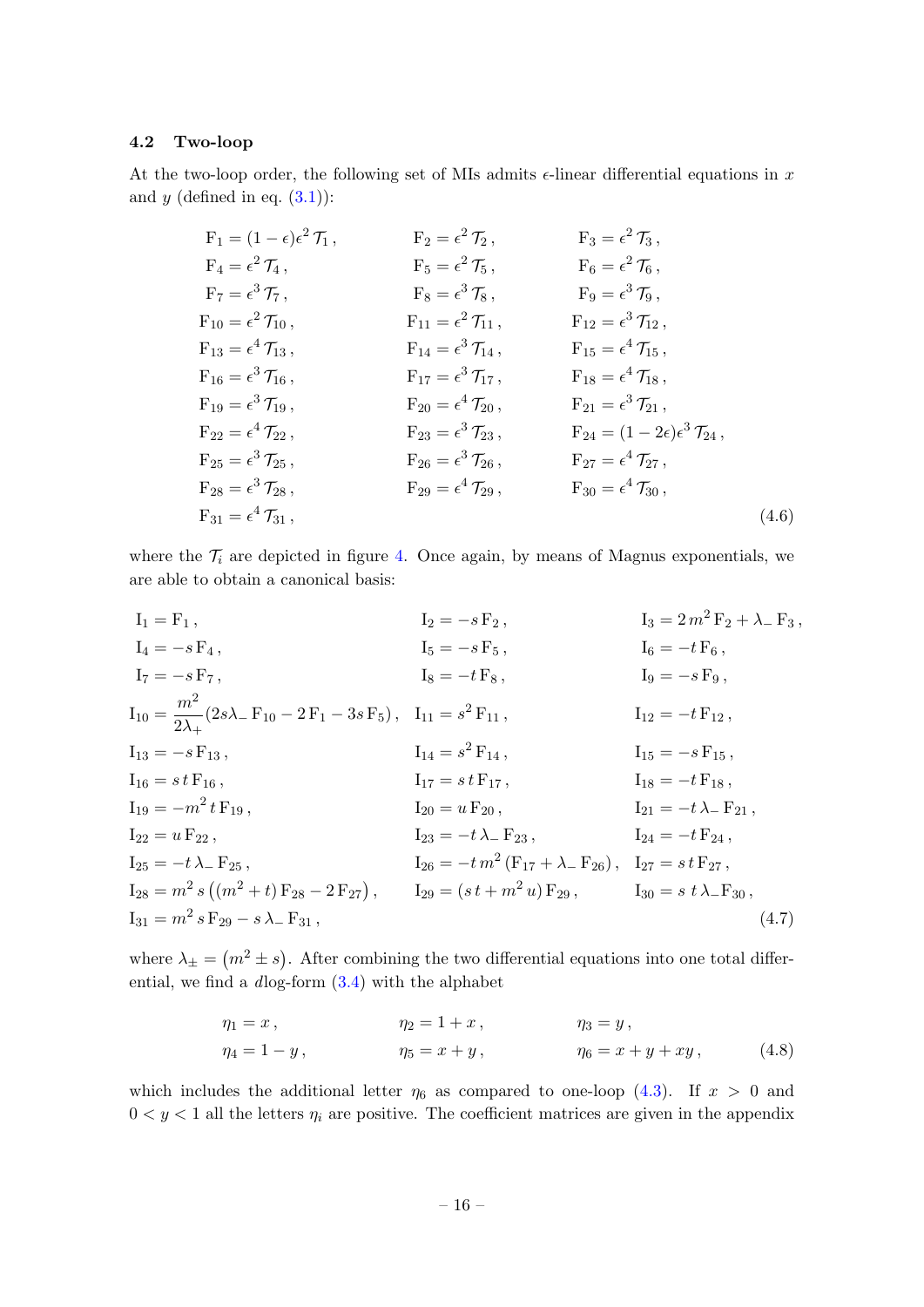### 4.2 Two-loop

At the two-loop order, the following set of MIs admits $\epsilon$-linear differential equations in $x$ and $y$ (defined in eq. (3.1)):

$$
\begin{aligned}
&\mathrm{F}_1 = (1-\epsilon)\epsilon^2\,\mathcal{T}_1\,, && \mathrm{F}_2 = \epsilon^2\,\mathcal{T}_2\,, && \mathrm{F}_3 = \epsilon^2\,\mathcal{T}_3\,,\\
&\mathrm{F}_4 = \epsilon^2\,\mathcal{T}_4\,, && \mathrm{F}_5 = \epsilon^2\,\mathcal{T}_5\,, && \mathrm{F}_6 = \epsilon^2\,\mathcal{T}_6\,,\\
&\mathrm{F}_7 = \epsilon^3\,\mathcal{T}_7\,, && \mathrm{F}_8 = \epsilon^3\,\mathcal{T}_8\,, && \mathrm{F}_9 = \epsilon^3\,\mathcal{T}_9\,,\\
&\mathrm{F}_{10} = \epsilon^2\,\mathcal{T}_{10}\,, && \mathrm{F}_{11} = \epsilon^2\,\mathcal{T}_{11}\,, && \mathrm{F}_{12} = \epsilon^3\,\mathcal{T}_{12}\,,\\
&\mathrm{F}_{13} = \epsilon^4\,\mathcal{T}_{13}\,, && \mathrm{F}_{14} = \epsilon^3\,\mathcal{T}_{14}\,, && \mathrm{F}_{15} = \epsilon^4\,\mathcal{T}_{15}\,,\\
&\mathrm{F}_{16} = \epsilon^3\,\mathcal{T}_{16}\,, && \mathrm{F}_{17} = \epsilon^3\,\mathcal{T}_{17}\,, && \mathrm{F}_{18} = \epsilon^4\,\mathcal{T}_{18}\,,\\
&\mathrm{F}_{19} = \epsilon^3\,\mathcal{T}_{19}\,, && \mathrm{F}_{20} = \epsilon^4\,\mathcal{T}_{20}\,, && \mathrm{F}_{21} = \epsilon^3\,\mathcal{T}_{21}\,,\\
&\mathrm{F}_{22} = \epsilon^4\,\mathcal{T}_{22}\,, && \mathrm{F}_{23} = \epsilon^3\,\mathcal{T}_{23}\,, && \mathrm{F}_{24} = (1-2\epsilon)\epsilon^3\,\mathcal{T}_{24}\,,\\
&\mathrm{F}_{25} = \epsilon^3\,\mathcal{T}_{25}\,, && \mathrm{F}_{26} = \epsilon^3\,\mathcal{T}_{26}\,, && \mathrm{F}_{27} = \epsilon^4\,\mathcal{T}_{27}\,,\\
&\mathrm{F}_{28} = \epsilon^3\,\mathcal{T}_{28}\,, && \mathrm{F}_{29} = \epsilon^4\,\mathcal{T}_{29}\,, && \mathrm{F}_{30} = \epsilon^4\,\mathcal{T}_{30}\,,\\
&\mathrm{F}_{31} = \epsilon^4\,\mathcal{T}_{31}\,,
\end{aligned}
\tag{4.6}
$$

where the $\mathcal{T}_i$ are depicted in figure 4. Once again, by means of Magnus exponentials, we are able to obtain a canonical basis:

$$
\begin{aligned}
&\mathrm{I}_1 = \mathrm{F}_1\,, && \mathrm{I}_2 = -s\,\mathrm{F}_2\,, && \mathrm{I}_3 = 2\,m^2\,\mathrm{F}_2 + \lambda_-\,\mathrm{F}_3\,,\\
&\mathrm{I}_4 = -s\,\mathrm{F}_4\,, && \mathrm{I}_5 = -s\,\mathrm{F}_5\,, && \mathrm{I}_6 = -t\,\mathrm{F}_6\,,\\
&\mathrm{I}_7 = -s\,\mathrm{F}_7\,, && \mathrm{I}_8 = -t\,\mathrm{F}_8\,, && \mathrm{I}_9 = -s\,\mathrm{F}_9\,,\\
&\mathrm{I}_{10} = \frac{m^2}{2\lambda_+}(2s\lambda_-\,\mathrm{F}_{10} - 2\,\mathrm{F}_1 - 3s\,\mathrm{F}_5)\,, && \mathrm{I}_{11} = s^2\,\mathrm{F}_{11}\,, && \mathrm{I}_{12} = -t\,\mathrm{F}_{12}\,,\\
&\mathrm{I}_{13} = -s\,\mathrm{F}_{13}\,, && \mathrm{I}_{14} = s^2\,\mathrm{F}_{14}\,, && \mathrm{I}_{15} = -s\,\mathrm{F}_{15}\,,\\
&\mathrm{I}_{16} = s\,t\,\mathrm{F}_{16}\,, && \mathrm{I}_{17} = s\,t\,\mathrm{F}_{17}\,, && \mathrm{I}_{18} = -t\,\mathrm{F}_{18}\,,\\
&\mathrm{I}_{19} = -m^2\,t\,\mathrm{F}_{19}\,, && \mathrm{I}_{20} = u\,\mathrm{F}_{20}\,, && \mathrm{I}_{21} = -t\,\lambda_-\,\mathrm{F}_{21}\,,\\
&\mathrm{I}_{22} = u\,\mathrm{F}_{22}\,, && \mathrm{I}_{23} = -t\,\lambda_-\,\mathrm{F}_{23}\,, && \mathrm{I}_{24} = -t\,\mathrm{F}_{24}\,,\\
&\mathrm{I}_{25} = -t\,\lambda_-\,\mathrm{F}_{25}\,, && \mathrm{I}_{26} = -t\,m^2\,(\mathrm{F}_{17} + \lambda_-\,\mathrm{F}_{26})\,, && \mathrm{I}_{27} = s\,t\,\mathrm{F}_{27}\,,\\
&\mathrm{I}_{28} = m^2\,s\,\big((m^2+t)\,\mathrm{F}_{28} - 2\,\mathrm{F}_{27}\big)\,, && \mathrm{I}_{29} = (s\,t + m^2\,u)\,\mathrm{F}_{29}\,, && \mathrm{I}_{30} = s\;t\,\lambda_-\mathrm{F}_{30}\,,\\
&\mathrm{I}_{31} = m^2\,s\,\mathrm{F}_{29} - s\,\lambda_-\,\mathrm{F}_{31}\,,
\end{aligned}
\tag{4.7}
$$

where $\lambda_\pm = (m^2 \pm s)$. After combining the two differential equations into one total differential, we find a $d\log$-form (3.4) with the alphabet

$$
\begin{aligned}
&\eta_1 = x\,, && \eta_2 = 1+x\,, && \eta_3 = y\,,\\
&\eta_4 = 1-y\,, && \eta_5 = x+y\,, && \eta_6 = x+y+xy\,,
\end{aligned}
\tag{4.8}
$$

which includes the additional letter $\eta_6$ as compared to one-loop (4.3). If $x > 0$ and $0 < y < 1$ all the letters $\eta_i$ are positive. The coefficient matrices are given in the appendix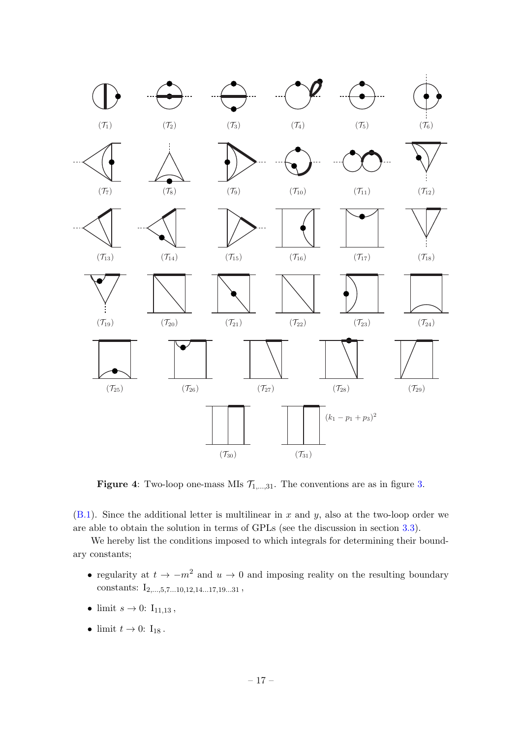$(\mathcal{T}_1)$ $(\mathcal{T}_2)$ $(\mathcal{T}_3)$ $(\mathcal{T}_4)$ $(\mathcal{T}_5)$ $(\mathcal{T}_6)$

$(\mathcal{T}_7)$ $(\mathcal{T}_8)$ $(\mathcal{T}_9)$ $(\mathcal{T}_{10})$ $(\mathcal{T}_{11})$ $(\mathcal{T}_{12})$

$(\mathcal{T}_{13})$ $(\mathcal{T}_{14})$ $(\mathcal{T}_{15})$ $(\mathcal{T}_{16})$ $(\mathcal{T}_{17})$ $(\mathcal{T}_{18})$

$(\mathcal{T}_{19})$ $(\mathcal{T}_{20})$ $(\mathcal{T}_{21})$ $(\mathcal{T}_{22})$ $(\mathcal{T}_{23})$ $(\mathcal{T}_{24})$

$(\mathcal{T}_{25})$ $(\mathcal{T}_{26})$ $(\mathcal{T}_{27})$ $(\mathcal{T}_{28})$ $(\mathcal{T}_{29})$

$(\mathcal{T}_{30})$ $(\mathcal{T}_{31})$ $(k_1 - p_1 + p_3)^2$

**Figure 4**: Two-loop one-mass MIs $\mathcal{T}_{1,\ldots,31}$. The conventions are as in figure 3.

(B.1). Since the additional letter is multilinear in $x$ and $y$, also at the two-loop order we are able to obtain the solution in terms of GPLs (see the discussion in section 3.3).

We hereby list the conditions imposed to which integrals for determining their boundary constants;

- regularity at $t \to -m^2$ and $u \to 0$ and imposing reality on the resulting boundary constants: $\mathrm{I}_{2,\ldots,5,7\ldots10,12,14\ldots17,19\ldots31}$ ,
- limit $s \to 0$: $\mathrm{I}_{11,13}$ ,
- limit $t \to 0$: $\mathrm{I}_{18}$ .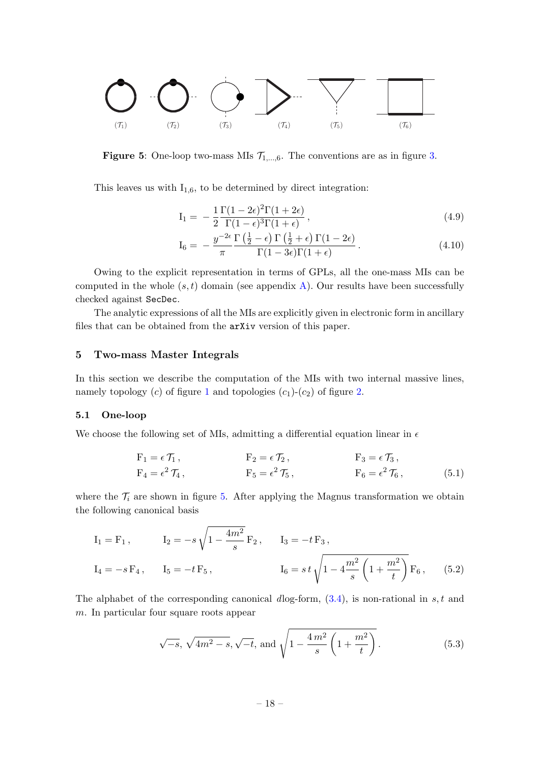$(\mathcal{T}_1)$ $(\mathcal{T}_2)$ $(\mathcal{T}_3)$ $(\mathcal{T}_4)$ $(\mathcal{T}_5)$ $(\mathcal{T}_6)$

**Figure 5**: One-loop two-mass MIs $\mathcal{T}_{1,\dots,6}$. The conventions are as in figure 3.

This leaves us with $\mathrm{I}_{1,6}$, to be determined by direct integration:

$$
\mathrm{I}_1 = -\frac{1}{2}\frac{\Gamma(1-2\epsilon)^2\Gamma(1+2\epsilon)}{\Gamma(1-\epsilon)^3\Gamma(1+\epsilon)}\,, \tag{4.9}
$$

$$
\mathrm{I}_6 = -\frac{y^{-2\epsilon}}{\pi}\frac{\Gamma\left(\frac{1}{2}-\epsilon\right)\Gamma\left(\frac{1}{2}+\epsilon\right)\Gamma(1-2\epsilon)}{\Gamma(1-3\epsilon)\Gamma(1+\epsilon)}\,. \tag{4.10}
$$

Owing to the explicit representation in terms of GPLs, all the one-mass MIs can be computed in the whole $(s,t)$ domain (see appendix A). Our results have been successfully checked against `SecDec`.

The analytic expressions of all the MIs are explicitly given in electronic form in ancillary files that can be obtained from the `arXiv` version of this paper.

## 5 Two-mass Master Integrals

In this section we describe the computation of the MIs with two internal massive lines, namely topology $(c)$ of figure 1 and topologies $(c_1)$-$(c_2)$ of figure 2.

### 5.1 One-loop

We choose the following set of MIs, admitting a differential equation linear in $\epsilon$

$$
\begin{aligned}
\mathrm{F}_1 &= \epsilon\,\mathcal{T}_1\,, & \mathrm{F}_2 &= \epsilon\,\mathcal{T}_2\,, & \mathrm{F}_3 &= \epsilon\,\mathcal{T}_3\,,\\
\mathrm{F}_4 &= \epsilon^2\,\mathcal{T}_4\,, & \mathrm{F}_5 &= \epsilon^2\,\mathcal{T}_5\,, & \mathrm{F}_6 &= \epsilon^2\,\mathcal{T}_6\,,
\end{aligned} \tag{5.1}
$$

where the $\mathcal{T}_i$ are shown in figure 5. After applying the Magnus transformation we obtain the following canonical basis

$$
\begin{aligned}
\mathrm{I}_1 &= \mathrm{F}_1\,, \qquad \mathrm{I}_2 = -s\sqrt{1-\frac{4m^2}{s}}\,\mathrm{F}_2\,, \qquad \mathrm{I}_3 = -t\,\mathrm{F}_3\,,\\
\mathrm{I}_4 &= -s\,\mathrm{F}_4\,, \qquad \mathrm{I}_5 = -t\,\mathrm{F}_5\,, \qquad \mathrm{I}_6 = s\,t\sqrt{1-4\frac{m^2}{s}\left(1+\frac{m^2}{t}\right)}\,\mathrm{F}_6\,,
\end{aligned} \tag{5.2}
$$

The alphabet of the corresponding canonical $d\log$-form, (3.4), is non-rational in $s,t$ and $m$. In particular four square roots appear

$$
\sqrt{-s},\ \sqrt{4m^2-s},\ \sqrt{-t},\ \text{and}\ \sqrt{1-\frac{4\,m^2}{s}\left(1+\frac{m^2}{t}\right)}\,. \tag{5.3}
$$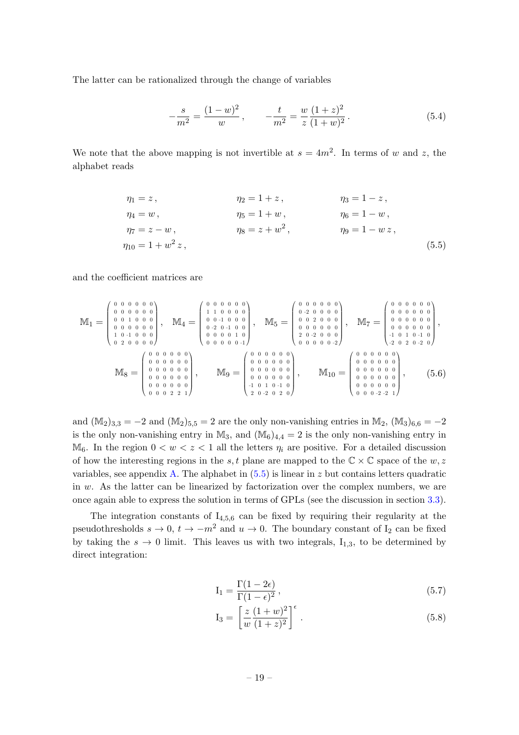The latter can be rationalized through the change of variables

$$-\frac{s}{m^2} = \frac{(1-w)^2}{w}\,, \qquad -\frac{t}{m^2} = \frac{w}{z}\frac{(1+z)^2}{(1+w)^2}\,. \tag{5.4}$$

We note that the above mapping is not invertible at $s = 4m^2$. In terms of $w$ and $z$, the alphabet reads

$$\begin{aligned}
&\eta_1 = z\,, && \eta_2 = 1+z\,, && \eta_3 = 1-z\,, \\
&\eta_4 = w\,, && \eta_5 = 1+w\,, && \eta_6 = 1-w\,, \\
&\eta_7 = z-w\,, && \eta_8 = z+w^2\,, && \eta_9 = 1-w\,z\,, \\
&\eta_{10} = 1+w^2\,z\,,
\end{aligned} \tag{5.5}$$

and the coefficient matrices are

$$\mathbb{M}_1 = \begin{pmatrix} 0&0&0&0&0&0 \\ 0&0&0&0&0&0 \\ 0&0&1&0&0&0 \\ 0&0&0&0&0&0 \\ 1&0&-1&0&0&0 \\ 0&2&0&0&0&0 \end{pmatrix}, \quad \mathbb{M}_4 = \begin{pmatrix} 0&0&0&0&0&0 \\ 1&1&0&0&0&0 \\ 0&0&-1&0&0&0 \\ 0&-2&0&-1&0&0 \\ 0&0&0&0&1&0 \\ 0&0&0&0&0&-1 \end{pmatrix}, \quad \mathbb{M}_5 = \begin{pmatrix} 0&0&0&0&0&0 \\ 0&-2&0&0&0&0 \\ 0&0&2&0&0&0 \\ 0&0&0&0&0&0 \\ 2&0&-2&0&0&0 \\ 0&0&0&0&0&-2 \end{pmatrix}, \quad \mathbb{M}_7 = \begin{pmatrix} 0&0&0&0&0&0 \\ 0&0&0&0&0&0 \\ 0&0&0&0&0&0 \\ 0&0&0&0&0&0 \\ -1&0&1&0&-1&0 \\ -2&0&2&0&-2&0 \end{pmatrix},$$

$$\mathbb{M}_8 = \begin{pmatrix} 0&0&0&0&0&0 \\ 0&0&0&0&0&0 \\ 0&0&0&0&0&0 \\ 0&0&0&0&0&0 \\ 0&0&0&0&0&0 \\ 0&0&0&2&2&1 \end{pmatrix}, \qquad \mathbb{M}_9 = \begin{pmatrix} 0&0&0&0&0&0 \\ 0&0&0&0&0&0 \\ 0&0&0&0&0&0 \\ 0&0&0&0&0&0 \\ -1&0&1&0&-1&0 \\ 2&0&-2&0&2&0 \end{pmatrix}, \qquad \mathbb{M}_{10} = \begin{pmatrix} 0&0&0&0&0&0 \\ 0&0&0&0&0&0 \\ 0&0&0&0&0&0 \\ 0&0&0&0&0&0 \\ 0&0&0&0&0&0 \\ 0&0&0&-2&-2&1 \end{pmatrix}, \tag{5.6}$$

and $(\mathbb{M}_2)_{3,3} = -2$ and $(\mathbb{M}_2)_{5,5} = 2$ are the only non-vanishing entries in $\mathbb{M}_2$, $(\mathbb{M}_3)_{6,6} = -2$ is the only non-vanishing entry in $\mathbb{M}_3$, and $(\mathbb{M}_6)_{4,4} = 2$ is the only non-vanishing entry in $\mathbb{M}_6$. In the region $0 < w < z < 1$ all the letters $\eta_i$ are positive. For a detailed discussion of how the interesting regions in the $s, t$ plane are mapped to the $\mathbb{C} \times \mathbb{C}$ space of the $w, z$ variables, see appendix A. The alphabet in (5.5) is linear in $z$ but contains letters quadratic in $w$. As the latter can be linearized by factorization over the complex numbers, we are once again able to express the solution in terms of GPLs (see the discussion in section 3.3).

The integration constants of $\mathrm{I}_{4,5,6}$ can be fixed by requiring their regularity at the pseudothresholds $s \to 0$, $t \to -m^2$ and $u \to 0$. The boundary constant of $\mathrm{I}_2$ can be fixed by taking the $s \to 0$ limit. This leaves us with two integrals, $\mathrm{I}_{1,3}$, to be determined by direct integration:

$$\mathrm{I}_1 = \frac{\Gamma(1-2\epsilon)}{\Gamma(1-\epsilon)^2}\,, \tag{5.7}$$

$$\mathrm{I}_3 = \left[\frac{z}{w}\frac{(1+w)^2}{(1+z)^2}\right]^{\epsilon}\,. \tag{5.8}$$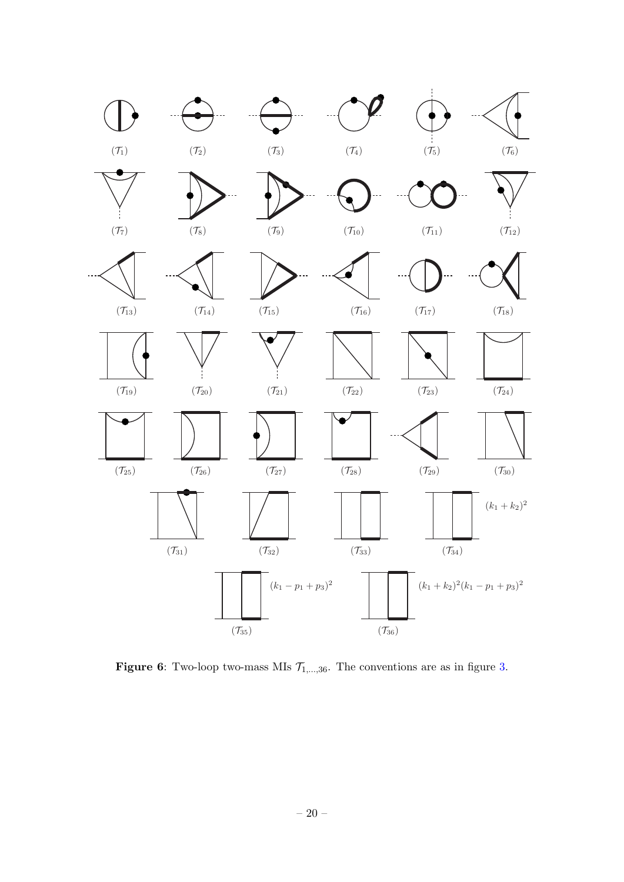$(\mathcal{T}_1)$ $(\mathcal{T}_2)$ $(\mathcal{T}_3)$ $(\mathcal{T}_4)$ $(\mathcal{T}_5)$ $(\mathcal{T}_6)$

$(\mathcal{T}_7)$ $(\mathcal{T}_8)$ $(\mathcal{T}_9)$ $(\mathcal{T}_{10})$ $(\mathcal{T}_{11})$ $(\mathcal{T}_{12})$

$(\mathcal{T}_{13})$ $(\mathcal{T}_{14})$ $(\mathcal{T}_{15})$ $(\mathcal{T}_{16})$ $(\mathcal{T}_{17})$ $(\mathcal{T}_{18})$

$(\mathcal{T}_{19})$ $(\mathcal{T}_{20})$ $(\mathcal{T}_{21})$ $(\mathcal{T}_{22})$ $(\mathcal{T}_{23})$ $(\mathcal{T}_{24})$

$(\mathcal{T}_{25})$ $(\mathcal{T}_{26})$ $(\mathcal{T}_{27})$ $(\mathcal{T}_{28})$ $(\mathcal{T}_{29})$ $(\mathcal{T}_{30})$

$(\mathcal{T}_{31})$ $(\mathcal{T}_{32})$ $(\mathcal{T}_{33})$ $(\mathcal{T}_{34})$ $(k_1+k_2)^2$

$(\mathcal{T}_{35})$ $(k_1-p_1+p_3)^2$ $(\mathcal{T}_{36})$ $(k_1+k_2)^2(k_1-p_1+p_3)^2$

**Figure 6**: Two-loop two-mass MIs $\mathcal{T}_{1,\ldots,36}$. The conventions are as in figure 3.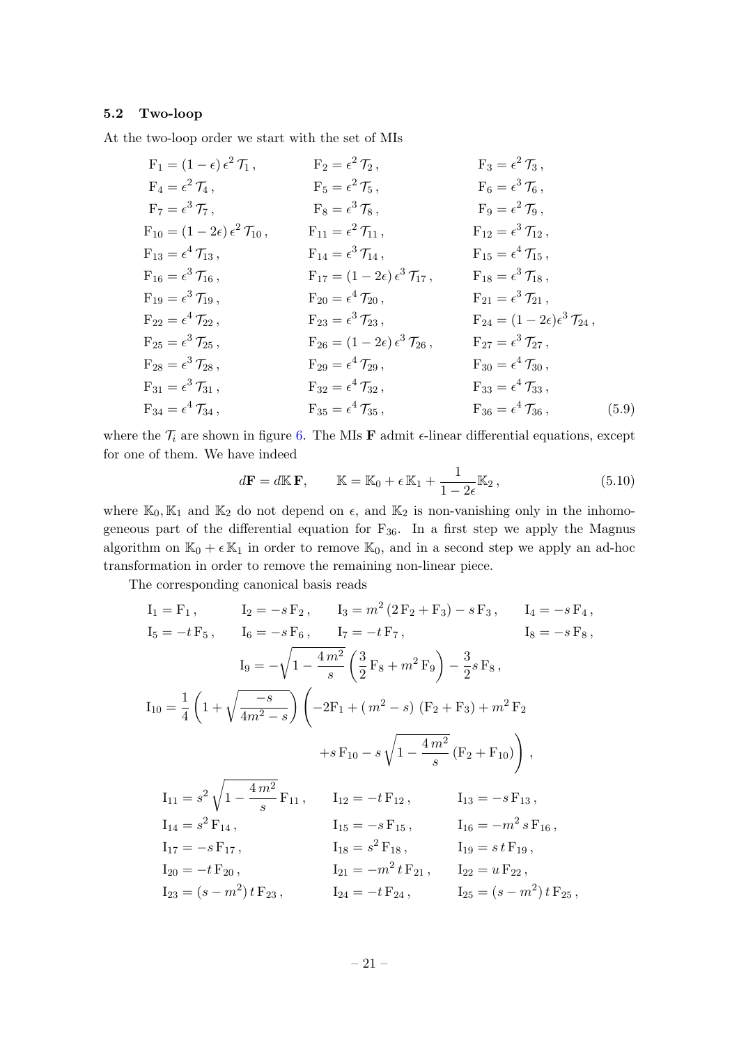### 5.2 Two-loop

At the two-loop order we start with the set of MIs

$$
\begin{aligned}
&\mathrm{F}_1 = (1-\epsilon)\,\epsilon^2\,\mathcal{T}_1\,, && \mathrm{F}_2 = \epsilon^2\,\mathcal{T}_2\,, && \mathrm{F}_3 = \epsilon^2\,\mathcal{T}_3\,,\\
&\mathrm{F}_4 = \epsilon^2\,\mathcal{T}_4\,, && \mathrm{F}_5 = \epsilon^2\,\mathcal{T}_5\,, && \mathrm{F}_6 = \epsilon^3\,\mathcal{T}_6\,,\\
&\mathrm{F}_7 = \epsilon^3\,\mathcal{T}_7\,, && \mathrm{F}_8 = \epsilon^3\,\mathcal{T}_8\,, && \mathrm{F}_9 = \epsilon^2\,\mathcal{T}_9\,,\\
&\mathrm{F}_{10} = (1-2\epsilon)\,\epsilon^2\,\mathcal{T}_{10}\,, && \mathrm{F}_{11} = \epsilon^2\,\mathcal{T}_{11}\,, && \mathrm{F}_{12} = \epsilon^3\,\mathcal{T}_{12}\,,\\
&\mathrm{F}_{13} = \epsilon^4\,\mathcal{T}_{13}\,, && \mathrm{F}_{14} = \epsilon^3\,\mathcal{T}_{14}\,, && \mathrm{F}_{15} = \epsilon^4\,\mathcal{T}_{15}\,,\\
&\mathrm{F}_{16} = \epsilon^3\,\mathcal{T}_{16}\,, && \mathrm{F}_{17} = (1-2\epsilon)\,\epsilon^3\,\mathcal{T}_{17}\,, && \mathrm{F}_{18} = \epsilon^3\,\mathcal{T}_{18}\,,\\
&\mathrm{F}_{19} = \epsilon^3\,\mathcal{T}_{19}\,, && \mathrm{F}_{20} = \epsilon^4\,\mathcal{T}_{20}\,, && \mathrm{F}_{21} = \epsilon^3\,\mathcal{T}_{21}\,,\\
&\mathrm{F}_{22} = \epsilon^4\,\mathcal{T}_{22}\,, && \mathrm{F}_{23} = \epsilon^3\,\mathcal{T}_{23}\,, && \mathrm{F}_{24} = (1-2\epsilon)\epsilon^3\,\mathcal{T}_{24}\,,\\
&\mathrm{F}_{25} = \epsilon^3\,\mathcal{T}_{25}\,, && \mathrm{F}_{26} = (1-2\epsilon)\,\epsilon^3\,\mathcal{T}_{26}\,, && \mathrm{F}_{27} = \epsilon^3\,\mathcal{T}_{27}\,,\\
&\mathrm{F}_{28} = \epsilon^3\,\mathcal{T}_{28}\,, && \mathrm{F}_{29} = \epsilon^4\,\mathcal{T}_{29}\,, && \mathrm{F}_{30} = \epsilon^4\,\mathcal{T}_{30}\,,\\
&\mathrm{F}_{31} = \epsilon^3\,\mathcal{T}_{31}\,, && \mathrm{F}_{32} = \epsilon^4\,\mathcal{T}_{32}\,, && \mathrm{F}_{33} = \epsilon^4\,\mathcal{T}_{33}\,,\\
&\mathrm{F}_{34} = \epsilon^4\,\mathcal{T}_{34}\,, && \mathrm{F}_{35} = \epsilon^4\,\mathcal{T}_{35}\,, && \mathrm{F}_{36} = \epsilon^4\,\mathcal{T}_{36}\,,
\end{aligned}
\tag{5.9}
$$

where the $\mathcal{T}_i$ are shown in figure 6. The MIs $\mathbf{F}$ admit $\epsilon$-linear differential equations, except for one of them. We have indeed

$$
d\mathbf{F} = d\mathbb{K}\,\mathbf{F}, \qquad \mathbb{K} = \mathbb{K}_0 + \epsilon\,\mathbb{K}_1 + \frac{1}{1-2\epsilon}\mathbb{K}_2\,, \tag{5.10}
$$

where $\mathbb{K}_0, \mathbb{K}_1$ and $\mathbb{K}_2$ do not depend on $\epsilon$, and $\mathbb{K}_2$ is non-vanishing only in the inhomogeneous part of the differential equation for $\mathrm{F}_{36}$. In a first step we apply the Magnus algorithm on $\mathbb{K}_0 + \epsilon\,\mathbb{K}_1$ in order to remove $\mathbb{K}_0$, and in a second step we apply an ad-hoc transformation in order to remove the remaining non-linear piece.

The corresponding canonical basis reads

$$
\begin{aligned}
&\mathrm{I}_1 = \mathrm{F}_1\,, \qquad \mathrm{I}_2 = -s\,\mathrm{F}_2\,, \qquad \mathrm{I}_3 = m^2\,(2\,\mathrm{F}_2 + \mathrm{F}_3) - s\,\mathrm{F}_3\,, \qquad \mathrm{I}_4 = -s\,\mathrm{F}_4\,,\\
&\mathrm{I}_5 = -t\,\mathrm{F}_5\,, \qquad \mathrm{I}_6 = -s\,\mathrm{F}_6\,, \qquad \mathrm{I}_7 = -t\,\mathrm{F}_7\,, \qquad \mathrm{I}_8 = -s\,\mathrm{F}_8\,,\\
&\mathrm{I}_9 = -\sqrt{1-\frac{4\,m^2}{s}}\left(\frac{3}{2}\,\mathrm{F}_8 + m^2\,\mathrm{F}_9\right) - \frac{3}{2}s\,\mathrm{F}_8\,,\\
&\mathrm{I}_{10} = \frac{1}{4}\left(1+\sqrt{\frac{-s}{4m^2-s}}\right)\Bigg(-2\mathrm{F}_1 + (\,m^2 - s)\,(\mathrm{F}_2+\mathrm{F}_3) + m^2\,\mathrm{F}_2\\
&\qquad\qquad + s\,\mathrm{F}_{10} - s\sqrt{1-\frac{4\,m^2}{s}}\,(\mathrm{F}_2+\mathrm{F}_{10})\Bigg)\,,\\
&\mathrm{I}_{11} = s^2\sqrt{1-\frac{4\,m^2}{s}}\,\mathrm{F}_{11}\,, \qquad \mathrm{I}_{12} = -t\,\mathrm{F}_{12}\,, \qquad \mathrm{I}_{13} = -s\,\mathrm{F}_{13}\,,\\
&\mathrm{I}_{14} = s^2\,\mathrm{F}_{14}\,, \qquad \mathrm{I}_{15} = -s\,\mathrm{F}_{15}\,, \qquad \mathrm{I}_{16} = -m^2\,s\,\mathrm{F}_{16}\,,\\
&\mathrm{I}_{17} = -s\,\mathrm{F}_{17}\,, \qquad \mathrm{I}_{18} = s^2\,\mathrm{F}_{18}\,, \qquad \mathrm{I}_{19} = s\,t\,\mathrm{F}_{19}\,,\\
&\mathrm{I}_{20} = -t\,\mathrm{F}_{20}\,, \qquad \mathrm{I}_{21} = -m^2\,t\,\mathrm{F}_{21}\,, \qquad \mathrm{I}_{22} = u\,\mathrm{F}_{22}\,,\\
&\mathrm{I}_{23} = (s-m^2)\,t\,\mathrm{F}_{23}\,, \qquad \mathrm{I}_{24} = -t\,\mathrm{F}_{24}\,, \qquad \mathrm{I}_{25} = (s-m^2)\,t\,\mathrm{F}_{25}\,,
\end{aligned}
$$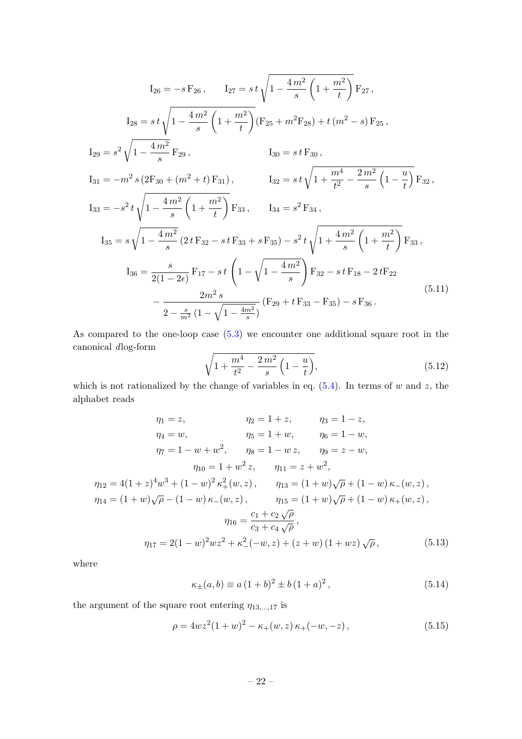$$
\begin{aligned}
&\mathrm{I}_{26} = -s\,\mathrm{F}_{26}\,, \qquad \mathrm{I}_{27} = s\,t\sqrt{1-\frac{4\,m^2}{s}\left(1+\frac{m^2}{t}\right)}\,\mathrm{F}_{27}\,,\\
&\mathrm{I}_{28} = s\,t\sqrt{1-\frac{4\,m^2}{s}\left(1+\frac{m^2}{t}\right)}(\mathrm{F}_{25}+m^2\mathrm{F}_{28}) + t\,(m^2-s)\,\mathrm{F}_{25}\,,\\
&\mathrm{I}_{29} = s^2\sqrt{1-\frac{4\,m^2}{s}}\,\mathrm{F}_{29}\,, \qquad \mathrm{I}_{30} = s\,t\,\mathrm{F}_{30}\,,\\
&\mathrm{I}_{31} = -m^2\,s\,(2\mathrm{F}_{30}+(m^2+t)\,\mathrm{F}_{31})\,, \qquad \mathrm{I}_{32} = s\,t\sqrt{1+\frac{m^4}{t^2}-\frac{2\,m^2}{s}\left(1-\frac{u}{t}\right)}\,\mathrm{F}_{32}\,,\\
&\mathrm{I}_{33} = -s^2\,t\sqrt{1-\frac{4\,m^2}{s}\left(1+\frac{m^2}{t}\right)}\,\mathrm{F}_{33}\,, \qquad \mathrm{I}_{34} = s^2\,\mathrm{F}_{34}\,,\\
&\mathrm{I}_{35} = s\sqrt{1-\frac{4\,m^2}{s}}\,(2\,t\,\mathrm{F}_{32}-s\,t\,\mathrm{F}_{33}+s\,\mathrm{F}_{35}) - s^2\,t\sqrt{1+\frac{4\,m^2}{s}\left(1+\frac{m^2}{t}\right)}\,\mathrm{F}_{33}\,,\\
&\mathrm{I}_{36} = \frac{s}{2(1-2\epsilon)}\,\mathrm{F}_{17} - s\,t\left(1-\sqrt{1-\frac{4\,m^2}{s}}\right)\mathrm{F}_{32} - s\,t\,\mathrm{F}_{18} - 2\,t\mathrm{F}_{22}\\
&\qquad - \frac{2m^2\,s}{2-\frac{s}{m^2}\,(1-\sqrt{1-\frac{4m^2}{s}})}\,(\mathrm{F}_{29}+t\,\mathrm{F}_{33}-\mathrm{F}_{35}) - s\,\mathrm{F}_{36}\,.
\end{aligned}
\tag{5.11}
$$

As compared to the one-loop case (5.3) we encounter one additional square root in the canonical $d$log-form

$$
\sqrt{1+\frac{m^4}{t^2}-\frac{2\,m^2}{s}\left(1-\frac{u}{t}\right)}, \tag{5.12}
$$

which is not rationalized by the change of variables in eq. (5.4). In terms of $w$ and $z$, the alphabet reads

$$
\begin{aligned}
&\eta_1 = z, \qquad \eta_2 = 1+z, \qquad \eta_3 = 1-z,\\
&\eta_4 = w, \qquad \eta_5 = 1+w, \qquad \eta_6 = 1-w,\\
&\eta_7 = 1-w+w^2, \qquad \eta_8 = 1-w\,z, \qquad \eta_9 = z-w,\\
&\eta_{10} = 1+w^2\,z, \qquad \eta_{11} = z+w^2,\\
&\eta_{12} = 4(1+z)^4w^3+(1-w)^2\,\kappa_+^2(w,z)\,, \qquad \eta_{13} = (1+w)\sqrt{\rho}+(1-w)\,\kappa_-(w,z)\,,\\
&\eta_{14} = (1+w)\sqrt{\rho}-(1-w)\,\kappa_-(w,z)\,, \qquad \eta_{15} = (1+w)\sqrt{\rho}+(1-w)\,\kappa_+(w,z)\,,\\
&\eta_{16} = \frac{c_1+c_2\sqrt{\rho}}{c_3+c_4\sqrt{\rho}}\,,\\
&\eta_{17} = 2(1-w)^2wz^2+\kappa_-^2(-w,z)+(z+w)\,(1+wz)\,\sqrt{\rho}\,,
\end{aligned}
\tag{5.13}
$$

where

$$
\kappa_\pm(a,b) \equiv a\,(1+b)^2 \pm b\,(1+a)^2\,, \tag{5.14}
$$

the argument of the square root entering $\eta_{13,\ldots,17}$ is

$$
\rho = 4wz^2(1+w)^2 - \kappa_+(w,z)\,\kappa_+(-w,-z)\,, \tag{5.15}
$$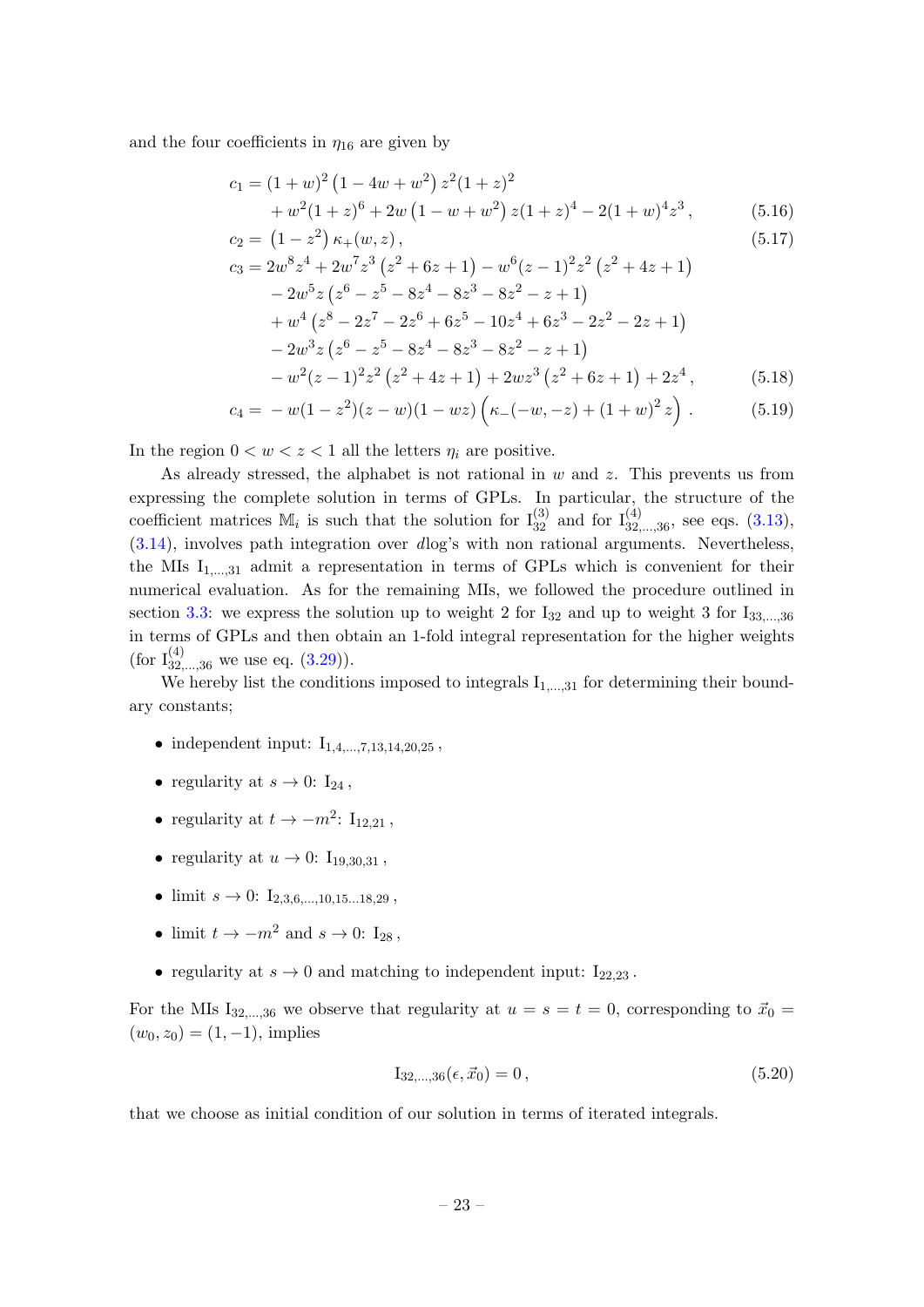and the four coefficients in $\eta_{16}$ are given by

$$
\begin{aligned}
c_1 = &\,(1+w)^2\left(1-4w+w^2\right)z^2(1+z)^2 \\
&+ w^2(1+z)^6 + 2w\left(1-w+w^2\right)z(1+z)^4 - 2(1+w)^4 z^3\,, 
\end{aligned}
\tag{5.16}
$$

$$
c_2 = \left(1-z^2\right)\kappa_+(w,z)\,, \tag{5.17}
$$

$$
\begin{aligned}
c_3 = &\, 2w^8z^4 + 2w^7z^3\left(z^2+6z+1\right) - w^6(z-1)^2z^2\left(z^2+4z+1\right) \\
&- 2w^5z\left(z^6-z^5-8z^4-8z^3-8z^2-z+1\right) \\
&+ w^4\left(z^8-2z^7-2z^6+6z^5-10z^4+6z^3-2z^2-2z+1\right) \\
&- 2w^3z\left(z^6-z^5-8z^4-8z^3-8z^2-z+1\right) \\
&- w^2(z-1)^2z^2\left(z^2+4z+1\right) + 2wz^3\left(z^2+6z+1\right) + 2z^4\,,
\end{aligned}
\tag{5.18}
$$

$$
c_4 = -\,w(1-z^2)(z-w)(1-wz)\left(\kappa_-(-w,-z) + (1+w)^2 z\right)\,. \tag{5.19}
$$

In the region $0<w<z<1$ all the letters $\eta_i$ are positive.

As already stressed, the alphabet is not rational in $w$ and $z$. This prevents us from expressing the complete solution in terms of GPLs. In particular, the structure of the coefficient matrices $\mathbb{M}_i$ is such that the solution for $\mathrm{I}_{32}^{(3)}$ and for $\mathrm{I}_{32,\ldots,36}^{(4)}$, see eqs. (3.13), (3.14), involves path integration over $d\log$'s with non rational arguments. Nevertheless, the MIs $\mathrm{I}_{1,\ldots,31}$ admit a representation in terms of GPLs which is convenient for their numerical evaluation. As for the remaining MIs, we followed the procedure outlined in section 3.3: we express the solution up to weight 2 for $\mathrm{I}_{32}$ and up to weight 3 for $\mathrm{I}_{33,\ldots,36}$ in terms of GPLs and then obtain an 1-fold integral representation for the higher weights (for $\mathrm{I}_{32,\ldots,36}^{(4)}$ we use eq. (3.29)).

We hereby list the conditions imposed to integrals $\mathrm{I}_{1,\ldots,31}$ for determining their boundary constants;

- independent input: $\mathrm{I}_{1,4,\ldots,7,13,14,20,25}$ ,
- regularity at $s\to 0$: $\mathrm{I}_{24}$ ,
- regularity at $t\to -m^2$: $\mathrm{I}_{12,21}$ ,
- regularity at $u\to 0$: $\mathrm{I}_{19,30,31}$ ,
- limit $s\to 0$: $\mathrm{I}_{2,3,6,\ldots,10,15\ldots18,29}$ ,
- limit $t\to -m^2$ and $s\to 0$: $\mathrm{I}_{28}$ ,
- regularity at $s\to 0$ and matching to independent input: $\mathrm{I}_{22,23}$ .

For the MIs $\mathrm{I}_{32,\ldots,36}$ we observe that regularity at $u=s=t=0$, corresponding to $\vec{x}_0 = (w_0,z_0) = (1,-1)$, implies

$$
\mathrm{I}_{32,\ldots,36}(\epsilon,\vec{x}_0) = 0\,, \tag{5.20}
$$

that we choose as initial condition of our solution in terms of iterated integrals.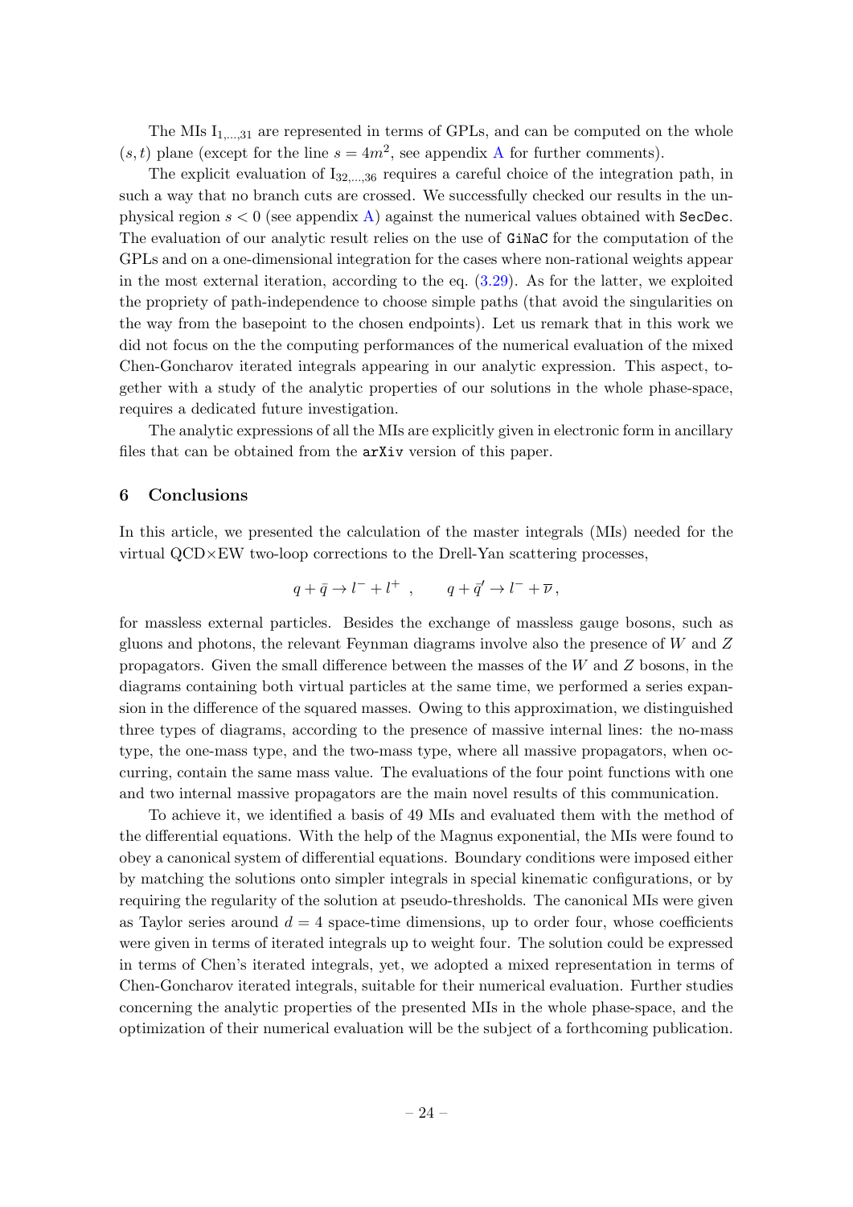The MIs $\mathrm{I}_{1,\dots,31}$ are represented in terms of GPLs, and can be computed on the whole $(s,t)$ plane (except for the line $s = 4m^2$, see appendix A for further comments).

The explicit evaluation of $\mathrm{I}_{32,\dots,36}$ requires a careful choice of the integration path, in such a way that no branch cuts are crossed. We successfully checked our results in the unphysical region $s < 0$ (see appendix A) against the numerical values obtained with `SecDec`. The evaluation of our analytic result relies on the use of `GiNaC` for the computation of the GPLs and on a one-dimensional integration for the cases where non-rational weights appear in the most external iteration, according to the eq. (3.29). As for the latter, we exploited the propriety of path-independence to choose simple paths (that avoid the singularities on the way from the basepoint to the chosen endpoints). Let us remark that in this work we did not focus on the the computing performances of the numerical evaluation of the mixed Chen-Goncharov iterated integrals appearing in our analytic expression. This aspect, together with a study of the analytic properties of our solutions in the whole phase-space, requires a dedicated future investigation.

The analytic expressions of all the MIs are explicitly given in electronic form in ancillary files that can be obtained from the `arXiv` version of this paper.

## 6 Conclusions

In this article, we presented the calculation of the master integrals (MIs) needed for the virtual QCD×EW two-loop corrections to the Drell-Yan scattering processes,

$$q + \bar{q} \to l^- + l^+ \ , \qquad q + \bar{q}' \to l^- + \overline{\nu} \, ,$$

for massless external particles. Besides the exchange of massless gauge bosons, such as gluons and photons, the relevant Feynman diagrams involve also the presence of $W$ and $Z$ propagators. Given the small difference between the masses of the $W$ and $Z$ bosons, in the diagrams containing both virtual particles at the same time, we performed a series expansion in the difference of the squared masses. Owing to this approximation, we distinguished three types of diagrams, according to the presence of massive internal lines: the no-mass type, the one-mass type, and the two-mass type, where all massive propagators, when occurring, contain the same mass value. The evaluations of the four point functions with one and two internal massive propagators are the main novel results of this communication.

To achieve it, we identified a basis of 49 MIs and evaluated them with the method of the differential equations. With the help of the Magnus exponential, the MIs were found to obey a canonical system of differential equations. Boundary conditions were imposed either by matching the solutions onto simpler integrals in special kinematic configurations, or by requiring the regularity of the solution at pseudo-thresholds. The canonical MIs were given as Taylor series around $d = 4$ space-time dimensions, up to order four, whose coefficients were given in terms of iterated integrals up to weight four. The solution could be expressed in terms of Chen's iterated integrals, yet, we adopted a mixed representation in terms of Chen-Goncharov iterated integrals, suitable for their numerical evaluation. Further studies concerning the analytic properties of the presented MIs in the whole phase-space, and the optimization of their numerical evaluation will be the subject of a forthcoming publication.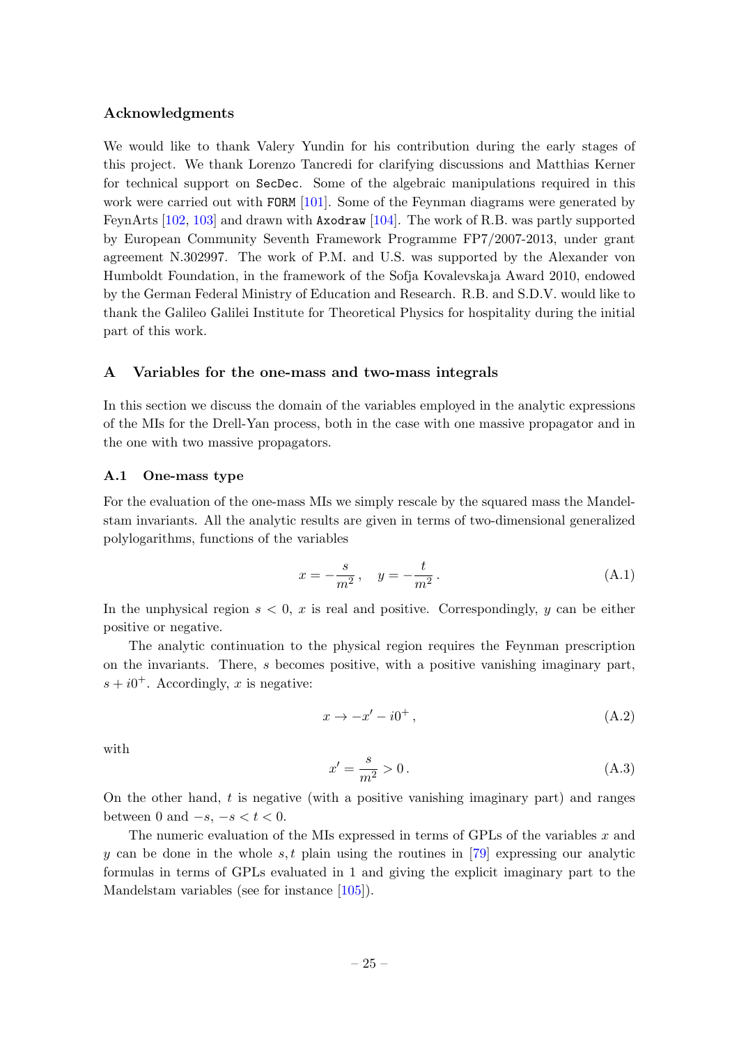### Acknowledgments

We would like to thank Valery Yundin for his contribution during the early stages of this project. We thank Lorenzo Tancredi for clarifying discussions and Matthias Kerner for technical support on `SecDec`. Some of the algebraic manipulations required in this work were carried out with `FORM` [101]. Some of the Feynman diagrams were generated by FeynArts [102, 103] and drawn with `Axodraw` [104]. The work of R.B. was partly supported by European Community Seventh Framework Programme FP7/2007-2013, under grant agreement N.302997. The work of P.M. and U.S. was supported by the Alexander von Humboldt Foundation, in the framework of the Sofja Kovalevskaja Award 2010, endowed by the German Federal Ministry of Education and Research. R.B. and S.D.V. would like to thank the Galileo Galilei Institute for Theoretical Physics for hospitality during the initial part of this work.

## A Variables for the one-mass and two-mass integrals

In this section we discuss the domain of the variables employed in the analytic expressions of the MIs for the Drell-Yan process, both in the case with one massive propagator and in the one with two massive propagators.

### A.1 One-mass type

For the evaluation of the one-mass MIs we simply rescale by the squared mass the Mandelstam invariants. All the analytic results are given in terms of two-dimensional generalized polylogarithms, functions of the variables

$$x = -\frac{s}{m^2}\,, \quad y = -\frac{t}{m^2}\,. \tag{A.1}$$

In the unphysical region $s < 0$, $x$ is real and positive. Correspondingly, $y$ can be either positive or negative.

The analytic continuation to the physical region requires the Feynman prescription on the invariants. There, $s$ becomes positive, with a positive vanishing imaginary part, $s + i0^+$. Accordingly, $x$ is negative:

$$x \to -x' - i0^+\,, \tag{A.2}$$

with

$$x' = \frac{s}{m^2} > 0\,. \tag{A.3}$$

On the other hand, $t$ is negative (with a positive vanishing imaginary part) and ranges between 0 and $-s$, $-s < t < 0$.

The numeric evaluation of the MIs expressed in terms of GPLs of the variables $x$ and $y$ can be done in the whole $s, t$ plain using the routines in [79] expressing our analytic formulas in terms of GPLs evaluated in 1 and giving the explicit imaginary part to the Mandelstam variables (see for instance [105]).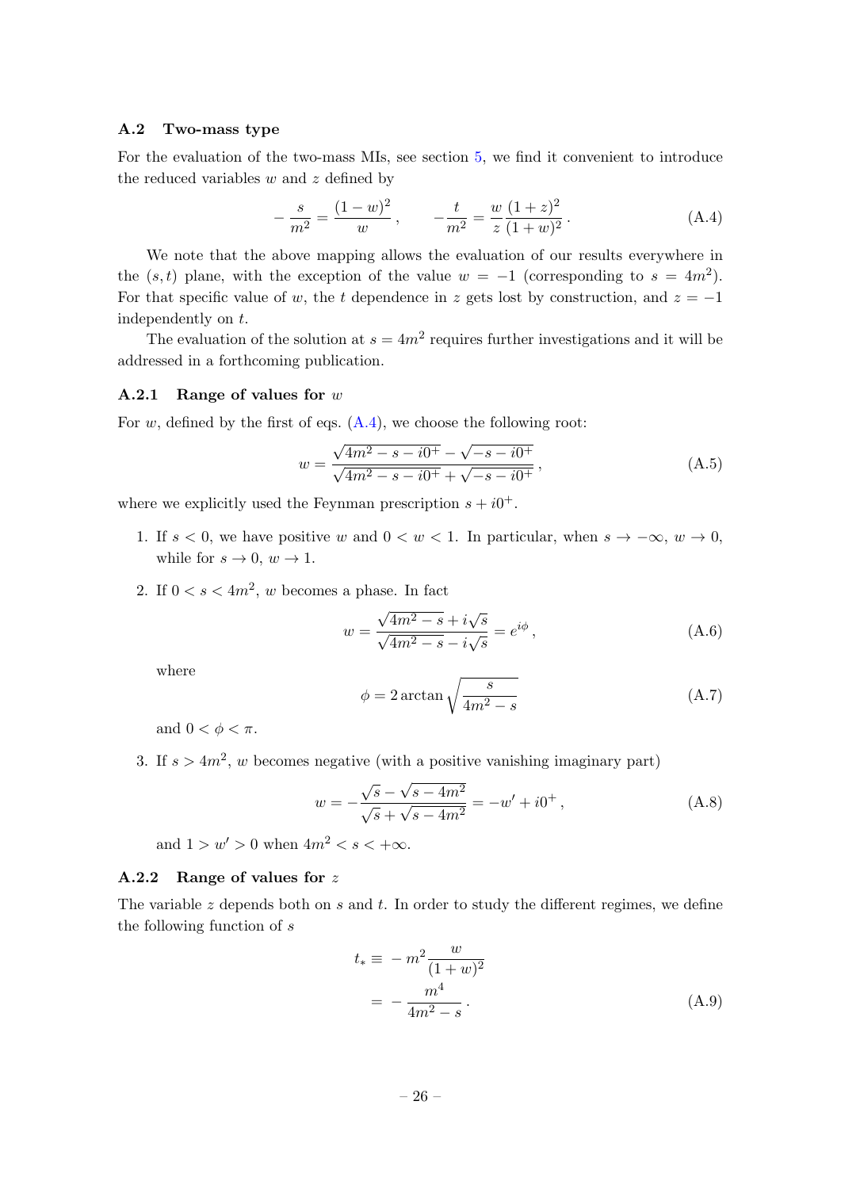### A.2 Two-mass type

For the evaluation of the two-mass MIs, see section 5, we find it convenient to introduce the reduced variables $w$ and $z$ defined by

$$
-\frac{s}{m^2} = \frac{(1-w)^2}{w}\,, \qquad -\frac{t}{m^2} = \frac{w}{z}\frac{(1+z)^2}{(1+w)^2}\,. \tag{A.4}
$$

We note that the above mapping allows the evaluation of our results everywhere in the $(s,t)$ plane, with the exception of the value $w = -1$ (corresponding to $s = 4m^2$). For that specific value of $w$, the $t$ dependence in $z$ gets lost by construction, and $z = -1$ independently on $t$.

The evaluation of the solution at $s = 4m^2$ requires further investigations and it will be addressed in a forthcoming publication.

#### A.2.1 Range of values for $w$

For $w$, defined by the first of eqs. (A.4), we choose the following root:

$$
w = \frac{\sqrt{4m^2 - s - i0^+} - \sqrt{-s - i0^+}}{\sqrt{4m^2 - s - i0^+} + \sqrt{-s - i0^+}}\,, \tag{A.5}
$$

where we explicitly used the Feynman prescription $s + i0^+$.

1. If $s < 0$, we have positive $w$ and $0 < w < 1$. In particular, when $s \to -\infty$, $w \to 0$, while for $s \to 0$, $w \to 1$.

2. If $0 < s < 4m^2$, $w$ becomes a phase. In fact

$$
w = \frac{\sqrt{4m^2 - s} + i\sqrt{s}}{\sqrt{4m^2 - s} - i\sqrt{s}} = e^{i\phi}\,, \tag{A.6}
$$

where

$$
\phi = 2\arctan\sqrt{\frac{s}{4m^2 - s}} \tag{A.7}
$$

and $0 < \phi < \pi$.

3. If $s > 4m^2$, $w$ becomes negative (with a positive vanishing imaginary part)

$$
w = -\frac{\sqrt{s} - \sqrt{s - 4m^2}}{\sqrt{s} + \sqrt{s - 4m^2}} = -w' + i0^+\,, \tag{A.8}
$$

and $1 > w' > 0$ when $4m^2 < s < +\infty$.

#### A.2.2 Range of values for $z$

The variable $z$ depends both on $s$ and $t$. In order to study the different regimes, we define the following function of $s$

$$
\begin{aligned}
t_* \equiv & \, -m^2 \frac{w}{(1+w)^2} \\
= & \, -\frac{m^4}{4m^2 - s}\,.
\end{aligned} \tag{A.9}
$$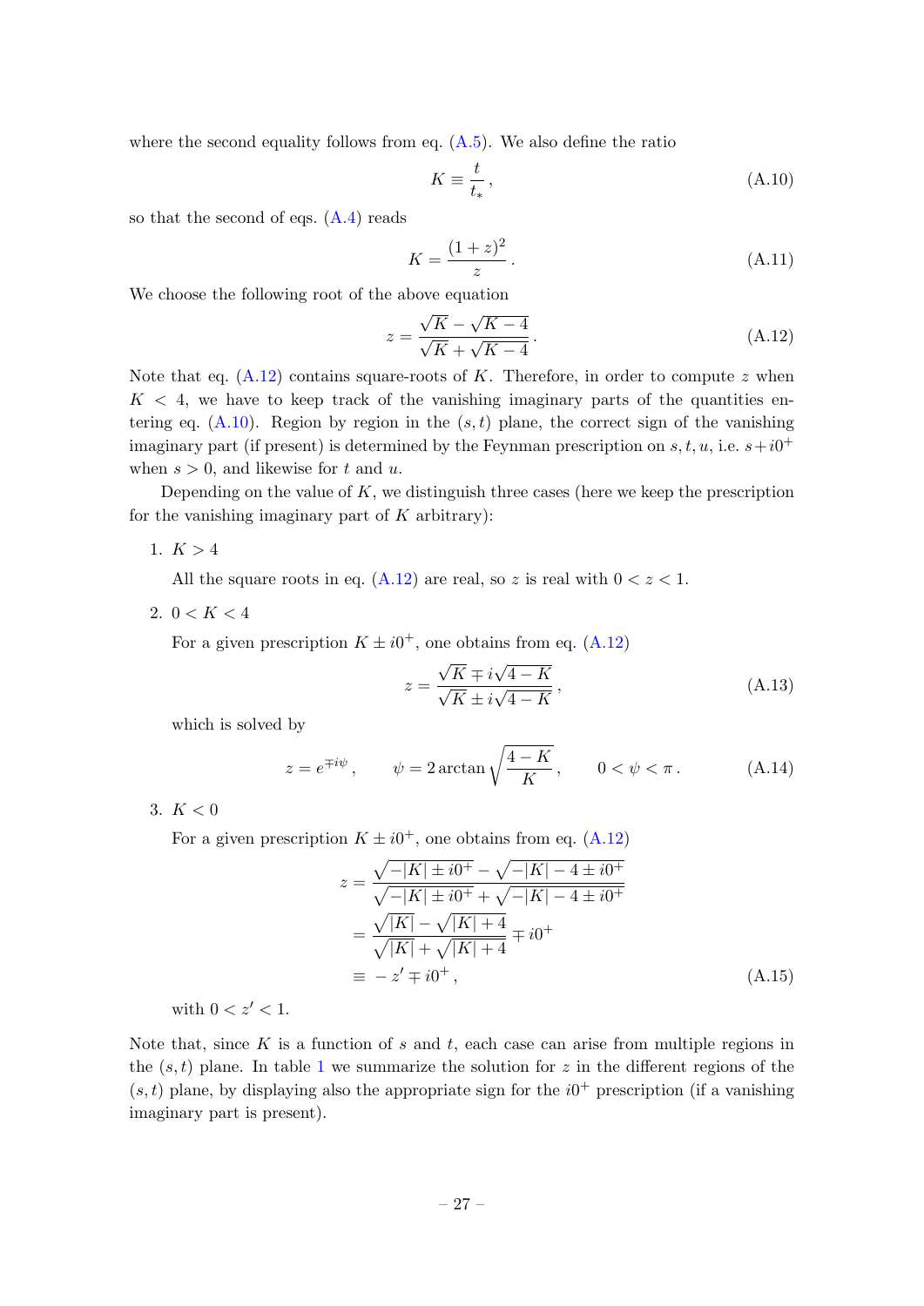where the second equality follows from eq. (A.5). We also define the ratio

$$K \equiv \frac{t}{t_*}\,, \tag{A.10}$$

so that the second of eqs. (A.4) reads

$$K = \frac{(1+z)^2}{z}\,. \tag{A.11}$$

We choose the following root of the above equation

$$z = \frac{\sqrt{K} - \sqrt{K-4}}{\sqrt{K} + \sqrt{K-4}}\,. \tag{A.12}$$

Note that eq. (A.12) contains square-roots of $K$. Therefore, in order to compute $z$ when $K < 4$, we have to keep track of the vanishing imaginary parts of the quantities entering eq. (A.10). Region by region in the $(s,t)$ plane, the correct sign of the vanishing imaginary part (if present) is determined by the Feynman prescription on $s, t, u$, i.e. $s + i0^+$ when $s > 0$, and likewise for $t$ and $u$.

Depending on the value of $K$, we distinguish three cases (here we keep the prescription for the vanishing imaginary part of $K$ arbitrary):

1. $K > 4$

   All the square roots in eq. (A.12) are real, so $z$ is real with $0 < z < 1$.

2. $0 < K < 4$

   For a given prescription $K \pm i0^+$, one obtains from eq. (A.12)

   $$z = \frac{\sqrt{K} \mp i\sqrt{4-K}}{\sqrt{K} \pm i\sqrt{4-K}}\,, \tag{A.13}$$

   which is solved by

   $$z = e^{\mp i\psi}\,, \qquad \psi = 2\arctan\sqrt{\frac{4-K}{K}}\,, \qquad 0 < \psi < \pi\,. \tag{A.14}$$

3. $K < 0$

   For a given prescription $K \pm i0^+$, one obtains from eq. (A.12)

   $$\begin{aligned} z &= \frac{\sqrt{-|K| \pm i0^+} - \sqrt{-|K| - 4 \pm i0^+}}{\sqrt{-|K| \pm i0^+} + \sqrt{-|K| - 4 \pm i0^+}} \\ &= \frac{\sqrt{|K|} - \sqrt{|K|+4}}{\sqrt{|K|} + \sqrt{|K|+4}} \mp i0^+ \\ &\equiv -z' \mp i0^+\,, \end{aligned} \tag{A.15}$$

   with $0 < z' < 1$.

Note that, since $K$ is a function of $s$ and $t$, each case can arise from multiple regions in the $(s,t)$ plane. In table 1 we summarize the solution for $z$ in the different regions of the $(s,t)$ plane, by displaying also the appropriate sign for the $i0^+$ prescription (if a vanishing imaginary part is present).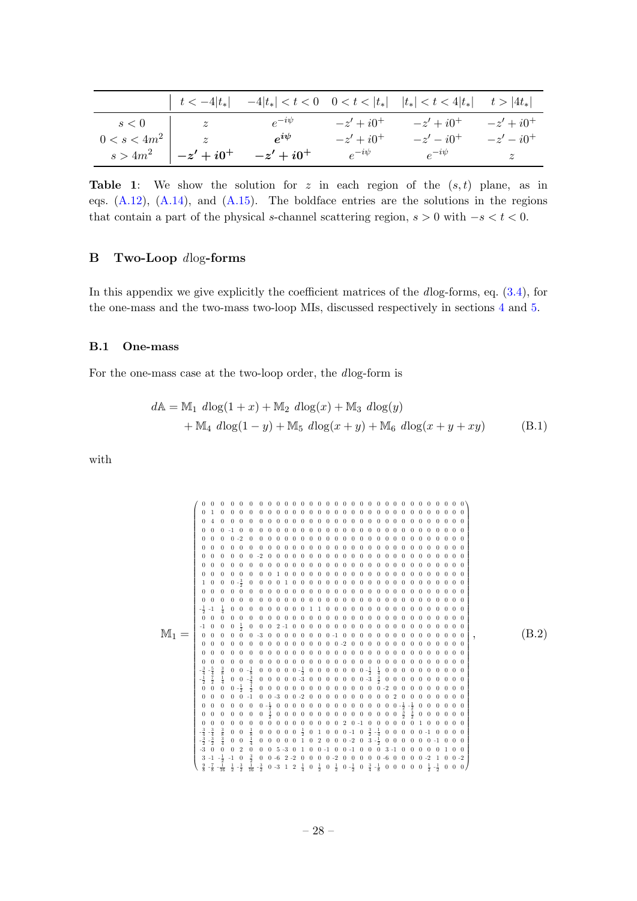|  | $t < -4\lvert t_*\rvert$ | $-4\lvert t_*\rvert < t < 0$ | $0 < t < \lvert t_*\rvert$ | $\lvert t_*\rvert < t < 4\lvert t_*\rvert$ | $t > \lvert 4t_*\rvert$ |
|---|---|---|---|---|---|
| $s < 0$ | $z$ | $e^{-i\psi}$ | $-z' + i0^+$ | $-z' + i0^+$ | $-z' + i0^+$ |
| $0 < s < 4m^2$ | $z$ | $\boldsymbol{e^{i\psi}}$ | $-z' + i0^+$ | $-z' - i0^+$ | $-z' - i0^+$ |
| $s > 4m^2$ | $\boldsymbol{-z' + i0^+}$ | $\boldsymbol{-z' + i0^+}$ | $e^{-i\psi}$ | $e^{-i\psi}$ | $z$ |

**Table 1**: We show the solution for $z$ in each region of the $(s, t)$ plane, as in eqs. (A.12), (A.14), and (A.15). The boldface entries are the solutions in the regions that contain a part of the physical $s$-channel scattering region, $s > 0$ with $-s < t < 0$.

## B Two-Loop $d\log$-forms

In this appendix we give explicitly the coefficient matrices of the $d\log$-forms, eq. (3.4), for the one-mass and the two-mass two-loop MIs, discussed respectively in sections 4 and 5.

### B.1 One-mass

For the one-mass case at the two-loop order, the $d\log$-form is

$$
\begin{aligned}
d\mathbb{A} = {} & \mathbb{M}_1 \ d\log(1+x) + \mathbb{M}_2 \ d\log(x) + \mathbb{M}_3 \ d\log(y) \\
& + \mathbb{M}_4 \ d\log(1-y) + \mathbb{M}_5 \ d\log(x+y) + \mathbb{M}_6 \ d\log(x+y+xy)
\end{aligned}
\tag{B.1}
$$

with

$$
\mathbb{M}_1 = \left(\begin{array}{ccccccccccccccccccccccccccccccc}
0&0&0&0&0&0&0&0&0&0&0&0&0&0&0&0&0&0&0&0&0&0&0&0&0&0&0&0&0&0&0\\
0&1&0&0&0&0&0&0&0&0&0&0&0&0&0&0&0&0&0&0&0&0&0&0&0&0&0&0&0&0&0\\
0&4&0&0&0&0&0&0&0&0&0&0&0&0&0&0&0&0&0&0&0&0&0&0&0&0&0&0&0&0&0\\
0&0&0&-1&0&0&0&0&0&0&0&0&0&0&0&0&0&0&0&0&0&0&0&0&0&0&0&0&0&0&0\\
0&0&0&0&-2&0&0&0&0&0&0&0&0&0&0&0&0&0&0&0&0&0&0&0&0&0&0&0&0&0&0\\
0&0&0&0&0&0&0&0&0&0&0&0&0&0&0&0&0&0&0&0&0&0&0&0&0&0&0&0&0&0&0\\
0&0&0&0&0&0&-2&0&0&0&0&0&0&0&0&0&0&0&0&0&0&0&0&0&0&0&0&0&0&0&0\\
0&0&0&0&0&0&0&0&0&0&0&0&0&0&0&0&0&0&0&0&0&0&0&0&0&0&0&0&0&0&0\\
0&0&0&0&0&0&0&0&1&0&0&0&0&0&0&0&0&0&0&0&0&0&0&0&0&0&0&0&0&0&0\\
1&0&0&0&-\frac{1}{2}&0&0&0&0&0&0&0&1&0&0&0&0&0&0&0&0&0&0&0&0&0&0&0&0&0&0\\
0&0&0&0&0&0&0&0&0&0&0&0&0&0&0&0&0&0&0&0&0&0&0&0&0&0&0&0&0&0&0\\
0&0&0&0&0&0&0&0&0&0&0&0&0&0&0&0&0&0&0&0&0&0&0&0&0&0&0&0&0&0&0\\
-\frac{1}{2}&-1&\frac{1}{4}&0&0&0&0&0&0&0&0&0&1&1&0&0&0&0&0&0&0&0&0&0&0&0&0&0&0&0&0\\
0&0&0&0&0&0&0&0&0&0&0&0&0&0&0&0&0&0&0&0&0&0&0&0&0&0&0&0&0&0&0\\
-1&0&0&0&\frac{1}{2}&0&0&0&2&-1&0&0&0&0&0&0&0&0&0&0&0&0&0&0&0&0&0&0&0&0&0\\
0&0&0&0&0&0&-3&0&0&0&0&0&0&0&0&-1&0&0&0&0&0&0&0&0&0&0&0&0&0&0&0\\
0&0&0&0&0&0&0&0&0&0&0&0&0&0&0&0&-2&0&0&0&0&0&0&0&0&0&0&0&0&0&0\\
0&0&0&0&0&0&0&0&0&0&0&0&0&0&0&0&0&0&0&0&0&0&0&0&0&0&0&0&0&0&0\\
0&0&0&0&0&0&0&0&0&0&0&0&0&0&0&0&0&0&0&0&0&0&0&0&0&0&0&0&0&0&0\\
-\frac{3}{2}&-\frac{5}{4}&\frac{3}{8}&0&0&-\frac{1}{8}&0&0&0&0&0&-\frac{1}{2}&0&0&0&0&0&0&0&-\frac{1}{2}&\frac{1}{4}&0&0&0&0&0&0&0&0&0&0\\
-\frac{1}{2}&\frac{7}{2}&\frac{1}{4}&0&0&-\frac{3}{2}&0&0&0&0&0&-3&0&0&0&0&0&0&0&-3&\frac{3}{2}&0&0&0&0&0&0&0&0&0&0\\
0&0&0&0&-\frac{1}{2}&\frac{1}{2}&0&0&0&0&0&0&0&0&0&0&0&0&0&0&0&-2&0&0&0&0&0&0&0&0&0\\
0&0&0&0&0&-1&0&0&-3&0&0&-2&0&0&0&0&0&0&0&0&0&0&2&0&0&0&0&0&0&0&0\\
0&0&0&0&0&0&-\frac{1}{2}&0&0&0&0&0&0&0&0&0&0&0&0&0&0&0&0&-\frac{1}{2}&-\frac{1}{2}&0&0&0&0&0&0\\
0&0&0&0&0&0&\frac{3}{2}&0&0&0&0&0&0&0&0&0&0&0&0&0&0&0&0&\frac{3}{2}&\frac{3}{2}&0&0&0&0&0&0\\
0&0&0&0&0&0&0&0&0&0&0&0&0&0&0&0&0&2&0&-1&0&0&0&0&0&1&0&0&0&0&0\\
-\frac{3}{4}&-\frac{3}{4}&\frac{3}{8}&0&0&\frac{1}{8}&0&0&0&0&0&\frac{1}{2}&0&1&0&0&0&-1&0&\frac{3}{2}&-\frac{1}{4}&0&0&0&0&0&-1&0&0&0&0\\
-\frac{3}{2}&-\frac{3}{2}&\frac{3}{4}&0&0&\frac{1}{4}&0&0&0&0&0&1&0&2&0&0&0&-2&0&3&-\frac{1}{2}&0&0&0&0&0&0&-1&0&0&0\\
-3&0&0&0&2&0&0&0&5&-3&0&1&0&0&-1&0&0&-1&0&0&0&3&-1&0&0&0&0&0&1&0&0\\
3&-1&-\frac{1}{2}&-1&0&\frac{3}{2}&0&0&-6&2&-2&0&0&0&0&-2&0&0&0&0&0&-6&0&0&0&0&-2&1&0&0&-2\\
\frac{9}{8}&-\frac{7}{8}&-\frac{1}{16}&\frac{1}{2}&-\frac{3}{2}&\frac{1}{16}&-\frac{3}{2}&0&-3&1&2&\frac{1}{4}&0&\frac{1}{2}&0&\frac{1}{2}&0&-\frac{1}{2}&0&\frac{3}{4}&-\frac{1}{8}&0&0&0&0&0&\frac{1}{2}&-\frac{1}{2}&0&0&0
\end{array}\right),
\tag{B.2}
$$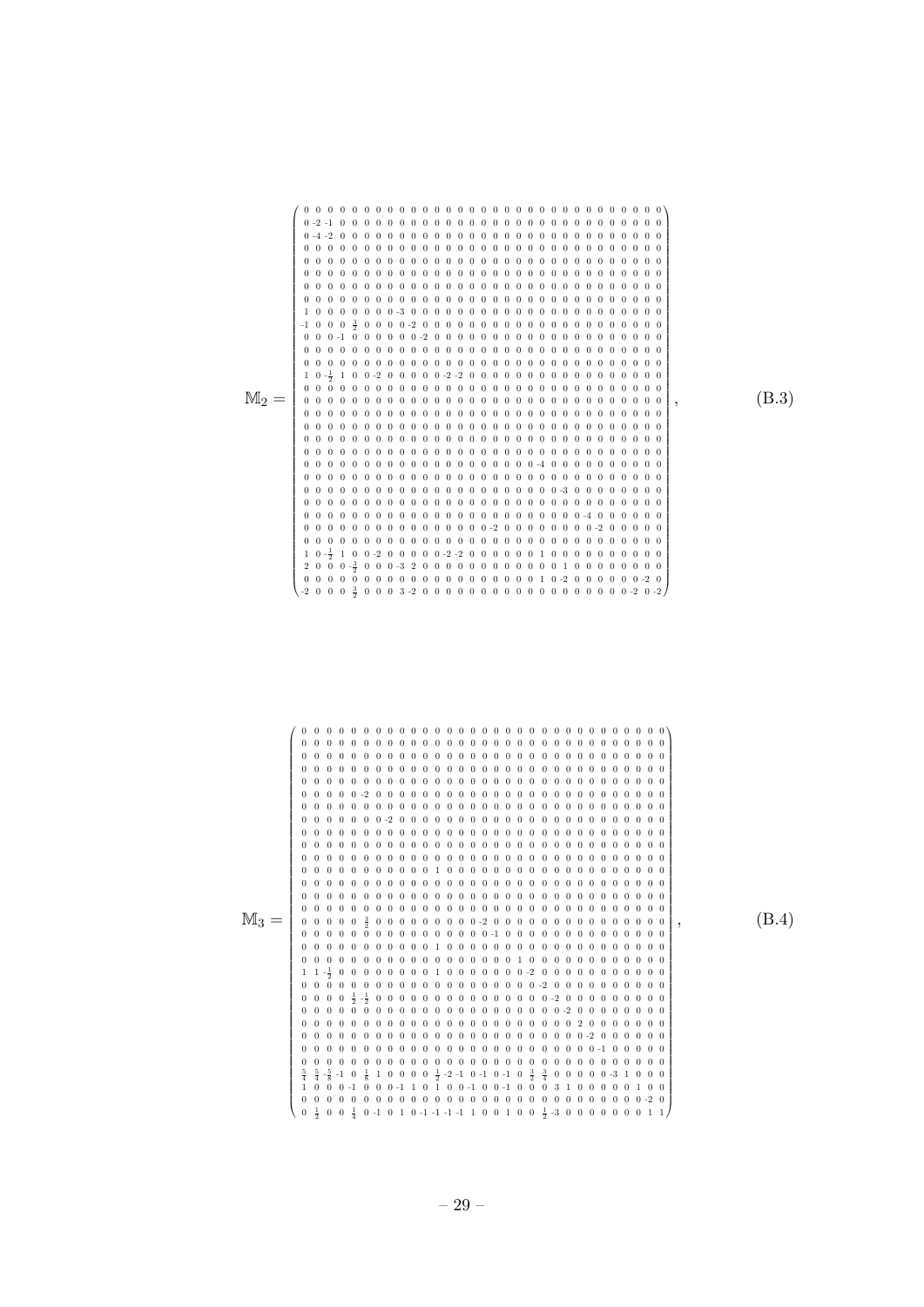$$
\mathbb{M}_2 = \begin{pmatrix}
0 & 0 & 0 & 0 & 0 & 0 & 0 & 0 & 0 & 0 & 0 & 0 & 0 & 0 & 0 & 0 & 0 & 0 & 0 & 0 & 0 & 0 & 0 & 0 & 0 & 0 & 0 & 0 & 0 & 0 & 0 \\
0 & -2 & -1 & 0 & 0 & 0 & 0 & 0 & 0 & 0 & 0 & 0 & 0 & 0 & 0 & 0 & 0 & 0 & 0 & 0 & 0 & 0 & 0 & 0 & 0 & 0 & 0 & 0 & 0 & 0 & 0 \\
0 & -4 & -2 & 0 & 0 & 0 & 0 & 0 & 0 & 0 & 0 & 0 & 0 & 0 & 0 & 0 & 0 & 0 & 0 & 0 & 0 & 0 & 0 & 0 & 0 & 0 & 0 & 0 & 0 & 0 & 0 \\
0 & 0 & 0 & 0 & 0 & 0 & 0 & 0 & 0 & 0 & 0 & 0 & 0 & 0 & 0 & 0 & 0 & 0 & 0 & 0 & 0 & 0 & 0 & 0 & 0 & 0 & 0 & 0 & 0 & 0 & 0 \\
0 & 0 & 0 & 0 & 0 & 0 & 0 & 0 & 0 & 0 & 0 & 0 & 0 & 0 & 0 & 0 & 0 & 0 & 0 & 0 & 0 & 0 & 0 & 0 & 0 & 0 & 0 & 0 & 0 & 0 & 0 \\
0 & 0 & 0 & 0 & 0 & 0 & 0 & 0 & 0 & 0 & 0 & 0 & 0 & 0 & 0 & 0 & 0 & 0 & 0 & 0 & 0 & 0 & 0 & 0 & 0 & 0 & 0 & 0 & 0 & 0 & 0 \\
0 & 0 & 0 & 0 & 0 & 0 & 0 & 0 & 0 & 0 & 0 & 0 & 0 & 0 & 0 & 0 & 0 & 0 & 0 & 0 & 0 & 0 & 0 & 0 & 0 & 0 & 0 & 0 & 0 & 0 & 0 \\
0 & 0 & 0 & 0 & 0 & 0 & 0 & 0 & 0 & 0 & 0 & 0 & 0 & 0 & 0 & 0 & 0 & 0 & 0 & 0 & 0 & 0 & 0 & 0 & 0 & 0 & 0 & 0 & 0 & 0 & 0 \\
1 & 0 & 0 & 0 & 0 & 0 & 0 & 0 & -3 & 0 & 0 & 0 & 0 & 0 & 0 & 0 & 0 & 0 & 0 & 0 & 0 & 0 & 0 & 0 & 0 & 0 & 0 & 0 & 0 & 0 & 0 \\
-1 & 0 & 0 & 0 & \frac{3}{2} & 0 & 0 & 0 & 0 & -2 & 0 & 0 & 0 & 0 & 0 & 0 & 0 & 0 & 0 & 0 & 0 & 0 & 0 & 0 & 0 & 0 & 0 & 0 & 0 & 0 & 0 \\
0 & 0 & 0 & -1 & 0 & 0 & 0 & 0 & 0 & 0 & -2 & 0 & 0 & 0 & 0 & 0 & 0 & 0 & 0 & 0 & 0 & 0 & 0 & 0 & 0 & 0 & 0 & 0 & 0 & 0 & 0 \\
0 & 0 & 0 & 0 & 0 & 0 & 0 & 0 & 0 & 0 & 0 & 0 & 0 & 0 & 0 & 0 & 0 & 0 & 0 & 0 & 0 & 0 & 0 & 0 & 0 & 0 & 0 & 0 & 0 & 0 & 0 \\
0 & 0 & 0 & 0 & 0 & 0 & 0 & 0 & 0 & 0 & 0 & 0 & 0 & 0 & 0 & 0 & 0 & 0 & 0 & 0 & 0 & 0 & 0 & 0 & 0 & 0 & 0 & 0 & 0 & 0 & 0 \\
1 & 0 & -\frac{1}{2} & 1 & 0 & 0 & -2 & 0 & 0 & 0 & 0 & 0 & -2 & -2 & 0 & 0 & 0 & 0 & 0 & 0 & 0 & 0 & 0 & 0 & 0 & 0 & 0 & 0 & 0 & 0 & 0 \\
0 & 0 & 0 & 0 & 0 & 0 & 0 & 0 & 0 & 0 & 0 & 0 & 0 & 0 & 0 & 0 & 0 & 0 & 0 & 0 & 0 & 0 & 0 & 0 & 0 & 0 & 0 & 0 & 0 & 0 & 0 \\
0 & 0 & 0 & 0 & 0 & 0 & 0 & 0 & 0 & 0 & 0 & 0 & 0 & 0 & 0 & 0 & 0 & 0 & 0 & 0 & 0 & 0 & 0 & 0 & 0 & 0 & 0 & 0 & 0 & 0 & 0 \\
0 & 0 & 0 & 0 & 0 & 0 & 0 & 0 & 0 & 0 & 0 & 0 & 0 & 0 & 0 & 0 & 0 & 0 & 0 & 0 & 0 & 0 & 0 & 0 & 0 & 0 & 0 & 0 & 0 & 0 & 0 \\
0 & 0 & 0 & 0 & 0 & 0 & 0 & 0 & 0 & 0 & 0 & 0 & 0 & 0 & 0 & 0 & 0 & 0 & 0 & 0 & 0 & 0 & 0 & 0 & 0 & 0 & 0 & 0 & 0 & 0 & 0 \\
0 & 0 & 0 & 0 & 0 & 0 & 0 & 0 & 0 & 0 & 0 & 0 & 0 & 0 & 0 & 0 & 0 & 0 & 0 & 0 & 0 & 0 & 0 & 0 & 0 & 0 & 0 & 0 & 0 & 0 & 0 \\
0 & 0 & 0 & 0 & 0 & 0 & 0 & 0 & 0 & 0 & 0 & 0 & 0 & 0 & 0 & 0 & 0 & 0 & 0 & 0 & 0 & 0 & 0 & 0 & 0 & 0 & 0 & 0 & 0 & 0 & 0 \\
0 & 0 & 0 & 0 & 0 & 0 & 0 & 0 & 0 & 0 & 0 & 0 & 0 & 0 & 0 & 0 & 0 & 0 & 0 & 0 & -4 & 0 & 0 & 0 & 0 & 0 & 0 & 0 & 0 & 0 & 0 \\
0 & 0 & 0 & 0 & 0 & 0 & 0 & 0 & 0 & 0 & 0 & 0 & 0 & 0 & 0 & 0 & 0 & 0 & 0 & 0 & 0 & 0 & 0 & 0 & 0 & 0 & 0 & 0 & 0 & 0 & 0 \\
0 & 0 & 0 & 0 & 0 & 0 & 0 & 0 & 0 & 0 & 0 & 0 & 0 & 0 & 0 & 0 & 0 & 0 & 0 & 0 & 0 & 0 & -3 & 0 & 0 & 0 & 0 & 0 & 0 & 0 & 0 \\
0 & 0 & 0 & 0 & 0 & 0 & 0 & 0 & 0 & 0 & 0 & 0 & 0 & 0 & 0 & 0 & 0 & 0 & 0 & 0 & 0 & 0 & 0 & 0 & 0 & 0 & 0 & 0 & 0 & 0 & 0 \\
0 & 0 & 0 & 0 & 0 & 0 & 0 & 0 & 0 & 0 & 0 & 0 & 0 & 0 & 0 & 0 & 0 & 0 & 0 & 0 & 0 & 0 & 0 & 0 & -4 & 0 & 0 & 0 & 0 & 0 & 0 \\
0 & 0 & 0 & 0 & 0 & 0 & 0 & 0 & 0 & 0 & 0 & 0 & 0 & 0 & 0 & 0 & 0 & -2 & 0 & 0 & 0 & 0 & 0 & 0 & 0 & -2 & 0 & 0 & 0 & 0 & 0 \\
0 & 0 & 0 & 0 & 0 & 0 & 0 & 0 & 0 & 0 & 0 & 0 & 0 & 0 & 0 & 0 & 0 & 0 & 0 & 0 & 0 & 0 & 0 & 0 & 0 & 0 & 0 & 0 & 0 & 0 & 0 \\
1 & 0 & -\frac{1}{2} & 1 & 0 & 0 & -2 & 0 & 0 & 0 & 0 & 0 & -2 & -2 & 0 & 0 & 0 & 0 & 1 & 0 & 0 & 0 & 0 & 0 & 0 & 0 & 0 & 0 & 0 & 0 & 0 \\
2 & 0 & 0 & 0 & -\frac{3}{2} & 0 & 0 & 0 & -3 & 2 & 0 & 0 & 0 & 0 & 0 & 0 & 0 & 0 & 0 & 0 & 1 & 0 & 0 & 0 & 0 & 0 & 0 & 0 & 0 & 0 & 0 \\
0 & 0 & 0 & 0 & 0 & 0 & 0 & 0 & 0 & 0 & 0 & 0 & 0 & 0 & 0 & 0 & 0 & 0 & 1 & 0 & -2 & 0 & 0 & 0 & 0 & 0 & 0 & 0 & 0 & -2 & 0 \\
-2 & 0 & 0 & 0 & \frac{3}{2} & 0 & 0 & 0 & 3 & -2 & 0 & 0 & 0 & 0 & 0 & 0 & 0 & 0 & 0 & 0 & 0 & 0 & 0 & 0 & 0 & 0 & 0 & 0 & -2 & 0 & -2
\end{pmatrix}, \tag{B.3}
$$

$$
\mathbb{M}_3 = \begin{pmatrix}
0 & 0 & 0 & 0 & 0 & 0 & 0 & 0 & 0 & 0 & 0 & 0 & 0 & 0 & 0 & 0 & 0 & 0 & 0 & 0 & 0 & 0 & 0 & 0 & 0 & 0 & 0 & 0 & 0 & 0 & 0 \\
0 & 0 & 0 & 0 & 0 & 0 & 0 & 0 & 0 & 0 & 0 & 0 & 0 & 0 & 0 & 0 & 0 & 0 & 0 & 0 & 0 & 0 & 0 & 0 & 0 & 0 & 0 & 0 & 0 & 0 & 0 \\
0 & 0 & 0 & 0 & 0 & 0 & 0 & 0 & 0 & 0 & 0 & 0 & 0 & 0 & 0 & 0 & 0 & 0 & 0 & 0 & 0 & 0 & 0 & 0 & 0 & 0 & 0 & 0 & 0 & 0 & 0 \\
0 & 0 & 0 & 0 & 0 & 0 & 0 & 0 & 0 & 0 & 0 & 0 & 0 & 0 & 0 & 0 & 0 & 0 & 0 & 0 & 0 & 0 & 0 & 0 & 0 & 0 & 0 & 0 & 0 & 0 & 0 \\
0 & 0 & 0 & 0 & 0 & 0 & 0 & 0 & 0 & 0 & 0 & 0 & 0 & 0 & 0 & 0 & 0 & 0 & 0 & 0 & 0 & 0 & 0 & 0 & 0 & 0 & 0 & 0 & 0 & 0 & 0 \\
0 & 0 & 0 & 0 & 0 & -2 & 0 & 0 & 0 & 0 & 0 & 0 & 0 & 0 & 0 & 0 & 0 & 0 & 0 & 0 & 0 & 0 & 0 & 0 & 0 & 0 & 0 & 0 & 0 & 0 & 0 \\
0 & 0 & 0 & 0 & 0 & 0 & 0 & 0 & 0 & 0 & 0 & 0 & 0 & 0 & 0 & 0 & 0 & 0 & 0 & 0 & 0 & 0 & 0 & 0 & 0 & 0 & 0 & 0 & 0 & 0 & 0 \\
0 & 0 & 0 & 0 & 0 & 0 & 0 & -2 & 0 & 0 & 0 & 0 & 0 & 0 & 0 & 0 & 0 & 0 & 0 & 0 & 0 & 0 & 0 & 0 & 0 & 0 & 0 & 0 & 0 & 0 & 0 \\
0 & 0 & 0 & 0 & 0 & 0 & 0 & 0 & 0 & 0 & 0 & 0 & 0 & 0 & 0 & 0 & 0 & 0 & 0 & 0 & 0 & 0 & 0 & 0 & 0 & 0 & 0 & 0 & 0 & 0 & 0 \\
0 & 0 & 0 & 0 & 0 & 0 & 0 & 0 & 0 & 0 & 0 & 0 & 0 & 0 & 0 & 0 & 0 & 0 & 0 & 0 & 0 & 0 & 0 & 0 & 0 & 0 & 0 & 0 & 0 & 0 & 0 \\
0 & 0 & 0 & 0 & 0 & 0 & 0 & 0 & 0 & 0 & 0 & 0 & 0 & 0 & 0 & 0 & 0 & 0 & 0 & 0 & 0 & 0 & 0 & 0 & 0 & 0 & 0 & 0 & 0 & 0 & 0 \\
0 & 0 & 0 & 0 & 0 & 0 & 0 & 0 & 1 & 0 & 0 & 0 & 0 & 0 & 0 & 0 & 0 & 0 & 0 & 0 & 0 & 0 & 0 & 0 & 0 & 0 & 0 & 0 & 0 & 0 & 0 \\
0 & 0 & 0 & 0 & 0 & 0 & 0 & 0 & 0 & 0 & 0 & 0 & 0 & 0 & 0 & 0 & 0 & 0 & 0 & 0 & 0 & 0 & 0 & 0 & 0 & 0 & 0 & 0 & 0 & 0 & 0 \\
0 & 0 & 0 & 0 & 0 & 0 & 0 & 0 & 0 & 0 & 0 & 0 & 0 & 0 & 0 & 0 & 0 & 0 & 0 & 0 & 0 & 0 & 0 & 0 & 0 & 0 & 0 & 0 & 0 & 0 & 0 \\
0 & 0 & 0 & 0 & 0 & 0 & 0 & 0 & 0 & 0 & 0 & 0 & 0 & 0 & 0 & 0 & 0 & 0 & 0 & 0 & 0 & 0 & 0 & 0 & 0 & 0 & 0 & 0 & 0 & 0 & 0 \\
0 & 0 & 0 & 0 & 0 & \frac{3}{2} & 0 & 0 & 0 & 0 & 0 & 0 & 0 & 0 & 0 & -2 & 0 & 0 & 0 & 0 & 0 & 0 & 0 & 0 & 0 & 0 & 0 & 0 & 0 & 0 & 0 \\
0 & 0 & 0 & 0 & 0 & 0 & 0 & 0 & 0 & 0 & 0 & 0 & 0 & 0 & 0 & -1 & 0 & 0 & 0 & 0 & 0 & 0 & 0 & 0 & 0 & 0 & 0 & 0 & 0 & 0 & 0 \\
0 & 0 & 0 & 0 & 0 & 0 & 0 & 0 & 0 & 0 & 0 & 1 & 0 & 0 & 0 & 0 & 0 & 0 & 0 & 0 & 0 & 0 & 0 & 0 & 0 & 0 & 0 & 0 & 0 & 0 & 0 \\
0 & 0 & 0 & 0 & 0 & 0 & 0 & 0 & 0 & 0 & 0 & 0 & 0 & 0 & 0 & 0 & 1 & 0 & 0 & 0 & 0 & 0 & 0 & 0 & 0 & 0 & 0 & 0 & 0 & 0 & 0 \\
1 & 1 & -\frac{1}{2} & 0 & 0 & 0 & 0 & 0 & 0 & 0 & 0 & 1 & 0 & 0 & 0 & 0 & 0 & 0 & -2 & 0 & 0 & 0 & 0 & 0 & 0 & 0 & 0 & 0 & 0 & 0 & 0 \\
0 & 0 & 0 & 0 & 0 & 0 & 0 & 0 & 0 & 0 & 0 & 0 & 0 & 0 & 0 & 0 & 0 & 0 & -2 & 0 & 0 & 0 & 0 & 0 & 0 & 0 & 0 & 0 & 0 & 0 & 0 \\
0 & 0 & 0 & 0 & \frac{1}{2} & -\frac{1}{2} & 0 & 0 & 0 & 0 & 0 & 0 & 0 & 0 & 0 & 0 & 0 & 0 & 0 & -2 & 0 & 0 & 0 & 0 & 0 & 0 & 0 & 0 & 0 & 0 & 0 \\
0 & 0 & 0 & 0 & 0 & 0 & 0 & 0 & 0 & 0 & 0 & 0 & 0 & 0 & 0 & 0 & 0 & 0 & 0 & 0 & -2 & 0 & 0 & 0 & 0 & 0 & 0 & 0 & 0 & 0 & 0 \\
0 & 0 & 0 & 0 & 0 & 0 & 0 & 0 & 0 & 0 & 0 & 0 & 0 & 0 & 0 & 0 & 0 & 0 & 0 & 0 & 0 & 0 & 2 & 0 & 0 & 0 & 0 & 0 & 0 & 0 & 0 \\
0 & 0 & 0 & 0 & 0 & 0 & 0 & 0 & 0 & 0 & 0 & 0 & 0 & 0 & 0 & 0 & 0 & 0 & 0 & 0 & 0 & 0 & -2 & 0 & 0 & 0 & 0 & 0 & 0 & 0 & 0 \\
0 & 0 & 0 & 0 & 0 & 0 & 0 & 0 & 0 & 0 & 0 & 0 & 0 & 0 & 0 & 0 & 0 & 0 & 0 & 0 & 0 & 0 & 0 & -1 & 0 & 0 & 0 & 0 & 0 & 0 & 0 \\
0 & 0 & 0 & 0 & 0 & 0 & 0 & 0 & 0 & 0 & 0 & 0 & 0 & 0 & 0 & 0 & 0 & 0 & 0 & 0 & 0 & 0 & 0 & 0 & 0 & 0 & 0 & 0 & 0 & 0 & 0 \\
\frac{5}{4} & \frac{5}{4} & -\frac{5}{8} & -1 & 0 & \frac{1}{8} & 1 & 0 & 0 & 0 & 0 & \frac{1}{2} & -2 & -1 & 0 & -1 & 0 & -1 & 0 & \frac{3}{2} & \frac{3}{4} & 0 & 0 & 0 & 0 & 0 & -3 & 1 & 0 & 0 & 0 \\
1 & 0 & 0 & 0 & -1 & 0 & 0 & -1 & 1 & 0 & 1 & 0 & 0 & -1 & 0 & 0 & -1 & 0 & 0 & 3 & 1 & 0 & 0 & 0 & 0 & 0 & 0 & 0 & 1 & 0 & 0 \\
0 & 0 & 0 & 0 & 0 & 0 & 0 & 0 & 0 & 0 & 0 & 0 & 0 & 0 & 0 & 0 & 0 & 0 & 0 & 0 & 0 & 0 & 0 & 0 & 0 & 0 & 0 & 0 & 0 & -2 & 0 \\
0 & \frac{1}{2} & 0 & 0 & \frac{1}{4} & 0 & -1 & 0 & 1 & 0 & -1 & -1 & -1 & -1 & 1 & 0 & 0 & 1 & 0 & \frac{1}{2} & -3 & 0 & 0 & 0 & 0 & 0 & 0 & 0 & 0 & 1 & 1
\end{pmatrix}, \tag{B.4}
$$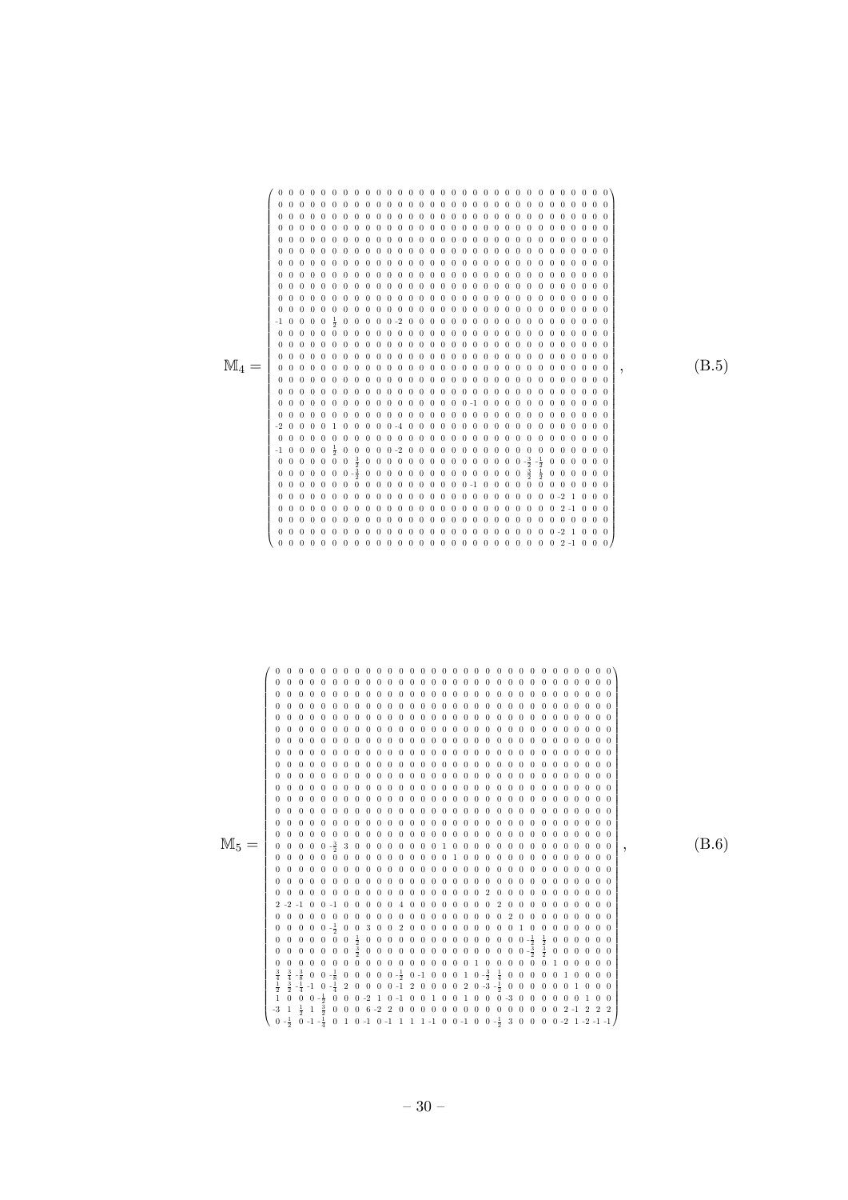$$
\mathbb{M}_4 = \left(\begin{array}{ccccccccccccccccccccccccccccccc}
0 & 0 & 0 & 0 & 0 & 0 & 0 & 0 & 0 & 0 & 0 & 0 & 0 & 0 & 0 & 0 & 0 & 0 & 0 & 0 & 0 & 0 & 0 & 0 & 0 & 0 & 0 & 0 & 0 & 0 & 0 \\
0 & 0 & 0 & 0 & 0 & 0 & 0 & 0 & 0 & 0 & 0 & 0 & 0 & 0 & 0 & 0 & 0 & 0 & 0 & 0 & 0 & 0 & 0 & 0 & 0 & 0 & 0 & 0 & 0 & 0 & 0 \\
0 & 0 & 0 & 0 & 0 & 0 & 0 & 0 & 0 & 0 & 0 & 0 & 0 & 0 & 0 & 0 & 0 & 0 & 0 & 0 & 0 & 0 & 0 & 0 & 0 & 0 & 0 & 0 & 0 & 0 & 0 \\
0 & 0 & 0 & 0 & 0 & 0 & 0 & 0 & 0 & 0 & 0 & 0 & 0 & 0 & 0 & 0 & 0 & 0 & 0 & 0 & 0 & 0 & 0 & 0 & 0 & 0 & 0 & 0 & 0 & 0 & 0 \\
0 & 0 & 0 & 0 & 0 & 0 & 0 & 0 & 0 & 0 & 0 & 0 & 0 & 0 & 0 & 0 & 0 & 0 & 0 & 0 & 0 & 0 & 0 & 0 & 0 & 0 & 0 & 0 & 0 & 0 & 0 \\
0 & 0 & 0 & 0 & 0 & 0 & 0 & 0 & 0 & 0 & 0 & 0 & 0 & 0 & 0 & 0 & 0 & 0 & 0 & 0 & 0 & 0 & 0 & 0 & 0 & 0 & 0 & 0 & 0 & 0 & 0 \\
0 & 0 & 0 & 0 & 0 & 0 & 0 & 0 & 0 & 0 & 0 & 0 & 0 & 0 & 0 & 0 & 0 & 0 & 0 & 0 & 0 & 0 & 0 & 0 & 0 & 0 & 0 & 0 & 0 & 0 & 0 \\
0 & 0 & 0 & 0 & 0 & 0 & 0 & 0 & 0 & 0 & 0 & 0 & 0 & 0 & 0 & 0 & 0 & 0 & 0 & 0 & 0 & 0 & 0 & 0 & 0 & 0 & 0 & 0 & 0 & 0 & 0 \\
0 & 0 & 0 & 0 & 0 & 0 & 0 & 0 & 0 & 0 & 0 & 0 & 0 & 0 & 0 & 0 & 0 & 0 & 0 & 0 & 0 & 0 & 0 & 0 & 0 & 0 & 0 & 0 & 0 & 0 & 0 \\
0 & 0 & 0 & 0 & 0 & 0 & 0 & 0 & 0 & 0 & 0 & 0 & 0 & 0 & 0 & 0 & 0 & 0 & 0 & 0 & 0 & 0 & 0 & 0 & 0 & 0 & 0 & 0 & 0 & 0 & 0 \\
0 & 0 & 0 & 0 & 0 & 0 & 0 & 0 & 0 & 0 & 0 & 0 & 0 & 0 & 0 & 0 & 0 & 0 & 0 & 0 & 0 & 0 & 0 & 0 & 0 & 0 & 0 & 0 & 0 & 0 & 0 \\
0 & 0 & 0 & 0 & 0 & 0 & 0 & 0 & 0 & 0 & 0 & 0 & 0 & 0 & 0 & 0 & 0 & 0 & 0 & 0 & 0 & 0 & 0 & 0 & 0 & 0 & 0 & 0 & 0 & 0 & 0 \\
0 & 0 & 0 & 0 & 0 & 0 & 0 & 0 & 0 & 0 & 0 & 0 & 0 & 0 & 0 & 0 & 0 & 0 & 0 & 0 & 0 & 0 & 0 & 0 & 0 & 0 & 0 & 0 & 0 & 0 & 0 \\
-1 & 0 & 0 & 0 & 0 & \frac{1}{2} & 0 & 0 & 0 & 0 & 0 & -2 & 0 & 0 & 0 & 0 & 0 & 0 & 0 & 0 & 0 & 0 & 0 & 0 & 0 & 0 & 0 & 0 & 0 & 0 & 0 \\
0 & 0 & 0 & 0 & 0 & 0 & 0 & 0 & 0 & 0 & 0 & 0 & 0 & 0 & 0 & 0 & 0 & 0 & 0 & 0 & 0 & 0 & 0 & 0 & 0 & 0 & 0 & 0 & 0 & 0 & 0 \\
0 & 0 & 0 & 0 & 0 & 0 & 0 & 0 & 0 & 0 & 0 & 0 & 0 & 0 & 0 & 0 & 0 & 0 & 0 & 0 & 0 & 0 & 0 & 0 & 0 & 0 & 0 & 0 & 0 & 0 & 0 \\
0 & 0 & 0 & 0 & 0 & 0 & 0 & 0 & 0 & 0 & 0 & 0 & 0 & 0 & 0 & 0 & 0 & 0 & 0 & 0 & 0 & 0 & 0 & 0 & 0 & 0 & 0 & 0 & 0 & 0 & 0 \\
0 & 0 & 0 & 0 & 0 & 0 & 0 & 0 & 0 & 0 & 0 & 0 & 0 & 0 & 0 & 0 & 0 & 0 & 0 & 0 & 0 & 0 & 0 & 0 & 0 & 0 & 0 & 0 & 0 & 0 & 0 \\
0 & 0 & 0 & 0 & 0 & 0 & 0 & 0 & 0 & 0 & 0 & 0 & 0 & 0 & 0 & 0 & -1 & 0 & 0 & 0 & 0 & 0 & 0 & 0 & 0 & 0 & 0 & 0 & 0 & 0 & 0 \\
0 & 0 & 0 & 0 & 0 & 0 & 0 & 0 & 0 & 0 & 0 & 0 & 0 & 0 & 0 & 0 & 0 & 0 & 0 & 0 & 0 & 0 & 0 & 0 & 0 & 0 & 0 & 0 & 0 & 0 & 0 \\
-2 & 0 & 0 & 0 & 0 & 1 & 0 & 0 & 0 & 0 & 0 & -4 & 0 & 0 & 0 & 0 & 0 & 0 & 0 & 0 & 0 & 0 & 0 & 0 & 0 & 0 & 0 & 0 & 0 & 0 & 0 \\
0 & 0 & 0 & 0 & 0 & 0 & 0 & 0 & 0 & 0 & 0 & 0 & 0 & 0 & 0 & 0 & 0 & 0 & 0 & 0 & 0 & 0 & 0 & 0 & 0 & 0 & 0 & 0 & 0 & 0 & 0 \\
-1 & 0 & 0 & 0 & 0 & \frac{1}{2} & 0 & 0 & 0 & 0 & 0 & -2 & 0 & 0 & 0 & 0 & 0 & 0 & 0 & 0 & 0 & 0 & 0 & 0 & 0 & 0 & 0 & 0 & 0 & 0 & 0 \\
0 & 0 & 0 & 0 & 0 & 0 & \frac{3}{2} & 0 & 0 & 0 & 0 & 0 & 0 & 0 & 0 & 0 & 0 & 0 & 0 & 0 & 0 & 0 & -\frac{3}{2} & -\frac{1}{2} & 0 & 0 & 0 & 0 & 0 & 0 & 0 \\
0 & 0 & 0 & 0 & 0 & 0 & -\frac{3}{2} & 0 & 0 & 0 & 0 & 0 & 0 & 0 & 0 & 0 & 0 & 0 & 0 & 0 & 0 & 0 & \frac{3}{2} & \frac{1}{2} & 0 & 0 & 0 & 0 & 0 & 0 & 0 \\
0 & 0 & 0 & 0 & 0 & 0 & 0 & 0 & 0 & 0 & 0 & 0 & 0 & 0 & -1 & 0 & 0 & 0 & 0 & 0 & 0 & 0 & 0 & 0 & 0 & 0 & 0 & 0 & 0 & 0 & 0 \\
0 & 0 & 0 & 0 & 0 & 0 & 0 & 0 & 0 & 0 & 0 & 0 & 0 & 0 & 0 & 0 & 0 & 0 & 0 & 0 & 0 & 0 & 0 & 0 & 0 & 0 & -2 & 1 & 0 & 0 & 0 \\
0 & 0 & 0 & 0 & 0 & 0 & 0 & 0 & 0 & 0 & 0 & 0 & 0 & 0 & 0 & 0 & 0 & 0 & 0 & 0 & 0 & 0 & 0 & 0 & 0 & 0 & 2 & -1 & 0 & 0 & 0 \\
0 & 0 & 0 & 0 & 0 & 0 & 0 & 0 & 0 & 0 & 0 & 0 & 0 & 0 & 0 & 0 & 0 & 0 & 0 & 0 & 0 & 0 & 0 & 0 & 0 & 0 & 0 & 0 & 0 & 0 & 0 \\
0 & 0 & 0 & 0 & 0 & 0 & 0 & 0 & 0 & 0 & 0 & 0 & 0 & 0 & 0 & 0 & 0 & 0 & 0 & 0 & 0 & 0 & 0 & 0 & 0 & 0 & -2 & 1 & 0 & 0 & 0 \\
0 & 0 & 0 & 0 & 0 & 0 & 0 & 0 & 0 & 0 & 0 & 0 & 0 & 0 & 0 & 0 & 0 & 0 & 0 & 0 & 0 & 0 & 0 & 0 & 0 & 0 & 2 & -1 & 0 & 0 & 0
\end{array}\right), \tag{B.5}
$$

$$
\mathbb{M}_5 = \left(\begin{array}{ccccccccccccccccccccccccccccccc}
0 & 0 & 0 & 0 & 0 & 0 & 0 & 0 & 0 & 0 & 0 & 0 & 0 & 0 & 0 & 0 & 0 & 0 & 0 & 0 & 0 & 0 & 0 & 0 & 0 & 0 & 0 & 0 & 0 & 0 & 0 \\
0 & 0 & 0 & 0 & 0 & 0 & 0 & 0 & 0 & 0 & 0 & 0 & 0 & 0 & 0 & 0 & 0 & 0 & 0 & 0 & 0 & 0 & 0 & 0 & 0 & 0 & 0 & 0 & 0 & 0 & 0 \\
0 & 0 & 0 & 0 & 0 & 0 & 0 & 0 & 0 & 0 & 0 & 0 & 0 & 0 & 0 & 0 & 0 & 0 & 0 & 0 & 0 & 0 & 0 & 0 & 0 & 0 & 0 & 0 & 0 & 0 & 0 \\
0 & 0 & 0 & 0 & 0 & 0 & 0 & 0 & 0 & 0 & 0 & 0 & 0 & 0 & 0 & 0 & 0 & 0 & 0 & 0 & 0 & 0 & 0 & 0 & 0 & 0 & 0 & 0 & 0 & 0 & 0 \\
0 & 0 & 0 & 0 & 0 & 0 & 0 & 0 & 0 & 0 & 0 & 0 & 0 & 0 & 0 & 0 & 0 & 0 & 0 & 0 & 0 & 0 & 0 & 0 & 0 & 0 & 0 & 0 & 0 & 0 & 0 \\
0 & 0 & 0 & 0 & 0 & 0 & 0 & 0 & 0 & 0 & 0 & 0 & 0 & 0 & 0 & 0 & 0 & 0 & 0 & 0 & 0 & 0 & 0 & 0 & 0 & 0 & 0 & 0 & 0 & 0 & 0 \\
0 & 0 & 0 & 0 & 0 & 0 & 0 & 0 & 0 & 0 & 0 & 0 & 0 & 0 & 0 & 0 & 0 & 0 & 0 & 0 & 0 & 0 & 0 & 0 & 0 & 0 & 0 & 0 & 0 & 0 & 0 \\
0 & 0 & 0 & 0 & 0 & 0 & 0 & 0 & 0 & 0 & 0 & 0 & 0 & 0 & 0 & 0 & 0 & 0 & 0 & 0 & 0 & 0 & 0 & 0 & 0 & 0 & 0 & 0 & 0 & 0 & 0 \\
0 & 0 & 0 & 0 & 0 & 0 & 0 & 0 & 0 & 0 & 0 & 0 & 0 & 0 & 0 & 0 & 0 & 0 & 0 & 0 & 0 & 0 & 0 & 0 & 0 & 0 & 0 & 0 & 0 & 0 & 0 \\
0 & 0 & 0 & 0 & 0 & 0 & 0 & 0 & 0 & 0 & 0 & 0 & 0 & 0 & 0 & 0 & 0 & 0 & 0 & 0 & 0 & 0 & 0 & 0 & 0 & 0 & 0 & 0 & 0 & 0 & 0 \\
0 & 0 & 0 & 0 & 0 & 0 & 0 & 0 & 0 & 0 & 0 & 0 & 0 & 0 & 0 & 0 & 0 & 0 & 0 & 0 & 0 & 0 & 0 & 0 & 0 & 0 & 0 & 0 & 0 & 0 & 0 \\
0 & 0 & 0 & 0 & 0 & 0 & 0 & 0 & 0 & 0 & 0 & 0 & 0 & 0 & 0 & 0 & 0 & 0 & 0 & 0 & 0 & 0 & 0 & 0 & 0 & 0 & 0 & 0 & 0 & 0 & 0 \\
0 & 0 & 0 & 0 & 0 & 0 & 0 & 0 & 0 & 0 & 0 & 0 & 0 & 0 & 0 & 0 & 0 & 0 & 0 & 0 & 0 & 0 & 0 & 0 & 0 & 0 & 0 & 0 & 0 & 0 & 0 \\
0 & 0 & 0 & 0 & 0 & 0 & 0 & 0 & 0 & 0 & 0 & 0 & 0 & 0 & 0 & 0 & 0 & 0 & 0 & 0 & 0 & 0 & 0 & 0 & 0 & 0 & 0 & 0 & 0 & 0 & 0 \\
0 & 0 & 0 & 0 & 0 & 0 & 0 & 0 & 0 & 0 & 0 & 0 & 0 & 0 & 0 & 0 & 0 & 0 & 0 & 0 & 0 & 0 & 0 & 0 & 0 & 0 & 0 & 0 & 0 & 0 & 0 \\
0 & 0 & 0 & 0 & 0 & -\frac{3}{2} & 3 & 0 & 0 & 0 & 0 & 0 & 0 & 0 & 0 & 1 & 0 & 0 & 0 & 0 & 0 & 0 & 0 & 0 & 0 & 0 & 0 & 0 & 0 & 0 & 0 \\
0 & 0 & 0 & 0 & 0 & 0 & 0 & 0 & 0 & 0 & 0 & 0 & 0 & 0 & 0 & 0 & 1 & 0 & 0 & 0 & 0 & 0 & 0 & 0 & 0 & 0 & 0 & 0 & 0 & 0 & 0 \\
0 & 0 & 0 & 0 & 0 & 0 & 0 & 0 & 0 & 0 & 0 & 0 & 0 & 0 & 0 & 0 & 0 & 0 & 0 & 0 & 0 & 0 & 0 & 0 & 0 & 0 & 0 & 0 & 0 & 0 & 0 \\
0 & 0 & 0 & 0 & 0 & 0 & 0 & 0 & 0 & 0 & 0 & 0 & 0 & 0 & 0 & 0 & 0 & 0 & 0 & 0 & 0 & 0 & 0 & 0 & 0 & 0 & 0 & 0 & 0 & 0 & 0 \\
0 & 0 & 0 & 0 & 0 & 0 & 0 & 0 & 0 & 0 & 0 & 0 & 0 & 0 & 0 & 0 & 0 & 0 & 0 & 2 & 0 & 0 & 0 & 0 & 0 & 0 & 0 & 0 & 0 & 0 & 0 \\
2 & -2 & -1 & 0 & 0 & -1 & 0 & 0 & 0 & 0 & 0 & 4 & 0 & 0 & 0 & 0 & 0 & 0 & 0 & 0 & 0 & 2 & 0 & 0 & 0 & 0 & 0 & 0 & 0 & 0 & 0 \\
0 & 0 & 0 & 0 & 0 & 0 & 0 & 0 & 0 & 0 & 0 & 0 & 0 & 0 & 0 & 0 & 0 & 0 & 0 & 0 & 0 & 2 & 0 & 0 & 0 & 0 & 0 & 0 & 0 & 0 & 0 \\
0 & 0 & 0 & 0 & 0 & -\frac{1}{2} & 0 & 0 & 3 & 0 & 0 & 2 & 0 & 0 & 0 & 0 & 0 & 0 & 0 & 0 & 0 & 0 & 1 & 0 & 0 & 0 & 0 & 0 & 0 & 0 & 0 \\
0 & 0 & 0 & 0 & 0 & 0 & 0 & \frac{1}{2} & 0 & 0 & 0 & 0 & 0 & 0 & 0 & 0 & 0 & 0 & 0 & 0 & 0 & 0 & 0 & -\frac{1}{2} & \frac{1}{2} & 0 & 0 & 0 & 0 & 0 & 0 \\
0 & 0 & 0 & 0 & 0 & 0 & 0 & \frac{3}{2} & 0 & 0 & 0 & 0 & 0 & 0 & 0 & 0 & 0 & 0 & 0 & 0 & 0 & 0 & 0 & -\frac{3}{2} & \frac{3}{2} & 0 & 0 & 0 & 0 & 0 & 0 \\
0 & 0 & 0 & 0 & 0 & 0 & 0 & 0 & 0 & 0 & 0 & 0 & 0 & 0 & 0 & 0 & 0 & 0 & 0 & 1 & 0 & 0 & 0 & 0 & 0 & 1 & 0 & 0 & 0 & 0 & 0 \\
\frac{3}{4} & \frac{3}{4} & -\frac{3}{8} & 0 & 0 & \frac{1}{8} & 0 & 0 & 0 & 0 & 0 & -\frac{1}{2} & 0 & -1 & 0 & 0 & 0 & 1 & 0 & -\frac{3}{2} & \frac{1}{4} & 0 & 0 & 0 & 0 & 0 & 1 & 0 & 0 & 0 & 0 \\
\frac{1}{2} & \frac{3}{2} & -\frac{1}{4} & -1 & 0 & -\frac{1}{4} & 2 & 0 & 0 & 0 & 0 & -1 & 2 & 0 & 0 & 0 & 0 & 2 & 0 & -3 & -\frac{1}{2} & 0 & 0 & 0 & 0 & 0 & 0 & 1 & 0 & 0 & 0 \\
1 & 0 & 0 & 0 & -\frac{1}{2} & 0 & 0 & 0 & -2 & 1 & 0 & -1 & 0 & 0 & 1 & 0 & 0 & 1 & 0 & -3 & 0 & 0 & 0 & 0 & 0 & 0 & 0 & 0 & 1 & 0 & 0 \\
-3 & 1 & \frac{1}{2} & 1 & \frac{3}{2} & 0 & 0 & 0 & 6 & -2 & 2 & 0 & 0 & 0 & 0 & 0 & 0 & 0 & 0 & 0 & 0 & 0 & 0 & 0 & 0 & 0 & 2 & -1 & 2 & 2 & 2 \\
0 & -\frac{1}{2} & 0 & -1 & -\frac{1}{4} & 0 & 1 & 0 & -1 & 0 & -1 & 1 & 1 & 1 & -1 & 0 & 0 & -1 & 0 & 0 & -\frac{1}{2} & 3 & 0 & 0 & 0 & 0 & -2 & 1 & -2 & -1 & -1
\end{array}\right), \tag{B.6}
$$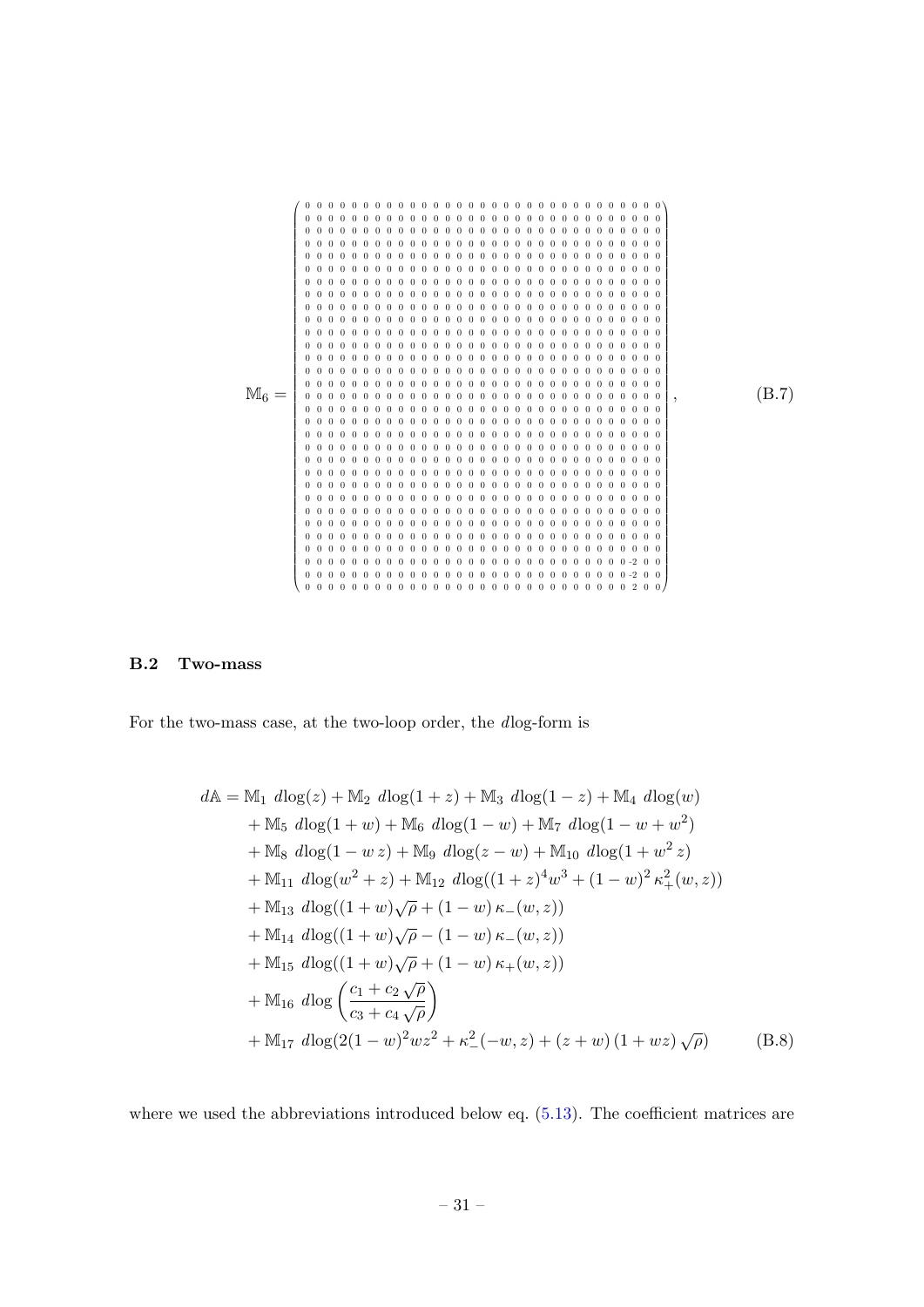$$
\mathbb{M}_6 = \left(\begin{array}{cccccccccccccccccccccccccccccccccccccccccccccc}
0 & 0 & 0 & 0 & 0 & 0 & 0 & 0 & 0 & 0 & 0 & 0 & 0 & 0 & 0 & 0 & 0 & 0 & 0 & 0 & 0 & 0 & 0 & 0 & 0 & 0 & 0 & 0 & 0 & 0 & 0 & 0 & 0 & 0 & 0 & 0 & 0 & 0 & 0 & 0 & 0 & 0 & 0 & 0 & 0 & 0 \\
0 & 0 & 0 & 0 & 0 & 0 & 0 & 0 & 0 & 0 & 0 & 0 & 0 & 0 & 0 & 0 & 0 & 0 & 0 & 0 & 0 & 0 & 0 & 0 & 0 & 0 & 0 & 0 & 0 & 0 & 0 & 0 & 0 & 0 & 0 & 0 & 0 & 0 & 0 & 0 & 0 & 0 & 0 & 0 & 0 & 0 \\
0 & 0 & 0 & 0 & 0 & 0 & 0 & 0 & 0 & 0 & 0 & 0 & 0 & 0 & 0 & 0 & 0 & 0 & 0 & 0 & 0 & 0 & 0 & 0 & 0 & 0 & 0 & 0 & 0 & 0 & 0 & 0 & 0 & 0 & 0 & 0 & 0 & 0 & 0 & 0 & 0 & 0 & 0 & 0 & 0 & 0 \\
0 & 0 & 0 & 0 & 0 & 0 & 0 & 0 & 0 & 0 & 0 & 0 & 0 & 0 & 0 & 0 & 0 & 0 & 0 & 0 & 0 & 0 & 0 & 0 & 0 & 0 & 0 & 0 & 0 & 0 & 0 & 0 & 0 & 0 & 0 & 0 & 0 & 0 & 0 & 0 & 0 & 0 & 0 & 0 & 0 & 0 \\
0 & 0 & 0 & 0 & 0 & 0 & 0 & 0 & 0 & 0 & 0 & 0 & 0 & 0 & 0 & 0 & 0 & 0 & 0 & 0 & 0 & 0 & 0 & 0 & 0 & 0 & 0 & 0 & 0 & 0 & 0 & 0 & 0 & 0 & 0 & 0 & 0 & 0 & 0 & 0 & 0 & 0 & 0 & 0 & 0 & 0 \\
0 & 0 & 0 & 0 & 0 & 0 & 0 & 0 & 0 & 0 & 0 & 0 & 0 & 0 & 0 & 0 & 0 & 0 & 0 & 0 & 0 & 0 & 0 & 0 & 0 & 0 & 0 & 0 & 0 & 0 & 0 & 0 & 0 & 0 & 0 & 0 & 0 & 0 & 0 & 0 & 0 & 0 & 0 & 0 & 0 & 0 \\
0 & 0 & 0 & 0 & 0 & 0 & 0 & 0 & 0 & 0 & 0 & 0 & 0 & 0 & 0 & 0 & 0 & 0 & 0 & 0 & 0 & 0 & 0 & 0 & 0 & 0 & 0 & 0 & 0 & 0 & 0 & 0 & 0 & 0 & 0 & 0 & 0 & 0 & 0 & 0 & 0 & 0 & 0 & 0 & 0 & 0 \\
0 & 0 & 0 & 0 & 0 & 0 & 0 & 0 & 0 & 0 & 0 & 0 & 0 & 0 & 0 & 0 & 0 & 0 & 0 & 0 & 0 & 0 & 0 & 0 & 0 & 0 & 0 & 0 & 0 & 0 & 0 & 0 & 0 & 0 & 0 & 0 & 0 & 0 & 0 & 0 & 0 & 0 & 0 & 0 & 0 & 0 \\
0 & 0 & 0 & 0 & 0 & 0 & 0 & 0 & 0 & 0 & 0 & 0 & 0 & 0 & 0 & 0 & 0 & 0 & 0 & 0 & 0 & 0 & 0 & 0 & 0 & 0 & 0 & 0 & 0 & 0 & 0 & 0 & 0 & 0 & 0 & 0 & 0 & 0 & 0 & 0 & 0 & 0 & 0 & 0 & 0 & 0 \\
0 & 0 & 0 & 0 & 0 & 0 & 0 & 0 & 0 & 0 & 0 & 0 & 0 & 0 & 0 & 0 & 0 & 0 & 0 & 0 & 0 & 0 & 0 & 0 & 0 & 0 & 0 & 0 & 0 & 0 & 0 & 0 & 0 & 0 & 0 & 0 & 0 & 0 & 0 & 0 & 0 & 0 & 0 & 0 & 0 & 0 \\
0 & 0 & 0 & 0 & 0 & 0 & 0 & 0 & 0 & 0 & 0 & 0 & 0 & 0 & 0 & 0 & 0 & 0 & 0 & 0 & 0 & 0 & 0 & 0 & 0 & 0 & 0 & 0 & 0 & 0 & 0 & 0 & 0 & 0 & 0 & 0 & 0 & 0 & 0 & 0 & 0 & 0 & 0 & 0 & 0 & 0 \\
0 & 0 & 0 & 0 & 0 & 0 & 0 & 0 & 0 & 0 & 0 & 0 & 0 & 0 & 0 & 0 & 0 & 0 & 0 & 0 & 0 & 0 & 0 & 0 & 0 & 0 & 0 & 0 & 0 & 0 & 0 & 0 & 0 & 0 & 0 & 0 & 0 & 0 & 0 & 0 & 0 & 0 & 0 & 0 & 0 & 0 \\
0 & 0 & 0 & 0 & 0 & 0 & 0 & 0 & 0 & 0 & 0 & 0 & 0 & 0 & 0 & 0 & 0 & 0 & 0 & 0 & 0 & 0 & 0 & 0 & 0 & 0 & 0 & 0 & 0 & 0 & 0 & 0 & 0 & 0 & 0 & 0 & 0 & 0 & 0 & 0 & 0 & 0 & 0 & 0 & 0 & 0 \\
0 & 0 & 0 & 0 & 0 & 0 & 0 & 0 & 0 & 0 & 0 & 0 & 0 & 0 & 0 & 0 & 0 & 0 & 0 & 0 & 0 & 0 & 0 & 0 & 0 & 0 & 0 & 0 & 0 & 0 & 0 & 0 & 0 & 0 & 0 & 0 & 0 & 0 & 0 & 0 & 0 & 0 & 0 & 0 & 0 & 0 \\
0 & 0 & 0 & 0 & 0 & 0 & 0 & 0 & 0 & 0 & 0 & 0 & 0 & 0 & 0 & 0 & 0 & 0 & 0 & 0 & 0 & 0 & 0 & 0 & 0 & 0 & 0 & 0 & 0 & 0 & 0 & 0 & 0 & 0 & 0 & 0 & 0 & 0 & 0 & 0 & 0 & 0 & 0 & 0 & 0 & 0 \\
0 & 0 & 0 & 0 & 0 & 0 & 0 & 0 & 0 & 0 & 0 & 0 & 0 & 0 & 0 & 0 & 0 & 0 & 0 & 0 & 0 & 0 & 0 & 0 & 0 & 0 & 0 & 0 & 0 & 0 & 0 & 0 & 0 & 0 & 0 & 0 & 0 & 0 & 0 & 0 & 0 & 0 & 0 & 0 & 0 & 0 \\
0 & 0 & 0 & 0 & 0 & 0 & 0 & 0 & 0 & 0 & 0 & 0 & 0 & 0 & 0 & 0 & 0 & 0 & 0 & 0 & 0 & 0 & 0 & 0 & 0 & 0 & 0 & 0 & 0 & 0 & 0 & 0 & 0 & 0 & 0 & 0 & 0 & 0 & 0 & 0 & 0 & 0 & 0 & 0 & 0 & 0 \\
0 & 0 & 0 & 0 & 0 & 0 & 0 & 0 & 0 & 0 & 0 & 0 & 0 & 0 & 0 & 0 & 0 & 0 & 0 & 0 & 0 & 0 & 0 & 0 & 0 & 0 & 0 & 0 & 0 & 0 & 0 & 0 & 0 & 0 & 0 & 0 & 0 & 0 & 0 & 0 & 0 & 0 & 0 & 0 & 0 & 0 \\
0 & 0 & 0 & 0 & 0 & 0 & 0 & 0 & 0 & 0 & 0 & 0 & 0 & 0 & 0 & 0 & 0 & 0 & 0 & 0 & 0 & 0 & 0 & 0 & 0 & 0 & 0 & 0 & 0 & 0 & 0 & 0 & 0 & 0 & 0 & 0 & 0 & 0 & 0 & 0 & 0 & 0 & 0 & 0 & 0 & 0 \\
0 & 0 & 0 & 0 & 0 & 0 & 0 & 0 & 0 & 0 & 0 & 0 & 0 & 0 & 0 & 0 & 0 & 0 & 0 & 0 & 0 & 0 & 0 & 0 & 0 & 0 & 0 & 0 & 0 & 0 & 0 & 0 & 0 & 0 & 0 & 0 & 0 & 0 & 0 & 0 & 0 & 0 & 0 & 0 & 0 & 0 \\
0 & 0 & 0 & 0 & 0 & 0 & 0 & 0 & 0 & 0 & 0 & 0 & 0 & 0 & 0 & 0 & 0 & 0 & 0 & 0 & 0 & 0 & 0 & 0 & 0 & 0 & 0 & 0 & 0 & 0 & 0 & 0 & 0 & 0 & 0 & 0 & 0 & 0 & 0 & 0 & 0 & 0 & 0 & 0 & 0 & 0 \\
0 & 0 & 0 & 0 & 0 & 0 & 0 & 0 & 0 & 0 & 0 & 0 & 0 & 0 & 0 & 0 & 0 & 0 & 0 & 0 & 0 & 0 & 0 & 0 & 0 & 0 & 0 & 0 & 0 & 0 & 0 & 0 & 0 & 0 & 0 & 0 & 0 & 0 & 0 & 0 & 0 & 0 & 0 & 0 & 0 & 0 \\
0 & 0 & 0 & 0 & 0 & 0 & 0 & 0 & 0 & 0 & 0 & 0 & 0 & 0 & 0 & 0 & 0 & 0 & 0 & 0 & 0 & 0 & 0 & 0 & 0 & 0 & 0 & 0 & 0 & 0 & 0 & 0 & 0 & 0 & 0 & 0 & 0 & 0 & 0 & 0 & 0 & 0 & 0 & 0 & 0 & 0 \\
0 & 0 & 0 & 0 & 0 & 0 & 0 & 0 & 0 & 0 & 0 & 0 & 0 & 0 & 0 & 0 & 0 & 0 & 0 & 0 & 0 & 0 & 0 & 0 & 0 & 0 & 0 & 0 & 0 & 0 & 0 & 0 & 0 & 0 & 0 & 0 & 0 & 0 & 0 & 0 & 0 & 0 & 0 & 0 & 0 & 0 \\
0 & 0 & 0 & 0 & 0 & 0 & 0 & 0 & 0 & 0 & 0 & 0 & 0 & 0 & 0 & 0 & 0 & 0 & 0 & 0 & 0 & 0 & 0 & 0 & 0 & 0 & 0 & 0 & 0 & 0 & 0 & 0 & 0 & 0 & 0 & 0 & 0 & 0 & 0 & 0 & 0 & 0 & 0 & 0 & 0 & 0 \\
0 & 0 & 0 & 0 & 0 & 0 & 0 & 0 & 0 & 0 & 0 & 0 & 0 & 0 & 0 & 0 & 0 & 0 & 0 & 0 & 0 & 0 & 0 & 0 & 0 & 0 & 0 & 0 & 0 & 0 & 0 & 0 & 0 & 0 & 0 & 0 & 0 & 0 & 0 & 0 & 0 & 0 & 0 & 0 & 0 & 0 \\
0 & 0 & 0 & 0 & 0 & 0 & 0 & 0 & 0 & 0 & 0 & 0 & 0 & 0 & 0 & 0 & 0 & 0 & 0 & 0 & 0 & 0 & 0 & 0 & 0 & 0 & 0 & 0 & 0 & 0 & 0 & 0 & 0 & 0 & 0 & 0 & 0 & 0 & 0 & 0 & 0 & 0 & 0 & 0 & 0 & 0 \\
0 & 0 & 0 & 0 & 0 & 0 & 0 & 0 & 0 & 0 & 0 & 0 & 0 & 0 & 0 & 0 & 0 & 0 & 0 & 0 & 0 & 0 & 0 & 0 & 0 & 0 & 0 & 0 & 0 & 0 & 0 & 0 & 0 & 0 & 0 & 0 & 0 & 0 & 0 & 0 & 0 & 0 & 0 & 0 & 0 & 0 \\
0 & 0 & 0 & 0 & 0 & 0 & 0 & 0 & 0 & 0 & 0 & 0 & 0 & 0 & 0 & 0 & 0 & 0 & 0 & 0 & 0 & 0 & 0 & 0 & 0 & 0 & 0 & 0 & 0 & 0 & 0 & 0 & 0 & 0 & 0 & 0 & 0 & 0 & 0 & 0 & 0 & 0 & 0 & 0 & 0 & 0 \\
0 & 0 & 0 & 0 & 0 & 0 & 0 & 0 & 0 & 0 & 0 & 0 & 0 & 0 & 0 & 0 & 0 & 0 & 0 & 0 & 0 & 0 & 0 & 0 & 0 & 0 & 0 & 0 & 0 & 0 & 0 & 0 & 0 & 0 & 0 & 0 & 0 & 0 & 0 & 0 & 0 & 0 & 0 & 0 & 0 & 0 \\
0 & 0 & 0 & 0 & 0 & 0 & 0 & 0 & 0 & 0 & 0 & 0 & 0 & 0 & 0 & 0 & 0 & 0 & 0 & 0 & 0 & 0 & 0 & 0 & 0 & 0 & 0 & 0 & 0 & 0 & 0 & 0 & 0 & 0 & 0 & 0 & 0 & 0 & 0 & 0 & 0 & 0 & 0 & 0 & 0 & 0 \\
0 & 0 & 0 & 0 & 0 & 0 & 0 & 0 & 0 & 0 & 0 & 0 & 0 & 0 & 0 & 0 & 0 & 0 & 0 & 0 & 0 & 0 & 0 & 0 & 0 & 0 & 0 & 0 & 0 & 0 & 0 & 0 & 0 & 0 & 0 & 0 & 0 & 0 & 0 & 0 & 0 & 0 & 0 & 0 & 0 & 0 \\
0 & 0 & 0 & 0 & 0 & 0 & 0 & 0 & 0 & 0 & 0 & 0 & 0 & 0 & 0 & 0 & 0 & 0 & 0 & 0 & 0 & 0 & 0 & 0 & 0 & 0 & 0 & 0 & 0 & 0 & 0 & 0 & 0 & 0 & 0 & 0 & 0 & 0 & 0 & 0 & 0 & 0 & 0 & 0 & 0 & 0 \\
0 & 0 & 0 & 0 & 0 & 0 & 0 & 0 & 0 & 0 & 0 & 0 & 0 & 0 & 0 & 0 & 0 & 0 & 0 & 0 & 0 & 0 & 0 & 0 & 0 & 0 & 0 & 0 & 0 & 0 & 0 & 0 & 0 & 0 & 0 & 0 & 0 & 0 & 0 & 0 & 0 & 0 & 0 & 0 & 0 & 0 \\
0 & 0 & 0 & 0 & 0 & 0 & 0 & 0 & 0 & 0 & 0 & 0 & 0 & 0 & 0 & 0 & 0 & 0 & 0 & 0 & 0 & 0 & 0 & 0 & 0 & 0 & 0 & 0 & 0 & 0 & 0 & 0 & 0 & 0 & 0 & 0 & 0 & 0 & 0 & 0 & 0 & 0 & 0 & 0 & 0 & 0 \\
0 & 0 & 0 & 0 & 0 & 0 & 0 & 0 & 0 & 0 & 0 & 0 & 0 & 0 & 0 & 0 & 0 & 0 & 0 & 0 & 0 & 0 & 0 & 0 & 0 & 0 & 0 & 0 & 0 & 0 & 0 & 0 & 0 & 0 & 0 & 0 & 0 & 0 & 0 & 0 & 0 & 0 & 0 & 0 & 0 & 0 \\
0 & 0 & 0 & 0 & 0 & 0 & 0 & 0 & 0 & 0 & 0 & 0 & 0 & 0 & 0 & 0 & 0 & 0 & 0 & 0 & 0 & 0 & 0 & 0 & 0 & 0 & 0 & 0 & 0 & 0 & 0 & 0 & 0 & 0 & 0 & 0 & 0 & 0 & 0 & 0 & 0 & 0 & 0 & 0 & 0 & 0 \\
0 & 0 & 0 & 0 & 0 & 0 & 0 & 0 & 0 & 0 & 0 & 0 & 0 & 0 & 0 & 0 & 0 & 0 & 0 & 0 & 0 & 0 & 0 & 0 & 0 & 0 & 0 & 0 & 0 & 0 & 0 & 0 & 0 & 0 & 0 & 0 & 0 & 0 & 0 & 0 & 0 & 0 & 0 & 0 & 0 & 0 \\
0 & 0 & 0 & 0 & 0 & 0 & 0 & 0 & 0 & 0 & 0 & 0 & 0 & 0 & 0 & 0 & 0 & 0 & 0 & 0 & 0 & 0 & 0 & 0 & 0 & 0 & 0 & 0 & 0 & 0 & 0 & 0 & 0 & 0 & 0 & 0 & 0 & 0 & 0 & 0 & 0 & 0 & 0 & 0 & 0 & 0 \\
0 & 0 & 0 & 0 & 0 & 0 & 0 & 0 & 0 & 0 & 0 & 0 & 0 & 0 & 0 & 0 & 0 & 0 & 0 & 0 & 0 & 0 & 0 & 0 & 0 & 0 & 0 & 0 & 0 & 0 & 0 & 0 & 0 & 0 & 0 & 0 & 0 & 0 & 0 & 0 & 0 & 0 & 0 & 0 & 0 & 0 \\
0 & 0 & 0 & 0 & 0 & 0 & 0 & 0 & 0 & 0 & 0 & 0 & 0 & 0 & 0 & 0 & 0 & 0 & 0 & 0 & 0 & 0 & 0 & 0 & 0 & 0 & 0 & 0 & 0 & 0 & 0 & 0 & 0 & 0 & 0 & 0 & 0 & 0 & 0 & 0 & 0 & 0 & 0 & 0 & 0 & 0 \\
0 & 0 & 0 & 0 & 0 & 0 & 0 & 0 & 0 & 0 & 0 & 0 & 0 & 0 & 0 & 0 & 0 & 0 & 0 & 0 & 0 & 0 & 0 & 0 & 0 & 0 & 0 & 0 & 0 & 0 & 0 & 0 & 0 & 0 & 0 & 0 & 0 & 0 & 0 & 0 & 0 & 0 & 0 & 0 & 0 & 0 \\
0 & 0 & 0 & 0 & 0 & 0 & 0 & 0 & 0 & 0 & 0 & 0 & 0 & 0 & 0 & 0 & 0 & 0 & 0 & 0 & 0 & 0 & 0 & 0 & 0 & 0 & 0 & 0 & 0 & 0 & 0 & 0 & 0 & 0 & 0 & 0 & 0 & 0 & 0 & 0 & 0 & 0 & 0 & -2 & 0 & 0 \\
0 & 0 & 0 & 0 & 0 & 0 & 0 & 0 & 0 & 0 & 0 & 0 & 0 & 0 & 0 & 0 & 0 & 0 & 0 & 0 & 0 & 0 & 0 & 0 & 0 & 0 & 0 & 0 & 0 & 0 & 0 & 0 & 0 & 0 & 0 & 0 & 0 & 0 & 0 & 0 & 0 & 0 & 0 & -2 & 0 & 0 \\
0 & 0 & 0 & 0 & 0 & 0 & 0 & 0 & 0 & 0 & 0 & 0 & 0 & 0 & 0 & 0 & 0 & 0 & 0 & 0 & 0 & 0 & 0 & 0 & 0 & 0 & 0 & 0 & 0 & 0 & 0 & 0 & 0 & 0 & 0 & 0 & 0 & 0 & 0 & 0 & 0 & 0 & 0 & 2 & 0 & 0
\end{array}\right), \tag{B.7}
$$

### B.2 Two-mass

For the two-mass case, at the two-loop order, the $d$log-form is

$$
\begin{aligned}
d\mathbb{A} = {} & \mathbb{M}_1 \; d\log(z) + \mathbb{M}_2 \; d\log(1+z) + \mathbb{M}_3 \; d\log(1-z) + \mathbb{M}_4 \; d\log(w) \\
& + \mathbb{M}_5 \; d\log(1+w) + \mathbb{M}_6 \; d\log(1-w) + \mathbb{M}_7 \; d\log(1-w+w^2) \\
& + \mathbb{M}_8 \; d\log(1-w\,z) + \mathbb{M}_9 \; d\log(z-w) + \mathbb{M}_{10} \; d\log(1+w^2\,z) \\
& + \mathbb{M}_{11} \; d\log(w^2+z) + \mathbb{M}_{12} \; d\log((1+z)^4 w^3 + (1-w)^2\,\kappa_+^2(w,z)) \\
& + \mathbb{M}_{13} \; d\log((1+w)\sqrt{\rho} + (1-w)\,\kappa_-(w,z)) \\
& + \mathbb{M}_{14} \; d\log((1+w)\sqrt{\rho} - (1-w)\,\kappa_-(w,z)) \\
& + \mathbb{M}_{15} \; d\log((1+w)\sqrt{\rho} + (1-w)\,\kappa_+(w,z)) \\
& + \mathbb{M}_{16} \; d\log\left(\frac{c_1 + c_2\,\sqrt{\rho}}{c_3 + c_4\,\sqrt{\rho}}\right) \\
& + \mathbb{M}_{17} \; d\log(2(1-w)^2 w z^2 + \kappa_-^2(-w,z) + (z+w)\,(1+wz)\,\sqrt{\rho})
\end{aligned} \tag{B.8}
$$

where we used the abbreviations introduced below eq. (5.13). The coefficient matrices are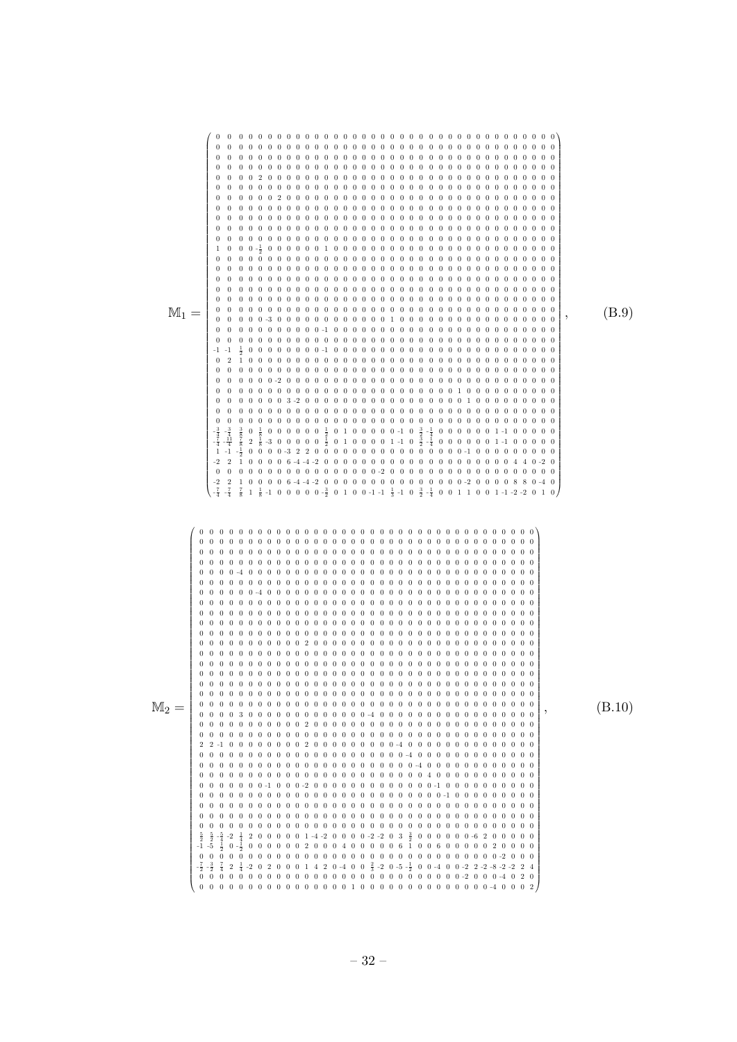$$
\mathbb{M}_1 = \left(\begin{array}{cccccccccccccccccccccccccccccccccccc}
0 & 0 & 0 & 0 & 0 & 0 & 0 & 0 & 0 & 0 & 0 & 0 & 0 & 0 & 0 & 0 & 0 & 0 & 0 & 0 & 0 & 0 & 0 & 0 & 0 & 0 & 0 & 0 & 0 & 0 & 0 & 0 & 0 & 0 & 0 & 0 \\
0 & 0 & 0 & 0 & 0 & 0 & 0 & 0 & 0 & 0 & 0 & 0 & 0 & 0 & 0 & 0 & 0 & 0 & 0 & 0 & 0 & 0 & 0 & 0 & 0 & 0 & 0 & 0 & 0 & 0 & 0 & 0 & 0 & 0 & 0 & 0 \\
0 & 0 & 0 & 0 & 0 & 0 & 0 & 0 & 0 & 0 & 0 & 0 & 0 & 0 & 0 & 0 & 0 & 0 & 0 & 0 & 0 & 0 & 0 & 0 & 0 & 0 & 0 & 0 & 0 & 0 & 0 & 0 & 0 & 0 & 0 & 0 \\
0 & 0 & 0 & 0 & 0 & 0 & 0 & 0 & 0 & 0 & 0 & 0 & 0 & 0 & 0 & 0 & 0 & 0 & 0 & 0 & 0 & 0 & 0 & 0 & 0 & 0 & 0 & 0 & 0 & 0 & 0 & 0 & 0 & 0 & 0 & 0 \\
0 & 0 & 0 & 0 & 2 & 0 & 0 & 0 & 0 & 0 & 0 & 0 & 0 & 0 & 0 & 0 & 0 & 0 & 0 & 0 & 0 & 0 & 0 & 0 & 0 & 0 & 0 & 0 & 0 & 0 & 0 & 0 & 0 & 0 & 0 & 0 \\
0 & 0 & 0 & 0 & 0 & 0 & 0 & 0 & 0 & 0 & 0 & 0 & 0 & 0 & 0 & 0 & 0 & 0 & 0 & 0 & 0 & 0 & 0 & 0 & 0 & 0 & 0 & 0 & 0 & 0 & 0 & 0 & 0 & 0 & 0 & 0 \\
0 & 0 & 0 & 0 & 0 & 2 & 0 & 0 & 0 & 0 & 0 & 0 & 0 & 0 & 0 & 0 & 0 & 0 & 0 & 0 & 0 & 0 & 0 & 0 & 0 & 0 & 0 & 0 & 0 & 0 & 0 & 0 & 0 & 0 & 0 & 0 \\
0 & 0 & 0 & 0 & 0 & 0 & 0 & 0 & 0 & 0 & 0 & 0 & 0 & 0 & 0 & 0 & 0 & 0 & 0 & 0 & 0 & 0 & 0 & 0 & 0 & 0 & 0 & 0 & 0 & 0 & 0 & 0 & 0 & 0 & 0 & 0 \\
0 & 0 & 0 & 0 & 0 & 0 & 0 & 0 & 0 & 0 & 0 & 0 & 0 & 0 & 0 & 0 & 0 & 0 & 0 & 0 & 0 & 0 & 0 & 0 & 0 & 0 & 0 & 0 & 0 & 0 & 0 & 0 & 0 & 0 & 0 & 0 \\
0 & 0 & 0 & 0 & 0 & 0 & 0 & 0 & 0 & 0 & 0 & 0 & 0 & 0 & 0 & 0 & 0 & 0 & 0 & 0 & 0 & 0 & 0 & 0 & 0 & 0 & 0 & 0 & 0 & 0 & 0 & 0 & 0 & 0 & 0 & 0 \\
0 & 0 & 0 & 0 & 0 & 0 & 0 & 0 & 0 & 0 & 0 & 0 & 0 & 0 & 0 & 0 & 0 & 0 & 0 & 0 & 0 & 0 & 0 & 0 & 0 & 0 & 0 & 0 & 0 & 0 & 0 & 0 & 0 & 0 & 0 & 0 \\
1 & 0 & 0 & 0 & -\frac{1}{2} & 0 & 0 & 0 & 0 & 0 & 0 & 1 & 0 & 0 & 0 & 0 & 0 & 0 & 0 & 0 & 0 & 0 & 0 & 0 & 0 & 0 & 0 & 0 & 0 & 0 & 0 & 0 & 0 & 0 & 0 & 0 \\
0 & 0 & 0 & 0 & 0 & 0 & 0 & 0 & 0 & 0 & 0 & 0 & 0 & 0 & 0 & 0 & 0 & 0 & 0 & 0 & 0 & 0 & 0 & 0 & 0 & 0 & 0 & 0 & 0 & 0 & 0 & 0 & 0 & 0 & 0 & 0 \\
0 & 0 & 0 & 0 & 0 & 0 & 0 & 0 & 0 & 0 & 0 & 0 & 0 & 0 & 0 & 0 & 0 & 0 & 0 & 0 & 0 & 0 & 0 & 0 & 0 & 0 & 0 & 0 & 0 & 0 & 0 & 0 & 0 & 0 & 0 & 0 \\
0 & 0 & 0 & 0 & 0 & 0 & 0 & 0 & 0 & 0 & 0 & 0 & 0 & 0 & 0 & 0 & 0 & 0 & 0 & 0 & 0 & 0 & 0 & 0 & 0 & 0 & 0 & 0 & 0 & 0 & 0 & 0 & 0 & 0 & 0 & 0 \\
0 & 0 & 0 & 0 & 0 & 0 & 0 & 0 & 0 & 0 & 0 & 0 & 0 & 0 & 0 & 0 & 0 & 0 & 0 & 0 & 0 & 0 & 0 & 0 & 0 & 0 & 0 & 0 & 0 & 0 & 0 & 0 & 0 & 0 & 0 & 0 \\
0 & 0 & 0 & 0 & 0 & 0 & 0 & 0 & 0 & 0 & 0 & 0 & 0 & 0 & 0 & 0 & 0 & 0 & 0 & 0 & 0 & 0 & 0 & 0 & 0 & 0 & 0 & 0 & 0 & 0 & 0 & 0 & 0 & 0 & 0 & 0 \\
0 & 0 & 0 & 0 & 0 & 0 & 0 & 0 & 0 & 0 & 0 & 0 & 0 & 0 & 0 & 0 & 0 & 0 & 0 & 0 & 0 & 0 & 0 & 0 & 0 & 0 & 0 & 0 & 0 & 0 & 0 & 0 & 0 & 0 & 0 & 0 \\
0 & 0 & 0 & 0 & 0 & -3 & 0 & 0 & 0 & 0 & 0 & 0 & 0 & 0 & 0 & 0 & 1 & 0 & 0 & 0 & 0 & 0 & 0 & 0 & 0 & 0 & 0 & 0 & 0 & 0 & 0 & 0 & 0 & 0 & 0 & 0 \\
0 & 0 & 0 & 0 & 0 & 0 & 0 & 0 & 0 & 0 & 0 & -1 & 0 & 0 & 0 & 0 & 0 & 0 & 0 & 0 & 0 & 0 & 0 & 0 & 0 & 0 & 0 & 0 & 0 & 0 & 0 & 0 & 0 & 0 & 0 & 0 \\
0 & 0 & 0 & 0 & 0 & 0 & 0 & 0 & 0 & 0 & 0 & 0 & 0 & 0 & 0 & 0 & 0 & 0 & 0 & 0 & 0 & 0 & 0 & 0 & 0 & 0 & 0 & 0 & 0 & 0 & 0 & 0 & 0 & 0 & 0 & 0 \\
-1 & -1 & \frac{1}{2} & 0 & 0 & 0 & 0 & 0 & 0 & 0 & 0 & -1 & 0 & 0 & 0 & 0 & 0 & 0 & 0 & 0 & 0 & 0 & 0 & 0 & 0 & 0 & 0 & 0 & 0 & 0 & 0 & 0 & 0 & 0 & 0 & 0 \\
0 & 2 & 1 & 0 & 0 & 0 & 0 & 0 & 0 & 0 & 0 & 0 & 0 & 0 & 0 & 0 & 0 & 0 & 0 & 0 & 0 & 0 & 0 & 0 & 0 & 0 & 0 & 0 & 0 & 0 & 0 & 0 & 0 & 0 & 0 & 0 \\
0 & 0 & 0 & 0 & 0 & 0 & 0 & 0 & 0 & 0 & 0 & 0 & 0 & 0 & 0 & 0 & 0 & 0 & 0 & 0 & 0 & 0 & 0 & 0 & 0 & 0 & 0 & 0 & 0 & 0 & 0 & 0 & 0 & 0 & 0 & 0 \\
0 & 0 & 0 & 0 & 0 & 0 & -2 & 0 & 0 & 0 & 0 & 0 & 0 & 0 & 0 & 0 & 0 & 0 & 0 & 0 & 0 & 0 & 0 & 0 & 0 & 0 & 0 & 0 & 0 & 0 & 0 & 0 & 0 & 0 & 0 & 0 \\
0 & 0 & 0 & 0 & 0 & 0 & 0 & 0 & 0 & 0 & 0 & 0 & 0 & 0 & 0 & 0 & 0 & 0 & 0 & 0 & 0 & 0 & 0 & 0 & 0 & 0 & 1 & 0 & 0 & 0 & 0 & 0 & 0 & 0 & 0 & 0 \\
0 & 0 & 0 & 0 & 0 & 0 & 0 & 3 & -2 & 0 & 0 & 0 & 0 & 0 & 0 & 0 & 0 & 0 & 0 & 0 & 0 & 0 & 0 & 0 & 0 & 0 & 0 & 1 & 0 & 0 & 0 & 0 & 0 & 0 & 0 & 0 \\
0 & 0 & 0 & 0 & 0 & 0 & 0 & 0 & 0 & 0 & 0 & 0 & 0 & 0 & 0 & 0 & 0 & 0 & 0 & 0 & 0 & 0 & 0 & 0 & 0 & 0 & 0 & 0 & 0 & 0 & 0 & 0 & 0 & 0 & 0 & 0 \\
0 & 0 & 0 & 0 & 0 & 0 & 0 & 0 & 0 & 0 & 0 & 0 & 0 & 0 & 0 & 0 & 0 & 0 & 0 & 0 & 0 & 0 & 0 & 0 & 0 & 0 & 0 & 0 & 0 & 0 & 0 & 0 & 0 & 0 & 0 & 0 \\
-\frac{3}{4} & -\frac{3}{4} & \frac{3}{8} & 0 & \frac{1}{8} & 0 & 0 & 0 & 0 & 0 & 0 & \frac{1}{2} & 0 & 1 & 0 & 0 & 0 & 0 & 0 & -1 & 0 & \frac{3}{2} & -\frac{1}{4} & 0 & 0 & 0 & 0 & 0 & 0 & 1 & -1 & 0 & 0 & 0 & 0 & 0 \\
-\frac{7}{4} & -\frac{11}{4} & \frac{7}{8} & 2 & \frac{1}{8} & -3 & 0 & 0 & 0 & 0 & 0 & \frac{1}{2} & 0 & 1 & 0 & 0 & 0 & 0 & 1 & -1 & 0 & \frac{3}{2} & -\frac{1}{4} & 0 & 0 & 0 & 0 & 0 & 0 & 1 & -1 & 0 & 0 & 0 & 0 & 0 \\
1 & -1 & -\frac{1}{2} & 0 & 0 & 0 & 0 & -3 & 2 & 2 & 0 & 0 & 0 & 0 & 0 & 0 & 0 & 0 & 0 & 0 & 0 & 0 & 0 & -1 & 0 & 0 & 0 & 0 & 0 & 0 & 0 & 0 & 0 & 0 & 0 & 0 \\
-2 & 2 & 1 & 0 & 0 & 0 & 0 & 6 & -4 & -4 & -2 & 0 & 0 & 0 & 0 & 0 & 0 & 0 & 0 & 0 & 0 & 0 & 0 & 0 & 0 & 0 & 0 & 0 & 0 & 0 & 0 & 4 & 4 & 0 & -2 & 0 \\
0 & 0 & 0 & 0 & 0 & 0 & 0 & 0 & 0 & 0 & 0 & 0 & 0 & 0 & 0 & 0 & -2 & 0 & 0 & 0 & 0 & 0 & 0 & 0 & 0 & 0 & 0 & 0 & 0 & 0 & 0 & 0 & 0 & 0 & 0 & 0 \\
-2 & 2 & 1 & 0 & 0 & 0 & 0 & 6 & -4 & -4 & -2 & 0 & 0 & 0 & 0 & 0 & 0 & 0 & 0 & 0 & 0 & 0 & 0 & 0 & 0 & 0 & -2 & 0 & 0 & 0 & 0 & 8 & 8 & 0 & -4 & 0 \\
-\frac{7}{4} & -\frac{7}{4} & \frac{7}{8} & 1 & \frac{1}{8} & -1 & 0 & 0 & 0 & 0 & 0 & -\frac{3}{2} & 0 & 1 & 0 & 0 & -1 & -1 & \frac{1}{3} & -1 & 0 & \frac{3}{2} & -\frac{1}{4} & 0 & 0 & 1 & 1 & 0 & 0 & 1 & -1 & -2 & -2 & 0 & 1 & 0
\end{array}\right), \qquad \text{(B.9)}
$$

$$
\mathbb{M}_2 = \left(\begin{array}{cccccccccccccccccccccccccccccccccccc}
0 & 0 & 0 & 0 & 0 & 0 & 0 & 0 & 0 & 0 & 0 & 0 & 0 & 0 & 0 & 0 & 0 & 0 & 0 & 0 & 0 & 0 & 0 & 0 & 0 & 0 & 0 & 0 & 0 & 0 & 0 & 0 & 0 & 0 & 0 & 0 \\
0 & 0 & 0 & 0 & 0 & 0 & 0 & 0 & 0 & 0 & 0 & 0 & 0 & 0 & 0 & 0 & 0 & 0 & 0 & 0 & 0 & 0 & 0 & 0 & 0 & 0 & 0 & 0 & 0 & 0 & 0 & 0 & 0 & 0 & 0 & 0 \\
0 & 0 & 0 & 0 & 0 & 0 & 0 & 0 & 0 & 0 & 0 & 0 & 0 & 0 & 0 & 0 & 0 & 0 & 0 & 0 & 0 & 0 & 0 & 0 & 0 & 0 & 0 & 0 & 0 & 0 & 0 & 0 & 0 & 0 & 0 & 0 \\
0 & 0 & 0 & 0 & 0 & 0 & 0 & 0 & 0 & 0 & 0 & 0 & 0 & 0 & 0 & 0 & 0 & 0 & 0 & 0 & 0 & 0 & 0 & 0 & 0 & 0 & 0 & 0 & 0 & 0 & 0 & 0 & 0 & 0 & 0 & 0 \\
0 & 0 & 0 & 0 & -4 & 0 & 0 & 0 & 0 & 0 & 0 & 0 & 0 & 0 & 0 & 0 & 0 & 0 & 0 & 0 & 0 & 0 & 0 & 0 & 0 & 0 & 0 & 0 & 0 & 0 & 0 & 0 & 0 & 0 & 0 & 0 \\
0 & 0 & 0 & 0 & 0 & 0 & 0 & 0 & 0 & 0 & 0 & 0 & 0 & 0 & 0 & 0 & 0 & 0 & 0 & 0 & 0 & 0 & 0 & 0 & 0 & 0 & 0 & 0 & 0 & 0 & 0 & 0 & 0 & 0 & 0 & 0 \\
0 & 0 & 0 & 0 & 0 & -4 & 0 & 0 & 0 & 0 & 0 & 0 & 0 & 0 & 0 & 0 & 0 & 0 & 0 & 0 & 0 & 0 & 0 & 0 & 0 & 0 & 0 & 0 & 0 & 0 & 0 & 0 & 0 & 0 & 0 & 0 \\
0 & 0 & 0 & 0 & 0 & 0 & 0 & 0 & 0 & 0 & 0 & 0 & 0 & 0 & 0 & 0 & 0 & 0 & 0 & 0 & 0 & 0 & 0 & 0 & 0 & 0 & 0 & 0 & 0 & 0 & 0 & 0 & 0 & 0 & 0 & 0 \\
0 & 0 & 0 & 0 & 0 & 0 & 0 & 0 & 0 & 0 & 0 & 0 & 0 & 0 & 0 & 0 & 0 & 0 & 0 & 0 & 0 & 0 & 0 & 0 & 0 & 0 & 0 & 0 & 0 & 0 & 0 & 0 & 0 & 0 & 0 & 0 \\
0 & 0 & 0 & 0 & 0 & 0 & 0 & 0 & 0 & 0 & 0 & 0 & 0 & 0 & 0 & 0 & 0 & 0 & 0 & 0 & 0 & 0 & 0 & 0 & 0 & 0 & 0 & 0 & 0 & 0 & 0 & 0 & 0 & 0 & 0 & 0 \\
0 & 0 & 0 & 0 & 0 & 0 & 0 & 0 & 0 & 0 & 0 & 0 & 0 & 0 & 0 & 0 & 0 & 0 & 0 & 0 & 0 & 0 & 0 & 0 & 0 & 0 & 0 & 0 & 0 & 0 & 0 & 0 & 0 & 0 & 0 & 0 \\
0 & 0 & 0 & 0 & 0 & 0 & 0 & 0 & 0 & 0 & 0 & 2 & 0 & 0 & 0 & 0 & 0 & 0 & 0 & 0 & 0 & 0 & 0 & 0 & 0 & 0 & 0 & 0 & 0 & 0 & 0 & 0 & 0 & 0 & 0 & 0 \\
0 & 0 & 0 & 0 & 0 & 0 & 0 & 0 & 0 & 0 & 0 & 0 & 0 & 0 & 0 & 0 & 0 & 0 & 0 & 0 & 0 & 0 & 0 & 0 & 0 & 0 & 0 & 0 & 0 & 0 & 0 & 0 & 0 & 0 & 0 & 0 \\
0 & 0 & 0 & 0 & 0 & 0 & 0 & 0 & 0 & 0 & 0 & 0 & 0 & 0 & 0 & 0 & 0 & 0 & 0 & 0 & 0 & 0 & 0 & 0 & 0 & 0 & 0 & 0 & 0 & 0 & 0 & 0 & 0 & 0 & 0 & 0 \\
0 & 0 & 0 & 0 & 0 & 0 & 0 & 0 & 0 & 0 & 0 & 0 & 0 & 0 & 0 & 0 & 0 & 0 & 0 & 0 & 0 & 0 & 0 & 0 & 0 & 0 & 0 & 0 & 0 & 0 & 0 & 0 & 0 & 0 & 0 & 0 \\
0 & 0 & 0 & 0 & 0 & 0 & 0 & 0 & 0 & 0 & 0 & 0 & 0 & 0 & 0 & 0 & 0 & 0 & 0 & 0 & 0 & 0 & 0 & 0 & 0 & 0 & 0 & 0 & 0 & 0 & 0 & 0 & 0 & 0 & 0 & 0 \\
0 & 0 & 0 & 0 & 3 & 0 & 0 & 0 & 0 & 0 & 0 & 0 & 0 & 0 & 0 & 0 & -4 & 0 & 0 & 0 & 0 & 0 & 0 & 0 & 0 & 0 & 0 & 0 & 0 & 0 & 0 & 0 & 0 & 0 & 0 & 0 \\
0 & 0 & 0 & 0 & 0 & 0 & 0 & 0 & 0 & 0 & 0 & 2 & 0 & 0 & 0 & 0 & 0 & 0 & 0 & 0 & 0 & 0 & 0 & 0 & 0 & 0 & 0 & 0 & 0 & 0 & 0 & 0 & 0 & 0 & 0 & 0 \\
0 & 0 & 0 & 0 & 0 & 0 & 0 & 0 & 0 & 0 & 0 & 0 & 0 & 0 & 0 & 0 & 0 & 0 & 0 & 0 & 0 & 0 & 0 & 0 & 0 & 0 & 0 & 0 & 0 & 0 & 0 & 0 & 0 & 0 & 0 & 0 \\
2 & 2 & -1 & 0 & 0 & 0 & 0 & 0 & 0 & 0 & 0 & 2 & 0 & 0 & 0 & 0 & 0 & 0 & 0 & 0 & 0 & -4 & 0 & 0 & 0 & 0 & 0 & 0 & 0 & 0 & 0 & 0 & 0 & 0 & 0 & 0 \\
0 & 0 & 0 & 0 & 0 & 0 & 0 & 0 & 0 & 0 & 0 & 0 & 0 & 0 & 0 & 0 & 0 & 0 & 0 & 0 & 0 & 0 & 0 & 0 & 0 & 0 & 0 & 0 & 0 & 0 & 0 & 0 & 0 & 0 & 0 & 0 \\
0 & 0 & 0 & 0 & 0 & 0 & 0 & 0 & 0 & 0 & 0 & 0 & 0 & 0 & 0 & 0 & 0 & 0 & 0 & 0 & 0 & 0 & -4 & 0 & 0 & 0 & 0 & 0 & 0 & 0 & 0 & 0 & 0 & 0 & 0 & 0 \\
0 & 0 & 0 & 0 & 0 & 0 & 0 & 0 & 0 & 0 & 0 & 0 & 0 & 0 & 0 & 0 & 0 & 0 & 0 & 0 & 0 & 0 & 0 & -4 & 0 & 0 & 0 & 0 & 0 & 0 & 0 & 0 & 0 & 0 & 0 & 0 \\
0 & 0 & 0 & 0 & 0 & 0 & 0 & 0 & 0 & 0 & 0 & 0 & 0 & 0 & 0 & 0 & 0 & 0 & 0 & 0 & 0 & 0 & 0 & 0 & 4 & 0 & 0 & 0 & 0 & 0 & 0 & 0 & 0 & 0 & 0 & 0 \\
0 & 0 & 0 & 0 & 0 & 0 & 0 & 0 & -1 & 0 & 0 & 0 & -2 & 0 & 0 & 0 & 0 & 0 & 0 & 0 & 0 & 0 & 0 & 0 & 0 & -1 & 0 & 0 & 0 & 0 & 0 & 0 & 0 & 0 & 0 & 0 \\
0 & 0 & 0 & 0 & 0 & 0 & 0 & 0 & 0 & 0 & 0 & 0 & 0 & 0 & 0 & 0 & 0 & 0 & 0 & 0 & 0 & 0 & 0 & 0 & 0 & 0 & -1 & 0 & 0 & 0 & 0 & 0 & 0 & 0 & 0 & 0 \\
0 & 0 & 0 & 0 & 0 & 0 & 0 & 0 & 0 & 0 & 0 & 0 & 0 & 0 & 0 & 0 & 0 & 0 & 0 & 0 & 0 & 0 & 0 & 0 & 0 & 0 & 0 & 0 & 0 & 0 & 0 & 0 & 0 & 0 & 0 & 0 \\
0 & 0 & 0 & 0 & 0 & 0 & 0 & 0 & 0 & 0 & 0 & 0 & 0 & 0 & 0 & 0 & 0 & 0 & 0 & 0 & 0 & 0 & 0 & 0 & 0 & 0 & 0 & 0 & 0 & 0 & 0 & 0 & 0 & 0 & 0 & 0 \\
0 & 0 & 0 & 0 & 0 & 0 & 0 & 0 & 0 & 0 & 0 & 0 & 0 & 0 & 0 & 0 & 0 & 0 & 0 & 0 & 0 & 0 & 0 & 0 & 0 & 0 & 0 & 0 & 0 & 0 & 0 & 0 & 0 & 0 & 0 & 0 \\
0 & 0 & 0 & 0 & 0 & 0 & 0 & 0 & 0 & 0 & 0 & 0 & 0 & 0 & 0 & 0 & 0 & 0 & 0 & 0 & 0 & 0 & 0 & 0 & 0 & 0 & 0 & 0 & 0 & 0 & 0 & 0 & -2 & 0 & 0 & 0 \\
\frac{5}{2} & \frac{5}{2} & -\frac{5}{4} & -2 & \frac{1}{4} & 2 & 0 & 0 & 0 & 0 & 0 & 1 & -4 & -2 & 0 & 0 & 0 & 0 & -2 & -2 & 0 & 3 & \frac{3}{2} & 0 & 0 & 0 & 0 & 0 & 0 & -6 & 2 & 0 & 0 & 0 & 0 & 0 \\
-1 & -5 & \frac{1}{2} & 0 & -\frac{1}{2} & 0 & 0 & 0 & 0 & 0 & 0 & 2 & 0 & 0 & 0 & 4 & 0 & 0 & 0 & 0 & 0 & 6 & 1 & 0 & 0 & 6 & 0 & 0 & 0 & 0 & 2 & 0 & 0 & 0 & 0 & 0 \\
0 & 0 & 0 & 0 & 0 & 0 & 0 & 0 & 0 & 0 & 0 & 0 & 0 & 0 & 0 & 0 & 0 & 0 & 0 & 0 & 0 & 0 & 0 & 0 & 0 & 0 & 0 & 0 & 0 & 0 & 0 & 0 & 0 & 0 & 0 & 0 \\
-\frac{7}{2} & -\frac{3}{2} & \frac{7}{4} & 2 & \frac{1}{4} & -2 & 0 & 2 & 0 & 0 & 0 & 1 & 4 & 2 & 0 & -4 & 0 & 0 & \frac{2}{3} & -2 & 0 & -5 & -\frac{1}{2} & 0 & 0 & -4 & 0 & 0 & -2 & 2 & -2 & -8 & -2 & -2 & 2 & 4 \\
0 & 0 & 0 & 0 & 0 & 0 & 0 & 0 & 0 & 0 & 0 & 0 & 0 & 0 & 0 & 0 & 0 & 0 & 0 & 0 & 0 & 0 & 0 & 0 & 0 & 0 & 0 & 0 & -2 & 0 & 0 & 0 & -4 & 0 & 2 & 0 \\
0 & 0 & 0 & 0 & 0 & 0 & 0 & 0 & 0 & 0 & 0 & 0 & 0 & 0 & 0 & 0 & 1 & 0 & 0 & 0 & 0 & 0 & 0 & 0 & 0 & 0 & 0 & 0 & 0 & 0 & 0 & -4 & 0 & 0 & 0 & 2
\end{array}\right), \qquad \text{(B.10)}
$$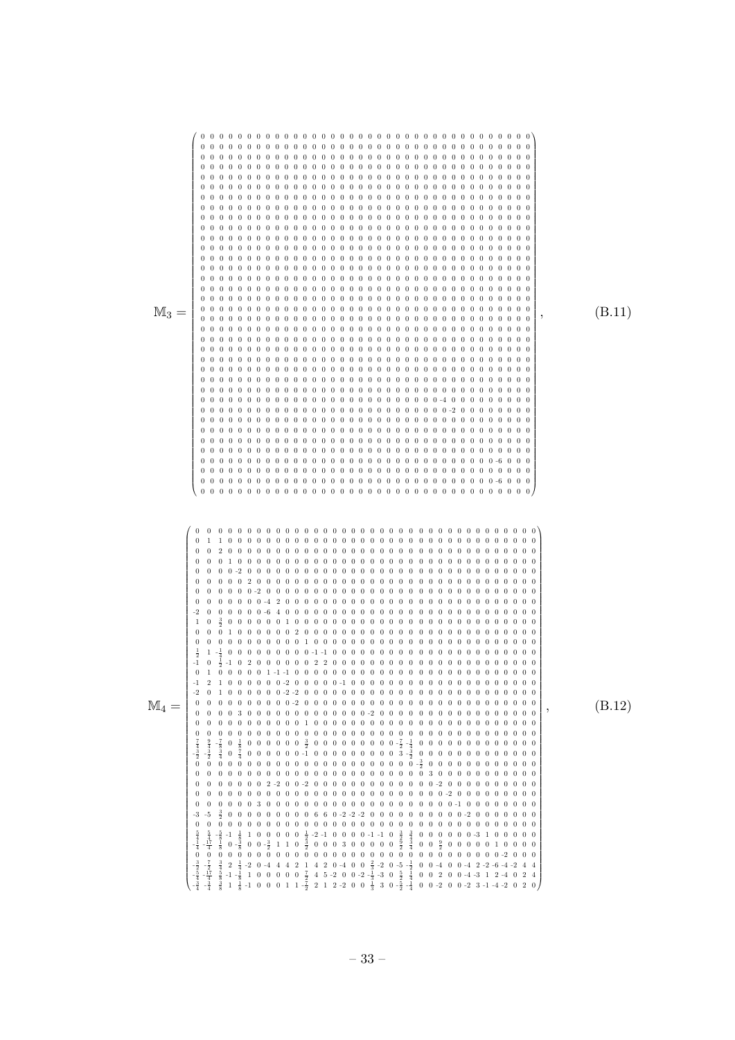$$
\mathbb{M}_3 = \begin{pmatrix}
0 & 0 & 0 & 0 & 0 & 0 & 0 & 0 & 0 & 0 & 0 & 0 & 0 & 0 & 0 & 0 & 0 & 0 & 0 & 0 & 0 & 0 & 0 & 0 & 0 & 0 & 0 & 0 & 0 & 0 & 0 & 0 & 0 & 0 & 0 & 0 \\
0 & 0 & 0 & 0 & 0 & 0 & 0 & 0 & 0 & 0 & 0 & 0 & 0 & 0 & 0 & 0 & 0 & 0 & 0 & 0 & 0 & 0 & 0 & 0 & 0 & 0 & 0 & 0 & 0 & 0 & 0 & 0 & 0 & 0 & 0 & 0 \\
0 & 0 & 0 & 0 & 0 & 0 & 0 & 0 & 0 & 0 & 0 & 0 & 0 & 0 & 0 & 0 & 0 & 0 & 0 & 0 & 0 & 0 & 0 & 0 & 0 & 0 & 0 & 0 & 0 & 0 & 0 & 0 & 0 & 0 & 0 & 0 \\
0 & 0 & 0 & 0 & 0 & 0 & 0 & 0 & 0 & 0 & 0 & 0 & 0 & 0 & 0 & 0 & 0 & 0 & 0 & 0 & 0 & 0 & 0 & 0 & 0 & 0 & 0 & 0 & 0 & 0 & 0 & 0 & 0 & 0 & 0 & 0 \\
0 & 0 & 0 & 0 & 0 & 0 & 0 & 0 & 0 & 0 & 0 & 0 & 0 & 0 & 0 & 0 & 0 & 0 & 0 & 0 & 0 & 0 & 0 & 0 & 0 & 0 & 0 & 0 & 0 & 0 & 0 & 0 & 0 & 0 & 0 & 0 \\
0 & 0 & 0 & 0 & 0 & 0 & 0 & 0 & 0 & 0 & 0 & 0 & 0 & 0 & 0 & 0 & 0 & 0 & 0 & 0 & 0 & 0 & 0 & 0 & 0 & 0 & 0 & 0 & 0 & 0 & 0 & 0 & 0 & 0 & 0 & 0 \\
0 & 0 & 0 & 0 & 0 & 0 & 0 & 0 & 0 & 0 & 0 & 0 & 0 & 0 & 0 & 0 & 0 & 0 & 0 & 0 & 0 & 0 & 0 & 0 & 0 & 0 & 0 & 0 & 0 & 0 & 0 & 0 & 0 & 0 & 0 & 0 \\
0 & 0 & 0 & 0 & 0 & 0 & 0 & 0 & 0 & 0 & 0 & 0 & 0 & 0 & 0 & 0 & 0 & 0 & 0 & 0 & 0 & 0 & 0 & 0 & 0 & 0 & 0 & 0 & 0 & 0 & 0 & 0 & 0 & 0 & 0 & 0 \\
0 & 0 & 0 & 0 & 0 & 0 & 0 & 0 & 0 & 0 & 0 & 0 & 0 & 0 & 0 & 0 & 0 & 0 & 0 & 0 & 0 & 0 & 0 & 0 & 0 & 0 & 0 & 0 & 0 & 0 & 0 & 0 & 0 & 0 & 0 & 0 \\
0 & 0 & 0 & 0 & 0 & 0 & 0 & 0 & 0 & 0 & 0 & 0 & 0 & 0 & 0 & 0 & 0 & 0 & 0 & 0 & 0 & 0 & 0 & 0 & 0 & 0 & 0 & 0 & 0 & 0 & 0 & 0 & 0 & 0 & 0 & 0 \\
0 & 0 & 0 & 0 & 0 & 0 & 0 & 0 & 0 & 0 & 0 & 0 & 0 & 0 & 0 & 0 & 0 & 0 & 0 & 0 & 0 & 0 & 0 & 0 & 0 & 0 & 0 & 0 & 0 & 0 & 0 & 0 & 0 & 0 & 0 & 0 \\
0 & 0 & 0 & 0 & 0 & 0 & 0 & 0 & 0 & 0 & 0 & 0 & 0 & 0 & 0 & 0 & 0 & 0 & 0 & 0 & 0 & 0 & 0 & 0 & 0 & 0 & 0 & 0 & 0 & 0 & 0 & 0 & 0 & 0 & 0 & 0 \\
0 & 0 & 0 & 0 & 0 & 0 & 0 & 0 & 0 & 0 & 0 & 0 & 0 & 0 & 0 & 0 & 0 & 0 & 0 & 0 & 0 & 0 & 0 & 0 & 0 & 0 & 0 & 0 & 0 & 0 & 0 & 0 & 0 & 0 & 0 & 0 \\
0 & 0 & 0 & 0 & 0 & 0 & 0 & 0 & 0 & 0 & 0 & 0 & 0 & 0 & 0 & 0 & 0 & 0 & 0 & 0 & 0 & 0 & 0 & 0 & 0 & 0 & 0 & 0 & 0 & 0 & 0 & 0 & 0 & 0 & 0 & 0 \\
0 & 0 & 0 & 0 & 0 & 0 & 0 & 0 & 0 & 0 & 0 & 0 & 0 & 0 & 0 & 0 & 0 & 0 & 0 & 0 & 0 & 0 & 0 & 0 & 0 & 0 & 0 & 0 & 0 & 0 & 0 & 0 & 0 & 0 & 0 & 0 \\
0 & 0 & 0 & 0 & 0 & 0 & 0 & 0 & 0 & 0 & 0 & 0 & 0 & 0 & 0 & 0 & 0 & 0 & 0 & 0 & 0 & 0 & 0 & 0 & 0 & 0 & 0 & 0 & 0 & 0 & 0 & 0 & 0 & 0 & 0 & 0 \\
0 & 0 & 0 & 0 & 0 & 0 & 0 & 0 & 0 & 0 & 0 & 0 & 0 & 0 & 0 & 0 & 0 & 0 & 0 & 0 & 0 & 0 & 0 & 0 & 0 & 0 & 0 & 0 & 0 & 0 & 0 & 0 & 0 & 0 & 0 & 0 \\
0 & 0 & 0 & 0 & 0 & 0 & 0 & 0 & 0 & 0 & 0 & 0 & 0 & 0 & 0 & 0 & 0 & 0 & 0 & 0 & 0 & 0 & 0 & 0 & 0 & 0 & 0 & 0 & 0 & 0 & 0 & 0 & 0 & 0 & 0 & 0 \\
0 & 0 & 0 & 0 & 0 & 0 & 0 & 0 & 0 & 0 & 0 & 0 & 0 & 0 & 0 & 0 & 0 & 0 & 0 & 0 & 0 & 0 & 0 & 0 & 0 & 0 & 0 & 0 & 0 & 0 & 0 & 0 & 0 & 0 & 0 & 0 \\
0 & 0 & 0 & 0 & 0 & 0 & 0 & 0 & 0 & 0 & 0 & 0 & 0 & 0 & 0 & 0 & 0 & 0 & 0 & 0 & 0 & 0 & 0 & 0 & 0 & 0 & 0 & 0 & 0 & 0 & 0 & 0 & 0 & 0 & 0 & 0 \\
0 & 0 & 0 & 0 & 0 & 0 & 0 & 0 & 0 & 0 & 0 & 0 & 0 & 0 & 0 & 0 & 0 & 0 & 0 & 0 & 0 & 0 & 0 & 0 & 0 & 0 & 0 & 0 & 0 & 0 & 0 & 0 & 0 & 0 & 0 & 0 \\
0 & 0 & 0 & 0 & 0 & 0 & 0 & 0 & 0 & 0 & 0 & 0 & 0 & 0 & 0 & 0 & 0 & 0 & 0 & 0 & 0 & 0 & 0 & 0 & 0 & 0 & 0 & 0 & 0 & 0 & 0 & 0 & 0 & 0 & 0 & 0 \\
0 & 0 & 0 & 0 & 0 & 0 & 0 & 0 & 0 & 0 & 0 & 0 & 0 & 0 & 0 & 0 & 0 & 0 & 0 & 0 & 0 & 0 & 0 & 0 & 0 & 0 & 0 & 0 & 0 & 0 & 0 & 0 & 0 & 0 & 0 & 0 \\
0 & 0 & 0 & 0 & 0 & 0 & 0 & 0 & 0 & 0 & 0 & 0 & 0 & 0 & 0 & 0 & 0 & 0 & 0 & 0 & 0 & 0 & 0 & 0 & 0 & 0 & 0 & 0 & 0 & 0 & 0 & 0 & 0 & 0 & 0 & 0 \\
0 & 0 & 0 & 0 & 0 & 0 & 0 & 0 & 0 & 0 & 0 & 0 & 0 & 0 & 0 & 0 & 0 & 0 & 0 & 0 & 0 & 0 & 0 & 0 & 0 & 0 & 0 & 0 & 0 & 0 & 0 & 0 & 0 & 0 & 0 & 0 \\
0 & 0 & 0 & 0 & 0 & 0 & 0 & 0 & 0 & 0 & 0 & 0 & 0 & 0 & 0 & 0 & 0 & 0 & 0 & 0 & 0 & 0 & 0 & 0 & 0 & 0 & 0 & 0 & 0 & 0 & 0 & 0 & 0 & 0 & 0 & 0 \\
0 & 0 & 0 & 0 & 0 & 0 & 0 & 0 & 0 & 0 & 0 & 0 & 0 & 0 & 0 & 0 & 0 & 0 & 0 & 0 & 0 & 0 & 0 & 0 & 0 & -4 & 0 & 0 & 0 & 0 & 0 & 0 & 0 & 0 & 0 & 0 \\
0 & 0 & 0 & 0 & 0 & 0 & 0 & 0 & 0 & 0 & 0 & 0 & 0 & 0 & 0 & 0 & 0 & 0 & 0 & 0 & 0 & 0 & 0 & 0 & 0 & 0 & -2 & 0 & 0 & 0 & 0 & 0 & 0 & 0 & 0 & 0 \\
0 & 0 & 0 & 0 & 0 & 0 & 0 & 0 & 0 & 0 & 0 & 0 & 0 & 0 & 0 & 0 & 0 & 0 & 0 & 0 & 0 & 0 & 0 & 0 & 0 & 0 & 0 & 0 & 0 & 0 & 0 & 0 & 0 & 0 & 0 & 0 \\
0 & 0 & 0 & 0 & 0 & 0 & 0 & 0 & 0 & 0 & 0 & 0 & 0 & 0 & 0 & 0 & 0 & 0 & 0 & 0 & 0 & 0 & 0 & 0 & 0 & 0 & 0 & 0 & 0 & 0 & 0 & 0 & 0 & 0 & 0 & 0 \\
0 & 0 & 0 & 0 & 0 & 0 & 0 & 0 & 0 & 0 & 0 & 0 & 0 & 0 & 0 & 0 & 0 & 0 & 0 & 0 & 0 & 0 & 0 & 0 & 0 & 0 & 0 & 0 & 0 & 0 & 0 & 0 & 0 & 0 & 0 & 0 \\
0 & 0 & 0 & 0 & 0 & 0 & 0 & 0 & 0 & 0 & 0 & 0 & 0 & 0 & 0 & 0 & 0 & 0 & 0 & 0 & 0 & 0 & 0 & 0 & 0 & 0 & 0 & 0 & 0 & 0 & 0 & 0 & 0 & 0 & 0 & 0 \\
0 & 0 & 0 & 0 & 0 & 0 & 0 & 0 & 0 & 0 & 0 & 0 & 0 & 0 & 0 & 0 & 0 & 0 & 0 & 0 & 0 & 0 & 0 & 0 & 0 & 0 & 0 & 0 & 0 & 0 & 0 & 0 & -6 & 0 & 0 & 0 \\
0 & 0 & 0 & 0 & 0 & 0 & 0 & 0 & 0 & 0 & 0 & 0 & 0 & 0 & 0 & 0 & 0 & 0 & 0 & 0 & 0 & 0 & 0 & 0 & 0 & 0 & 0 & 0 & 0 & 0 & 0 & 0 & 0 & 0 & 0 & 0 \\
0 & 0 & 0 & 0 & 0 & 0 & 0 & 0 & 0 & 0 & 0 & 0 & 0 & 0 & 0 & 0 & 0 & 0 & 0 & 0 & 0 & 0 & 0 & 0 & 0 & 0 & 0 & 0 & 0 & 0 & 0 & 0 & -6 & 0 & 0 & 0 \\
0 & 0 & 0 & 0 & 0 & 0 & 0 & 0 & 0 & 0 & 0 & 0 & 0 & 0 & 0 & 0 & 0 & 0 & 0 & 0 & 0 & 0 & 0 & 0 & 0 & 0 & 0 & 0 & 0 & 0 & 0 & 0 & 0 & 0 & 0 & 0
\end{pmatrix}, \tag{B.11}
$$

$$
\mathbb{M}_4 = \begin{pmatrix}
0 & 0 & 0 & 0 & 0 & 0 & 0 & 0 & 0 & 0 & 0 & 0 & 0 & 0 & 0 & 0 & 0 & 0 & 0 & 0 & 0 & 0 & 0 & 0 & 0 & 0 & 0 & 0 & 0 & 0 & 0 & 0 & 0 & 0 & 0 & 0 \\
0 & 1 & 1 & 0 & 0 & 0 & 0 & 0 & 0 & 0 & 0 & 0 & 0 & 0 & 0 & 0 & 0 & 0 & 0 & 0 & 0 & 0 & 0 & 0 & 0 & 0 & 0 & 0 & 0 & 0 & 0 & 0 & 0 & 0 & 0 & 0 \\
0 & 0 & 2 & 0 & 0 & 0 & 0 & 0 & 0 & 0 & 0 & 0 & 0 & 0 & 0 & 0 & 0 & 0 & 0 & 0 & 0 & 0 & 0 & 0 & 0 & 0 & 0 & 0 & 0 & 0 & 0 & 0 & 0 & 0 & 0 & 0 \\
0 & 0 & 0 & 1 & 0 & 0 & 0 & 0 & 0 & 0 & 0 & 0 & 0 & 0 & 0 & 0 & 0 & 0 & 0 & 0 & 0 & 0 & 0 & 0 & 0 & 0 & 0 & 0 & 0 & 0 & 0 & 0 & 0 & 0 & 0 & 0 \\
0 & 0 & 0 & 0 & -2 & 0 & 0 & 0 & 0 & 0 & 0 & 0 & 0 & 0 & 0 & 0 & 0 & 0 & 0 & 0 & 0 & 0 & 0 & 0 & 0 & 0 & 0 & 0 & 0 & 0 & 0 & 0 & 0 & 0 & 0 & 0 \\
0 & 0 & 0 & 0 & 0 & 2 & 0 & 0 & 0 & 0 & 0 & 0 & 0 & 0 & 0 & 0 & 0 & 0 & 0 & 0 & 0 & 0 & 0 & 0 & 0 & 0 & 0 & 0 & 0 & 0 & 0 & 0 & 0 & 0 & 0 & 0 \\
0 & 0 & 0 & 0 & 0 & -2 & 0 & 0 & 0 & 0 & 0 & 0 & 0 & 0 & 0 & 0 & 0 & 0 & 0 & 0 & 0 & 0 & 0 & 0 & 0 & 0 & 0 & 0 & 0 & 0 & 0 & 0 & 0 & 0 & 0 & 0 \\
0 & 0 & 0 & 0 & 0 & 0 & -4 & 2 & 0 & 0 & 0 & 0 & 0 & 0 & 0 & 0 & 0 & 0 & 0 & 0 & 0 & 0 & 0 & 0 & 0 & 0 & 0 & 0 & 0 & 0 & 0 & 0 & 0 & 0 & 0 & 0 \\
-2 & 0 & 0 & 0 & 0 & 0 & 0 & -6 & 4 & 0 & 0 & 0 & 0 & 0 & 0 & 0 & 0 & 0 & 0 & 0 & 0 & 0 & 0 & 0 & 0 & 0 & 0 & 0 & 0 & 0 & 0 & 0 & 0 & 0 & 0 & 0 \\
1 & 0 & \frac{3}{2} & 0 & 0 & 0 & 0 & 0 & 0 & 1 & 0 & 0 & 0 & 0 & 0 & 0 & 0 & 0 & 0 & 0 & 0 & 0 & 0 & 0 & 0 & 0 & 0 & 0 & 0 & 0 & 0 & 0 & 0 & 0 & 0 & 0 \\
0 & 0 & 0 & 1 & 0 & 0 & 0 & 0 & 0 & 0 & 2 & 0 & 0 & 0 & 0 & 0 & 0 & 0 & 0 & 0 & 0 & 0 & 0 & 0 & 0 & 0 & 0 & 0 & 0 & 0 & 0 & 0 & 0 & 0 & 0 & 0 \\
0 & 0 & 0 & 0 & 0 & 0 & 0 & 0 & 0 & 0 & 1 & 0 & 0 & 0 & 0 & 0 & 0 & 0 & 0 & 0 & 0 & 0 & 0 & 0 & 0 & 0 & 0 & 0 & 0 & 0 & 0 & 0 & 0 & 0 & 0 & 0 \\
\frac{1}{2} & 1 & -\frac{1}{4} & 0 & 0 & 0 & 0 & 0 & 0 & 0 & 0 & -1 & -1 & 0 & 0 & 0 & 0 & 0 & 0 & 0 & 0 & 0 & 0 & 0 & 0 & 0 & 0 & 0 & 0 & 0 & 0 & 0 & 0 & 0 & 0 & 0 \\
-1 & 0 & \frac{1}{2} & -1 & 0 & 2 & 0 & 0 & 0 & 0 & 0 & 0 & 2 & 2 & 0 & 0 & 0 & 0 & 0 & 0 & 0 & 0 & 0 & 0 & 0 & 0 & 0 & 0 & 0 & 0 & 0 & 0 & 0 & 0 & 0 & 0 \\
0 & 1 & 0 & 0 & 0 & 0 & 0 & 1 & -1 & -1 & 0 & 0 & 0 & 0 & 0 & 0 & 0 & 0 & 0 & 0 & 0 & 0 & 0 & 0 & 0 & 0 & 0 & 0 & 0 & 0 & 0 & 0 & 0 & 0 & 0 & 0 \\
-1 & 2 & 1 & 0 & 0 & 0 & 0 & 0 & 0 & -2 & 0 & 0 & 0 & 0 & 0 & -1 & 0 & 0 & 0 & 0 & 0 & 0 & 0 & 0 & 0 & 0 & 0 & 0 & 0 & 0 & 0 & 0 & 0 & 0 & 0 & 0 \\
-2 & 0 & 1 & 0 & 0 & 0 & 0 & 0 & 0 & -2 & -2 & 0 & 0 & 0 & 0 & 0 & 0 & 0 & 0 & 0 & 0 & 0 & 0 & 0 & 0 & 0 & 0 & 0 & 0 & 0 & 0 & 0 & 0 & 0 & 0 & 0 \\
0 & 0 & 0 & 0 & 0 & 0 & 0 & 0 & 0 & 0 & -2 & 0 & 0 & 0 & 0 & 0 & 0 & 0 & 0 & 0 & 0 & 0 & 0 & 0 & 0 & 0 & 0 & 0 & 0 & 0 & 0 & 0 & 0 & 0 & 0 & 0 \\
0 & 0 & 0 & 0 & 3 & 0 & 0 & 0 & 0 & 0 & 0 & 0 & 0 & 0 & 0 & 0 & 0 & 0 & -2 & 0 & 0 & 0 & 0 & 0 & 0 & 0 & 0 & 0 & 0 & 0 & 0 & 0 & 0 & 0 & 0 & 0 \\
0 & 0 & 0 & 0 & 0 & 0 & 0 & 0 & 0 & 0 & 0 & 1 & 0 & 0 & 0 & 0 & 0 & 0 & 0 & 0 & 0 & 0 & 0 & 0 & 0 & 0 & 0 & 0 & 0 & 0 & 0 & 0 & 0 & 0 & 0 & 0 \\
0 & 0 & 0 & 0 & 0 & 0 & 0 & 0 & 0 & 0 & 0 & 0 & 0 & 0 & 0 & 0 & 0 & 0 & 0 & 0 & 0 & 0 & 0 & 0 & 0 & 0 & 0 & 0 & 0 & 0 & 0 & 0 & 0 & 0 & 0 & 0 \\
\frac{7}{4} & \frac{9}{4} & -\frac{7}{8} & 0 & \frac{1}{8} & 0 & 0 & 0 & 0 & 0 & 0 & \frac{3}{2} & 0 & 0 & 0 & 0 & 0 & 0 & 0 & 0 & 0 & -\frac{7}{2} & -\frac{1}{4} & 0 & 0 & 0 & 0 & 0 & 0 & 0 & 0 & 0 & 0 & 0 & 0 & 0 \\
-\frac{3}{2} & -\frac{3}{2} & \frac{3}{4} & 0 & \frac{7}{4} & 0 & 0 & 0 & 0 & 0 & 0 & -1 & 0 & 0 & 0 & 0 & 0 & 0 & 0 & 0 & 0 & 3 & -\frac{3}{2} & 0 & 0 & 0 & 0 & 0 & 0 & 0 & 0 & 0 & 0 & 0 & 0 & 0 \\
0 & 0 & 0 & 0 & 0 & 0 & 0 & 0 & 0 & 0 & 0 & 0 & 0 & 0 & 0 & 0 & 0 & 0 & 0 & 0 & 0 & 0 & 0 & -\frac{3}{2} & 0 & 0 & 0 & 0 & 0 & 0 & 0 & 0 & 0 & 0 & 0 & 0 \\
0 & 0 & 0 & 0 & 0 & 0 & 0 & 0 & 0 & 0 & 0 & 0 & 0 & 0 & 0 & 0 & 0 & 0 & 0 & 0 & 0 & 0 & 0 & 0 & 3 & 0 & 0 & 0 & 0 & 0 & 0 & 0 & 0 & 0 & 0 & 0 \\
0 & 0 & 0 & 0 & 0 & 0 & 0 & 2 & -2 & 0 & 0 & -2 & 0 & 0 & 0 & 0 & 0 & 0 & 0 & 0 & 0 & 0 & 0 & 0 & 0 & -2 & 0 & 0 & 0 & 0 & 0 & 0 & 0 & 0 & 0 & 0 \\
0 & 0 & 0 & 0 & 0 & 0 & 0 & 0 & 0 & 0 & 0 & 0 & 0 & 0 & 0 & 0 & 0 & 0 & 0 & 0 & 0 & 0 & 0 & 0 & 0 & 0 & -2 & 0 & 0 & 0 & 0 & 0 & 0 & 0 & 0 & 0 \\
0 & 0 & 0 & 0 & 0 & 0 & 3 & 0 & 0 & 0 & 0 & 0 & 0 & 0 & 0 & 0 & 0 & 0 & 0 & 0 & 0 & 0 & 0 & 0 & 0 & 0 & 0 & -1 & 0 & 0 & 0 & 0 & 0 & 0 & 0 & 0 \\
-3 & -5 & \frac{3}{2} & 0 & 0 & 0 & 0 & 0 & 0 & 0 & 0 & 0 & 6 & 6 & 0 & -2 & -2 & -2 & 0 & 0 & 0 & 0 & 0 & 0 & 0 & 0 & 0 & 0 & -2 & 0 & 0 & 0 & 0 & 0 & 0 & 0 \\
0 & 0 & 0 & 0 & 0 & 0 & 0 & 0 & 0 & 0 & 0 & 0 & 0 & 0 & 0 & 0 & 0 & 0 & 0 & 0 & 0 & 0 & 0 & 0 & 0 & 0 & 0 & 0 & 0 & 0 & 0 & 0 & 0 & 0 & 0 & 0 \\
\frac{5}{4} & \frac{5}{4} & -\frac{5}{8} & -1 & \frac{1}{8} & 1 & 0 & 0 & 0 & 0 & 0 & \frac{1}{2} & -2 & -1 & 0 & 0 & 0 & 0 & -1 & -1 & 0 & \frac{3}{2} & \frac{3}{4} & 0 & 0 & 0 & 0 & 0 & 0 & -3 & 1 & 0 & 0 & 0 & 0 & 0 \\
-\frac{1}{4} & -\frac{17}{4} & \frac{1}{8} & 0 & -\frac{3}{8} & 0 & 0 & -\frac{3}{2} & 1 & 1 & 0 & \frac{3}{2} & 0 & 0 & 0 & 3 & 0 & 0 & 0 & 0 & 0 & \frac{9}{2} & \frac{3}{4} & 0 & 0 & \frac{9}{2} & 0 & 0 & 0 & 0 & 1 & 0 & 0 & 0 & 0 & 0 \\
0 & 0 & 0 & 0 & 0 & 0 & 0 & 0 & 0 & 0 & 0 & 0 & 0 & 0 & 0 & 0 & 0 & 0 & 0 & 0 & 0 & 0 & 0 & 0 & 0 & 0 & 0 & 0 & 0 & 0 & 0 & 0 & -2 & 0 & 0 & 0 \\
-\frac{3}{2} & -\frac{7}{2} & \frac{3}{4} & 2 & \frac{1}{4} & -2 & 0 & -4 & 4 & 4 & 2 & 1 & 4 & 2 & 0 & -4 & 0 & 0 & \frac{2}{3} & -2 & 0 & -5 & -\frac{1}{2} & 0 & 0 & -4 & 0 & 0 & -4 & 2 & -2 & -6 & -4 & -2 & 4 & 4 \\
-\frac{5}{4} & -\frac{17}{4} & \frac{5}{8} & -1 & -\frac{1}{8} & 1 & 0 & 0 & 0 & 0 & 0 & \frac{7}{2} & 4 & 5 & -2 & 0 & 0 & -2 & -\frac{1}{3} & -3 & 0 & \frac{5}{2} & \frac{1}{4} & 0 & 0 & 2 & 0 & 0 & -4 & -3 & 1 & 2 & -4 & 0 & 2 & 4 \\
-\frac{3}{4} & -\frac{3}{4} & \frac{3}{8} & 1 & \frac{1}{8} & -1 & 0 & 0 & 0 & 1 & 1 & -\frac{7}{2} & 2 & 1 & 2 & -2 & 0 & 0 & \frac{1}{3} & 3 & 0 & -\frac{5}{2} & -\frac{1}{4} & 0 & 0 & -2 & 0 & 0 & -2 & 3 & -1 & -4 & -2 & 0 & 2 & 0
\end{pmatrix}, \tag{B.12}
$$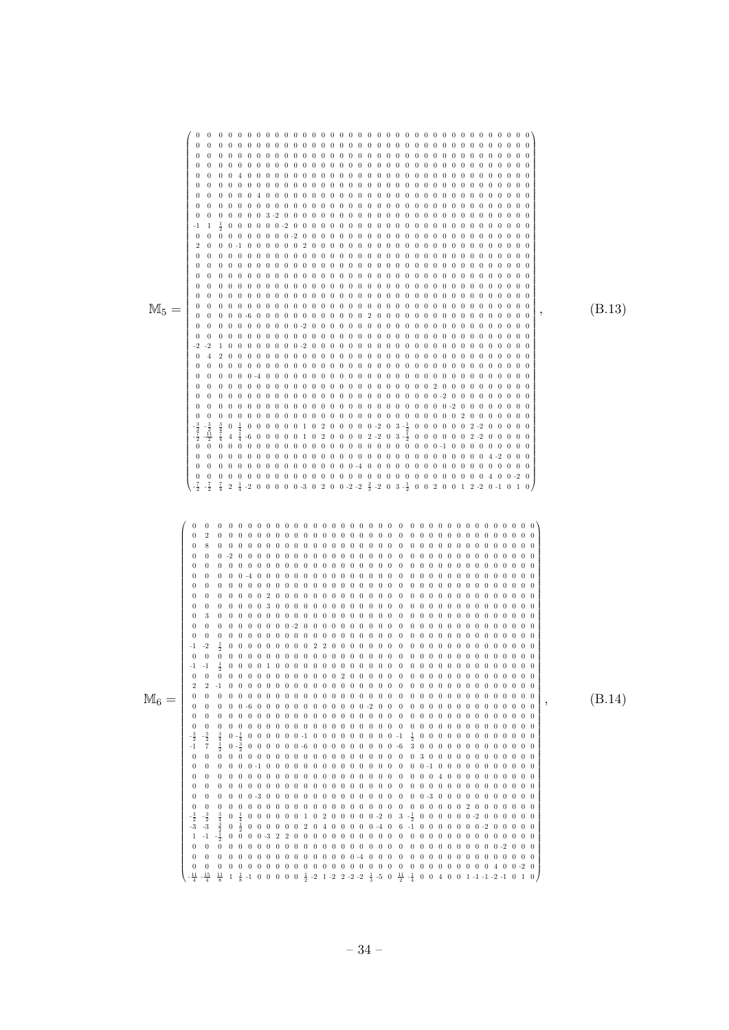$$
\mathbb{M}_5 = \left(\begin{smallmatrix}
0&0&0&0&0&0&0&0&0&0&0&0&0&0&0&0&0&0&0&0&0&0&0&0&0&0&0&0&0&0&0&0&0&0&0&0\\
0&0&0&0&0&0&0&0&0&0&0&0&0&0&0&0&0&0&0&0&0&0&0&0&0&0&0&0&0&0&0&0&0&0&0&0\\
0&0&0&0&0&0&0&0&0&0&0&0&0&0&0&0&0&0&0&0&0&0&0&0&0&0&0&0&0&0&0&0&0&0&0&0\\
0&0&0&0&0&0&0&0&0&0&0&0&0&0&0&0&0&0&0&0&0&0&0&0&0&0&0&0&0&0&0&0&0&0&0&0\\
0&0&0&0&4&0&0&0&0&0&0&0&0&0&0&0&0&0&0&0&0&0&0&0&0&0&0&0&0&0&0&0&0&0&0&0\\
0&0&0&0&0&0&0&0&0&0&0&0&0&0&0&0&0&0&0&0&0&0&0&0&0&0&0&0&0&0&0&0&0&0&0&0\\
0&0&0&0&0&0&4&0&0&0&0&0&0&0&0&0&0&0&0&0&0&0&0&0&0&0&0&0&0&0&0&0&0&0&0&0\\
0&0&0&0&0&0&0&0&0&0&0&0&0&0&0&0&0&0&0&0&0&0&0&0&0&0&0&0&0&0&0&0&0&0&0&0\\
0&0&0&0&0&0&0&0&3&-2&0&0&0&0&0&0&0&0&0&0&0&0&0&0&0&0&0&0&0&0&0&0&0&0&0&0\\
-1&1&\frac{1}{2}&0&0&0&0&0&0&-2&0&0&0&0&0&0&0&0&0&0&0&0&0&0&0&0&0&0&0&0&0&0&0&0&0&0\\
0&0&0&0&0&0&0&0&0&0&-2&0&0&0&0&0&0&0&0&0&0&0&0&0&0&0&0&0&0&0&0&0&0&0&0&0\\
2&0&0&0&-1&0&0&0&0&0&0&2&0&0&0&0&0&0&0&0&0&0&0&0&0&0&0&0&0&0&0&0&0&0&0&0\\
0&0&0&0&0&0&0&0&0&0&0&0&0&0&0&0&0&0&0&0&0&0&0&0&0&0&0&0&0&0&0&0&0&0&0&0\\
0&0&0&0&0&0&0&0&0&0&0&0&0&0&0&0&0&0&0&0&0&0&0&0&0&0&0&0&0&0&0&0&0&0&0&0\\
0&0&0&0&0&0&0&0&0&0&0&0&0&0&0&0&0&0&0&0&0&0&0&0&0&0&0&0&0&0&0&0&0&0&0&0\\
0&0&0&0&-6&0&0&0&0&0&0&0&0&0&0&0&0&0&2&0&0&0&0&0&0&0&0&0&0&0&0&0&0&0&0&0\\
0&0&0&0&0&0&0&0&0&0&0&0&0&0&0&0&0&0&0&0&0&0&0&0&0&0&0&0&0&0&0&0&0&0&0&0\\
0&0&0&0&0&0&0&0&0&-2&0&0&0&0&0&0&0&0&0&0&0&0&0&0&0&0&0&0&0&0&0&0&0&0&0&0\\
0&0&0&0&0&0&0&0&0&0&0&0&0&0&0&0&0&0&0&0&0&0&0&0&0&0&0&0&0&0&0&0&0&0&0&0\\
-2&-2&1&0&0&0&0&0&0&-2&0&0&0&0&0&0&0&0&0&0&0&0&0&0&0&0&0&0&0&0&0&0&0&0&0&0\\
0&4&2&0&0&0&0&0&0&0&0&0&0&0&0&0&0&0&0&0&0&0&0&0&0&0&0&0&0&0&0&0&0&0&0&0\\
0&0&0&0&0&0&0&0&0&0&0&0&0&0&0&0&0&0&0&0&0&0&0&0&0&0&0&0&0&0&0&0&0&0&0&0\\
0&0&0&0&0&0&0&0&0&0&0&0&0&0&0&0&0&0&0&0&0&0&0&0&0&0&0&0&0&0&0&0&0&0&0&0\\
0&0&0&0&0&-4&0&0&0&0&0&0&0&0&0&0&0&0&0&0&0&0&0&0&0&0&0&0&0&0&0&0&0&0&0&0\\
0&0&0&0&0&0&0&0&0&0&0&0&0&0&0&0&0&0&0&0&0&0&0&0&0&0&0&0&0&0&0&0&0&0&0&0\\
0&0&0&0&0&0&0&0&0&0&0&0&0&0&0&0&0&0&0&0&0&0&0&2&0&0&0&0&0&0&0&0&0&0&0&0\\
0&0&0&0&0&0&0&0&0&0&0&0&0&0&0&0&0&0&0&0&0&0&0&0&0&0&0&-2&0&0&0&0&0&0&0&0\\
0&0&0&0&0&0&0&0&0&0&0&0&0&0&0&0&0&0&0&0&0&0&0&0&0&0&0&0&-2&0&0&0&0&0&0&0\\
0&0&0&0&0&0&0&0&0&0&0&0&0&0&0&0&0&0&0&0&0&0&0&0&0&0&0&2&0&0&0&0&0&0&0&0\\
-\frac{3}{2}&-\frac{3}{2}&\frac{3}{4}&0&\frac{1}{4}&0&0&0&0&0&0&1&0&2&0&0&0&0&0&-2&0&3&-\frac{1}{2}&0&0&0&0&0&0&2&-2&0&0&0&0&0\\
-\frac{7}{2}&-\frac{11}{2}&\frac{7}{4}&4&\frac{1}{4}&-6&0&0&0&0&0&1&0&2&0&0&0&0&2&-2&0&3&-\frac{1}{2}&0&0&0&0&0&0&2&-2&0&0&0&0&0\\
0&0&0&0&0&0&0&0&0&0&0&0&0&0&0&0&0&0&0&0&0&0&0&0&-1&0&0&0&0&0&0&0&0&0&0&0\\
0&0&0&0&0&0&0&0&0&0&0&0&0&0&0&0&0&0&0&0&0&0&0&0&0&0&0&0&0&0&0&0&4&-2&0&0\\
0&0&0&0&0&0&0&0&0&0&0&0&0&0&0&0&0&-4&0&0&0&0&0&0&0&0&0&0&0&0&0&0&0&0&0&0\\
0&0&0&0&0&0&0&0&0&0&0&0&0&0&0&0&0&0&0&0&0&0&0&0&0&0&0&0&0&0&0&4&0&0&-2&0\\
-\frac{7}{2}&-\frac{7}{2}&\frac{7}{4}&2&\frac{1}{4}&-2&0&0&0&0&0&-3&0&2&0&0&-2&-2&\frac{2}{3}&-2&0&3&-\frac{1}{2}&0&0&2&0&0&1&2&-2&0&-1&0&1&0
\end{smallmatrix}\right), \tag{B.13}
$$

$$
\mathbb{M}_6 = \left(\begin{smallmatrix}
0&0&0&0&0&0&0&0&0&0&0&0&0&0&0&0&0&0&0&0&0&0&0&0&0&0&0&0&0&0&0&0&0&0&0&0\\
0&2&0&0&0&0&0&0&0&0&0&0&0&0&0&0&0&0&0&0&0&0&0&0&0&0&0&0&0&0&0&0&0&0&0&0\\
0&8&0&0&0&0&0&0&0&0&0&0&0&0&0&0&0&0&0&0&0&0&0&0&0&0&0&0&0&0&0&0&0&0&0&0\\
0&0&0&-2&0&0&0&0&0&0&0&0&0&0&0&0&0&0&0&0&0&0&0&0&0&0&0&0&0&0&0&0&0&0&0&0\\
0&0&0&0&0&0&0&0&0&0&0&0&0&0&0&0&0&0&0&0&0&0&0&0&0&0&0&0&0&0&0&0&0&0&0&0\\
0&0&0&0&0&-4&0&0&0&0&0&0&0&0&0&0&0&0&0&0&0&0&0&0&0&0&0&0&0&0&0&0&0&0&0&0\\
0&0&0&0&0&0&0&0&0&0&0&0&0&0&0&0&0&0&0&0&0&0&0&0&0&0&0&0&0&0&0&0&0&0&0&0\\
0&0&0&0&0&0&0&2&0&0&0&0&0&0&0&0&0&0&0&0&0&0&0&0&0&0&0&0&0&0&0&0&0&0&0&0\\
0&0&0&0&0&0&0&3&0&0&0&0&0&0&0&0&0&0&0&0&0&0&0&0&0&0&0&0&0&0&0&0&0&0&0&0\\
0&3&0&0&0&0&0&0&0&0&0&0&0&0&0&0&0&0&0&0&0&0&0&0&0&0&0&0&0&0&0&0&0&0&0&0\\
0&0&0&0&0&0&0&0&0&0&-2&0&0&0&0&0&0&0&0&0&0&0&0&0&0&0&0&0&0&0&0&0&0&0&0&0\\
0&0&0&0&0&0&0&0&0&0&0&0&0&0&0&0&0&0&0&0&0&0&0&0&0&0&0&0&0&0&0&0&0&0&0&0\\
-1&-2&\frac{1}{2}&0&0&0&0&0&0&0&0&0&2&2&0&0&0&0&0&0&0&0&0&0&0&0&0&0&0&0&0&0&0&0&0&0\\
0&0&0&0&0&0&0&0&0&0&0&0&0&0&0&0&0&0&0&0&0&0&0&0&0&0&0&0&0&0&0&0&0&0&0&0\\
-1&-1&\frac{1}{2}&0&0&0&0&0&1&0&0&0&0&0&0&0&0&0&0&0&0&0&0&0&0&0&0&0&0&0&0&0&0&0&0&0\\
0&0&0&0&0&0&0&0&0&0&0&0&0&0&0&2&0&0&0&0&0&0&0&0&0&0&0&0&0&0&0&0&0&0&0&0\\
2&2&-1&0&0&0&0&0&0&0&0&0&0&0&0&0&0&0&0&0&0&0&0&0&0&0&0&0&0&0&0&0&0&0&0&0\\
0&0&0&0&0&0&0&0&0&0&0&0&0&0&0&0&0&0&0&0&0&0&0&0&0&0&0&0&0&0&0&0&0&0&0&0\\
0&0&0&0&0&-6&0&0&0&0&0&0&0&0&0&0&0&0&0&-2&0&0&0&0&0&0&0&0&0&0&0&0&0&0&0&0\\
0&0&0&0&0&0&0&0&0&0&0&0&0&0&0&0&0&0&0&0&0&0&0&0&0&0&0&0&0&0&0&0&0&0&0&0\\
0&0&0&0&0&0&0&0&0&0&0&0&0&0&0&0&0&0&0&0&0&0&0&0&0&0&0&0&0&0&0&0&0&0&0&0\\
-\frac{3}{2}&-\frac{5}{2}&\frac{3}{4}&0&-\frac{1}{4}&0&0&0&0&0&0&-1&0&0&0&0&0&0&0&0&0&-1&\frac{1}{2}&0&0&0&0&0&0&0&0&0&0&0&0&0\\
-1&7&\frac{1}{2}&0&-\frac{3}{2}&0&0&0&0&0&0&-6&0&0&0&0&0&0&0&0&0&-6&3&0&0&0&0&0&0&0&0&0&0&0&0&0\\
0&0&0&0&0&0&0&0&0&0&0&0&0&0&0&0&0&0&0&0&0&0&0&3&0&0&0&0&0&0&0&0&0&0&0&0\\
0&0&0&0&0&-1&0&0&0&0&0&0&0&0&0&0&0&0&0&0&0&0&0&-1&0&0&0&0&0&0&0&0&0&0&0&0\\
0&0&0&0&0&0&0&0&0&0&0&0&0&0&0&0&0&0&0&0&0&0&0&0&4&0&0&0&0&0&0&0&0&0&0&0\\
0&0&0&0&0&0&0&0&0&0&0&0&0&0&0&0&0&0&0&0&0&0&0&0&0&0&0&0&0&0&0&0&0&0&0&0\\
0&0&0&0&0&-3&0&0&0&0&0&0&0&0&0&0&0&0&0&0&0&0&0&-3&0&0&0&0&0&0&0&0&0&0&0&0\\
0&0&0&0&0&0&0&0&0&0&0&0&0&0&0&0&0&0&0&0&0&0&0&0&0&0&0&2&0&0&0&0&0&0&0&0\\
-\frac{3}{2}&-\frac{3}{2}&\frac{3}{4}&0&\frac{1}{4}&0&0&0&0&0&0&1&0&2&0&0&0&0&0&-2&0&3&-\frac{1}{2}&0&0&0&0&0&0&-2&0&0&0&0&0&0\\
-3&-3&\frac{3}{2}&0&\frac{1}{2}&0&0&0&0&0&0&2&0&4&0&0&0&0&0&-4&0&6&-1&0&0&0&0&0&0&0&-2&0&0&0&0&0\\
1&-1&-\frac{1}{2}&0&0&0&0&-3&2&2&0&0&0&0&0&0&0&0&0&0&0&0&0&0&0&0&0&0&0&0&0&0&0&0&0&0\\
0&0&0&0&0&0&0&0&0&0&0&0&0&0&0&0&0&0&0&0&0&0&0&0&0&0&0&0&0&0&0&-2&0&0&0&0\\
0&0&0&0&0&0&0&0&0&0&0&0&0&0&0&0&0&-4&0&0&0&0&0&0&0&0&0&0&0&0&0&0&0&0&0&0\\
0&0&0&0&0&0&0&0&0&0&0&0&0&0&0&0&0&0&0&0&0&0&0&0&0&0&0&0&0&0&0&4&0&0&-2&0\\
-\frac{11}{4}&-\frac{15}{4}&\frac{11}{8}&1&\frac{1}{8}&-1&0&0&0&0&0&\frac{1}{2}&-2&1&-2&2&-2&-2&\frac{1}{3}&-5&0&\frac{11}{2}&-\frac{1}{4}&0&0&4&0&0&1&-1&-1&-2&-1&0&1&0
\end{smallmatrix}\right), \tag{B.14}
$$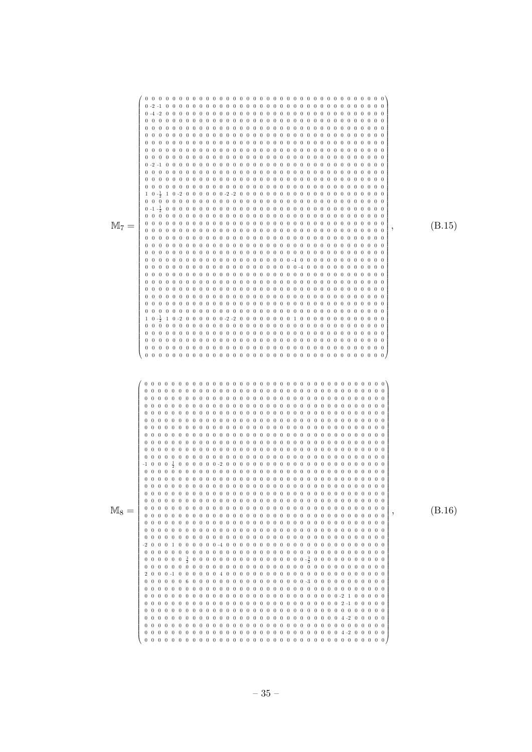$$
\mathbb{M}_7 = \left(\begin{array}{ccccccccccccccccccccccccccccccccccccc}
0 & 0 & 0 & 0 & 0 & 0 & 0 & 0 & 0 & 0 & 0 & 0 & 0 & 0 & 0 & 0 & 0 & 0 & 0 & 0 & 0 & 0 & 0 & 0 & 0 & 0 & 0 & 0 & 0 & 0 & 0 & 0 & 0 & 0 & 0 & 0 & 0 \\
0 & -2 & -1 & 0 & 0 & 0 & 0 & 0 & 0 & 0 & 0 & 0 & 0 & 0 & 0 & 0 & 0 & 0 & 0 & 0 & 0 & 0 & 0 & 0 & 0 & 0 & 0 & 0 & 0 & 0 & 0 & 0 & 0 & 0 & 0 & 0 & 0 \\
0 & -4 & -2 & 0 & 0 & 0 & 0 & 0 & 0 & 0 & 0 & 0 & 0 & 0 & 0 & 0 & 0 & 0 & 0 & 0 & 0 & 0 & 0 & 0 & 0 & 0 & 0 & 0 & 0 & 0 & 0 & 0 & 0 & 0 & 0 & 0 & 0 \\
0 & 0 & 0 & 0 & 0 & 0 & 0 & 0 & 0 & 0 & 0 & 0 & 0 & 0 & 0 & 0 & 0 & 0 & 0 & 0 & 0 & 0 & 0 & 0 & 0 & 0 & 0 & 0 & 0 & 0 & 0 & 0 & 0 & 0 & 0 & 0 & 0 \\
0 & 0 & 0 & 0 & 0 & 0 & 0 & 0 & 0 & 0 & 0 & 0 & 0 & 0 & 0 & 0 & 0 & 0 & 0 & 0 & 0 & 0 & 0 & 0 & 0 & 0 & 0 & 0 & 0 & 0 & 0 & 0 & 0 & 0 & 0 & 0 & 0 \\
0 & 0 & 0 & 0 & 0 & 0 & 0 & 0 & 0 & 0 & 0 & 0 & 0 & 0 & 0 & 0 & 0 & 0 & 0 & 0 & 0 & 0 & 0 & 0 & 0 & 0 & 0 & 0 & 0 & 0 & 0 & 0 & 0 & 0 & 0 & 0 & 0 \\
0 & 0 & 0 & 0 & 0 & 0 & 0 & 0 & 0 & 0 & 0 & 0 & 0 & 0 & 0 & 0 & 0 & 0 & 0 & 0 & 0 & 0 & 0 & 0 & 0 & 0 & 0 & 0 & 0 & 0 & 0 & 0 & 0 & 0 & 0 & 0 & 0 \\
0 & 0 & 0 & 0 & 0 & 0 & 0 & 0 & 0 & 0 & 0 & 0 & 0 & 0 & 0 & 0 & 0 & 0 & 0 & 0 & 0 & 0 & 0 & 0 & 0 & 0 & 0 & 0 & 0 & 0 & 0 & 0 & 0 & 0 & 0 & 0 & 0 \\
0 & 0 & 0 & 0 & 0 & 0 & 0 & 0 & 0 & 0 & 0 & 0 & 0 & 0 & 0 & 0 & 0 & 0 & 0 & 0 & 0 & 0 & 0 & 0 & 0 & 0 & 0 & 0 & 0 & 0 & 0 & 0 & 0 & 0 & 0 & 0 & 0 \\
0 & -2 & -1 & 0 & 0 & 0 & 0 & 0 & 0 & 0 & 0 & 0 & 0 & 0 & 0 & 0 & 0 & 0 & 0 & 0 & 0 & 0 & 0 & 0 & 0 & 0 & 0 & 0 & 0 & 0 & 0 & 0 & 0 & 0 & 0 & 0 & 0 \\
0 & 0 & 0 & 0 & 0 & 0 & 0 & 0 & 0 & 0 & 0 & 0 & 0 & 0 & 0 & 0 & 0 & 0 & 0 & 0 & 0 & 0 & 0 & 0 & 0 & 0 & 0 & 0 & 0 & 0 & 0 & 0 & 0 & 0 & 0 & 0 & 0 \\
0 & 0 & 0 & 0 & 0 & 0 & 0 & 0 & 0 & 0 & 0 & 0 & 0 & 0 & 0 & 0 & 0 & 0 & 0 & 0 & 0 & 0 & 0 & 0 & 0 & 0 & 0 & 0 & 0 & 0 & 0 & 0 & 0 & 0 & 0 & 0 & 0 \\
0 & 0 & 0 & 0 & 0 & 0 & 0 & 0 & 0 & 0 & 0 & 0 & 0 & 0 & 0 & 0 & 0 & 0 & 0 & 0 & 0 & 0 & 0 & 0 & 0 & 0 & 0 & 0 & 0 & 0 & 0 & 0 & 0 & 0 & 0 & 0 & 0 \\
1 & 0 & -\frac{1}{2} & 1 & 0 & -2 & 0 & 0 & 0 & 0 & 0 & -2 & -2 & 0 & 0 & 0 & 0 & 0 & 0 & 0 & 0 & 0 & 0 & 0 & 0 & 0 & 0 & 0 & 0 & 0 & 0 & 0 & 0 & 0 & 0 & 0 & 0 \\
0 & 0 & 0 & 0 & 0 & 0 & 0 & 0 & 0 & 0 & 0 & 0 & 0 & 0 & 0 & 0 & 0 & 0 & 0 & 0 & 0 & 0 & 0 & 0 & 0 & 0 & 0 & 0 & 0 & 0 & 0 & 0 & 0 & 0 & 0 & 0 & 0 \\
0 & -1 & -\frac{1}{2} & 0 & 0 & 0 & 0 & 0 & 0 & 0 & 0 & 0 & 0 & 0 & 0 & 0 & 0 & 0 & 0 & 0 & 0 & 0 & 0 & 0 & 0 & 0 & 0 & 0 & 0 & 0 & 0 & 0 & 0 & 0 & 0 & 0 & 0 \\
0 & 0 & 0 & 0 & 0 & 0 & 0 & 0 & 0 & 0 & 0 & 0 & 0 & 0 & 0 & 0 & 0 & 0 & 0 & 0 & 0 & 0 & 0 & 0 & 0 & 0 & 0 & 0 & 0 & 0 & 0 & 0 & 0 & 0 & 0 & 0 & 0 \\
0 & 0 & 0 & 0 & 0 & 0 & 0 & 0 & 0 & 0 & 0 & 0 & 0 & 0 & 0 & 0 & 0 & 0 & 0 & 0 & 0 & 0 & 0 & 0 & 0 & 0 & 0 & 0 & 0 & 0 & 0 & 0 & 0 & 0 & 0 & 0 & 0 \\
0 & 0 & 0 & 0 & 0 & 0 & 0 & 0 & 0 & 0 & 0 & 0 & 0 & 0 & 0 & 0 & 0 & 0 & 0 & 0 & 0 & 0 & 0 & 0 & 0 & 0 & 0 & 0 & 0 & 0 & 0 & 0 & 0 & 0 & 0 & 0 & 0 \\
0 & 0 & 0 & 0 & 0 & 0 & 0 & 0 & 0 & 0 & 0 & 0 & 0 & 0 & 0 & 0 & 0 & 0 & 0 & 0 & 0 & 0 & 0 & 0 & 0 & 0 & 0 & 0 & 0 & 0 & 0 & 0 & 0 & 0 & 0 & 0 & 0 \\
0 & 0 & 0 & 0 & 0 & 0 & 0 & 0 & 0 & 0 & 0 & 0 & 0 & 0 & 0 & 0 & 0 & 0 & 0 & 0 & 0 & 0 & 0 & 0 & 0 & 0 & 0 & 0 & 0 & 0 & 0 & 0 & 0 & 0 & 0 & 0 & 0 \\
0 & 0 & 0 & 0 & 0 & 0 & 0 & 0 & 0 & 0 & 0 & 0 & 0 & 0 & 0 & 0 & 0 & 0 & 0 & 0 & 0 & 0 & 0 & 0 & 0 & 0 & 0 & 0 & 0 & 0 & 0 & 0 & 0 & 0 & 0 & 0 & 0 \\
0 & 0 & 0 & 0 & 0 & 0 & 0 & 0 & 0 & 0 & 0 & 0 & 0 & 0 & 0 & 0 & 0 & 0 & 0 & 0 & 0 & 0 & 0 & 0 & 0 & 0 & 0 & 0 & 0 & 0 & 0 & 0 & 0 & 0 & 0 & 0 & 0 \\
0 & 0 & 0 & 0 & 0 & 0 & 0 & 0 & 0 & 0 & 0 & 0 & 0 & 0 & 0 & 0 & 0 & 0 & 0 & 0 & 0 & 0 & 0 & -4 & 0 & 0 & 0 & 0 & 0 & 0 & 0 & 0 & 0 & 0 & 0 & 0 & 0 \\
0 & 0 & 0 & 0 & 0 & 0 & 0 & 0 & 0 & 0 & 0 & 0 & 0 & 0 & 0 & 0 & 0 & 0 & 0 & 0 & 0 & 0 & 0 & 0 & -4 & 0 & 0 & 0 & 0 & 0 & 0 & 0 & 0 & 0 & 0 & 0 & 0 \\
0 & 0 & 0 & 0 & 0 & 0 & 0 & 0 & 0 & 0 & 0 & 0 & 0 & 0 & 0 & 0 & 0 & 0 & 0 & 0 & 0 & 0 & 0 & 0 & 0 & 0 & 0 & 0 & 0 & 0 & 0 & 0 & 0 & 0 & 0 & 0 & 0 \\
0 & 0 & 0 & 0 & 0 & 0 & 0 & 0 & 0 & 0 & 0 & 0 & 0 & 0 & 0 & 0 & 0 & 0 & 0 & 0 & 0 & 0 & 0 & 0 & 0 & 0 & 0 & 0 & 0 & 0 & 0 & 0 & 0 & 0 & 0 & 0 & 0 \\
0 & 0 & 0 & 0 & 0 & 0 & 0 & 0 & 0 & 0 & 0 & 0 & 0 & 0 & 0 & 0 & 0 & 0 & 0 & 0 & 0 & 0 & 0 & 0 & 0 & 0 & 0 & 0 & 0 & 0 & 0 & 0 & 0 & 0 & 0 & 0 & 0 \\
0 & 0 & 0 & 0 & 0 & 0 & 0 & 0 & 0 & 0 & 0 & 0 & 0 & 0 & 0 & 0 & 0 & 0 & 0 & 0 & 0 & 0 & 0 & 0 & 0 & 0 & 0 & 0 & 0 & 0 & 0 & 0 & 0 & 0 & 0 & 0 & 0 \\
0 & 0 & 0 & 0 & 0 & 0 & 0 & 0 & 0 & 0 & 0 & 0 & 0 & 0 & 0 & 0 & 0 & 0 & 0 & 0 & 0 & 0 & 0 & 0 & 0 & 0 & 0 & 0 & 0 & 0 & 0 & 0 & 0 & 0 & 0 & 0 & 0 \\
0 & 0 & 0 & 0 & 0 & 0 & 0 & 0 & 0 & 0 & 0 & 0 & 0 & 0 & 0 & 0 & 0 & 0 & 0 & 0 & 0 & 0 & 0 & 0 & 0 & 0 & 0 & 0 & 0 & 0 & 0 & 0 & 0 & 0 & 0 & 0 & 0 \\
1 & 0 & -\frac{1}{2} & 1 & 0 & -2 & 0 & 0 & 0 & 0 & 0 & -2 & -2 & 0 & 0 & 0 & 0 & 0 & 0 & 0 & 0 & 0 & 1 & 0 & 0 & 0 & 0 & 0 & 0 & 0 & 0 & 0 & 0 & 0 & 0 & 0 & 0 \\
0 & 0 & 0 & 0 & 0 & 0 & 0 & 0 & 0 & 0 & 0 & 0 & 0 & 0 & 0 & 0 & 0 & 0 & 0 & 0 & 0 & 0 & 0 & 0 & 0 & 0 & 0 & 0 & 0 & 0 & 0 & 0 & 0 & 0 & 0 & 0 & 0 \\
0 & 0 & 0 & 0 & 0 & 0 & 0 & 0 & 0 & 0 & 0 & 0 & 0 & 0 & 0 & 0 & 0 & 0 & 0 & 0 & 0 & 0 & 0 & 0 & 0 & 0 & 0 & 0 & 0 & 0 & 0 & 0 & 0 & 0 & 0 & 0 & 0 \\
0 & 0 & 0 & 0 & 0 & 0 & 0 & 0 & 0 & 0 & 0 & 0 & 0 & 0 & 0 & 0 & 0 & 0 & 0 & 0 & 0 & 0 & 0 & 0 & 0 & 0 & 0 & 0 & 0 & 0 & 0 & 0 & 0 & 0 & 0 & 0 & 0 \\
0 & 0 & 0 & 0 & 0 & 0 & 0 & 0 & 0 & 0 & 0 & 0 & 0 & 0 & 0 & 0 & 0 & 0 & 0 & 0 & 0 & 0 & 0 & 0 & 0 & 0 & 0 & 0 & 0 & 0 & 0 & 0 & 0 & 0 & 0 & 0 & 0 \\
0 & 0 & 0 & 0 & 0 & 0 & 0 & 0 & 0 & 0 & 0 & 0 & 0 & 0 & 0 & 0 & 0 & 0 & 0 & 0 & 0 & 0 & 0 & 0 & 0 & 0 & 0 & 0 & 0 & 0 & 0 & 0 & 0 & 0 & 0 & 0 & 0
\end{array}\right), \tag{B.15}
$$

$$
\mathbb{M}_8 = \left(\begin{array}{ccccccccccccccccccccccccccccccccccccc}
0 & 0 & 0 & 0 & 0 & 0 & 0 & 0 & 0 & 0 & 0 & 0 & 0 & 0 & 0 & 0 & 0 & 0 & 0 & 0 & 0 & 0 & 0 & 0 & 0 & 0 & 0 & 0 & 0 & 0 & 0 & 0 & 0 & 0 & 0 & 0 & 0 \\
0 & 0 & 0 & 0 & 0 & 0 & 0 & 0 & 0 & 0 & 0 & 0 & 0 & 0 & 0 & 0 & 0 & 0 & 0 & 0 & 0 & 0 & 0 & 0 & 0 & 0 & 0 & 0 & 0 & 0 & 0 & 0 & 0 & 0 & 0 & 0 & 0 \\
0 & 0 & 0 & 0 & 0 & 0 & 0 & 0 & 0 & 0 & 0 & 0 & 0 & 0 & 0 & 0 & 0 & 0 & 0 & 0 & 0 & 0 & 0 & 0 & 0 & 0 & 0 & 0 & 0 & 0 & 0 & 0 & 0 & 0 & 0 & 0 & 0 \\
0 & 0 & 0 & 0 & 0 & 0 & 0 & 0 & 0 & 0 & 0 & 0 & 0 & 0 & 0 & 0 & 0 & 0 & 0 & 0 & 0 & 0 & 0 & 0 & 0 & 0 & 0 & 0 & 0 & 0 & 0 & 0 & 0 & 0 & 0 & 0 & 0 \\
0 & 0 & 0 & 0 & 0 & 0 & 0 & 0 & 0 & 0 & 0 & 0 & 0 & 0 & 0 & 0 & 0 & 0 & 0 & 0 & 0 & 0 & 0 & 0 & 0 & 0 & 0 & 0 & 0 & 0 & 0 & 0 & 0 & 0 & 0 & 0 & 0 \\
0 & 0 & 0 & 0 & 0 & 0 & 0 & 0 & 0 & 0 & 0 & 0 & 0 & 0 & 0 & 0 & 0 & 0 & 0 & 0 & 0 & 0 & 0 & 0 & 0 & 0 & 0 & 0 & 0 & 0 & 0 & 0 & 0 & 0 & 0 & 0 & 0 \\
0 & 0 & 0 & 0 & 0 & 0 & 0 & 0 & 0 & 0 & 0 & 0 & 0 & 0 & 0 & 0 & 0 & 0 & 0 & 0 & 0 & 0 & 0 & 0 & 0 & 0 & 0 & 0 & 0 & 0 & 0 & 0 & 0 & 0 & 0 & 0 & 0 \\
0 & 0 & 0 & 0 & 0 & 0 & 0 & 0 & 0 & 0 & 0 & 0 & 0 & 0 & 0 & 0 & 0 & 0 & 0 & 0 & 0 & 0 & 0 & 0 & 0 & 0 & 0 & 0 & 0 & 0 & 0 & 0 & 0 & 0 & 0 & 0 & 0 \\
0 & 0 & 0 & 0 & 0 & 0 & 0 & 0 & 0 & 0 & 0 & 0 & 0 & 0 & 0 & 0 & 0 & 0 & 0 & 0 & 0 & 0 & 0 & 0 & 0 & 0 & 0 & 0 & 0 & 0 & 0 & 0 & 0 & 0 & 0 & 0 & 0 \\
0 & 0 & 0 & 0 & 0 & 0 & 0 & 0 & 0 & 0 & 0 & 0 & 0 & 0 & 0 & 0 & 0 & 0 & 0 & 0 & 0 & 0 & 0 & 0 & 0 & 0 & 0 & 0 & 0 & 0 & 0 & 0 & 0 & 0 & 0 & 0 & 0 \\
0 & 0 & 0 & 0 & 0 & 0 & 0 & 0 & 0 & 0 & 0 & 0 & 0 & 0 & 0 & 0 & 0 & 0 & 0 & 0 & 0 & 0 & 0 & 0 & 0 & 0 & 0 & 0 & 0 & 0 & 0 & 0 & 0 & 0 & 0 & 0 & 0 \\
0 & 0 & 0 & 0 & 0 & 0 & 0 & 0 & 0 & 0 & 0 & 0 & 0 & 0 & 0 & 0 & 0 & 0 & 0 & 0 & 0 & 0 & 0 & 0 & 0 & 0 & 0 & 0 & 0 & 0 & 0 & 0 & 0 & 0 & 0 & 0 & 0 \\
-1 & 0 & 0 & 0 & \frac{1}{2} & 0 & 0 & 0 & 0 & 0 & 0 & -2 & 0 & 0 & 0 & 0 & 0 & 0 & 0 & 0 & 0 & 0 & 0 & 0 & 0 & 0 & 0 & 0 & 0 & 0 & 0 & 0 & 0 & 0 & 0 & 0 & 0 \\
0 & 0 & 0 & 0 & 0 & 0 & 0 & 0 & 0 & 0 & 0 & 0 & 0 & 0 & 0 & 0 & 0 & 0 & 0 & 0 & 0 & 0 & 0 & 0 & 0 & 0 & 0 & 0 & 0 & 0 & 0 & 0 & 0 & 0 & 0 & 0 & 0 \\
0 & 0 & 0 & 0 & 0 & 0 & 0 & 0 & 0 & 0 & 0 & 0 & 0 & 0 & 0 & 0 & 0 & 0 & 0 & 0 & 0 & 0 & 0 & 0 & 0 & 0 & 0 & 0 & 0 & 0 & 0 & 0 & 0 & 0 & 0 & 0 & 0 \\
0 & 0 & 0 & 0 & 0 & 0 & 0 & 0 & 0 & 0 & 0 & 0 & 0 & 0 & 0 & 0 & 0 & 0 & 0 & 0 & 0 & 0 & 0 & 0 & 0 & 0 & 0 & 0 & 0 & 0 & 0 & 0 & 0 & 0 & 0 & 0 & 0 \\
0 & 0 & 0 & 0 & 0 & 0 & 0 & 0 & 0 & 0 & 0 & 0 & 0 & 0 & 0 & 0 & 0 & 0 & 0 & 0 & 0 & 0 & 0 & 0 & 0 & 0 & 0 & 0 & 0 & 0 & 0 & 0 & 0 & 0 & 0 & 0 & 0 \\
0 & 0 & 0 & 0 & 0 & 0 & 0 & 0 & 0 & 0 & 0 & 0 & 0 & 0 & 0 & 0 & 0 & 0 & 0 & 0 & 0 & 0 & 0 & 0 & 0 & 0 & 0 & 0 & 0 & 0 & 0 & 0 & 0 & 0 & 0 & 0 & 0 \\
0 & 0 & 0 & 0 & 0 & 0 & 0 & 0 & 0 & 0 & 0 & 0 & 0 & 0 & 0 & 0 & 0 & 0 & 0 & 0 & 0 & 0 & 0 & 0 & 0 & 0 & 0 & 0 & 0 & 0 & 0 & 0 & 0 & 0 & 0 & 0 & 0 \\
0 & 0 & 0 & 0 & 0 & 0 & 0 & 0 & 0 & 0 & 0 & 0 & 0 & 0 & 0 & 0 & 0 & 0 & 0 & 0 & 0 & 0 & 0 & 0 & 0 & 0 & 0 & 0 & 0 & 0 & 0 & 0 & 0 & 0 & 0 & 0 & 0 \\
0 & 0 & 0 & 0 & 0 & 0 & 0 & 0 & 0 & 0 & 0 & 0 & 0 & 0 & 0 & 0 & 0 & 0 & 0 & 0 & 0 & 0 & 0 & 0 & 0 & 0 & 0 & 0 & 0 & 0 & 0 & 0 & 0 & 0 & 0 & 0 & 0 \\
0 & 0 & 0 & 0 & 0 & 0 & 0 & 0 & 0 & 0 & 0 & 0 & 0 & 0 & 0 & 0 & 0 & 0 & 0 & 0 & 0 & 0 & 0 & 0 & 0 & 0 & 0 & 0 & 0 & 0 & 0 & 0 & 0 & 0 & 0 & 0 & 0 \\
-2 & 0 & 0 & 0 & 1 & 0 & 0 & 0 & 0 & 0 & 0 & -4 & 0 & 0 & 0 & 0 & 0 & 0 & 0 & 0 & 0 & 0 & 0 & 0 & 0 & 0 & 0 & 0 & 0 & 0 & 0 & 0 & 0 & 0 & 0 & 0 & 0 \\
0 & 0 & 0 & 0 & 0 & 0 & 0 & 0 & 0 & 0 & 0 & 0 & 0 & 0 & 0 & 0 & 0 & 0 & 0 & 0 & 0 & 0 & 0 & 0 & 0 & 0 & 0 & 0 & 0 & 0 & 0 & 0 & 0 & 0 & 0 & 0 & 0 \\
0 & 0 & 0 & 0 & 0 & 0 & \frac{3}{2} & 0 & 0 & 0 & 0 & 0 & 0 & 0 & 0 & 0 & 0 & 0 & 0 & 0 & 0 & 0 & 0 & 0 & -\frac{3}{2} & 0 & 0 & 0 & 0 & 0 & 0 & 0 & 0 & 0 & 0 & 0 & 0 \\
0 & 0 & 0 & 0 & 0 & 0 & 0 & 0 & 0 & 0 & 0 & 0 & 0 & 0 & 0 & 0 & 0 & 0 & 0 & 0 & 0 & 0 & 0 & 0 & 0 & 0 & 0 & 0 & 0 & 0 & 0 & 0 & 0 & 0 & 0 & 0 & 0 \\
2 & 0 & 0 & 0 & -1 & 0 & 0 & 0 & 0 & 0 & 0 & 4 & 0 & 0 & 0 & 0 & 0 & 0 & 0 & 0 & 0 & 0 & 0 & 0 & 0 & 0 & 0 & 0 & 0 & 0 & 0 & 0 & 0 & 0 & 0 & 0 & 0 \\
0 & 0 & 0 & 0 & 0 & 0 & 6 & 0 & 0 & 0 & 0 & 0 & 0 & 0 & 0 & 0 & 0 & 0 & 0 & 0 & 0 & 0 & 0 & 0 & -3 & 0 & 0 & 0 & 0 & 0 & 0 & 0 & 0 & 0 & 0 & 0 & 0 \\
0 & 0 & 0 & 0 & 0 & 0 & 0 & 0 & 0 & 0 & 0 & 0 & 0 & 0 & 0 & 0 & 0 & 0 & 0 & 0 & 0 & 0 & 0 & 0 & 0 & 0 & 0 & 0 & 0 & 0 & 0 & 0 & 0 & 0 & 0 & 0 & 0 \\
0 & 0 & 0 & 0 & 0 & 0 & 0 & 0 & 0 & 0 & 0 & 0 & 0 & 0 & 0 & 0 & 0 & 0 & 0 & 0 & 0 & 0 & 0 & 0 & 0 & 0 & 0 & 0 & 0 & 0 & -2 & 1 & 0 & 0 & 0 & 0 & 0 \\
0 & 0 & 0 & 0 & 0 & 0 & 0 & 0 & 0 & 0 & 0 & 0 & 0 & 0 & 0 & 0 & 0 & 0 & 0 & 0 & 0 & 0 & 0 & 0 & 0 & 0 & 0 & 0 & 0 & 0 & 2 & -1 & 0 & 0 & 0 & 0 & 0 \\
0 & 0 & 0 & 0 & 0 & 0 & 0 & 0 & 0 & 0 & 0 & 0 & 0 & 0 & 0 & 0 & 0 & 0 & 0 & 0 & 0 & 0 & 0 & 0 & 0 & 0 & 0 & 0 & 0 & 0 & 0 & 0 & 0 & 0 & 0 & 0 & 0 \\
0 & 0 & 0 & 0 & 0 & 0 & 0 & 0 & 0 & 0 & 0 & 0 & 0 & 0 & 0 & 0 & 0 & 0 & 0 & 0 & 0 & 0 & 0 & 0 & 0 & 0 & 0 & 0 & 0 & 0 & 4 & -2 & 0 & 0 & 0 & 0 & 0 \\
0 & 0 & 0 & 0 & 0 & 0 & 0 & 0 & 0 & 0 & 0 & 0 & 0 & 0 & 0 & 0 & 0 & 0 & 0 & 0 & 0 & 0 & 0 & 0 & 0 & 0 & 0 & 0 & 0 & 0 & 0 & 0 & 0 & 0 & 0 & 0 & 0 \\
0 & 0 & 0 & 0 & 0 & 0 & 0 & 0 & 0 & 0 & 0 & 0 & 0 & 0 & 0 & 0 & 0 & 0 & 0 & 0 & 0 & 0 & 0 & 0 & 0 & 0 & 0 & 0 & 0 & 0 & 4 & -2 & 0 & 0 & 0 & 0 & 0 \\
0 & 0 & 0 & 0 & 0 & 0 & 0 & 0 & 0 & 0 & 0 & 0 & 0 & 0 & 0 & 0 & 0 & 0 & 0 & 0 & 0 & 0 & 0 & 0 & 0 & 0 & 0 & 0 & 0 & 0 & 0 & 0 & 0 & 0 & 0 & 0 & 0
\end{array}\right), \tag{B.16}
$$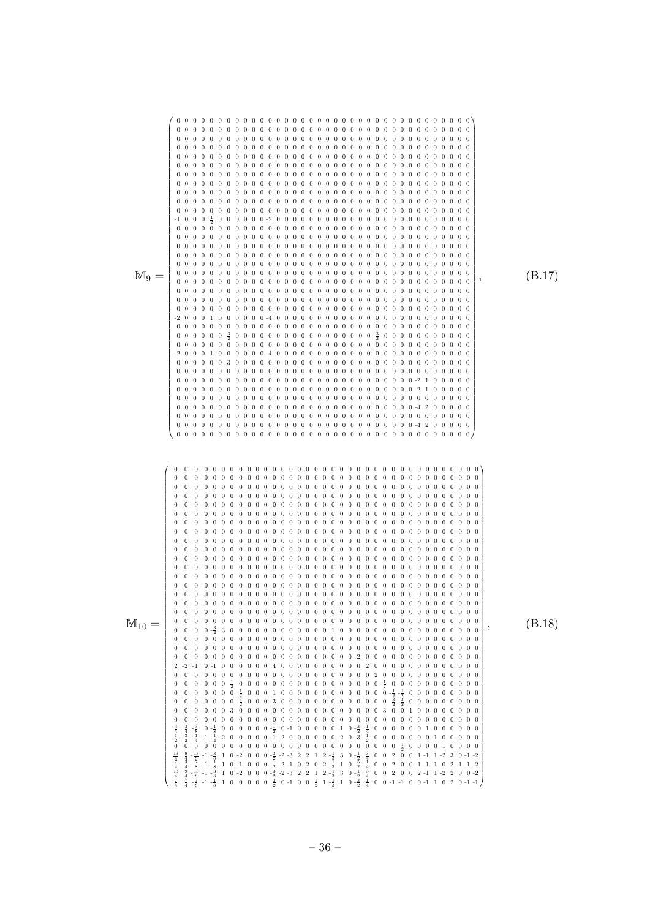$$
\mathbb{M}_9 = \left(\begin{array}{cccccccccccccccccccccccccccccccccccc}
0&0&0&0&0&0&0&0&0&0&0&0&0&0&0&0&0&0&0&0&0&0&0&0&0&0&0&0&0&0&0&0&0&0&0&0\\
0&0&0&0&0&0&0&0&0&0&0&0&0&0&0&0&0&0&0&0&0&0&0&0&0&0&0&0&0&0&0&0&0&0&0&0\\
0&0&0&0&0&0&0&0&0&0&0&0&0&0&0&0&0&0&0&0&0&0&0&0&0&0&0&0&0&0&0&0&0&0&0&0\\
0&0&0&0&0&0&0&0&0&0&0&0&0&0&0&0&0&0&0&0&0&0&0&0&0&0&0&0&0&0&0&0&0&0&0&0\\
0&0&0&0&0&0&0&0&0&0&0&0&0&0&0&0&0&0&0&0&0&0&0&0&0&0&0&0&0&0&0&0&0&0&0&0\\
0&0&0&0&0&0&0&0&0&0&0&0&0&0&0&0&0&0&0&0&0&0&0&0&0&0&0&0&0&0&0&0&0&0&0&0\\
0&0&0&0&0&0&0&0&0&0&0&0&0&0&0&0&0&0&0&0&0&0&0&0&0&0&0&0&0&0&0&0&0&0&0&0\\
0&0&0&0&0&0&0&0&0&0&0&0&0&0&0&0&0&0&0&0&0&0&0&0&0&0&0&0&0&0&0&0&0&0&0&0\\
0&0&0&0&0&0&0&0&0&0&0&0&0&0&0&0&0&0&0&0&0&0&0&0&0&0&0&0&0&0&0&0&0&0&0&0\\
0&0&0&0&0&0&0&0&0&0&0&0&0&0&0&0&0&0&0&0&0&0&0&0&0&0&0&0&0&0&0&0&0&0&0&0\\
-1&0&0&0&\frac{1}{2}&0&0&0&0&0&0&-2&0&0&0&0&0&0&0&0&0&0&0&0&0&0&0&0&0&0&0&0&0&0&0&0\\
0&0&0&0&0&0&0&0&0&0&0&0&0&0&0&0&0&0&0&0&0&0&0&0&0&0&0&0&0&0&0&0&0&0&0&0\\
0&0&0&0&0&0&0&0&0&0&0&0&0&0&0&0&0&0&0&0&0&0&0&0&0&0&0&0&0&0&0&0&0&0&0&0\\
0&0&0&0&0&0&0&0&0&0&0&0&0&0&0&0&0&0&0&0&0&0&0&0&0&0&0&0&0&0&0&0&0&0&0&0\\
0&0&0&0&0&0&0&0&0&0&0&0&0&0&0&0&0&0&0&0&0&0&0&0&0&0&0&0&0&0&0&0&0&0&0&0\\
0&0&0&0&0&0&0&0&0&0&0&0&0&0&0&0&0&0&0&0&0&0&0&0&0&0&0&0&0&0&0&0&0&0&0&0\\
0&0&0&0&0&0&0&0&0&0&0&0&0&0&0&0&0&0&0&0&0&0&0&0&0&0&0&0&0&0&0&0&0&0&0&0\\
0&0&0&0&0&0&0&0&0&0&0&0&0&0&0&0&0&0&0&0&0&0&0&0&0&0&0&0&0&0&0&0&0&0&0&0\\
0&0&0&0&0&0&0&0&0&0&0&0&0&0&0&0&0&0&0&0&0&0&0&0&0&0&0&0&0&0&0&0&0&0&0&0\\
0&0&0&0&0&0&0&0&0&0&0&0&0&0&0&0&0&0&0&0&0&0&0&0&0&0&0&0&0&0&0&0&0&0&0&0\\
0&0&0&0&0&0&0&0&0&0&0&0&0&0&0&0&0&0&0&0&0&0&0&0&0&0&0&0&0&0&0&0&0&0&0&0\\
0&0&0&0&0&0&0&0&0&0&0&0&0&0&0&0&0&0&0&0&0&0&0&0&0&0&0&0&0&0&0&0&0&0&0&0\\
-2&0&0&0&1&0&0&0&0&0&0&-4&0&0&0&0&0&0&0&0&0&0&0&0&0&0&0&0&0&0&0&0&0&0&0&0\\
0&0&0&0&0&0&0&0&0&0&0&0&0&0&0&0&0&0&0&0&0&0&0&0&0&0&0&0&0&0&0&0&0&0&0&0\\
0&0&0&0&0&0&\frac{3}{2}&0&0&0&0&0&0&0&0&0&0&0&0&0&0&0&0&-\frac{3}{2}&0&0&0&0&0&0&0&0&0&0&0&0\\
0&0&0&0&0&0&0&0&0&0&0&0&0&0&0&0&0&0&0&0&0&0&0&0&0&0&0&0&0&0&0&0&0&0&0&0\\
-2&0&0&0&1&0&0&0&0&0&0&-4&0&0&0&0&0&0&0&0&0&0&0&0&0&0&0&0&0&0&0&0&0&0&0&0\\
0&0&0&0&0&0&-3&0&0&0&0&0&0&0&0&0&0&0&0&0&0&0&0&0&0&0&0&0&0&0&0&0&0&0&0&0\\
0&0&0&0&0&0&0&0&0&0&0&0&0&0&0&0&0&0&0&0&0&0&0&0&0&0&0&0&0&0&0&0&0&0&0&0\\
0&0&0&0&0&0&0&0&0&0&0&0&0&0&0&0&0&0&0&0&0&0&0&0&0&0&0&0&0&-2&1&0&0&0&0&0\\
0&0&0&0&0&0&0&0&0&0&0&0&0&0&0&0&0&0&0&0&0&0&0&0&0&0&0&0&0&2&-1&0&0&0&0&0\\
0&0&0&0&0&0&0&0&0&0&0&0&0&0&0&0&0&0&0&0&0&0&0&0&0&0&0&0&0&0&0&0&0&0&0&0\\
0&0&0&0&0&0&0&0&0&0&0&0&0&0&0&0&0&0&0&0&0&0&0&0&0&0&0&0&0&-4&2&0&0&0&0&0\\
0&0&0&0&0&0&0&0&0&0&0&0&0&0&0&0&0&0&0&0&0&0&0&0&0&0&0&0&0&0&0&0&0&0&0&0\\
0&0&0&0&0&0&0&0&0&0&0&0&0&0&0&0&0&0&0&0&0&0&0&0&0&0&0&0&0&-4&2&0&0&0&0&0\\
0&0&0&0&0&0&0&0&0&0&0&0&0&0&0&0&0&0&0&0&0&0&0&0&0&0&0&0&0&0&0&0&0&0&0&0
\end{array}\right), \tag{B.17}
$$

$$
\mathbb{M}_{10} = \left(\begin{array}{cccccccccccccccccccccccccccccccccccc}
0&0&0&0&0&0&0&0&0&0&0&0&0&0&0&0&0&0&0&0&0&0&0&0&0&0&0&0&0&0&0&0&0&0&0&0\\
0&0&0&0&0&0&0&0&0&0&0&0&0&0&0&0&0&0&0&0&0&0&0&0&0&0&0&0&0&0&0&0&0&0&0&0\\
0&0&0&0&0&0&0&0&0&0&0&0&0&0&0&0&0&0&0&0&0&0&0&0&0&0&0&0&0&0&0&0&0&0&0&0\\
0&0&0&0&0&0&0&0&0&0&0&0&0&0&0&0&0&0&0&0&0&0&0&0&0&0&0&0&0&0&0&0&0&0&0&0\\
0&0&0&0&0&0&0&0&0&0&0&0&0&0&0&0&0&0&0&0&0&0&0&0&0&0&0&0&0&0&0&0&0&0&0&0\\
0&0&0&0&0&0&0&0&0&0&0&0&0&0&0&0&0&0&0&0&0&0&0&0&0&0&0&0&0&0&0&0&0&0&0&0\\
0&0&0&0&0&0&0&0&0&0&0&0&0&0&0&0&0&0&0&0&0&0&0&0&0&0&0&0&0&0&0&0&0&0&0&0\\
0&0&0&0&0&0&0&0&0&0&0&0&0&0&0&0&0&0&0&0&0&0&0&0&0&0&0&0&0&0&0&0&0&0&0&0\\
0&0&0&0&0&0&0&0&0&0&0&0&0&0&0&0&0&0&0&0&0&0&0&0&0&0&0&0&0&0&0&0&0&0&0&0\\
0&0&0&0&0&0&0&0&0&0&0&0&0&0&0&0&0&0&0&0&0&0&0&0&0&0&0&0&0&0&0&0&0&0&0&0\\
0&0&0&0&0&0&0&0&0&0&0&0&0&0&0&0&0&0&0&0&0&0&0&0&0&0&0&0&0&0&0&0&0&0&0&0\\
0&0&0&0&0&0&0&0&0&0&0&0&0&0&0&0&0&0&0&0&0&0&0&0&0&0&0&0&0&0&0&0&0&0&0&0\\
0&0&0&0&0&0&0&0&0&0&0&0&0&0&0&0&0&0&0&0&0&0&0&0&0&0&0&0&0&0&0&0&0&0&0&0\\
0&0&0&0&0&0&0&0&0&0&0&0&0&0&0&0&0&0&0&0&0&0&0&0&0&0&0&0&0&0&0&0&0&0&0&0\\
0&0&0&0&0&0&0&0&0&0&0&0&0&0&0&0&0&0&0&0&0&0&0&0&0&0&0&0&0&0&0&0&0&0&0&0\\
0&0&0&0&0&0&0&0&0&0&0&0&0&0&0&0&0&0&0&0&0&0&0&0&0&0&0&0&0&0&0&0&0&0&0&0\\
0&0&0&0&0&0&0&0&0&0&0&0&0&0&0&0&0&0&0&0&0&0&0&0&0&0&0&0&0&0&0&0&0&0&0&0\\
0&0&0&0&0&0&0&0&0&0&0&0&0&0&0&0&0&0&0&0&0&0&0&0&0&0&0&0&0&0&0&0&0&0&0&0\\
0&0&0&0&-\frac{3}{2}&3&0&0&0&0&0&0&0&0&0&0&0&1&0&0&0&0&0&0&0&0&0&0&0&0&0&0&0&0&0&0\\
0&0&0&0&0&0&0&0&0&0&0&0&0&0&0&0&0&0&0&0&0&0&0&0&0&0&0&0&0&0&0&0&0&0&0&0\\
0&0&0&0&0&0&0&0&0&0&0&0&0&0&0&0&0&0&0&2&0&0&0&0&0&0&0&0&0&0&0&0&0&0&0&0\\
0&0&0&0&0&0&0&0&0&0&0&0&0&0&0&0&0&0&0&0&0&0&0&0&0&0&0&0&0&0&0&0&0&0&0&0\\
2&-2&-1&0&-1&0&0&0&0&0&0&4&0&0&0&0&0&0&0&0&2&0&0&0&0&0&0&0&0&0&0&0&0&0&0&0\\
0&0&0&0&0&0&0&0&0&0&0&0&0&0&0&0&0&0&0&0&0&2&0&0&0&0&0&0&0&0&0&0&0&0&0&0\\
0&0&0&0&0&0&\frac{1}{2}&0&0&0&0&0&0&0&0&0&0&0&0&0&0&0&0&-\frac{1}{2}&0&0&0&0&0&0&0&0&0&0&0&0\\
0&0&0&0&0&0&\frac{1}{2}&0&0&0&1&0&0&0&0&0&0&0&0&0&0&0&0&0&-\frac{1}{2}&-\frac{1}{2}&0&0&0&0&0&0&0&0&0&0\\
0&0&0&0&0&0&-\frac{3}{2}&0&0&0&-3&0&0&0&0&0&0&0&0&0&0&0&0&0&\frac{3}{2}&\frac{3}{2}&0&0&0&0&0&0&0&0&0&0\\
0&0&0&0&0&-3&0&0&0&0&0&0&0&0&0&0&0&0&0&0&0&0&0&0&3&0&0&1&0&0&0&0&0&0&0&0\\
0&0&0&0&0&0&0&0&0&0&0&0&0&0&0&0&0&0&0&0&0&0&0&0&0&0&0&0&0&0&0&0&0&0&0&0\\
\frac{3}{4}&\frac{3}{4}&-\frac{3}{8}&0&-\frac{1}{8}&0&0&0&0&0&0&-\frac{1}{2}&0&-1&0&0&0&0&0&1&0&-\frac{3}{2}&\frac{1}{4}&0&0&0&0&0&0&1&0&0&0&0&0&0\\
\frac{1}{2}&\frac{3}{2}&-\frac{1}{4}&-1&-\frac{1}{4}&2&0&0&0&0&0&-1&2&0&0&0&0&0&0&2&0&-3&-\frac{1}{2}&0&0&0&0&0&0&0&1&0&0&0&0&0\\
0&0&0&0&0&0&0&0&0&0&0&0&0&0&0&0&0&0&0&0&0&0&0&0&0&0&\frac{1}{2}&0&0&0&0&1&0&0&0&0\\
\frac{13}{4}&\frac{9}{4}&-\frac{13}{8}&-1&-\frac{3}{8}&1&0&-2&0&0&0&-\frac{3}{2}&-2&-3&2&2&1&2&-\frac{1}{3}&3&0&-\frac{1}{2}&\frac{3}{4}&0&0&2&0&0&1&-1&1&-2&3&0&-1&-2\\
\frac{7}{4}&\frac{3}{4}&-\frac{7}{8}&-1&-\frac{1}{8}&1&0&-1&0&0&0&-\frac{1}{2}&-2&-1&0&2&0&2&-\frac{1}{3}&1&0&-\frac{1}{2}&\frac{1}{4}&0&0&2&0&0&1&-1&1&0&2&1&-1&-2\\
\frac{13}{4}&\frac{9}{4}&-\frac{13}{8}&-1&-\frac{3}{8}&1&0&-2&0&0&0&-\frac{3}{2}&-2&-3&2&2&1&2&-\frac{1}{3}&3&0&-\frac{1}{2}&\frac{3}{4}&0&0&2&0&0&2&-1&1&-2&2&0&0&-2\\
\frac{7}{4}&\frac{7}{4}&-\frac{7}{8}&-1&-\frac{1}{8}&1&0&0&0&0&0&\frac{3}{2}&0&-1&0&0&\frac{1}{2}&1&-\frac{1}{3}&1&0&-\frac{3}{2}&\frac{1}{4}&0&0&-1&-1&0&0&-1&1&0&2&0&-1&-1
\end{array}\right), \tag{B.18}
$$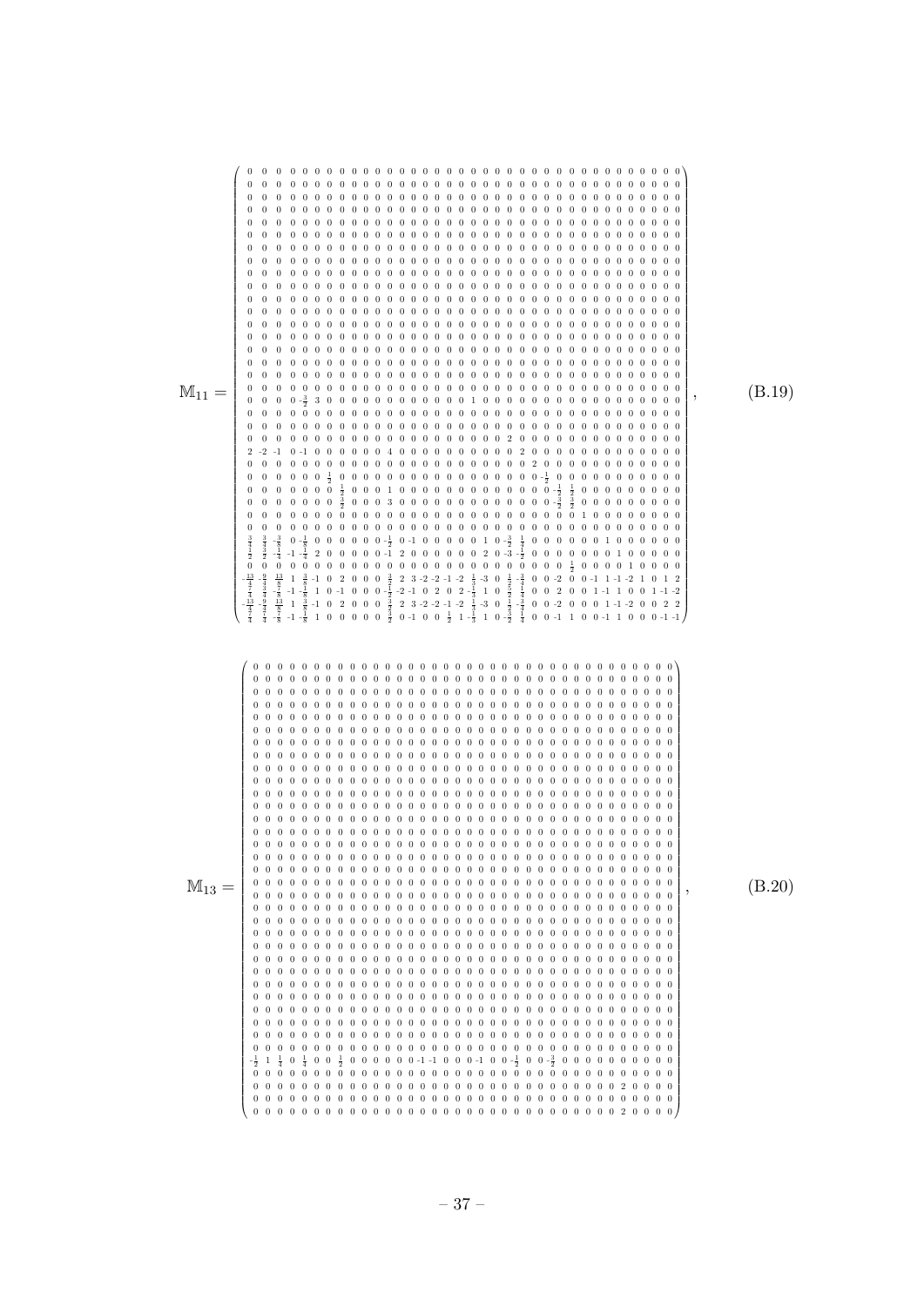$$
\mathbb{M}_{11} = \left(\begin{array}{cccccccccccccccccccccccccccccccccccc}
0 & 0 & 0 & 0 & 0 & 0 & 0 & 0 & 0 & 0 & 0 & 0 & 0 & 0 & 0 & 0 & 0 & 0 & 0 & 0 & 0 & 0 & 0 & 0 & 0 & 0 & 0 & 0 & 0 & 0 & 0 & 0 & 0 & 0 & 0 & 0 \\
0 & 0 & 0 & 0 & 0 & 0 & 0 & 0 & 0 & 0 & 0 & 0 & 0 & 0 & 0 & 0 & 0 & 0 & 0 & 0 & 0 & 0 & 0 & 0 & 0 & 0 & 0 & 0 & 0 & 0 & 0 & 0 & 0 & 0 & 0 & 0 \\
0 & 0 & 0 & 0 & 0 & 0 & 0 & 0 & 0 & 0 & 0 & 0 & 0 & 0 & 0 & 0 & 0 & 0 & 0 & 0 & 0 & 0 & 0 & 0 & 0 & 0 & 0 & 0 & 0 & 0 & 0 & 0 & 0 & 0 & 0 & 0 \\
0 & 0 & 0 & 0 & 0 & 0 & 0 & 0 & 0 & 0 & 0 & 0 & 0 & 0 & 0 & 0 & 0 & 0 & 0 & 0 & 0 & 0 & 0 & 0 & 0 & 0 & 0 & 0 & 0 & 0 & 0 & 0 & 0 & 0 & 0 & 0 \\
0 & 0 & 0 & 0 & 0 & 0 & 0 & 0 & 0 & 0 & 0 & 0 & 0 & 0 & 0 & 0 & 0 & 0 & 0 & 0 & 0 & 0 & 0 & 0 & 0 & 0 & 0 & 0 & 0 & 0 & 0 & 0 & 0 & 0 & 0 & 0 \\
0 & 0 & 0 & 0 & 0 & 0 & 0 & 0 & 0 & 0 & 0 & 0 & 0 & 0 & 0 & 0 & 0 & 0 & 0 & 0 & 0 & 0 & 0 & 0 & 0 & 0 & 0 & 0 & 0 & 0 & 0 & 0 & 0 & 0 & 0 & 0 \\
0 & 0 & 0 & 0 & 0 & 0 & 0 & 0 & 0 & 0 & 0 & 0 & 0 & 0 & 0 & 0 & 0 & 0 & 0 & 0 & 0 & 0 & 0 & 0 & 0 & 0 & 0 & 0 & 0 & 0 & 0 & 0 & 0 & 0 & 0 & 0 \\
0 & 0 & 0 & 0 & 0 & 0 & 0 & 0 & 0 & 0 & 0 & 0 & 0 & 0 & 0 & 0 & 0 & 0 & 0 & 0 & 0 & 0 & 0 & 0 & 0 & 0 & 0 & 0 & 0 & 0 & 0 & 0 & 0 & 0 & 0 & 0 \\
0 & 0 & 0 & 0 & 0 & 0 & 0 & 0 & 0 & 0 & 0 & 0 & 0 & 0 & 0 & 0 & 0 & 0 & 0 & 0 & 0 & 0 & 0 & 0 & 0 & 0 & 0 & 0 & 0 & 0 & 0 & 0 & 0 & 0 & 0 & 0 \\
0 & 0 & 0 & 0 & 0 & 0 & 0 & 0 & 0 & 0 & 0 & 0 & 0 & 0 & 0 & 0 & 0 & 0 & 0 & 0 & 0 & 0 & 0 & 0 & 0 & 0 & 0 & 0 & 0 & 0 & 0 & 0 & 0 & 0 & 0 & 0 \\
0 & 0 & 0 & 0 & 0 & 0 & 0 & 0 & 0 & 0 & 0 & 0 & 0 & 0 & 0 & 0 & 0 & 0 & 0 & 0 & 0 & 0 & 0 & 0 & 0 & 0 & 0 & 0 & 0 & 0 & 0 & 0 & 0 & 0 & 0 & 0 \\
0 & 0 & 0 & 0 & 0 & 0 & 0 & 0 & 0 & 0 & 0 & 0 & 0 & 0 & 0 & 0 & 0 & 0 & 0 & 0 & 0 & 0 & 0 & 0 & 0 & 0 & 0 & 0 & 0 & 0 & 0 & 0 & 0 & 0 & 0 & 0 \\
0 & 0 & 0 & 0 & 0 & 0 & 0 & 0 & 0 & 0 & 0 & 0 & 0 & 0 & 0 & 0 & 0 & 0 & 0 & 0 & 0 & 0 & 0 & 0 & 0 & 0 & 0 & 0 & 0 & 0 & 0 & 0 & 0 & 0 & 0 & 0 \\
0 & 0 & 0 & 0 & 0 & 0 & 0 & 0 & 0 & 0 & 0 & 0 & 0 & 0 & 0 & 0 & 0 & 0 & 0 & 0 & 0 & 0 & 0 & 0 & 0 & 0 & 0 & 0 & 0 & 0 & 0 & 0 & 0 & 0 & 0 & 0 \\
0 & 0 & 0 & 0 & 0 & 0 & 0 & 0 & 0 & 0 & 0 & 0 & 0 & 0 & 0 & 0 & 0 & 0 & 0 & 0 & 0 & 0 & 0 & 0 & 0 & 0 & 0 & 0 & 0 & 0 & 0 & 0 & 0 & 0 & 0 & 0 \\
0 & 0 & 0 & 0 & 0 & 0 & 0 & 0 & 0 & 0 & 0 & 0 & 0 & 0 & 0 & 0 & 0 & 0 & 0 & 0 & 0 & 0 & 0 & 0 & 0 & 0 & 0 & 0 & 0 & 0 & 0 & 0 & 0 & 0 & 0 & 0 \\
0 & 0 & 0 & 0 & 0 & 0 & 0 & 0 & 0 & 0 & 0 & 0 & 0 & 0 & 0 & 0 & 0 & 0 & 0 & 0 & 0 & 0 & 0 & 0 & 0 & 0 & 0 & 0 & 0 & 0 & 0 & 0 & 0 & 0 & 0 & 0 \\
0 & 0 & 0 & 0 & 0 & 0 & 0 & 0 & 0 & 0 & 0 & 0 & 0 & 0 & 0 & 0 & 0 & 0 & 0 & 0 & 0 & 0 & 0 & 0 & 0 & 0 & 0 & 0 & 0 & 0 & 0 & 0 & 0 & 0 & 0 & 0 \\
0 & 0 & 0 & 0 & -\frac{3}{2} & 3 & 0 & 0 & 0 & 0 & 0 & 0 & 0 & 0 & 0 & 0 & 0 & 0 & 1 & 0 & 0 & 0 & 0 & 0 & 0 & 0 & 0 & 0 & 0 & 0 & 0 & 0 & 0 & 0 & 0 & 0 \\
0 & 0 & 0 & 0 & 0 & 0 & 0 & 0 & 0 & 0 & 0 & 0 & 0 & 0 & 0 & 0 & 0 & 0 & 0 & 0 & 0 & 0 & 0 & 0 & 0 & 0 & 0 & 0 & 0 & 0 & 0 & 0 & 0 & 0 & 0 & 0 \\
0 & 0 & 0 & 0 & 0 & 0 & 0 & 0 & 0 & 0 & 0 & 0 & 0 & 0 & 0 & 0 & 0 & 0 & 0 & 0 & 0 & 0 & 0 & 0 & 0 & 0 & 0 & 0 & 0 & 0 & 0 & 0 & 0 & 0 & 0 & 0 \\
0 & 0 & 0 & 0 & 0 & 0 & 0 & 0 & 0 & 0 & 0 & 0 & 0 & 0 & 0 & 0 & 0 & 0 & 0 & 0 & 0 & 0 & 2 & 0 & 0 & 0 & 0 & 0 & 0 & 0 & 0 & 0 & 0 & 0 & 0 & 0 \\
2 & -2 & -1 & 0 & -1 & 0 & 0 & 0 & 0 & 0 & 0 & 4 & 0 & 0 & 0 & 0 & 0 & 0 & 0 & 0 & 0 & 0 & 0 & 2 & 0 & 0 & 0 & 0 & 0 & 0 & 0 & 0 & 0 & 0 & 0 & 0 \\
0 & 0 & 0 & 0 & 0 & 0 & 0 & 0 & 0 & 0 & 0 & 0 & 0 & 0 & 0 & 0 & 0 & 0 & 0 & 0 & 0 & 0 & 0 & 0 & 2 & 0 & 0 & 0 & 0 & 0 & 0 & 0 & 0 & 0 & 0 & 0 \\
0 & 0 & 0 & 0 & 0 & 0 & \frac{1}{2} & 0 & 0 & 0 & 0 & 0 & 0 & 0 & 0 & 0 & 0 & 0 & 0 & 0 & 0 & 0 & 0 & 0 & 0 & 0 & -\frac{1}{2} & 0 & 0 & 0 & 0 & 0 & 0 & 0 & 0 & 0 \\
0 & 0 & 0 & 0 & 0 & 0 & \frac{1}{2} & 0 & 0 & 0 & 1 & 0 & 0 & 0 & 0 & 0 & 0 & 0 & 0 & 0 & 0 & 0 & 0 & 0 & 0 & 0 & -\frac{1}{2} & \frac{1}{2} & 0 & 0 & 0 & 0 & 0 & 0 & 0 & 0 \\
0 & 0 & 0 & 0 & 0 & 0 & \frac{1}{2} & 0 & 0 & 0 & 3 & 0 & 0 & 0 & 0 & 0 & 0 & 0 & 0 & 0 & 0 & 0 & 0 & 0 & 0 & 0 & -\frac{3}{2} & \frac{3}{2} & 0 & 0 & 0 & 0 & 0 & 0 & 0 & 0 \\
0 & 0 & 0 & 0 & 0 & 0 & 0 & 0 & 0 & 0 & 0 & 0 & 0 & 0 & 0 & 0 & 0 & 0 & 0 & 0 & 0 & 0 & 0 & 0 & 0 & 0 & 0 & 0 & 0 & 1 & 0 & 0 & 0 & 0 & 0 & 0 \\
0 & 0 & 0 & 0 & 0 & 0 & 0 & 0 & 0 & 0 & 0 & 0 & 0 & 0 & 0 & 0 & 0 & 0 & 0 & 0 & 0 & 0 & 0 & 0 & 0 & 0 & 0 & 0 & 0 & 0 & 0 & 0 & 0 & 0 & 0 & 0 \\
\frac{3}{4} & \frac{3}{4} & -\frac{3}{8} & 0 & -\frac{1}{8} & 0 & 0 & 0 & 0 & 0 & 0 & -\frac{1}{2} & 0 & -1 & 0 & 0 & 0 & 0 & 0 & 1 & 0 & -\frac{3}{2} & \frac{1}{4} & 0 & 0 & 0 & 0 & 0 & 0 & 0 & 1 & 0 & 0 & 0 & 0 & 0 \\
\frac{1}{2} & \frac{3}{2} & -\frac{1}{4} & -1 & -\frac{1}{4} & 2 & 0 & 0 & 0 & 0 & 0 & -1 & 2 & 0 & 0 & 0 & 0 & 0 & 0 & 2 & 0 & -3 & -\frac{1}{2} & 0 & 0 & 0 & 0 & 0 & 0 & 0 & 0 & 1 & 0 & 0 & 0 & 0 \\
0 & 0 & 0 & 0 & 0 & 0 & 0 & 0 & 0 & 0 & 0 & 0 & 0 & 0 & 0 & 0 & 0 & 0 & 0 & 0 & 0 & 0 & 0 & 0 & 0 & 0 & \frac{1}{2} & 0 & 0 & 0 & 0 & 1 & 0 & 0 & 0 & 0 \\
-\frac{13}{4} & -\frac{9}{4} & \frac{13}{8} & 1 & \frac{3}{8} & -1 & 0 & 2 & 0 & 0 & 0 & \frac{3}{2} & 2 & 3 & -2 & -2 & -1 & -2 & \frac{1}{3} & -3 & 0 & \frac{1}{2} & -\frac{3}{4} & 0 & 0 & -2 & 0 & 0 & -1 & 1 & -1 & -2 & 1 & 0 & 1 & 2 \\
\frac{7}{4} & \frac{3}{4} & -\frac{7}{8} & -1 & -\frac{1}{8} & 1 & 0 & -1 & 0 & 0 & 0 & -\frac{1}{2} & -2 & -1 & 0 & 2 & 0 & 2 & -\frac{1}{3} & 1 & 0 & \frac{5}{2} & \frac{1}{4} & 0 & 0 & 2 & 0 & 0 & 1 & -1 & 1 & 0 & 0 & 1 & -1 & -2 \\
-\frac{13}{4} & -\frac{9}{4} & \frac{13}{8} & 1 & \frac{3}{8} & -1 & 0 & 2 & 0 & 0 & 0 & \frac{3}{2} & 2 & 3 & -2 & -2 & -1 & -2 & \frac{1}{3} & -3 & 0 & \frac{1}{2} & -\frac{3}{4} & 0 & 0 & -2 & 0 & 0 & 0 & 1 & -1 & -2 & 0 & 0 & 2 & 2 \\
\frac{7}{4} & \frac{7}{4} & -\frac{7}{8} & -1 & -\frac{1}{8} & 1 & 0 & 0 & 0 & 0 & 0 & \frac{3}{2} & 0 & -1 & 0 & 0 & \frac{1}{2} & 1 & -\frac{1}{3} & 1 & 0 & -\frac{3}{2} & \frac{1}{4} & 0 & 0 & -1 & 1 & 0 & 0 & -1 & 1 & 0 & 0 & 0 & -1 & -1
\end{array}\right), \qquad \text{(B.19)}
$$

$$
\mathbb{M}_{13} = \left(\begin{array}{cccccccccccccccccccccccccccccccccccc}
0 & 0 & 0 & 0 & 0 & 0 & 0 & 0 & 0 & 0 & 0 & 0 & 0 & 0 & 0 & 0 & 0 & 0 & 0 & 0 & 0 & 0 & 0 & 0 & 0 & 0 & 0 & 0 & 0 & 0 & 0 & 0 & 0 & 0 & 0 & 0 \\
0 & 0 & 0 & 0 & 0 & 0 & 0 & 0 & 0 & 0 & 0 & 0 & 0 & 0 & 0 & 0 & 0 & 0 & 0 & 0 & 0 & 0 & 0 & 0 & 0 & 0 & 0 & 0 & 0 & 0 & 0 & 0 & 0 & 0 & 0 & 0 \\
0 & 0 & 0 & 0 & 0 & 0 & 0 & 0 & 0 & 0 & 0 & 0 & 0 & 0 & 0 & 0 & 0 & 0 & 0 & 0 & 0 & 0 & 0 & 0 & 0 & 0 & 0 & 0 & 0 & 0 & 0 & 0 & 0 & 0 & 0 & 0 \\
0 & 0 & 0 & 0 & 0 & 0 & 0 & 0 & 0 & 0 & 0 & 0 & 0 & 0 & 0 & 0 & 0 & 0 & 0 & 0 & 0 & 0 & 0 & 0 & 0 & 0 & 0 & 0 & 0 & 0 & 0 & 0 & 0 & 0 & 0 & 0 \\
0 & 0 & 0 & 0 & 0 & 0 & 0 & 0 & 0 & 0 & 0 & 0 & 0 & 0 & 0 & 0 & 0 & 0 & 0 & 0 & 0 & 0 & 0 & 0 & 0 & 0 & 0 & 0 & 0 & 0 & 0 & 0 & 0 & 0 & 0 & 0 \\
0 & 0 & 0 & 0 & 0 & 0 & 0 & 0 & 0 & 0 & 0 & 0 & 0 & 0 & 0 & 0 & 0 & 0 & 0 & 0 & 0 & 0 & 0 & 0 & 0 & 0 & 0 & 0 & 0 & 0 & 0 & 0 & 0 & 0 & 0 & 0 \\
0 & 0 & 0 & 0 & 0 & 0 & 0 & 0 & 0 & 0 & 0 & 0 & 0 & 0 & 0 & 0 & 0 & 0 & 0 & 0 & 0 & 0 & 0 & 0 & 0 & 0 & 0 & 0 & 0 & 0 & 0 & 0 & 0 & 0 & 0 & 0 \\
0 & 0 & 0 & 0 & 0 & 0 & 0 & 0 & 0 & 0 & 0 & 0 & 0 & 0 & 0 & 0 & 0 & 0 & 0 & 0 & 0 & 0 & 0 & 0 & 0 & 0 & 0 & 0 & 0 & 0 & 0 & 0 & 0 & 0 & 0 & 0 \\
0 & 0 & 0 & 0 & 0 & 0 & 0 & 0 & 0 & 0 & 0 & 0 & 0 & 0 & 0 & 0 & 0 & 0 & 0 & 0 & 0 & 0 & 0 & 0 & 0 & 0 & 0 & 0 & 0 & 0 & 0 & 0 & 0 & 0 & 0 & 0 \\
0 & 0 & 0 & 0 & 0 & 0 & 0 & 0 & 0 & 0 & 0 & 0 & 0 & 0 & 0 & 0 & 0 & 0 & 0 & 0 & 0 & 0 & 0 & 0 & 0 & 0 & 0 & 0 & 0 & 0 & 0 & 0 & 0 & 0 & 0 & 0 \\
0 & 0 & 0 & 0 & 0 & 0 & 0 & 0 & 0 & 0 & 0 & 0 & 0 & 0 & 0 & 0 & 0 & 0 & 0 & 0 & 0 & 0 & 0 & 0 & 0 & 0 & 0 & 0 & 0 & 0 & 0 & 0 & 0 & 0 & 0 & 0 \\
0 & 0 & 0 & 0 & 0 & 0 & 0 & 0 & 0 & 0 & 0 & 0 & 0 & 0 & 0 & 0 & 0 & 0 & 0 & 0 & 0 & 0 & 0 & 0 & 0 & 0 & 0 & 0 & 0 & 0 & 0 & 0 & 0 & 0 & 0 & 0 \\
0 & 0 & 0 & 0 & 0 & 0 & 0 & 0 & 0 & 0 & 0 & 0 & 0 & 0 & 0 & 0 & 0 & 0 & 0 & 0 & 0 & 0 & 0 & 0 & 0 & 0 & 0 & 0 & 0 & 0 & 0 & 0 & 0 & 0 & 0 & 0 \\
0 & 0 & 0 & 0 & 0 & 0 & 0 & 0 & 0 & 0 & 0 & 0 & 0 & 0 & 0 & 0 & 0 & 0 & 0 & 0 & 0 & 0 & 0 & 0 & 0 & 0 & 0 & 0 & 0 & 0 & 0 & 0 & 0 & 0 & 0 & 0 \\
0 & 0 & 0 & 0 & 0 & 0 & 0 & 0 & 0 & 0 & 0 & 0 & 0 & 0 & 0 & 0 & 0 & 0 & 0 & 0 & 0 & 0 & 0 & 0 & 0 & 0 & 0 & 0 & 0 & 0 & 0 & 0 & 0 & 0 & 0 & 0 \\
0 & 0 & 0 & 0 & 0 & 0 & 0 & 0 & 0 & 0 & 0 & 0 & 0 & 0 & 0 & 0 & 0 & 0 & 0 & 0 & 0 & 0 & 0 & 0 & 0 & 0 & 0 & 0 & 0 & 0 & 0 & 0 & 0 & 0 & 0 & 0 \\
0 & 0 & 0 & 0 & 0 & 0 & 0 & 0 & 0 & 0 & 0 & 0 & 0 & 0 & 0 & 0 & 0 & 0 & 0 & 0 & 0 & 0 & 0 & 0 & 0 & 0 & 0 & 0 & 0 & 0 & 0 & 0 & 0 & 0 & 0 & 0 \\
0 & 0 & 0 & 0 & 0 & 0 & 0 & 0 & 0 & 0 & 0 & 0 & 0 & 0 & 0 & 0 & 0 & 0 & 0 & 0 & 0 & 0 & 0 & 0 & 0 & 0 & 0 & 0 & 0 & 0 & 0 & 0 & 0 & 0 & 0 & 0 \\
0 & 0 & 0 & 0 & 0 & 0 & 0 & 0 & 0 & 0 & 0 & 0 & 0 & 0 & 0 & 0 & 0 & 0 & 0 & 0 & 0 & 0 & 0 & 0 & 0 & 0 & 0 & 0 & 0 & 0 & 0 & 0 & 0 & 0 & 0 & 0 \\
0 & 0 & 0 & 0 & 0 & 0 & 0 & 0 & 0 & 0 & 0 & 0 & 0 & 0 & 0 & 0 & 0 & 0 & 0 & 0 & 0 & 0 & 0 & 0 & 0 & 0 & 0 & 0 & 0 & 0 & 0 & 0 & 0 & 0 & 0 & 0 \\
0 & 0 & 0 & 0 & 0 & 0 & 0 & 0 & 0 & 0 & 0 & 0 & 0 & 0 & 0 & 0 & 0 & 0 & 0 & 0 & 0 & 0 & 0 & 0 & 0 & 0 & 0 & 0 & 0 & 0 & 0 & 0 & 0 & 0 & 0 & 0 \\
0 & 0 & 0 & 0 & 0 & 0 & 0 & 0 & 0 & 0 & 0 & 0 & 0 & 0 & 0 & 0 & 0 & 0 & 0 & 0 & 0 & 0 & 0 & 0 & 0 & 0 & 0 & 0 & 0 & 0 & 0 & 0 & 0 & 0 & 0 & 0 \\
0 & 0 & 0 & 0 & 0 & 0 & 0 & 0 & 0 & 0 & 0 & 0 & 0 & 0 & 0 & 0 & 0 & 0 & 0 & 0 & 0 & 0 & 0 & 0 & 0 & 0 & 0 & 0 & 0 & 0 & 0 & 0 & 0 & 0 & 0 & 0 \\
0 & 0 & 0 & 0 & 0 & 0 & 0 & 0 & 0 & 0 & 0 & 0 & 0 & 0 & 0 & 0 & 0 & 0 & 0 & 0 & 0 & 0 & 0 & 0 & 0 & 0 & 0 & 0 & 0 & 0 & 0 & 0 & 0 & 0 & 0 & 0 \\
0 & 0 & 0 & 0 & 0 & 0 & 0 & 0 & 0 & 0 & 0 & 0 & 0 & 0 & 0 & 0 & 0 & 0 & 0 & 0 & 0 & 0 & 0 & 0 & 0 & 0 & 0 & 0 & 0 & 0 & 0 & 0 & 0 & 0 & 0 & 0 \\
0 & 0 & 0 & 0 & 0 & 0 & 0 & 0 & 0 & 0 & 0 & 0 & 0 & 0 & 0 & 0 & 0 & 0 & 0 & 0 & 0 & 0 & 0 & 0 & 0 & 0 & 0 & 0 & 0 & 0 & 0 & 0 & 0 & 0 & 0 & 0 \\
0 & 0 & 0 & 0 & 0 & 0 & 0 & 0 & 0 & 0 & 0 & 0 & 0 & 0 & 0 & 0 & 0 & 0 & 0 & 0 & 0 & 0 & 0 & 0 & 0 & 0 & 0 & 0 & 0 & 0 & 0 & 0 & 0 & 0 & 0 & 0 \\
0 & 0 & 0 & 0 & 0 & 0 & 0 & 0 & 0 & 0 & 0 & 0 & 0 & 0 & 0 & 0 & 0 & 0 & 0 & 0 & 0 & 0 & 0 & 0 & 0 & 0 & 0 & 0 & 0 & 0 & 0 & 0 & 0 & 0 & 0 & 0 \\
0 & 0 & 0 & 0 & 0 & 0 & 0 & 0 & 0 & 0 & 0 & 0 & 0 & 0 & 0 & 0 & 0 & 0 & 0 & 0 & 0 & 0 & 0 & 0 & 0 & 0 & 0 & 0 & 0 & 0 & 0 & 0 & 0 & 0 & 0 & 0 \\
0 & 0 & 0 & 0 & 0 & 0 & 0 & 0 & 0 & 0 & 0 & 0 & 0 & 0 & 0 & 0 & 0 & 0 & 0 & 0 & 0 & 0 & 0 & 0 & 0 & 0 & 0 & 0 & 0 & 0 & 0 & 0 & 0 & 0 & 0 & 0 \\
0 & 0 & 0 & 0 & 0 & 0 & 0 & 0 & 0 & 0 & 0 & 0 & 0 & 0 & 0 & 0 & 0 & 0 & 0 & 0 & 0 & 0 & 0 & 0 & 0 & 0 & 0 & 0 & 0 & 0 & 0 & 0 & 0 & 0 & 0 & 0 \\
-\frac{1}{2} & 1 & \frac{1}{4} & 0 & \frac{1}{4} & 0 & 0 & \frac{1}{2} & 0 & 0 & 0 & 0 & 0 & 0 & -1 & -1 & 0 & 0 & 0 & -1 & 0 & 0 & -\frac{1}{2} & 0 & 0 & -\frac{3}{2} & 0 & 0 & 0 & 0 & 0 & 0 & 0 & 0 & 0 & 0 \\
0 & 0 & 0 & 0 & 0 & 0 & 0 & 0 & 0 & 0 & 0 & 0 & 0 & 0 & 0 & 0 & 0 & 0 & 0 & 0 & 0 & 0 & 0 & 0 & 0 & 0 & 0 & 0 & 0 & 0 & 0 & 0 & 0 & 0 & 0 & 0 \\
0 & 0 & 0 & 0 & 0 & 0 & 0 & 0 & 0 & 0 & 0 & 0 & 0 & 0 & 0 & 0 & 0 & 0 & 0 & 0 & 0 & 0 & 0 & 0 & 0 & 0 & 0 & 0 & 0 & 0 & 0 & 2 & 0 & 0 & 0 & 0 \\
0 & 0 & 0 & 0 & 0 & 0 & 0 & 0 & 0 & 0 & 0 & 0 & 0 & 0 & 0 & 0 & 0 & 0 & 0 & 0 & 0 & 0 & 0 & 0 & 0 & 0 & 0 & 0 & 0 & 0 & 0 & 0 & 0 & 0 & 0 & 0 \\
0 & 0 & 0 & 0 & 0 & 0 & 0 & 0 & 0 & 0 & 0 & 0 & 0 & 0 & 0 & 0 & 0 & 0 & 0 & 0 & 0 & 0 & 0 & 0 & 0 & 0 & 0 & 0 & 0 & 0 & 0 & 2 & 0 & 0 & 0 & 0
\end{array}\right), \qquad \text{(B.20)}
$$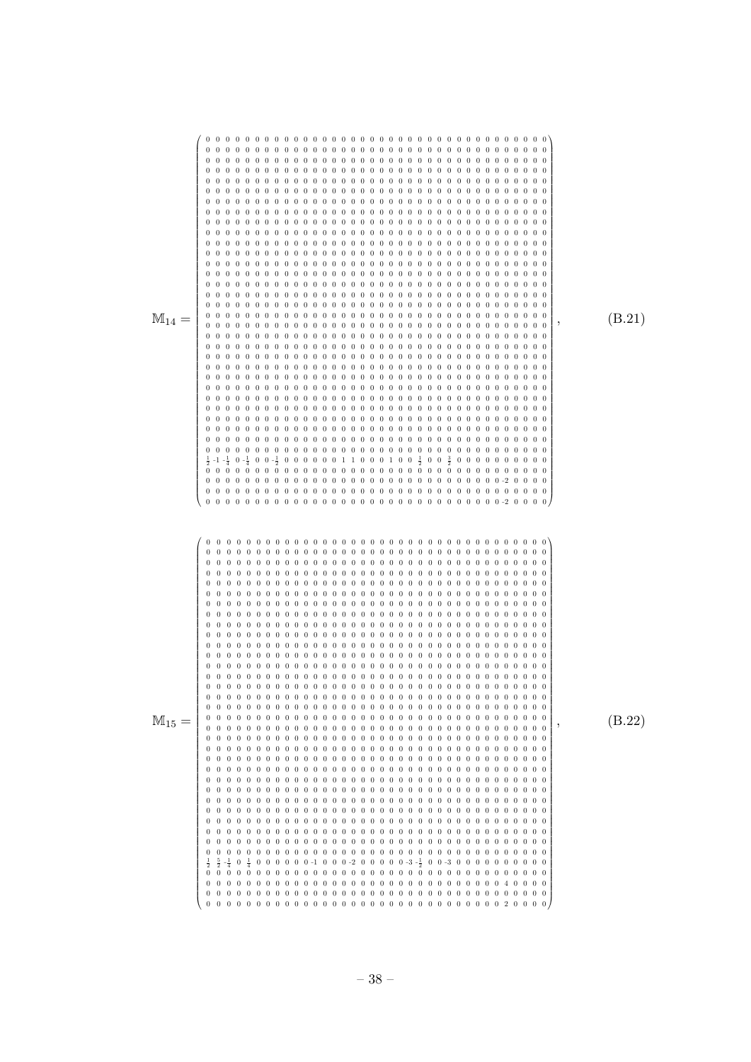$$
\mathbb{M}_{14}=\left(\begin{array}{ccccccccccccccccccccccccccccccccccccc}
0&0&0&0&0&0&0&0&0&0&0&0&0&0&0&0&0&0&0&0&0&0&0&0&0&0&0&0&0&0&0&0&0&0&0&0&0\\
0&0&0&0&0&0&0&0&0&0&0&0&0&0&0&0&0&0&0&0&0&0&0&0&0&0&0&0&0&0&0&0&0&0&0&0&0\\
0&0&0&0&0&0&0&0&0&0&0&0&0&0&0&0&0&0&0&0&0&0&0&0&0&0&0&0&0&0&0&0&0&0&0&0&0\\
0&0&0&0&0&0&0&0&0&0&0&0&0&0&0&0&0&0&0&0&0&0&0&0&0&0&0&0&0&0&0&0&0&0&0&0&0\\
0&0&0&0&0&0&0&0&0&0&0&0&0&0&0&0&0&0&0&0&0&0&0&0&0&0&0&0&0&0&0&0&0&0&0&0&0\\
0&0&0&0&0&0&0&0&0&0&0&0&0&0&0&0&0&0&0&0&0&0&0&0&0&0&0&0&0&0&0&0&0&0&0&0&0\\
0&0&0&0&0&0&0&0&0&0&0&0&0&0&0&0&0&0&0&0&0&0&0&0&0&0&0&0&0&0&0&0&0&0&0&0&0\\
0&0&0&0&0&0&0&0&0&0&0&0&0&0&0&0&0&0&0&0&0&0&0&0&0&0&0&0&0&0&0&0&0&0&0&0&0\\
0&0&0&0&0&0&0&0&0&0&0&0&0&0&0&0&0&0&0&0&0&0&0&0&0&0&0&0&0&0&0&0&0&0&0&0&0\\
0&0&0&0&0&0&0&0&0&0&0&0&0&0&0&0&0&0&0&0&0&0&0&0&0&0&0&0&0&0&0&0&0&0&0&0&0\\
0&0&0&0&0&0&0&0&0&0&0&0&0&0&0&0&0&0&0&0&0&0&0&0&0&0&0&0&0&0&0&0&0&0&0&0&0\\
0&0&0&0&0&0&0&0&0&0&0&0&0&0&0&0&0&0&0&0&0&0&0&0&0&0&0&0&0&0&0&0&0&0&0&0&0\\
0&0&0&0&0&0&0&0&0&0&0&0&0&0&0&0&0&0&0&0&0&0&0&0&0&0&0&0&0&0&0&0&0&0&0&0&0\\
0&0&0&0&0&0&0&0&0&0&0&0&0&0&0&0&0&0&0&0&0&0&0&0&0&0&0&0&0&0&0&0&0&0&0&0&0\\
0&0&0&0&0&0&0&0&0&0&0&0&0&0&0&0&0&0&0&0&0&0&0&0&0&0&0&0&0&0&0&0&0&0&0&0&0\\
0&0&0&0&0&0&0&0&0&0&0&0&0&0&0&0&0&0&0&0&0&0&0&0&0&0&0&0&0&0&0&0&0&0&0&0&0\\
0&0&0&0&0&0&0&0&0&0&0&0&0&0&0&0&0&0&0&0&0&0&0&0&0&0&0&0&0&0&0&0&0&0&0&0&0\\
0&0&0&0&0&0&0&0&0&0&0&0&0&0&0&0&0&0&0&0&0&0&0&0&0&0&0&0&0&0&0&0&0&0&0&0&0\\
0&0&0&0&0&0&0&0&0&0&0&0&0&0&0&0&0&0&0&0&0&0&0&0&0&0&0&0&0&0&0&0&0&0&0&0&0\\
0&0&0&0&0&0&0&0&0&0&0&0&0&0&0&0&0&0&0&0&0&0&0&0&0&0&0&0&0&0&0&0&0&0&0&0&0\\
0&0&0&0&0&0&0&0&0&0&0&0&0&0&0&0&0&0&0&0&0&0&0&0&0&0&0&0&0&0&0&0&0&0&0&0&0\\
0&0&0&0&0&0&0&0&0&0&0&0&0&0&0&0&0&0&0&0&0&0&0&0&0&0&0&0&0&0&0&0&0&0&0&0&0\\
0&0&0&0&0&0&0&0&0&0&0&0&0&0&0&0&0&0&0&0&0&0&0&0&0&0&0&0&0&0&0&0&0&0&0&0&0\\
0&0&0&0&0&0&0&0&0&0&0&0&0&0&0&0&0&0&0&0&0&0&0&0&0&0&0&0&0&0&0&0&0&0&0&0&0\\
0&0&0&0&0&0&0&0&0&0&0&0&0&0&0&0&0&0&0&0&0&0&0&0&0&0&0&0&0&0&0&0&0&0&0&0&0\\
0&0&0&0&0&0&0&0&0&0&0&0&0&0&0&0&0&0&0&0&0&0&0&0&0&0&0&0&0&0&0&0&0&0&0&0&0\\
0&0&0&0&0&0&0&0&0&0&0&0&0&0&0&0&0&0&0&0&0&0&0&0&0&0&0&0&0&0&0&0&0&0&0&0&0\\
0&0&0&0&0&0&0&0&0&0&0&0&0&0&0&0&0&0&0&0&0&0&0&0&0&0&0&0&0&0&0&0&0&0&0&0&0\\
0&0&0&0&0&0&0&0&0&0&0&0&0&0&0&0&0&0&0&0&0&0&0&0&0&0&0&0&0&0&0&0&0&0&0&0&0\\
0&0&0&0&0&0&0&0&0&0&0&0&0&0&0&0&0&0&0&0&0&0&0&0&0&0&0&0&0&0&0&0&0&0&0&0&0\\
0&0&0&0&0&0&0&0&0&0&0&0&0&0&0&0&0&0&0&0&0&0&0&0&0&0&0&0&0&0&0&0&0&0&0&0&0\\
\frac{1}{2}&-1&-\frac{1}{4}&0&-\frac{1}{4}&0&0&-\frac{1}{2}&0&0&0&0&0&0&1&1&0&0&0&1&0&0&\frac{1}{2}&0&0&\frac{3}{2}&0&0&0&0&0&0&0&0&0&0&0\\
0&0&0&0&0&0&0&0&0&0&0&0&0&0&0&0&0&0&0&0&0&0&0&0&0&0&0&0&0&0&0&0&0&0&0&0&0\\
0&0&0&0&0&0&0&0&0&0&0&0&0&0&0&0&0&0&0&0&0&0&0&0&0&0&0&0&0&0&0&0&-2&0&0&0&0\\
0&0&0&0&0&0&0&0&0&0&0&0&0&0&0&0&0&0&0&0&0&0&0&0&0&0&0&0&0&0&0&0&0&0&0&0&0\\
0&0&0&0&0&0&0&0&0&0&0&0&0&0&0&0&0&0&0&0&0&0&0&0&0&0&0&0&0&0&0&0&0&0&0&0&0\\
0&0&0&0&0&0&0&0&0&0&0&0&0&0&0&0&0&0&0&0&0&0&0&0&0&0&0&0&0&0&0&0&-2&0&0&0&0
\end{array}\right), \tag{B.21}
$$

$$
\mathbb{M}_{15}=\left(\begin{array}{ccccccccccccccccccccccccccccccccccccc}
0&0&0&0&0&0&0&0&0&0&0&0&0&0&0&0&0&0&0&0&0&0&0&0&0&0&0&0&0&0&0&0&0&0&0&0&0\\
0&0&0&0&0&0&0&0&0&0&0&0&0&0&0&0&0&0&0&0&0&0&0&0&0&0&0&0&0&0&0&0&0&0&0&0&0\\
0&0&0&0&0&0&0&0&0&0&0&0&0&0&0&0&0&0&0&0&0&0&0&0&0&0&0&0&0&0&0&0&0&0&0&0&0\\
0&0&0&0&0&0&0&0&0&0&0&0&0&0&0&0&0&0&0&0&0&0&0&0&0&0&0&0&0&0&0&0&0&0&0&0&0\\
0&0&0&0&0&0&0&0&0&0&0&0&0&0&0&0&0&0&0&0&0&0&0&0&0&0&0&0&0&0&0&0&0&0&0&0&0\\
0&0&0&0&0&0&0&0&0&0&0&0&0&0&0&0&0&0&0&0&0&0&0&0&0&0&0&0&0&0&0&0&0&0&0&0&0\\
0&0&0&0&0&0&0&0&0&0&0&0&0&0&0&0&0&0&0&0&0&0&0&0&0&0&0&0&0&0&0&0&0&0&0&0&0\\
0&0&0&0&0&0&0&0&0&0&0&0&0&0&0&0&0&0&0&0&0&0&0&0&0&0&0&0&0&0&0&0&0&0&0&0&0\\
0&0&0&0&0&0&0&0&0&0&0&0&0&0&0&0&0&0&0&0&0&0&0&0&0&0&0&0&0&0&0&0&0&0&0&0&0\\
0&0&0&0&0&0&0&0&0&0&0&0&0&0&0&0&0&0&0&0&0&0&0&0&0&0&0&0&0&0&0&0&0&0&0&0&0\\
0&0&0&0&0&0&0&0&0&0&0&0&0&0&0&0&0&0&0&0&0&0&0&0&0&0&0&0&0&0&0&0&0&0&0&0&0\\
0&0&0&0&0&0&0&0&0&0&0&0&0&0&0&0&0&0&0&0&0&0&0&0&0&0&0&0&0&0&0&0&0&0&0&0&0\\
0&0&0&0&0&0&0&0&0&0&0&0&0&0&0&0&0&0&0&0&0&0&0&0&0&0&0&0&0&0&0&0&0&0&0&0&0\\
0&0&0&0&0&0&0&0&0&0&0&0&0&0&0&0&0&0&0&0&0&0&0&0&0&0&0&0&0&0&0&0&0&0&0&0&0\\
0&0&0&0&0&0&0&0&0&0&0&0&0&0&0&0&0&0&0&0&0&0&0&0&0&0&0&0&0&0&0&0&0&0&0&0&0\\
0&0&0&0&0&0&0&0&0&0&0&0&0&0&0&0&0&0&0&0&0&0&0&0&0&0&0&0&0&0&0&0&0&0&0&0&0\\
0&0&0&0&0&0&0&0&0&0&0&0&0&0&0&0&0&0&0&0&0&0&0&0&0&0&0&0&0&0&0&0&0&0&0&0&0\\
0&0&0&0&0&0&0&0&0&0&0&0&0&0&0&0&0&0&0&0&0&0&0&0&0&0&0&0&0&0&0&0&0&0&0&0&0\\
0&0&0&0&0&0&0&0&0&0&0&0&0&0&0&0&0&0&0&0&0&0&0&0&0&0&0&0&0&0&0&0&0&0&0&0&0\\
0&0&0&0&0&0&0&0&0&0&0&0&0&0&0&0&0&0&0&0&0&0&0&0&0&0&0&0&0&0&0&0&0&0&0&0&0\\
0&0&0&0&0&0&0&0&0&0&0&0&0&0&0&0&0&0&0&0&0&0&0&0&0&0&0&0&0&0&0&0&0&0&0&0&0\\
0&0&0&0&0&0&0&0&0&0&0&0&0&0&0&0&0&0&0&0&0&0&0&0&0&0&0&0&0&0&0&0&0&0&0&0&0\\
0&0&0&0&0&0&0&0&0&0&0&0&0&0&0&0&0&0&0&0&0&0&0&0&0&0&0&0&0&0&0&0&0&0&0&0&0\\
0&0&0&0&0&0&0&0&0&0&0&0&0&0&0&0&0&0&0&0&0&0&0&0&0&0&0&0&0&0&0&0&0&0&0&0&0\\
0&0&0&0&0&0&0&0&0&0&0&0&0&0&0&0&0&0&0&0&0&0&0&0&0&0&0&0&0&0&0&0&0&0&0&0&0\\
0&0&0&0&0&0&0&0&0&0&0&0&0&0&0&0&0&0&0&0&0&0&0&0&0&0&0&0&0&0&0&0&0&0&0&0&0\\
0&0&0&0&0&0&0&0&0&0&0&0&0&0&0&0&0&0&0&0&0&0&0&0&0&0&0&0&0&0&0&0&0&0&0&0&0\\
0&0&0&0&0&0&0&0&0&0&0&0&0&0&0&0&0&0&0&0&0&0&0&0&0&0&0&0&0&0&0&0&0&0&0&0&0\\
0&0&0&0&0&0&0&0&0&0&0&0&0&0&0&0&0&0&0&0&0&0&0&0&0&0&0&0&0&0&0&0&0&0&0&0&0\\
0&0&0&0&0&0&0&0&0&0&0&0&0&0&0&0&0&0&0&0&0&0&0&0&0&0&0&0&0&0&0&0&0&0&0&0&0\\
0&0&0&0&0&0&0&0&0&0&0&0&0&0&0&0&0&0&0&0&0&0&0&0&0&0&0&0&0&0&0&0&0&0&0&0&0\\
0&0&0&0&0&0&0&0&0&0&0&0&0&0&0&0&0&0&0&0&0&0&0&0&0&0&0&0&0&0&0&0&0&0&0&0&0\\
\frac{1}{2}&\frac{5}{2}&-\frac{1}{4}&0&\frac{1}{4}&0&0&0&0&0&0&-1&0&0&0&-2&0&0&0&0&0&-3&-\frac{1}{2}&0&0&-3&0&0&0&0&0&0&0&0&0&0&0\\
0&0&0&0&0&0&0&0&0&0&0&0&0&0&0&0&0&0&0&0&0&0&0&0&0&0&0&0&0&0&0&0&0&0&0&0&0\\
0&0&0&0&0&0&0&0&0&0&0&0&0&0&0&0&0&0&0&0&0&0&0&0&0&0&0&0&0&0&0&0&4&0&0&0&0\\
0&0&0&0&0&0&0&0&0&0&0&0&0&0&0&0&0&0&0&0&0&0&0&0&0&0&0&0&0&0&0&0&0&0&0&0&0\\
0&0&0&0&0&0&0&0&0&0&0&0&0&0&0&0&0&0&0&0&0&0&0&0&0&0&0&0&0&0&0&0&2&0&0&0&0
\end{array}\right), \tag{B.22}
$$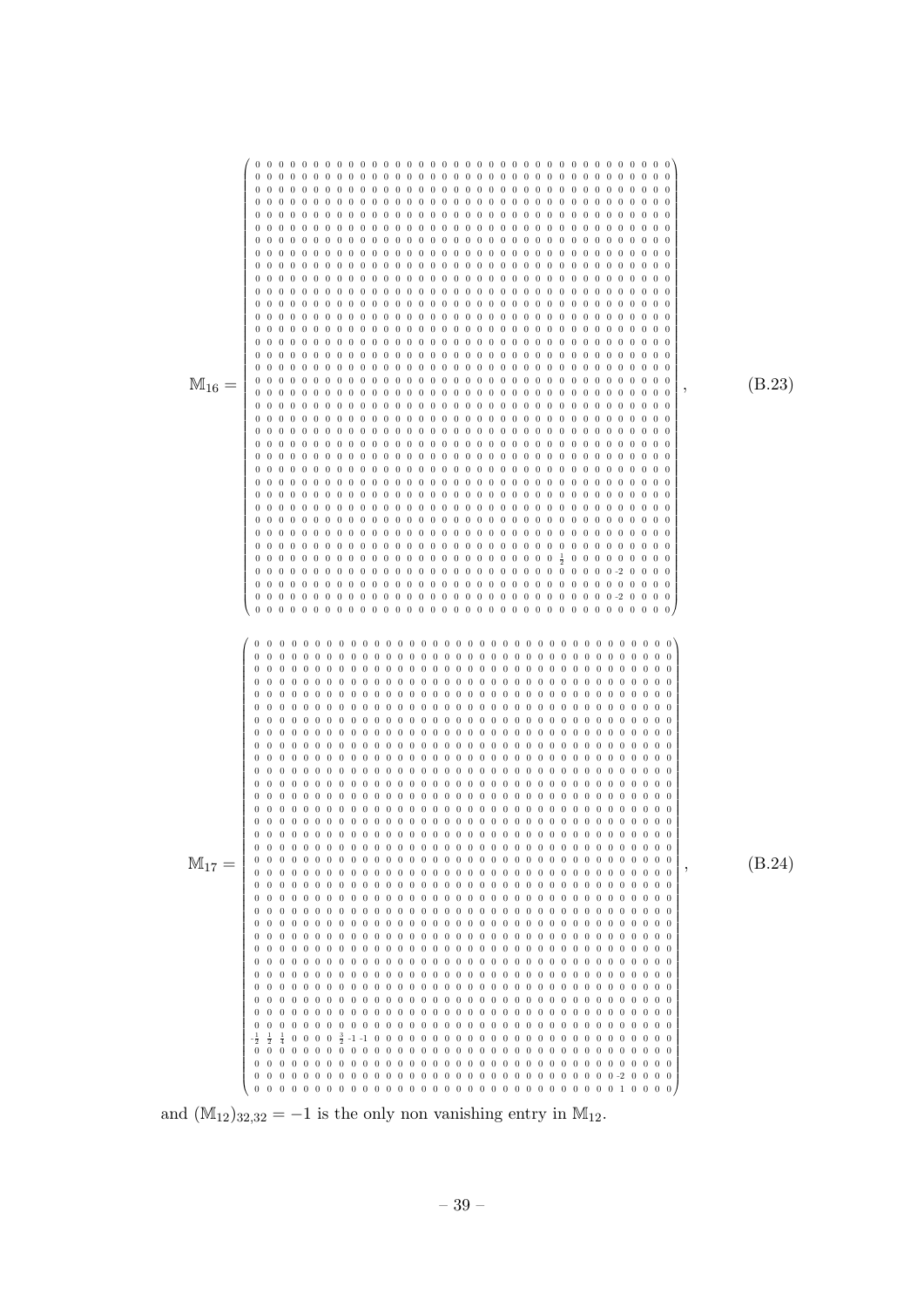$$
\mathbb{M}_{16} = \begin{pmatrix}
0 & 0 & 0 & 0 & 0 & 0 & 0 & 0 & 0 & 0 & 0 & 0 & 0 & 0 & 0 & 0 & 0 & 0 & 0 & 0 & 0 & 0 & 0 & 0 & 0 & 0 & 0 & 0 & 0 & 0 & 0 & 0 & 0 & 0 & 0 & 0 \\
0 & 0 & 0 & 0 & 0 & 0 & 0 & 0 & 0 & 0 & 0 & 0 & 0 & 0 & 0 & 0 & 0 & 0 & 0 & 0 & 0 & 0 & 0 & 0 & 0 & 0 & 0 & 0 & 0 & 0 & 0 & 0 & 0 & 0 & 0 & 0 \\
0 & 0 & 0 & 0 & 0 & 0 & 0 & 0 & 0 & 0 & 0 & 0 & 0 & 0 & 0 & 0 & 0 & 0 & 0 & 0 & 0 & 0 & 0 & 0 & 0 & 0 & 0 & 0 & 0 & 0 & 0 & 0 & 0 & 0 & 0 & 0 \\
0 & 0 & 0 & 0 & 0 & 0 & 0 & 0 & 0 & 0 & 0 & 0 & 0 & 0 & 0 & 0 & 0 & 0 & 0 & 0 & 0 & 0 & 0 & 0 & 0 & 0 & 0 & 0 & 0 & 0 & 0 & 0 & 0 & 0 & 0 & 0 \\
0 & 0 & 0 & 0 & 0 & 0 & 0 & 0 & 0 & 0 & 0 & 0 & 0 & 0 & 0 & 0 & 0 & 0 & 0 & 0 & 0 & 0 & 0 & 0 & 0 & 0 & 0 & 0 & 0 & 0 & 0 & 0 & 0 & 0 & 0 & 0 \\
0 & 0 & 0 & 0 & 0 & 0 & 0 & 0 & 0 & 0 & 0 & 0 & 0 & 0 & 0 & 0 & 0 & 0 & 0 & 0 & 0 & 0 & 0 & 0 & 0 & 0 & 0 & 0 & 0 & 0 & 0 & 0 & 0 & 0 & 0 & 0 \\
0 & 0 & 0 & 0 & 0 & 0 & 0 & 0 & 0 & 0 & 0 & 0 & 0 & 0 & 0 & 0 & 0 & 0 & 0 & 0 & 0 & 0 & 0 & 0 & 0 & 0 & 0 & 0 & 0 & 0 & 0 & 0 & 0 & 0 & 0 & 0 \\
0 & 0 & 0 & 0 & 0 & 0 & 0 & 0 & 0 & 0 & 0 & 0 & 0 & 0 & 0 & 0 & 0 & 0 & 0 & 0 & 0 & 0 & 0 & 0 & 0 & 0 & 0 & 0 & 0 & 0 & 0 & 0 & 0 & 0 & 0 & 0 \\
0 & 0 & 0 & 0 & 0 & 0 & 0 & 0 & 0 & 0 & 0 & 0 & 0 & 0 & 0 & 0 & 0 & 0 & 0 & 0 & 0 & 0 & 0 & 0 & 0 & 0 & 0 & 0 & 0 & 0 & 0 & 0 & 0 & 0 & 0 & 0 \\
0 & 0 & 0 & 0 & 0 & 0 & 0 & 0 & 0 & 0 & 0 & 0 & 0 & 0 & 0 & 0 & 0 & 0 & 0 & 0 & 0 & 0 & 0 & 0 & 0 & 0 & 0 & 0 & 0 & 0 & 0 & 0 & 0 & 0 & 0 & 0 \\
0 & 0 & 0 & 0 & 0 & 0 & 0 & 0 & 0 & 0 & 0 & 0 & 0 & 0 & 0 & 0 & 0 & 0 & 0 & 0 & 0 & 0 & 0 & 0 & 0 & 0 & 0 & 0 & 0 & 0 & 0 & 0 & 0 & 0 & 0 & 0 \\
0 & 0 & 0 & 0 & 0 & 0 & 0 & 0 & 0 & 0 & 0 & 0 & 0 & 0 & 0 & 0 & 0 & 0 & 0 & 0 & 0 & 0 & 0 & 0 & 0 & 0 & 0 & 0 & 0 & 0 & 0 & 0 & 0 & 0 & 0 & 0 \\
0 & 0 & 0 & 0 & 0 & 0 & 0 & 0 & 0 & 0 & 0 & 0 & 0 & 0 & 0 & 0 & 0 & 0 & 0 & 0 & 0 & 0 & 0 & 0 & 0 & 0 & 0 & 0 & 0 & 0 & 0 & 0 & 0 & 0 & 0 & 0 \\
0 & 0 & 0 & 0 & 0 & 0 & 0 & 0 & 0 & 0 & 0 & 0 & 0 & 0 & 0 & 0 & 0 & 0 & 0 & 0 & 0 & 0 & 0 & 0 & 0 & 0 & 0 & 0 & 0 & 0 & 0 & 0 & 0 & 0 & 0 & 0 \\
0 & 0 & 0 & 0 & 0 & 0 & 0 & 0 & 0 & 0 & 0 & 0 & 0 & 0 & 0 & 0 & 0 & 0 & 0 & 0 & 0 & 0 & 0 & 0 & 0 & 0 & 0 & 0 & 0 & 0 & 0 & 0 & 0 & 0 & 0 & 0 \\
0 & 0 & 0 & 0 & 0 & 0 & 0 & 0 & 0 & 0 & 0 & 0 & 0 & 0 & 0 & 0 & 0 & 0 & 0 & 0 & 0 & 0 & 0 & 0 & 0 & 0 & 0 & 0 & 0 & 0 & 0 & 0 & 0 & 0 & 0 & 0 \\
0 & 0 & 0 & 0 & 0 & 0 & 0 & 0 & 0 & 0 & 0 & 0 & 0 & 0 & 0 & 0 & 0 & 0 & 0 & 0 & 0 & 0 & 0 & 0 & 0 & 0 & 0 & 0 & 0 & 0 & 0 & 0 & 0 & 0 & 0 & 0 \\
0 & 0 & 0 & 0 & 0 & 0 & 0 & 0 & 0 & 0 & 0 & 0 & 0 & 0 & 0 & 0 & 0 & 0 & 0 & 0 & 0 & 0 & 0 & 0 & 0 & 0 & 0 & 0 & 0 & 0 & 0 & 0 & 0 & 0 & 0 & 0 \\
0 & 0 & 0 & 0 & 0 & 0 & 0 & 0 & 0 & 0 & 0 & 0 & 0 & 0 & 0 & 0 & 0 & 0 & 0 & 0 & 0 & 0 & 0 & 0 & 0 & 0 & 0 & 0 & 0 & 0 & 0 & 0 & 0 & 0 & 0 & 0 \\
0 & 0 & 0 & 0 & 0 & 0 & 0 & 0 & 0 & 0 & 0 & 0 & 0 & 0 & 0 & 0 & 0 & 0 & 0 & 0 & 0 & 0 & 0 & 0 & 0 & 0 & 0 & 0 & 0 & 0 & 0 & 0 & 0 & 0 & 0 & 0 \\
0 & 0 & 0 & 0 & 0 & 0 & 0 & 0 & 0 & 0 & 0 & 0 & 0 & 0 & 0 & 0 & 0 & 0 & 0 & 0 & 0 & 0 & 0 & 0 & 0 & 0 & 0 & 0 & 0 & 0 & 0 & 0 & 0 & 0 & 0 & 0 \\
0 & 0 & 0 & 0 & 0 & 0 & 0 & 0 & 0 & 0 & 0 & 0 & 0 & 0 & 0 & 0 & 0 & 0 & 0 & 0 & 0 & 0 & 0 & 0 & 0 & 0 & 0 & 0 & 0 & 0 & 0 & 0 & 0 & 0 & 0 & 0 \\
0 & 0 & 0 & 0 & 0 & 0 & 0 & 0 & 0 & 0 & 0 & 0 & 0 & 0 & 0 & 0 & 0 & 0 & 0 & 0 & 0 & 0 & 0 & 0 & 0 & 0 & 0 & 0 & 0 & 0 & 0 & 0 & 0 & 0 & 0 & 0 \\
0 & 0 & 0 & 0 & 0 & 0 & 0 & 0 & 0 & 0 & 0 & 0 & 0 & 0 & 0 & 0 & 0 & 0 & 0 & 0 & 0 & 0 & 0 & 0 & 0 & 0 & 0 & 0 & 0 & 0 & 0 & 0 & 0 & 0 & 0 & 0 \\
0 & 0 & 0 & 0 & 0 & 0 & 0 & 0 & 0 & 0 & 0 & 0 & 0 & 0 & 0 & 0 & 0 & 0 & 0 & 0 & 0 & 0 & 0 & 0 & 0 & 0 & 0 & 0 & 0 & 0 & 0 & 0 & 0 & 0 & 0 & 0 \\
0 & 0 & 0 & 0 & 0 & 0 & 0 & 0 & 0 & 0 & 0 & 0 & 0 & 0 & 0 & 0 & 0 & 0 & 0 & 0 & 0 & 0 & 0 & 0 & 0 & 0 & 0 & 0 & 0 & 0 & 0 & 0 & 0 & 0 & 0 & 0 \\
0 & 0 & 0 & 0 & 0 & 0 & 0 & 0 & 0 & 0 & 0 & 0 & 0 & 0 & 0 & 0 & 0 & 0 & 0 & 0 & 0 & 0 & 0 & 0 & 0 & 0 & 0 & 0 & 0 & 0 & 0 & 0 & 0 & 0 & 0 & 0 \\
0 & 0 & 0 & 0 & 0 & 0 & 0 & 0 & 0 & 0 & 0 & 0 & 0 & 0 & 0 & 0 & 0 & 0 & 0 & 0 & 0 & 0 & 0 & 0 & 0 & 0 & 0 & 0 & 0 & 0 & 0 & 0 & 0 & 0 & 0 & 0 \\
0 & 0 & 0 & 0 & 0 & 0 & 0 & 0 & 0 & 0 & 0 & 0 & 0 & 0 & 0 & 0 & 0 & 0 & 0 & 0 & 0 & 0 & 0 & 0 & 0 & 0 & 0 & 0 & 0 & 0 & 0 & 0 & 0 & 0 & 0 & 0 \\
0 & 0 & 0 & 0 & 0 & 0 & 0 & 0 & 0 & 0 & 0 & 0 & 0 & 0 & 0 & 0 & 0 & 0 & 0 & 0 & 0 & 0 & 0 & 0 & 0 & 0 & 0 & 0 & 0 & 0 & 0 & 0 & 0 & 0 & 0 & 0 \\
0 & 0 & 0 & 0 & 0 & 0 & 0 & 0 & 0 & 0 & 0 & 0 & 0 & 0 & 0 & 0 & 0 & 0 & 0 & 0 & 0 & 0 & 0 & 0 & 0 & 0 & 0 & 0 & 0 & 0 & 0 & 0 & 0 & 0 & 0 & 0 \\
0 & 0 & 0 & 0 & 0 & 0 & 0 & 0 & 0 & 0 & 0 & 0 & 0 & 0 & 0 & 0 & 0 & 0 & 0 & 0 & 0 & 0 & 0 & 0 & 0 & 0 & \frac{1}{2} & 0 & 0 & 0 & 0 & 0 & 0 & 0 & 0 & 0 \\
0 & 0 & 0 & 0 & 0 & 0 & 0 & 0 & 0 & 0 & 0 & 0 & 0 & 0 & 0 & 0 & 0 & 0 & 0 & 0 & 0 & 0 & 0 & 0 & 0 & 0 & 0 & 0 & 0 & 0 & 0 & -2 & 0 & 0 & 0 & 0 \\
0 & 0 & 0 & 0 & 0 & 0 & 0 & 0 & 0 & 0 & 0 & 0 & 0 & 0 & 0 & 0 & 0 & 0 & 0 & 0 & 0 & 0 & 0 & 0 & 0 & 0 & 0 & 0 & 0 & 0 & 0 & 0 & 0 & 0 & 0 & 0 \\
0 & 0 & 0 & 0 & 0 & 0 & 0 & 0 & 0 & 0 & 0 & 0 & 0 & 0 & 0 & 0 & 0 & 0 & 0 & 0 & 0 & 0 & 0 & 0 & 0 & 0 & 0 & 0 & 0 & 0 & 0 & -2 & 0 & 0 & 0 & 0 \\
0 & 0 & 0 & 0 & 0 & 0 & 0 & 0 & 0 & 0 & 0 & 0 & 0 & 0 & 0 & 0 & 0 & 0 & 0 & 0 & 0 & 0 & 0 & 0 & 0 & 0 & 0 & 0 & 0 & 0 & 0 & 0 & 0 & 0 & 0 & 0
\end{pmatrix}, \tag{B.23}
$$

$$
\mathbb{M}_{17} = \begin{pmatrix}
0 & 0 & 0 & 0 & 0 & 0 & 0 & 0 & 0 & 0 & 0 & 0 & 0 & 0 & 0 & 0 & 0 & 0 & 0 & 0 & 0 & 0 & 0 & 0 & 0 & 0 & 0 & 0 & 0 & 0 & 0 & 0 & 0 & 0 & 0 & 0 \\
0 & 0 & 0 & 0 & 0 & 0 & 0 & 0 & 0 & 0 & 0 & 0 & 0 & 0 & 0 & 0 & 0 & 0 & 0 & 0 & 0 & 0 & 0 & 0 & 0 & 0 & 0 & 0 & 0 & 0 & 0 & 0 & 0 & 0 & 0 & 0 \\
0 & 0 & 0 & 0 & 0 & 0 & 0 & 0 & 0 & 0 & 0 & 0 & 0 & 0 & 0 & 0 & 0 & 0 & 0 & 0 & 0 & 0 & 0 & 0 & 0 & 0 & 0 & 0 & 0 & 0 & 0 & 0 & 0 & 0 & 0 & 0 \\
0 & 0 & 0 & 0 & 0 & 0 & 0 & 0 & 0 & 0 & 0 & 0 & 0 & 0 & 0 & 0 & 0 & 0 & 0 & 0 & 0 & 0 & 0 & 0 & 0 & 0 & 0 & 0 & 0 & 0 & 0 & 0 & 0 & 0 & 0 & 0 \\
0 & 0 & 0 & 0 & 0 & 0 & 0 & 0 & 0 & 0 & 0 & 0 & 0 & 0 & 0 & 0 & 0 & 0 & 0 & 0 & 0 & 0 & 0 & 0 & 0 & 0 & 0 & 0 & 0 & 0 & 0 & 0 & 0 & 0 & 0 & 0 \\
0 & 0 & 0 & 0 & 0 & 0 & 0 & 0 & 0 & 0 & 0 & 0 & 0 & 0 & 0 & 0 & 0 & 0 & 0 & 0 & 0 & 0 & 0 & 0 & 0 & 0 & 0 & 0 & 0 & 0 & 0 & 0 & 0 & 0 & 0 & 0 \\
0 & 0 & 0 & 0 & 0 & 0 & 0 & 0 & 0 & 0 & 0 & 0 & 0 & 0 & 0 & 0 & 0 & 0 & 0 & 0 & 0 & 0 & 0 & 0 & 0 & 0 & 0 & 0 & 0 & 0 & 0 & 0 & 0 & 0 & 0 & 0 \\
0 & 0 & 0 & 0 & 0 & 0 & 0 & 0 & 0 & 0 & 0 & 0 & 0 & 0 & 0 & 0 & 0 & 0 & 0 & 0 & 0 & 0 & 0 & 0 & 0 & 0 & 0 & 0 & 0 & 0 & 0 & 0 & 0 & 0 & 0 & 0 \\
0 & 0 & 0 & 0 & 0 & 0 & 0 & 0 & 0 & 0 & 0 & 0 & 0 & 0 & 0 & 0 & 0 & 0 & 0 & 0 & 0 & 0 & 0 & 0 & 0 & 0 & 0 & 0 & 0 & 0 & 0 & 0 & 0 & 0 & 0 & 0 \\
0 & 0 & 0 & 0 & 0 & 0 & 0 & 0 & 0 & 0 & 0 & 0 & 0 & 0 & 0 & 0 & 0 & 0 & 0 & 0 & 0 & 0 & 0 & 0 & 0 & 0 & 0 & 0 & 0 & 0 & 0 & 0 & 0 & 0 & 0 & 0 \\
0 & 0 & 0 & 0 & 0 & 0 & 0 & 0 & 0 & 0 & 0 & 0 & 0 & 0 & 0 & 0 & 0 & 0 & 0 & 0 & 0 & 0 & 0 & 0 & 0 & 0 & 0 & 0 & 0 & 0 & 0 & 0 & 0 & 0 & 0 & 0 \\
0 & 0 & 0 & 0 & 0 & 0 & 0 & 0 & 0 & 0 & 0 & 0 & 0 & 0 & 0 & 0 & 0 & 0 & 0 & 0 & 0 & 0 & 0 & 0 & 0 & 0 & 0 & 0 & 0 & 0 & 0 & 0 & 0 & 0 & 0 & 0 \\
0 & 0 & 0 & 0 & 0 & 0 & 0 & 0 & 0 & 0 & 0 & 0 & 0 & 0 & 0 & 0 & 0 & 0 & 0 & 0 & 0 & 0 & 0 & 0 & 0 & 0 & 0 & 0 & 0 & 0 & 0 & 0 & 0 & 0 & 0 & 0 \\
0 & 0 & 0 & 0 & 0 & 0 & 0 & 0 & 0 & 0 & 0 & 0 & 0 & 0 & 0 & 0 & 0 & 0 & 0 & 0 & 0 & 0 & 0 & 0 & 0 & 0 & 0 & 0 & 0 & 0 & 0 & 0 & 0 & 0 & 0 & 0 \\
0 & 0 & 0 & 0 & 0 & 0 & 0 & 0 & 0 & 0 & 0 & 0 & 0 & 0 & 0 & 0 & 0 & 0 & 0 & 0 & 0 & 0 & 0 & 0 & 0 & 0 & 0 & 0 & 0 & 0 & 0 & 0 & 0 & 0 & 0 & 0 \\
0 & 0 & 0 & 0 & 0 & 0 & 0 & 0 & 0 & 0 & 0 & 0 & 0 & 0 & 0 & 0 & 0 & 0 & 0 & 0 & 0 & 0 & 0 & 0 & 0 & 0 & 0 & 0 & 0 & 0 & 0 & 0 & 0 & 0 & 0 & 0 \\
0 & 0 & 0 & 0 & 0 & 0 & 0 & 0 & 0 & 0 & 0 & 0 & 0 & 0 & 0 & 0 & 0 & 0 & 0 & 0 & 0 & 0 & 0 & 0 & 0 & 0 & 0 & 0 & 0 & 0 & 0 & 0 & 0 & 0 & 0 & 0 \\
0 & 0 & 0 & 0 & 0 & 0 & 0 & 0 & 0 & 0 & 0 & 0 & 0 & 0 & 0 & 0 & 0 & 0 & 0 & 0 & 0 & 0 & 0 & 0 & 0 & 0 & 0 & 0 & 0 & 0 & 0 & 0 & 0 & 0 & 0 & 0 \\
0 & 0 & 0 & 0 & 0 & 0 & 0 & 0 & 0 & 0 & 0 & 0 & 0 & 0 & 0 & 0 & 0 & 0 & 0 & 0 & 0 & 0 & 0 & 0 & 0 & 0 & 0 & 0 & 0 & 0 & 0 & 0 & 0 & 0 & 0 & 0 \\
0 & 0 & 0 & 0 & 0 & 0 & 0 & 0 & 0 & 0 & 0 & 0 & 0 & 0 & 0 & 0 & 0 & 0 & 0 & 0 & 0 & 0 & 0 & 0 & 0 & 0 & 0 & 0 & 0 & 0 & 0 & 0 & 0 & 0 & 0 & 0 \\
0 & 0 & 0 & 0 & 0 & 0 & 0 & 0 & 0 & 0 & 0 & 0 & 0 & 0 & 0 & 0 & 0 & 0 & 0 & 0 & 0 & 0 & 0 & 0 & 0 & 0 & 0 & 0 & 0 & 0 & 0 & 0 & 0 & 0 & 0 & 0 \\
0 & 0 & 0 & 0 & 0 & 0 & 0 & 0 & 0 & 0 & 0 & 0 & 0 & 0 & 0 & 0 & 0 & 0 & 0 & 0 & 0 & 0 & 0 & 0 & 0 & 0 & 0 & 0 & 0 & 0 & 0 & 0 & 0 & 0 & 0 & 0 \\
0 & 0 & 0 & 0 & 0 & 0 & 0 & 0 & 0 & 0 & 0 & 0 & 0 & 0 & 0 & 0 & 0 & 0 & 0 & 0 & 0 & 0 & 0 & 0 & 0 & 0 & 0 & 0 & 0 & 0 & 0 & 0 & 0 & 0 & 0 & 0 \\
0 & 0 & 0 & 0 & 0 & 0 & 0 & 0 & 0 & 0 & 0 & 0 & 0 & 0 & 0 & 0 & 0 & 0 & 0 & 0 & 0 & 0 & 0 & 0 & 0 & 0 & 0 & 0 & 0 & 0 & 0 & 0 & 0 & 0 & 0 & 0 \\
0 & 0 & 0 & 0 & 0 & 0 & 0 & 0 & 0 & 0 & 0 & 0 & 0 & 0 & 0 & 0 & 0 & 0 & 0 & 0 & 0 & 0 & 0 & 0 & 0 & 0 & 0 & 0 & 0 & 0 & 0 & 0 & 0 & 0 & 0 & 0 \\
0 & 0 & 0 & 0 & 0 & 0 & 0 & 0 & 0 & 0 & 0 & 0 & 0 & 0 & 0 & 0 & 0 & 0 & 0 & 0 & 0 & 0 & 0 & 0 & 0 & 0 & 0 & 0 & 0 & 0 & 0 & 0 & 0 & 0 & 0 & 0 \\
0 & 0 & 0 & 0 & 0 & 0 & 0 & 0 & 0 & 0 & 0 & 0 & 0 & 0 & 0 & 0 & 0 & 0 & 0 & 0 & 0 & 0 & 0 & 0 & 0 & 0 & 0 & 0 & 0 & 0 & 0 & 0 & 0 & 0 & 0 & 0 \\
0 & 0 & 0 & 0 & 0 & 0 & 0 & 0 & 0 & 0 & 0 & 0 & 0 & 0 & 0 & 0 & 0 & 0 & 0 & 0 & 0 & 0 & 0 & 0 & 0 & 0 & 0 & 0 & 0 & 0 & 0 & 0 & 0 & 0 & 0 & 0 \\
0 & 0 & 0 & 0 & 0 & 0 & 0 & 0 & 0 & 0 & 0 & 0 & 0 & 0 & 0 & 0 & 0 & 0 & 0 & 0 & 0 & 0 & 0 & 0 & 0 & 0 & 0 & 0 & 0 & 0 & 0 & 0 & 0 & 0 & 0 & 0 \\
0 & 0 & 0 & 0 & 0 & 0 & 0 & 0 & 0 & 0 & 0 & 0 & 0 & 0 & 0 & 0 & 0 & 0 & 0 & 0 & 0 & 0 & 0 & 0 & 0 & 0 & 0 & 0 & 0 & 0 & 0 & 0 & 0 & 0 & 0 & 0 \\
0 & 0 & 0 & 0 & 0 & 0 & 0 & 0 & 0 & 0 & 0 & 0 & 0 & 0 & 0 & 0 & 0 & 0 & 0 & 0 & 0 & 0 & 0 & 0 & 0 & 0 & 0 & 0 & 0 & 0 & 0 & 0 & 0 & 0 & 0 & 0 \\
-\frac{1}{2} & \frac{1}{2} & \frac{1}{4} & 0 & 0 & 0 & 0 & \frac{3}{2} & -1 & -1 & 0 & 0 & 0 & 0 & 0 & 0 & 0 & 0 & 0 & 0 & 0 & 0 & 0 & 0 & 0 & 0 & 0 & 0 & 0 & 0 & 0 & 0 & 0 & 0 & 0 & 0 \\
0 & 0 & 0 & 0 & 0 & 0 & 0 & 0 & 0 & 0 & 0 & 0 & 0 & 0 & 0 & 0 & 0 & 0 & 0 & 0 & 0 & 0 & 0 & 0 & 0 & 0 & 0 & 0 & 0 & 0 & 0 & 0 & 0 & 0 & 0 & 0 \\
0 & 0 & 0 & 0 & 0 & 0 & 0 & 0 & 0 & 0 & 0 & 0 & 0 & 0 & 0 & 0 & 0 & 0 & 0 & 0 & 0 & 0 & 0 & 0 & 0 & 0 & 0 & 0 & 0 & 0 & 0 & 0 & 0 & 0 & 0 & 0 \\
0 & 0 & 0 & 0 & 0 & 0 & 0 & 0 & 0 & 0 & 0 & 0 & 0 & 0 & 0 & 0 & 0 & 0 & 0 & 0 & 0 & 0 & 0 & 0 & 0 & 0 & 0 & 0 & 0 & 0 & 0 & -2 & 0 & 0 & 0 & 0 \\
0 & 0 & 0 & 0 & 0 & 0 & 0 & 0 & 0 & 0 & 0 & 0 & 0 & 0 & 0 & 0 & 0 & 0 & 0 & 0 & 0 & 0 & 0 & 0 & 0 & 0 & 0 & 0 & 0 & 0 & 0 & 1 & 0 & 0 & 0 & 0
\end{pmatrix}, \tag{B.24}
$$

and $(\mathbb{M}_{12})_{32,32} = -1$ is the only non vanishing entry in $\mathbb{M}_{12}$.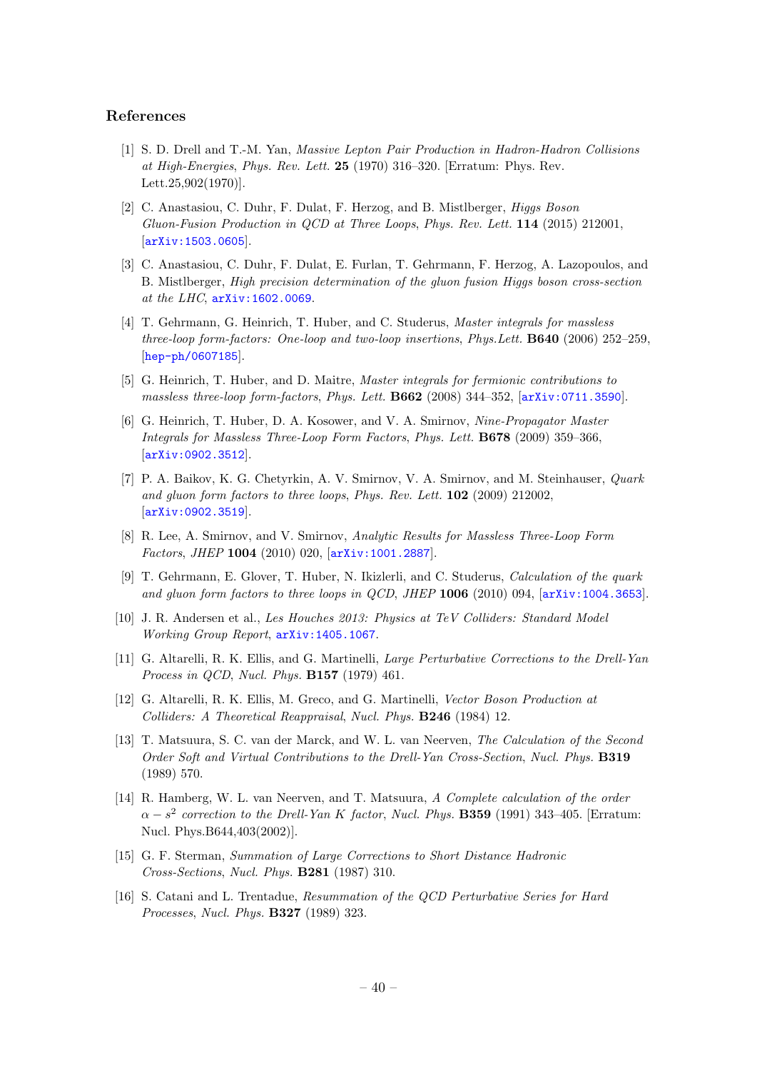## References

[1] S. D. Drell and T.-M. Yan, *Massive Lepton Pair Production in Hadron-Hadron Collisions at High-Energies*, *Phys. Rev. Lett.* **25** (1970) 316–320. [Erratum: Phys. Rev. Lett.25,902(1970)].

[2] C. Anastasiou, C. Duhr, F. Dulat, F. Herzog, and B. Mistlberger, *Higgs Boson Gluon-Fusion Production in QCD at Three Loops*, *Phys. Rev. Lett.* **114** (2015) 212001, [arXiv:1503.0605].

[3] C. Anastasiou, C. Duhr, F. Dulat, E. Furlan, T. Gehrmann, F. Herzog, A. Lazopoulos, and B. Mistlberger, *High precision determination of the gluon fusion Higgs boson cross-section at the LHC*, arXiv:1602.0069.

[4] T. Gehrmann, G. Heinrich, T. Huber, and C. Studerus, *Master integrals for massless three-loop form-factors: One-loop and two-loop insertions*, *Phys.Lett.* **B640** (2006) 252–259, [hep-ph/0607185].

[5] G. Heinrich, T. Huber, and D. Maitre, *Master integrals for fermionic contributions to massless three-loop form-factors*, *Phys. Lett.* **B662** (2008) 344–352, [arXiv:0711.3590].

[6] G. Heinrich, T. Huber, D. A. Kosower, and V. A. Smirnov, *Nine-Propagator Master Integrals for Massless Three-Loop Form Factors*, *Phys. Lett.* **B678** (2009) 359–366, [arXiv:0902.3512].

[7] P. A. Baikov, K. G. Chetyrkin, A. V. Smirnov, V. A. Smirnov, and M. Steinhauser, *Quark and gluon form factors to three loops*, *Phys. Rev. Lett.* **102** (2009) 212002, [arXiv:0902.3519].

[8] R. Lee, A. Smirnov, and V. Smirnov, *Analytic Results for Massless Three-Loop Form Factors*, *JHEP* **1004** (2010) 020, [arXiv:1001.2887].

[9] T. Gehrmann, E. Glover, T. Huber, N. Ikizlerli, and C. Studerus, *Calculation of the quark and gluon form factors to three loops in QCD*, *JHEP* **1006** (2010) 094, [arXiv:1004.3653].

[10] J. R. Andersen et al., *Les Houches 2013: Physics at TeV Colliders: Standard Model Working Group Report*, arXiv:1405.1067.

[11] G. Altarelli, R. K. Ellis, and G. Martinelli, *Large Perturbative Corrections to the Drell-Yan Process in QCD*, *Nucl. Phys.* **B157** (1979) 461.

[12] G. Altarelli, R. K. Ellis, M. Greco, and G. Martinelli, *Vector Boson Production at Colliders: A Theoretical Reappraisal*, *Nucl. Phys.* **B246** (1984) 12.

[13] T. Matsuura, S. C. van der Marck, and W. L. van Neerven, *The Calculation of the Second Order Soft and Virtual Contributions to the Drell-Yan Cross-Section*, *Nucl. Phys.* **B319** (1989) 570.

[14] R. Hamberg, W. L. van Neerven, and T. Matsuura, *A Complete calculation of the order $\alpha - s^2$ correction to the Drell-Yan K factor*, *Nucl. Phys.* **B359** (1991) 343–405. [Erratum: Nucl. Phys.B644,403(2002)].

[15] G. F. Sterman, *Summation of Large Corrections to Short Distance Hadronic Cross-Sections*, *Nucl. Phys.* **B281** (1987) 310.

[16] S. Catani and L. Trentadue, *Resummation of the QCD Perturbative Series for Hard Processes*, *Nucl. Phys.* **B327** (1989) 323.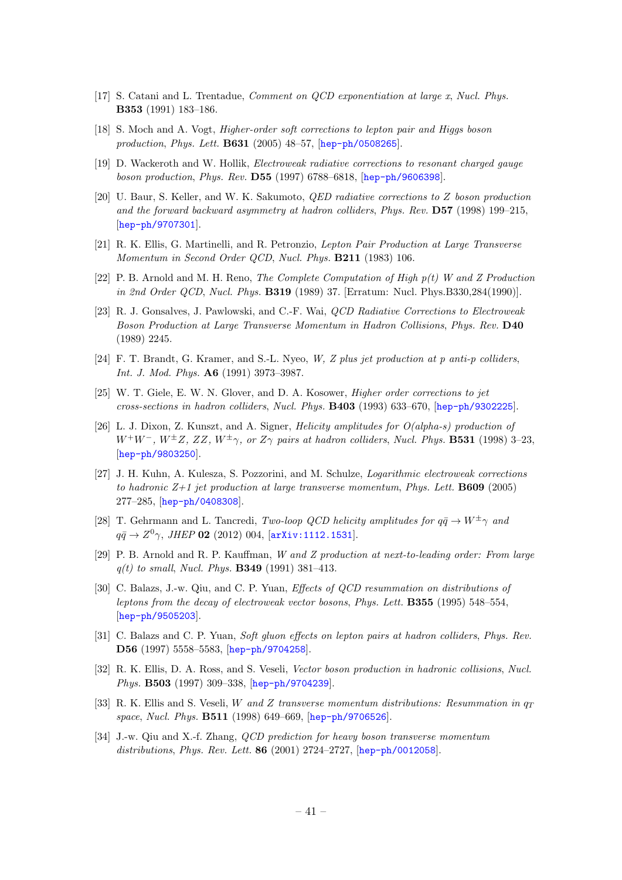[17] S. Catani and L. Trentadue, *Comment on QCD exponentiation at large x*, *Nucl. Phys.* **B353** (1991) 183–186.

[18] S. Moch and A. Vogt, *Higher-order soft corrections to lepton pair and Higgs boson production*, *Phys. Lett.* **B631** (2005) 48–57, [hep-ph/0508265].

[19] D. Wackeroth and W. Hollik, *Electroweak radiative corrections to resonant charged gauge boson production*, *Phys. Rev.* **D55** (1997) 6788–6818, [hep-ph/9606398].

[20] U. Baur, S. Keller, and W. K. Sakumoto, *QED radiative corrections to Z boson production and the forward backward asymmetry at hadron colliders*, *Phys. Rev.* **D57** (1998) 199–215, [hep-ph/9707301].

[21] R. K. Ellis, G. Martinelli, and R. Petronzio, *Lepton Pair Production at Large Transverse Momentum in Second Order QCD*, *Nucl. Phys.* **B211** (1983) 106.

[22] P. B. Arnold and M. H. Reno, *The Complete Computation of High p(t) W and Z Production in 2nd Order QCD*, *Nucl. Phys.* **B319** (1989) 37. [Erratum: Nucl. Phys.B330,284(1990)].

[23] R. J. Gonsalves, J. Pawlowski, and C.-F. Wai, *QCD Radiative Corrections to Electroweak Boson Production at Large Transverse Momentum in Hadron Collisions*, *Phys. Rev.* **D40** (1989) 2245.

[24] F. T. Brandt, G. Kramer, and S.-L. Nyeo, *W, Z plus jet production at p anti-p colliders*, *Int. J. Mod. Phys.* **A6** (1991) 3973–3987.

[25] W. T. Giele, E. W. N. Glover, and D. A. Kosower, *Higher order corrections to jet cross-sections in hadron colliders*, *Nucl. Phys.* **B403** (1993) 633–670, [hep-ph/9302225].

[26] L. J. Dixon, Z. Kunszt, and A. Signer, *Helicity amplitudes for O(alpha-s) production of $W^+W^-$, $W^\pm Z$, ZZ, $W^\pm\gamma$, or $Z\gamma$ pairs at hadron colliders*, *Nucl. Phys.* **B531** (1998) 3–23, [hep-ph/9803250].

[27] J. H. Kuhn, A. Kulesza, S. Pozzorini, and M. Schulze, *Logarithmic electroweak corrections to hadronic Z+1 jet production at large transverse momentum*, *Phys. Lett.* **B609** (2005) 277–285, [hep-ph/0408308].

[28] T. Gehrmann and L. Tancredi, *Two-loop QCD helicity amplitudes for $q\bar{q} \to W^\pm\gamma$ and $q\bar{q} \to Z^0\gamma$*, *JHEP* **02** (2012) 004, [arXiv:1112.1531].

[29] P. B. Arnold and R. P. Kauffman, *W and Z production at next-to-leading order: From large q(t) to small*, *Nucl. Phys.* **B349** (1991) 381–413.

[30] C. Balazs, J.-w. Qiu, and C. P. Yuan, *Effects of QCD resummation on distributions of leptons from the decay of electroweak vector bosons*, *Phys. Lett.* **B355** (1995) 548–554, [hep-ph/9505203].

[31] C. Balazs and C. P. Yuan, *Soft gluon effects on lepton pairs at hadron colliders*, *Phys. Rev.* **D56** (1997) 5558–5583, [hep-ph/9704258].

[32] R. K. Ellis, D. A. Ross, and S. Veseli, *Vector boson production in hadronic collisions*, *Nucl. Phys.* **B503** (1997) 309–338, [hep-ph/9704239].

[33] R. K. Ellis and S. Veseli, *W and Z transverse momentum distributions: Resummation in $q_T$ space*, *Nucl. Phys.* **B511** (1998) 649–669, [hep-ph/9706526].

[34] J.-w. Qiu and X.-f. Zhang, *QCD prediction for heavy boson transverse momentum distributions*, *Phys. Rev. Lett.* **86** (2001) 2724–2727, [hep-ph/0012058].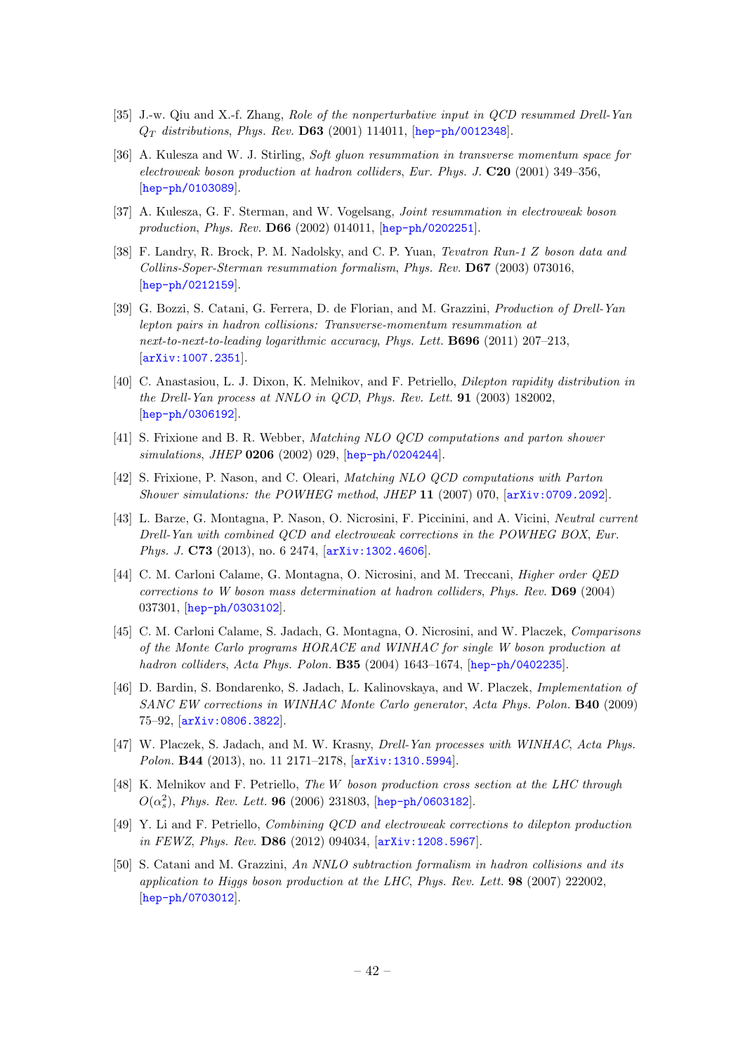- [35] J.-w. Qiu and X.-f. Zhang, *Role of the nonperturbative input in QCD resummed Drell-Yan $Q_T$ distributions*, *Phys. Rev.* **D63** (2001) 114011, [hep-ph/0012348].
- [36] A. Kulesza and W. J. Stirling, *Soft gluon resummation in transverse momentum space for electroweak boson production at hadron colliders*, *Eur. Phys. J.* **C20** (2001) 349–356, [hep-ph/0103089].
- [37] A. Kulesza, G. F. Sterman, and W. Vogelsang, *Joint resummation in electroweak boson production*, *Phys. Rev.* **D66** (2002) 014011, [hep-ph/0202251].
- [38] F. Landry, R. Brock, P. M. Nadolsky, and C. P. Yuan, *Tevatron Run-1 Z boson data and Collins-Soper-Sterman resummation formalism*, *Phys. Rev.* **D67** (2003) 073016, [hep-ph/0212159].
- [39] G. Bozzi, S. Catani, G. Ferrera, D. de Florian, and M. Grazzini, *Production of Drell-Yan lepton pairs in hadron collisions: Transverse-momentum resummation at next-to-next-to-leading logarithmic accuracy*, *Phys. Lett.* **B696** (2011) 207–213, [arXiv:1007.2351].
- [40] C. Anastasiou, L. J. Dixon, K. Melnikov, and F. Petriello, *Dilepton rapidity distribution in the Drell-Yan process at NNLO in QCD*, *Phys. Rev. Lett.* **91** (2003) 182002, [hep-ph/0306192].
- [41] S. Frixione and B. R. Webber, *Matching NLO QCD computations and parton shower simulations*, *JHEP* **0206** (2002) 029, [hep-ph/0204244].
- [42] S. Frixione, P. Nason, and C. Oleari, *Matching NLO QCD computations with Parton Shower simulations: the POWHEG method*, *JHEP* **11** (2007) 070, [arXiv:0709.2092].
- [43] L. Barze, G. Montagna, P. Nason, O. Nicrosini, F. Piccinini, and A. Vicini, *Neutral current Drell-Yan with combined QCD and electroweak corrections in the POWHEG BOX*, *Eur. Phys. J.* **C73** (2013), no. 6 2474, [arXiv:1302.4606].
- [44] C. M. Carloni Calame, G. Montagna, O. Nicrosini, and M. Treccani, *Higher order QED corrections to W boson mass determination at hadron colliders*, *Phys. Rev.* **D69** (2004) 037301, [hep-ph/0303102].
- [45] C. M. Carloni Calame, S. Jadach, G. Montagna, O. Nicrosini, and W. Placzek, *Comparisons of the Monte Carlo programs HORACE and WINHAC for single W boson production at hadron colliders*, *Acta Phys. Polon.* **B35** (2004) 1643–1674, [hep-ph/0402235].
- [46] D. Bardin, S. Bondarenko, S. Jadach, L. Kalinovskaya, and W. Placzek, *Implementation of SANC EW corrections in WINHAC Monte Carlo generator*, *Acta Phys. Polon.* **B40** (2009) 75–92, [arXiv:0806.3822].
- [47] W. Placzek, S. Jadach, and M. W. Krasny, *Drell-Yan processes with WINHAC*, *Acta Phys. Polon.* **B44** (2013), no. 11 2171–2178, [arXiv:1310.5994].
- [48] K. Melnikov and F. Petriello, *The W boson production cross section at the LHC through $O(\alpha_s^2)$*, *Phys. Rev. Lett.* **96** (2006) 231803, [hep-ph/0603182].
- [49] Y. Li and F. Petriello, *Combining QCD and electroweak corrections to dilepton production in FEWZ*, *Phys. Rev.* **D86** (2012) 094034, [arXiv:1208.5967].
- [50] S. Catani and M. Grazzini, *An NNLO subtraction formalism in hadron collisions and its application to Higgs boson production at the LHC*, *Phys. Rev. Lett.* **98** (2007) 222002, [hep-ph/0703012].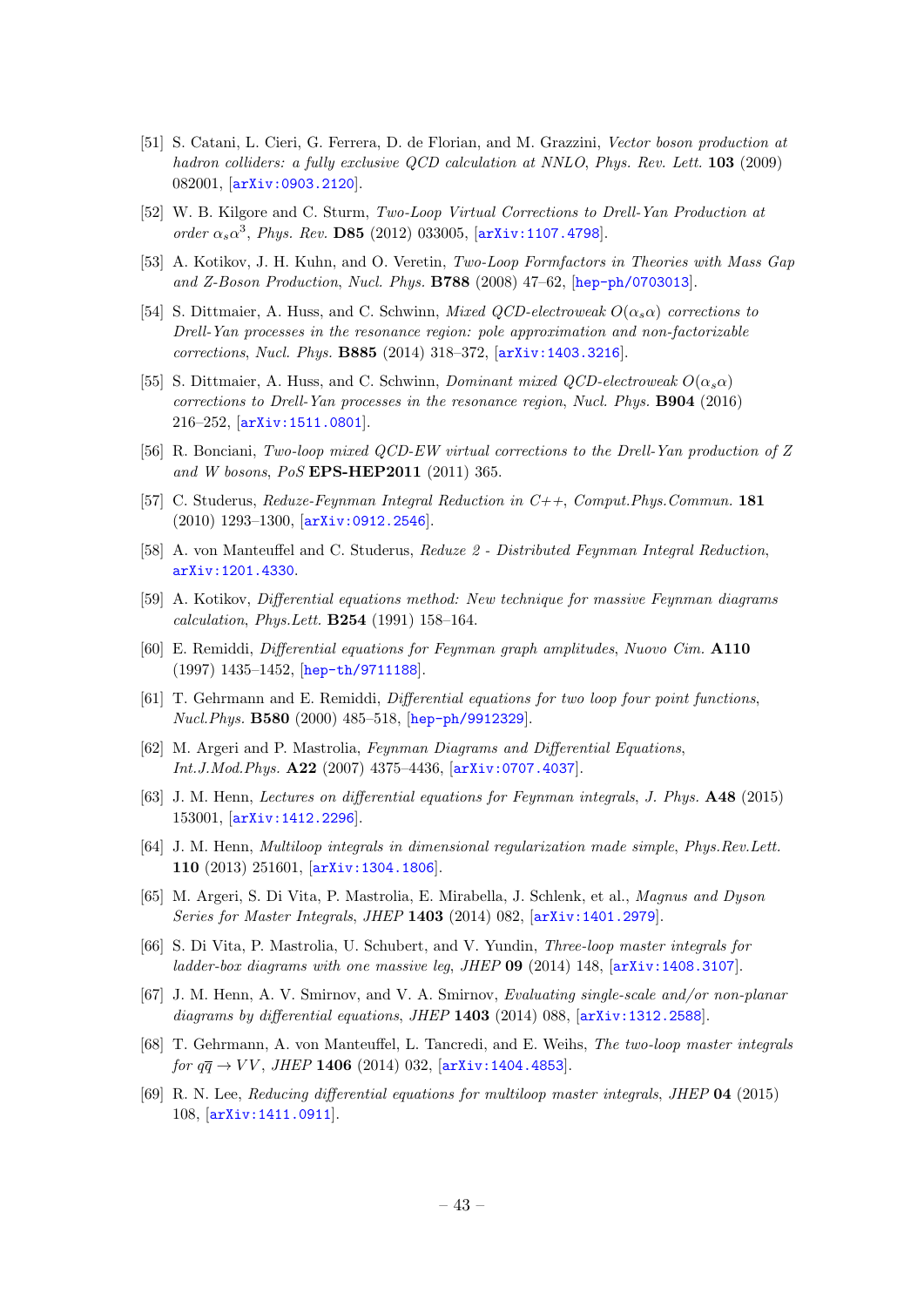[51] S. Catani, L. Cieri, G. Ferrera, D. de Florian, and M. Grazzini, *Vector boson production at hadron colliders: a fully exclusive QCD calculation at NNLO*, *Phys. Rev. Lett.* **103** (2009) 082001, [arXiv:0903.2120].

[52] W. B. Kilgore and C. Sturm, *Two-Loop Virtual Corrections to Drell-Yan Production at order $\alpha_s\alpha^3$*, *Phys. Rev.* **D85** (2012) 033005, [arXiv:1107.4798].

[53] A. Kotikov, J. H. Kuhn, and O. Veretin, *Two-Loop Formfactors in Theories with Mass Gap and Z-Boson Production*, *Nucl. Phys.* **B788** (2008) 47–62, [hep-ph/0703013].

[54] S. Dittmaier, A. Huss, and C. Schwinn, *Mixed QCD-electroweak $O(\alpha_s\alpha)$ corrections to Drell-Yan processes in the resonance region: pole approximation and non-factorizable corrections*, *Nucl. Phys.* **B885** (2014) 318–372, [arXiv:1403.3216].

[55] S. Dittmaier, A. Huss, and C. Schwinn, *Dominant mixed QCD-electroweak $O(\alpha_s\alpha)$ corrections to Drell-Yan processes in the resonance region*, *Nucl. Phys.* **B904** (2016) 216–252, [arXiv:1511.0801].

[56] R. Bonciani, *Two-loop mixed QCD-EW virtual corrections to the Drell-Yan production of Z and W bosons*, *PoS* **EPS-HEP2011** (2011) 365.

[57] C. Studerus, *Reduze-Feynman Integral Reduction in C++*, *Comput.Phys.Commun.* **181** (2010) 1293–1300, [arXiv:0912.2546].

[58] A. von Manteuffel and C. Studerus, *Reduze 2 - Distributed Feynman Integral Reduction*, arXiv:1201.4330.

[59] A. Kotikov, *Differential equations method: New technique for massive Feynman diagrams calculation*, *Phys.Lett.* **B254** (1991) 158–164.

[60] E. Remiddi, *Differential equations for Feynman graph amplitudes*, *Nuovo Cim.* **A110** (1997) 1435–1452, [hep-th/9711188].

[61] T. Gehrmann and E. Remiddi, *Differential equations for two loop four point functions*, *Nucl.Phys.* **B580** (2000) 485–518, [hep-ph/9912329].

[62] M. Argeri and P. Mastrolia, *Feynman Diagrams and Differential Equations*, *Int.J.Mod.Phys.* **A22** (2007) 4375–4436, [arXiv:0707.4037].

[63] J. M. Henn, *Lectures on differential equations for Feynman integrals*, *J. Phys.* **A48** (2015) 153001, [arXiv:1412.2296].

[64] J. M. Henn, *Multiloop integrals in dimensional regularization made simple*, *Phys.Rev.Lett.* **110** (2013) 251601, [arXiv:1304.1806].

[65] M. Argeri, S. Di Vita, P. Mastrolia, E. Mirabella, J. Schlenk, et al., *Magnus and Dyson Series for Master Integrals*, *JHEP* **1403** (2014) 082, [arXiv:1401.2979].

[66] S. Di Vita, P. Mastrolia, U. Schubert, and V. Yundin, *Three-loop master integrals for ladder-box diagrams with one massive leg*, *JHEP* **09** (2014) 148, [arXiv:1408.3107].

[67] J. M. Henn, A. V. Smirnov, and V. A. Smirnov, *Evaluating single-scale and/or non-planar diagrams by differential equations*, *JHEP* **1403** (2014) 088, [arXiv:1312.2588].

[68] T. Gehrmann, A. von Manteuffel, L. Tancredi, and E. Weihs, *The two-loop master integrals for $q\overline{q} \to VV$*, *JHEP* **1406** (2014) 032, [arXiv:1404.4853].

[69] R. N. Lee, *Reducing differential equations for multiloop master integrals*, *JHEP* **04** (2015) 108, [arXiv:1411.0911].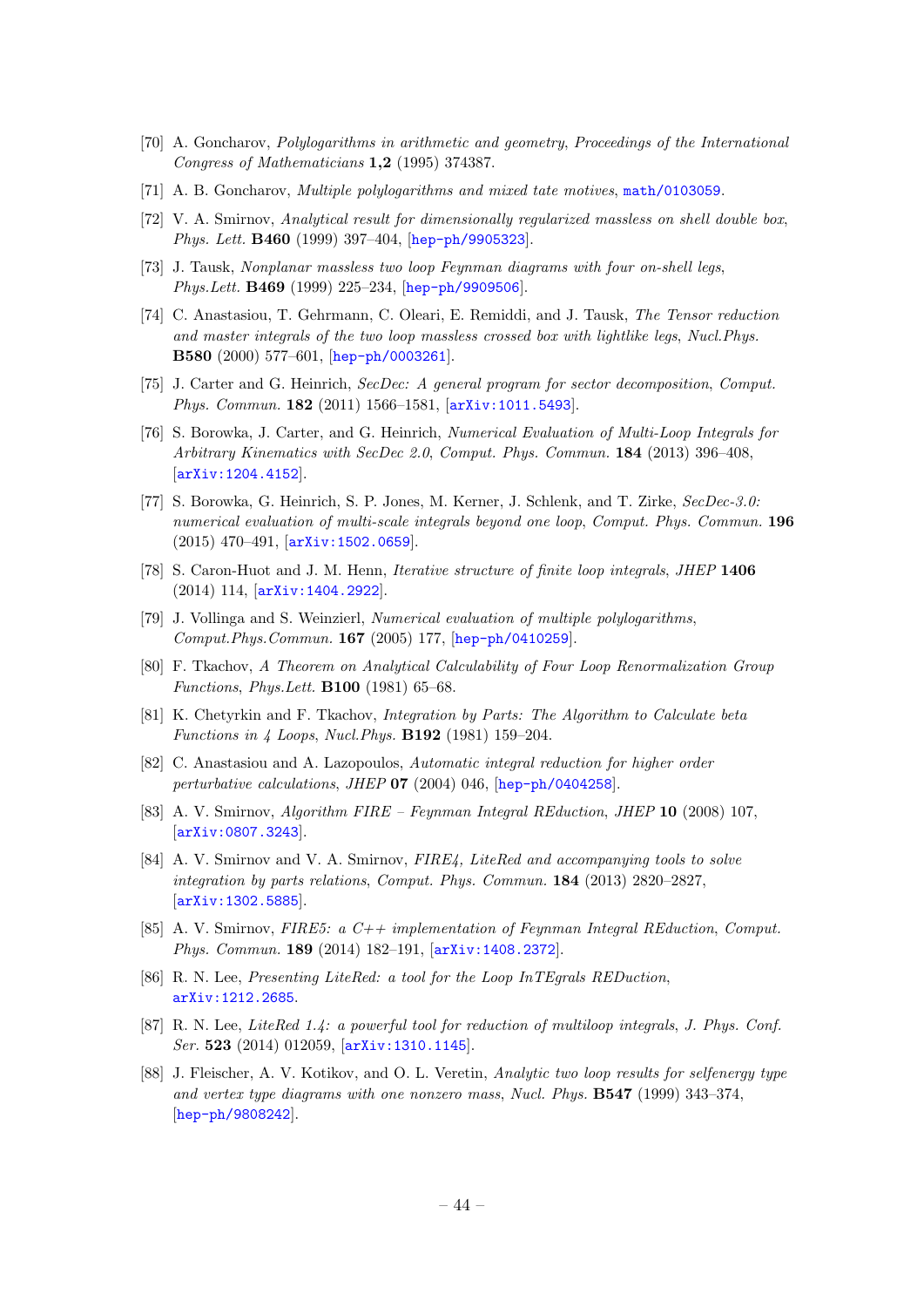- [70] A. Goncharov, *Polylogarithms in arithmetic and geometry*, *Proceedings of the International Congress of Mathematicians* **1,2** (1995) 374387.
- [71] A. B. Goncharov, *Multiple polylogarithms and mixed tate motives*, math/0103059.
- [72] V. A. Smirnov, *Analytical result for dimensionally regularized massless on shell double box*, *Phys. Lett.* **B460** (1999) 397–404, [hep-ph/9905323].
- [73] J. Tausk, *Nonplanar massless two loop Feynman diagrams with four on-shell legs*, *Phys.Lett.* **B469** (1999) 225–234, [hep-ph/9909506].
- [74] C. Anastasiou, T. Gehrmann, C. Oleari, E. Remiddi, and J. Tausk, *The Tensor reduction and master integrals of the two loop massless crossed box with lightlike legs*, *Nucl.Phys.* **B580** (2000) 577–601, [hep-ph/0003261].
- [75] J. Carter and G. Heinrich, *SecDec: A general program for sector decomposition*, *Comput. Phys. Commun.* **182** (2011) 1566–1581, [arXiv:1011.5493].
- [76] S. Borowka, J. Carter, and G. Heinrich, *Numerical Evaluation of Multi-Loop Integrals for Arbitrary Kinematics with SecDec 2.0*, *Comput. Phys. Commun.* **184** (2013) 396–408, [arXiv:1204.4152].
- [77] S. Borowka, G. Heinrich, S. P. Jones, M. Kerner, J. Schlenk, and T. Zirke, *SecDec-3.0: numerical evaluation of multi-scale integrals beyond one loop*, *Comput. Phys. Commun.* **196** (2015) 470–491, [arXiv:1502.0659].
- [78] S. Caron-Huot and J. M. Henn, *Iterative structure of finite loop integrals*, *JHEP* **1406** (2014) 114, [arXiv:1404.2922].
- [79] J. Vollinga and S. Weinzierl, *Numerical evaluation of multiple polylogarithms*, *Comput.Phys.Commun.* **167** (2005) 177, [hep-ph/0410259].
- [80] F. Tkachov, *A Theorem on Analytical Calculability of Four Loop Renormalization Group Functions*, *Phys.Lett.* **B100** (1981) 65–68.
- [81] K. Chetyrkin and F. Tkachov, *Integration by Parts: The Algorithm to Calculate beta Functions in 4 Loops*, *Nucl.Phys.* **B192** (1981) 159–204.
- [82] C. Anastasiou and A. Lazopoulos, *Automatic integral reduction for higher order perturbative calculations*, *JHEP* **07** (2004) 046, [hep-ph/0404258].
- [83] A. V. Smirnov, *Algorithm FIRE – Feynman Integral REduction*, *JHEP* **10** (2008) 107, [arXiv:0807.3243].
- [84] A. V. Smirnov and V. A. Smirnov, *FIRE4, LiteRed and accompanying tools to solve integration by parts relations*, *Comput. Phys. Commun.* **184** (2013) 2820–2827, [arXiv:1302.5885].
- [85] A. V. Smirnov, *FIRE5: a C++ implementation of Feynman Integral REduction*, *Comput. Phys. Commun.* **189** (2014) 182–191, [arXiv:1408.2372].
- [86] R. N. Lee, *Presenting LiteRed: a tool for the Loop InTEgrals REDuction*, arXiv:1212.2685.
- [87] R. N. Lee, *LiteRed 1.4: a powerful tool for reduction of multiloop integrals*, *J. Phys. Conf. Ser.* **523** (2014) 012059, [arXiv:1310.1145].
- [88] J. Fleischer, A. V. Kotikov, and O. L. Veretin, *Analytic two loop results for selfenergy type and vertex type diagrams with one nonzero mass*, *Nucl. Phys.* **B547** (1999) 343–374, [hep-ph/9808242].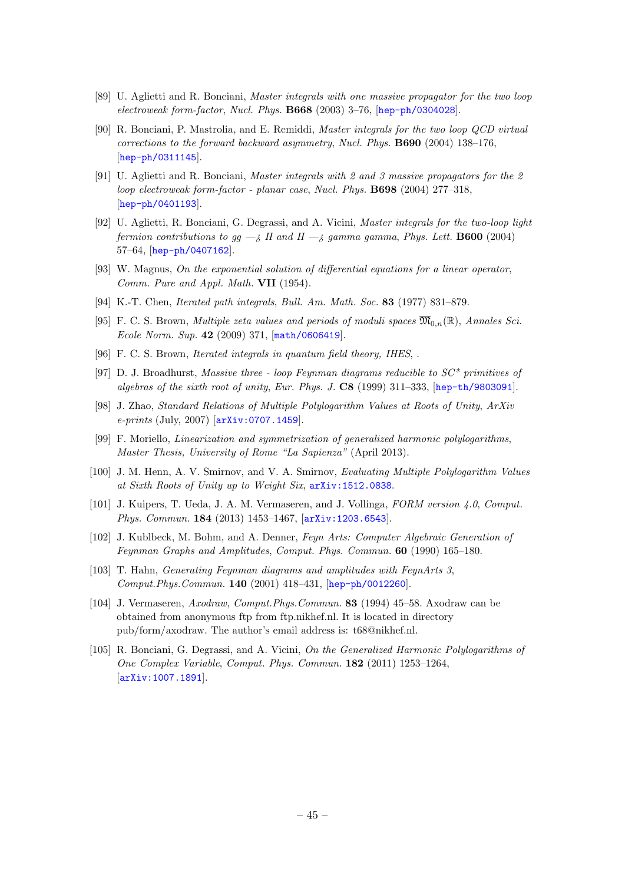[89] U. Aglietti and R. Bonciani, *Master integrals with one massive propagator for the two loop electroweak form-factor*, *Nucl. Phys.* **B668** (2003) 3–76, [hep-ph/0304028].

[90] R. Bonciani, P. Mastrolia, and E. Remiddi, *Master integrals for the two loop QCD virtual corrections to the forward backward asymmetry*, *Nucl. Phys.* **B690** (2004) 138–176, [hep-ph/0311145].

[91] U. Aglietti and R. Bonciani, *Master integrals with 2 and 3 massive propagators for the 2 loop electroweak form-factor - planar case*, *Nucl. Phys.* **B698** (2004) 277–318, [hep-ph/0401193].

[92] U. Aglietti, R. Bonciani, G. Degrassi, and A. Vicini, *Master integrals for the two-loop light fermion contributions to gg —¿ H and H —¿ gamma gamma*, *Phys. Lett.* **B600** (2004) 57–64, [hep-ph/0407162].

[93] W. Magnus, *On the exponential solution of differential equations for a linear operator*, *Comm. Pure and Appl. Math.* **VII** (1954).

[94] K.-T. Chen, *Iterated path integrals*, *Bull. Am. Math. Soc.* **83** (1977) 831–879.

[95] F. C. S. Brown, *Multiple zeta values and periods of moduli spaces* $\overline{\mathfrak{M}}_{0,n}(\mathbb{R})$, *Annales Sci. Ecole Norm. Sup.* **42** (2009) 371, [math/0606419].

[96] F. C. S. Brown, *Iterated integrals in quantum field theory, IHES*, .

[97] D. J. Broadhurst, *Massive three - loop Feynman diagrams reducible to SC\* primitives of algebras of the sixth root of unity*, *Eur. Phys. J.* **C8** (1999) 311–333, [hep-th/9803091].

[98] J. Zhao, *Standard Relations of Multiple Polylogarithm Values at Roots of Unity*, *ArXiv e-prints* (July, 2007) [arXiv:0707.1459].

[99] F. Moriello, *Linearization and symmetrization of generalized harmonic polylogarithms*, *Master Thesis, University of Rome "La Sapienza"* (April 2013).

[100] J. M. Henn, A. V. Smirnov, and V. A. Smirnov, *Evaluating Multiple Polylogarithm Values at Sixth Roots of Unity up to Weight Six*, arXiv:1512.0838.

[101] J. Kuipers, T. Ueda, J. A. M. Vermaseren, and J. Vollinga, *FORM version 4.0*, *Comput. Phys. Commun.* **184** (2013) 1453–1467, [arXiv:1203.6543].

[102] J. Kublbeck, M. Bohm, and A. Denner, *Feyn Arts: Computer Algebraic Generation of Feynman Graphs and Amplitudes*, *Comput. Phys. Commun.* **60** (1990) 165–180.

[103] T. Hahn, *Generating Feynman diagrams and amplitudes with FeynArts 3*, *Comput.Phys.Commun.* **140** (2001) 418–431, [hep-ph/0012260].

[104] J. Vermaseren, *Axodraw*, *Comput.Phys.Commun.* **83** (1994) 45–58. Axodraw can be obtained from anonymous ftp from ftp.nikhef.nl. It is located in directory pub/form/axodraw. The author's email address is: t68@nikhef.nl.

[105] R. Bonciani, G. Degrassi, and A. Vicini, *On the Generalized Harmonic Polylogarithms of One Complex Variable*, *Comput. Phys. Commun.* **182** (2011) 1253–1264, [arXiv:1007.1891].